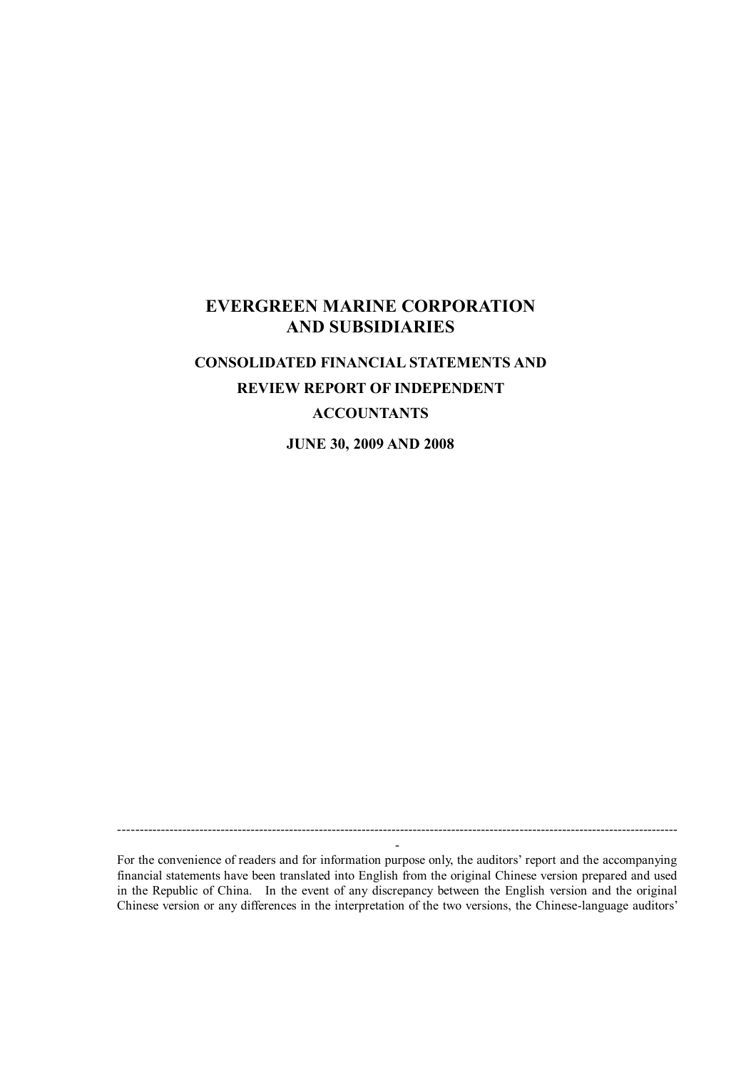# EVERGREEN MARINE CORPORATION AND SUBSIDIARIES

## CONSOLIDATED FINANCIAL STATEMENTS AND REVIEW REPORT OF INDEPENDENT ACCOUNTANTS

## JUNE 30, 2009 AND 2008

---

For the convenience of readers and for information purpose only, the auditors' report and the accompanying financial statements have been translated into English from the original Chinese version prepared and used in the Republic of China. In the event of any discrepancy between the English version and the original Chinese version or any differences in the interpretation of the two versions, the Chinese-language auditors'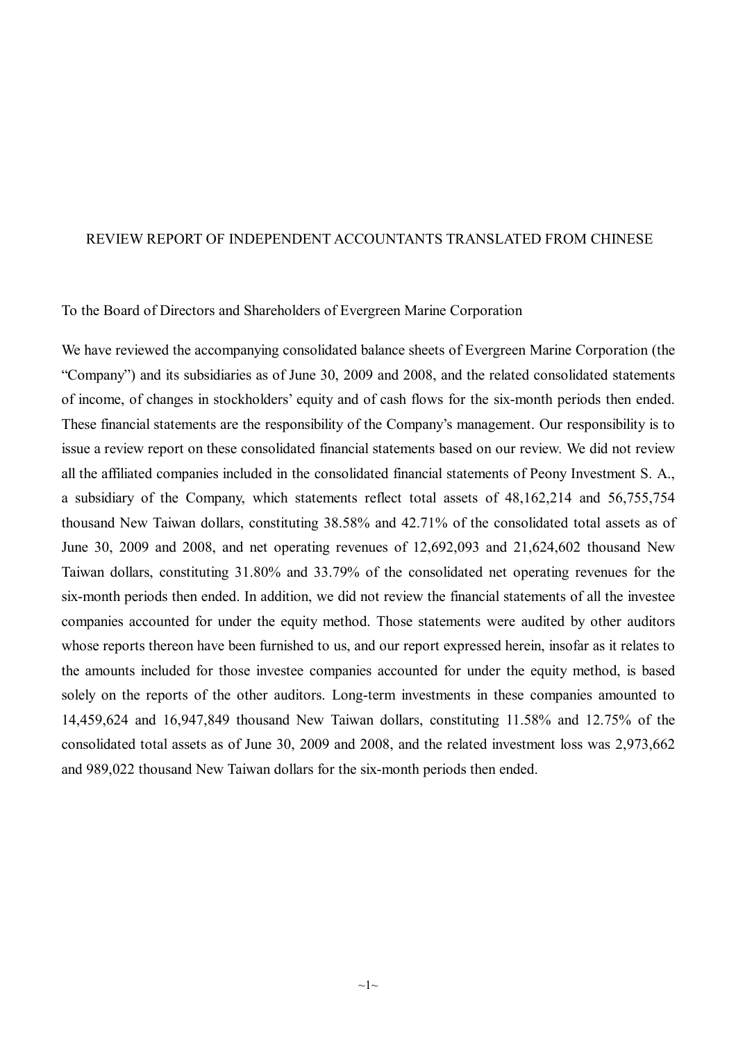# REVIEW REPORT OF INDEPENDENT ACCOUNTANTS TRANSLATED FROM CHINESE

To the Board of Directors and Shareholders of Evergreen Marine Corporation

We have reviewed the accompanying consolidated balance sheets of Evergreen Marine Corporation (the "Company") and its subsidiaries as of June 30, 2009 and 2008, and the related consolidated statements of income, of changes in stockholders' equity and of cash flows for the six-month periods then ended. These financial statements are the responsibility of the Company's management. Our responsibility is to issue a review report on these consolidated financial statements based on our review. We did not review all the affiliated companies included in the consolidated financial statements of Peony Investment S. A., a subsidiary of the Company, which statements reflect total assets of 48,162,214 and 56,755,754 thousand New Taiwan dollars, constituting 38.58% and 42.71% of the consolidated total assets as of June 30, 2009 and 2008, and net operating revenues of 12,692,093 and 21,624,602 thousand New Taiwan dollars, constituting 31.80% and 33.79% of the consolidated net operating revenues for the six-month periods then ended. In addition, we did not review the financial statements of all the investee companies accounted for under the equity method. Those statements were audited by other auditors whose reports thereon have been furnished to us, and our report expressed herein, insofar as it relates to the amounts included for those investee companies accounted for under the equity method, is based solely on the reports of the other auditors. Long-term investments in these companies amounted to 14,459,624 and 16,947,849 thousand New Taiwan dollars, constituting 11.58% and 12.75% of the consolidated total assets as of June 30, 2009 and 2008, and the related investment loss was 2,973,662 and 989,022 thousand New Taiwan dollars for the six-month periods then ended.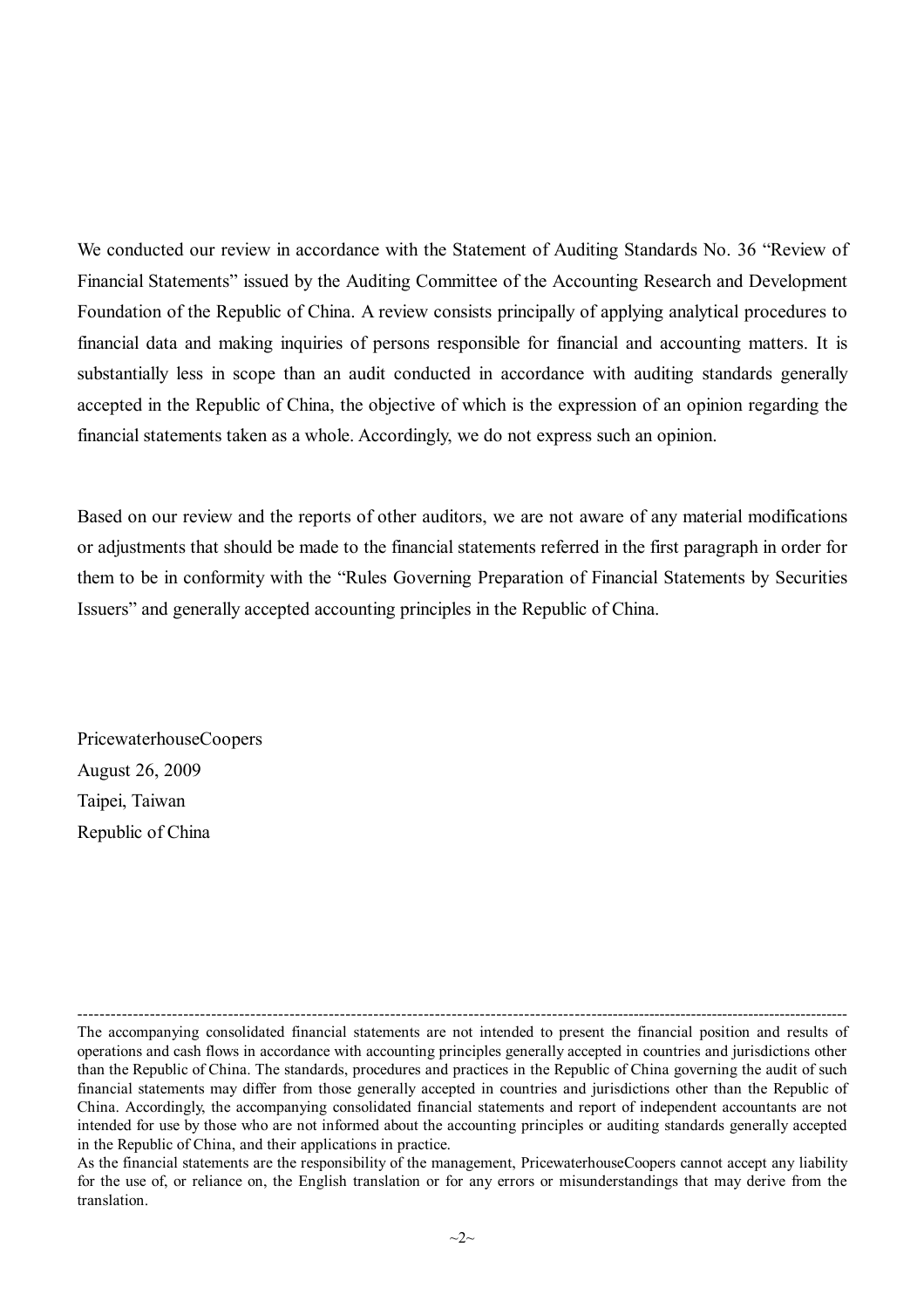We conducted our review in accordance with the Statement of Auditing Standards No. 36 "Review of Financial Statements" issued by the Auditing Committee of the Accounting Research and Development Foundation of the Republic of China. A review consists principally of applying analytical procedures to financial data and making inquiries of persons responsible for financial and accounting matters. It is substantially less in scope than an audit conducted in accordance with auditing standards generally accepted in the Republic of China, the objective of which is the expression of an opinion regarding the financial statements taken as a whole. Accordingly, we do not express such an opinion.

Based on our review and the reports of other auditors, we are not aware of any material modifications or adjustments that should be made to the financial statements referred in the first paragraph in order for them to be in conformity with the "Rules Governing Preparation of Financial Statements by Securities Issuers" and generally accepted accounting principles in the Republic of China.

PricewaterhouseCoopers
August 26, 2009
Taipei, Taiwan
Republic of China

---

The accompanying consolidated financial statements are not intended to present the financial position and results of operations and cash flows in accordance with accounting principles generally accepted in countries and jurisdictions other than the Republic of China. The standards, procedures and practices in the Republic of China governing the audit of such financial statements may differ from those generally accepted in countries and jurisdictions other than the Republic of China. Accordingly, the accompanying consolidated financial statements and report of independent accountants are not intended for use by those who are not informed about the accounting principles or auditing standards generally accepted in the Republic of China, and their applications in practice.

As the financial statements are the responsibility of the management, PricewaterhouseCoopers cannot accept any liability for the use of, or reliance on, the English translation or for any errors or misunderstandings that may derive from the translation.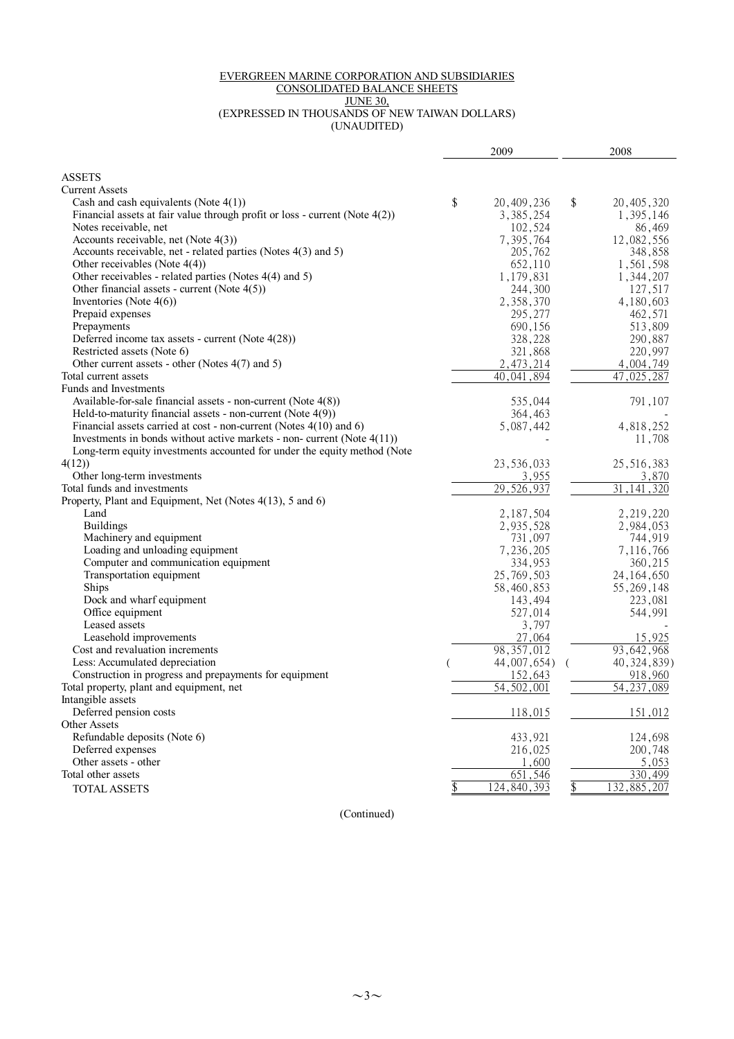EVERGREEN MARINE CORPORATION AND SUBSIDIARIES
CONSOLIDATED BALANCE SHEETS
JUNE 30,
(EXPRESSED IN THOUSANDS OF NEW TAIWAN DOLLARS)
(UNAUDITED)

| | 2009 | 2008 |
|---|---|---|
| ASSETS | | |
| Current Assets | | |
| Cash and cash equivalents (Note 4(1)) | $ 20,409,236 | $ 20,405,320 |
| Financial assets at fair value through profit or loss - current (Note 4(2)) | 3,385,254 | 1,395,146 |
| Notes receivable, net | 102,524 | 86,469 |
| Accounts receivable, net (Note 4(3)) | 7,395,764 | 12,082,556 |
| Accounts receivable, net - related parties (Notes 4(3) and 5) | 205,762 | 348,858 |
| Other receivables (Note 4(4)) | 652,110 | 1,561,598 |
| Other receivables - related parties (Notes 4(4) and 5) | 1,179,831 | 1,344,207 |
| Other financial assets - current (Note 4(5)) | 244,300 | 127,517 |
| Inventories (Note 4(6)) | 2,358,370 | 4,180,603 |
| Prepaid expenses | 295,277 | 462,571 |
| Prepayments | 690,156 | 513,809 |
| Deferred income tax assets - current (Note 4(28)) | 328,228 | 290,887 |
| Restricted assets (Note 6) | 321,868 | 220,997 |
| Other current assets - other (Notes 4(7) and 5) | 2,473,214 | 4,004,749 |
| Total current assets | 40,041,894 | 47,025,287 |
| Funds and Investments | | |
| Available-for-sale financial assets - non-current (Note 4(8)) | 535,044 | 791,107 |
| Held-to-maturity financial assets - non-current (Note 4(9)) | 364,463 | - |
| Financial assets carried at cost - non-current (Notes 4(10) and 6) | 5,087,442 | 4,818,252 |
| Investments in bonds without active markets - non- current (Note 4(11)) | - | 11,708 |
| Long-term equity investments accounted for under the equity method (Note 4(12)) | 23,536,033 | 25,516,383 |
| Other long-term investments | 3,955 | 3,870 |
| Total funds and investments | 29,526,937 | 31,141,320 |
| Property, Plant and Equipment, Net (Notes 4(13), 5 and 6) | | |
| Land | 2,187,504 | 2,219,220 |
| Buildings | 2,935,528 | 2,984,053 |
| Machinery and equipment | 731,097 | 744,919 |
| Loading and unloading equipment | 7,236,205 | 7,116,766 |
| Computer and communication equipment | 334,953 | 360,215 |
| Transportation equipment | 25,769,503 | 24,164,650 |
| Ships | 58,460,853 | 55,269,148 |
| Dock and wharf equipment | 143,494 | 223,081 |
| Office equipment | 527,014 | 544,991 |
| Leased assets | 3,797 | - |
| Leasehold improvements | 27,064 | 15,925 |
| Cost and revaluation increments | 98,357,012 | 93,642,968 |
| Less: Accumulated depreciation | ( 44,007,654) | ( 40,324,839) |
| Construction in progress and prepayments for equipment | 152,643 | 918,960 |
| Total property, plant and equipment, net | 54,502,001 | 54,237,089 |
| Intangible assets | | |
| Deferred pension costs | 118,015 | 151,012 |
| Other Assets | | |
| Refundable deposits (Note 6) | 433,921 | 124,698 |
| Deferred expenses | 216,025 | 200,748 |
| Other assets - other | 1,600 | 5,053 |
| Total other assets | 651,546 | 330,499 |
| TOTAL ASSETS | $ 124,840,393 | $ 132,885,207 |

(Continued)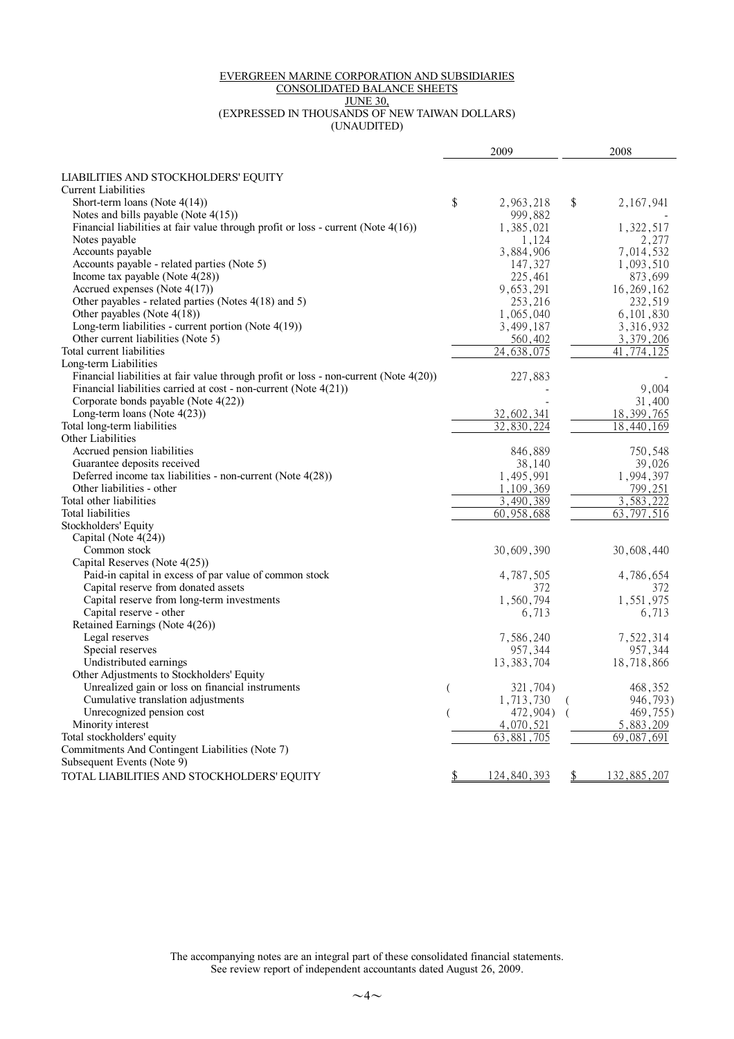EVERGREEN MARINE CORPORATION AND SUBSIDIARIES
CONSOLIDATED BALANCE SHEETS
JUNE 30,
(EXPRESSED IN THOUSANDS OF NEW TAIWAN DOLLARS)
(UNAUDITED)

| | 2009 | 2008 |
|---|---|---|
| LIABILITIES AND STOCKHOLDERS' EQUITY | | |
| Current Liabilities | | |
| Short-term loans (Note 4(14)) | $ 2,963,218 | $ 2,167,941 |
| Notes and bills payable (Note 4(15)) | 999,882 | - |
| Financial liabilities at fair value through profit or loss - current (Note 4(16)) | 1,385,021 | 1,322,517 |
| Notes payable | 1,124 | 2,277 |
| Accounts payable | 3,884,906 | 7,014,532 |
| Accounts payable - related parties (Note 5) | 147,327 | 1,093,510 |
| Income tax payable (Note 4(28)) | 225,461 | 873,699 |
| Accrued expenses (Note 4(17)) | 9,653,291 | 16,269,162 |
| Other payables - related parties (Notes 4(18) and 5) | 253,216 | 232,519 |
| Other payables (Note 4(18)) | 1,065,040 | 6,101,830 |
| Long-term liabilities - current portion (Note 4(19)) | 3,499,187 | 3,316,932 |
| Other current liabilities (Note 5) | 560,402 | 3,379,206 |
| Total current liabilities | 24,638,075 | 41,774,125 |
| Long-term Liabilities | | |
| Financial liabilities at fair value through profit or loss - non-current (Note 4(20)) | 227,883 | - |
| Financial liabilities carried at cost - non-current (Note 4(21)) | - | 9,004 |
| Corporate bonds payable (Note 4(22)) | - | 31,400 |
| Long-term loans (Note 4(23)) | 32,602,341 | 18,399,765 |
| Total long-term liabilities | 32,830,224 | 18,440,169 |
| Other Liabilities | | |
| Accrued pension liabilities | 846,889 | 750,548 |
| Guarantee deposits received | 38,140 | 39,026 |
| Deferred income tax liabilities - non-current (Note 4(28)) | 1,495,991 | 1,994,397 |
| Other liabilities - other | 1,109,369 | 799,251 |
| Total other liabilities | 3,490,389 | 3,583,222 |
| Total liabilities | 60,958,688 | 63,797,516 |
| Stockholders' Equity | | |
| Capital (Note 4(24)) | | |
| Common stock | 30,609,390 | 30,608,440 |
| Capital Reserves (Note 4(25)) | | |
| Paid-in capital in excess of par value of common stock | 4,787,505 | 4,786,654 |
| Capital reserve from donated assets | 372 | 372 |
| Capital reserve from long-term investments | 1,560,794 | 1,551,975 |
| Capital reserve - other | 6,713 | 6,713 |
| Retained Earnings (Note 4(26)) | | |
| Legal reserves | 7,586,240 | 7,522,314 |
| Special reserves | 957,344 | 957,344 |
| Undistributed earnings | 13,383,704 | 18,718,866 |
| Other Adjustments to Stockholders' Equity | | |
| Unrealized gain or loss on financial instruments | ( 321,704) | 468,352 |
| Cumulative translation adjustments | 1,713,730 | ( 946,793) |
| Unrecognized pension cost | ( 472,904) | ( 469,755) |
| Minority interest | 4,070,521 | 5,883,209 |
| Total stockholders' equity | 63,881,705 | 69,087,691 |
| Commitments And Contingent Liabilities (Note 7) | | |
| Subsequent Events (Note 9) | | |
| TOTAL LIABILITIES AND STOCKHOLDERS' EQUITY | $ 124,840,393 | $ 132,885,207 |

The accompanying notes are an integral part of these consolidated financial statements.
See review report of independent accountants dated August 26, 2009.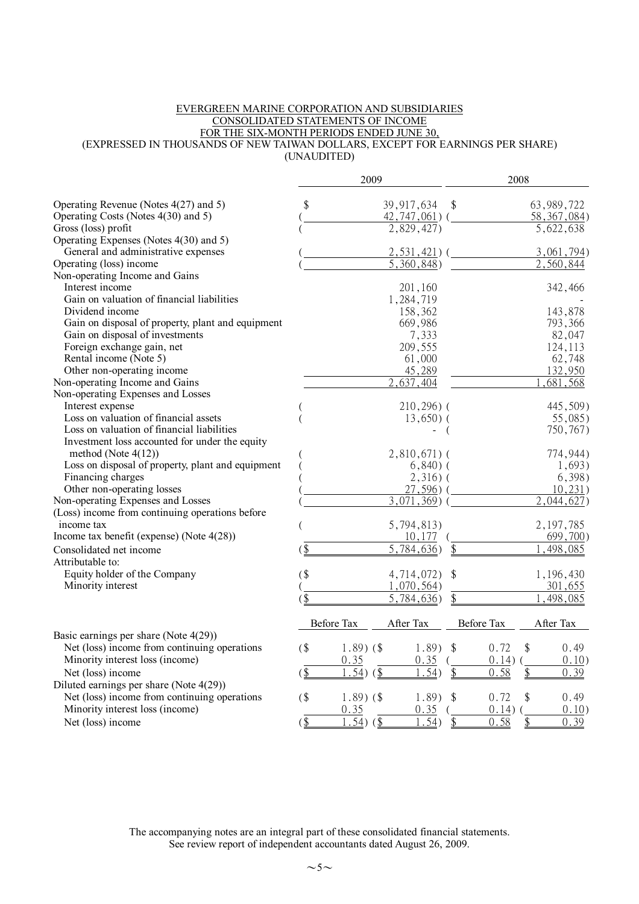EVERGREEN MARINE CORPORATION AND SUBSIDIARIES
CONSOLIDATED STATEMENTS OF INCOME
FOR THE SIX-MONTH PERIODS ENDED JUNE 30,
(EXPRESSED IN THOUSANDS OF NEW TAIWAN DOLLARS, EXCEPT FOR EARNINGS PER SHARE)
(UNAUDITED)

| | 2009 | 2008 |
|---|---|---|
| Operating Revenue (Notes 4(27) and 5) | $ 39,917,634 | $ 63,989,722 |
| Operating Costs (Notes 4(30) and 5) | ( 42,747,061) | ( 58,367,084) |
| Gross (loss) profit | ( 2,829,427) | 5,622,638 |
| Operating Expenses (Notes 4(30) and 5) | | |
| General and administrative expenses | ( 2,531,421) | ( 3,061,794) |
| Operating (loss) income | ( 5,360,848) | 2,560,844 |
| Non-operating Income and Gains | | |
| Interest income | 201,160 | 342,466 |
| Gain on valuation of financial liabilities | 1,284,719 | - |
| Dividend income | 158,362 | 143,878 |
| Gain on disposal of property, plant and equipment | 669,986 | 793,366 |
| Gain on disposal of investments | 7,333 | 82,047 |
| Foreign exchange gain, net | 209,555 | 124,113 |
| Rental income (Note 5) | 61,000 | 62,748 |
| Other non-operating income | 45,289 | 132,950 |
| Non-operating Income and Gains | 2,637,404 | 1,681,568 |
| Non-operating Expenses and Losses | | |
| Interest expense | ( 210,296) | ( 445,509) |
| Loss on valuation of financial assets | ( 13,650) | ( 55,085) |
| Loss on valuation of financial liabilities | - | ( 750,767) |
| Investment loss accounted for under the equity method (Note 4(12)) | ( 2,810,671) | ( 774,944) |
| Loss on disposal of property, plant and equipment | ( 6,840) | ( 1,693) |
| Financing charges | ( 2,316) | ( 6,398) |
| Other non-operating losses | ( 27,596) | ( 10,231) |
| Non-operating Expenses and Losses | ( 3,071,369) | ( 2,044,627) |
| (Loss) income from continuing operations before income tax | ( 5,794,813) | 2,197,785 |
| Income tax benefit (expense) (Note 4(28)) | 10,177 | ( 699,700) |
| Consolidated net income | ($ 5,784,636) | $ 1,498,085 |
| Attributable to: | | |
| Equity holder of the Company | ($ 4,714,072) | $ 1,196,430 |
| Minority interest | ( 1,070,564) | 301,655 |
| | ($ 5,784,636) | $ 1,498,085 |

| | 2009 Before Tax | 2009 After Tax | 2008 Before Tax | 2008 After Tax |
|---|---|---|---|---|
| Basic earnings per share (Note 4(29)) | | | | |
| Net (loss) income from continuing operations | ($ 1.89) | ($ 1.89) | $ 0.72 | $ 0.49 |
| Minority interest loss (income) | 0.35 | 0.35 | ( 0.14) | ( 0.10) |
| Net (loss) income | ($ 1.54) | ($ 1.54) | $ 0.58 | $ 0.39 |
| Diluted earnings per share (Note 4(29)) | | | | |
| Net (loss) income from continuing operations | ($ 1.89) | ($ 1.89) | $ 0.72 | $ 0.49 |
| Minority interest loss (income) | 0.35 | 0.35 | ( 0.14) | ( 0.10) |
| Net (loss) income | ($ 1.54) | ($ 1.54) | $ 0.58 | $ 0.39 |

The accompanying notes are an integral part of these consolidated financial statements.
See review report of independent accountants dated August 26, 2009.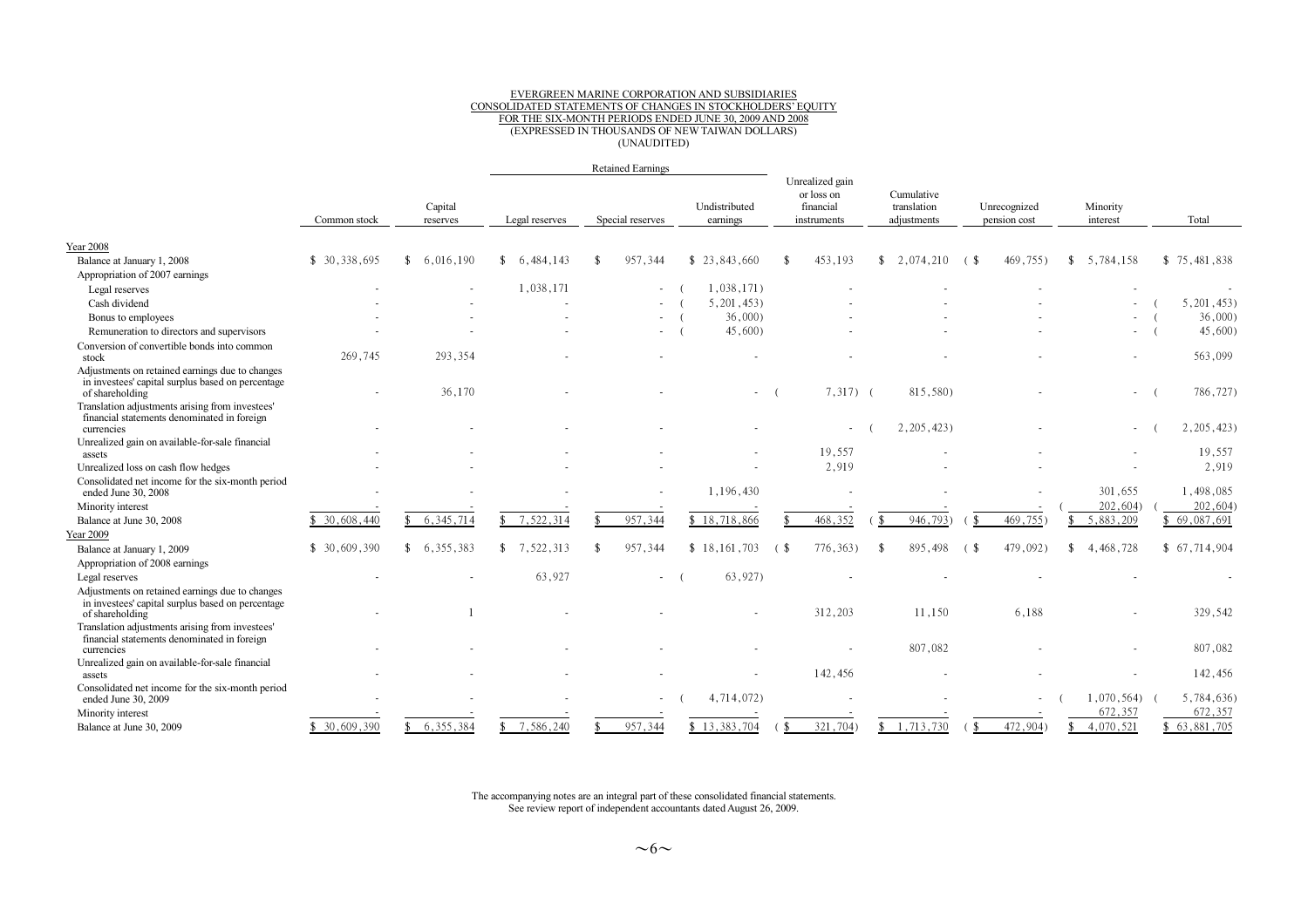EVERGREEN MARINE CORPORATION AND SUBSIDIARIES
CONSOLIDATED STATEMENTS OF CHANGES IN STOCKHOLDERS' EQUITY
FOR THE SIX-MONTH PERIODS ENDED JUNE 30, 2009 AND 2008
(EXPRESSED IN THOUSANDS OF NEW TAIWAN DOLLARS)
(UNAUDITED)

| | Common stock | Capital reserves | Retained Earnings | | | Unrealized gain or loss on financial instruments | Cumulative translation adjustments | Unrecognized pension cost | Minority interest | Total |
|---|---|---|---|---|---|---|---|---|---|---|
| | | | Legal reserves | Special reserves | Undistributed earnings | | | | | |
| **Year 2008** | | | | | | | | | | |
| Balance at January 1, 2008 | $ 30,338,695 | $ 6,016,190 | $ 6,484,143 | $ 957,344 | $ 23,843,660 | $ 453,193 | $ 2,074,210 | ( $ 469,755) | $ 5,784,158 | $ 75,481,838 |
| Appropriation of 2007 earnings | | | | | | | | | | |
| Legal reserves | - | - | 1,038,171 | - | ( 1,038,171) | - | - | - | - | - |
| Cash dividend | - | - | - | - | ( 5,201,453) | - | - | - | - | ( 5,201,453) |
| Bonus to employees | - | - | - | - | ( 36,000) | - | - | - | - | ( 36,000) |
| Remuneration to directors and supervisors | - | - | - | - | ( 45,600) | - | - | - | - | ( 45,600) |
| Conversion of convertible bonds into common stock | 269,745 | 293,354 | - | - | - | - | - | - | - | 563,099 |
| Adjustments on retained earnings due to changes in investees' capital surplus based on percentage of shareholding | - | 36,170 | - | - | - | ( 7,317) | ( 815,580) | - | - | ( 786,727) |
| Translation adjustments arising from investees' financial statements denominated in foreign currencies | - | - | - | - | - | - | ( 2,205,423) | - | - | ( 2,205,423) |
| Unrealized gain on available-for-sale financial assets | - | - | - | - | - | 19,557 | - | - | - | 19,557 |
| Unrealized loss on cash flow hedges | - | - | - | - | - | 2,919 | - | - | - | 2,919 |
| Consolidated net income for the six-month period ended June 30, 2008 | - | - | - | - | 1,196,430 | - | - | - | 301,655 | 1,498,085 |
| Minority interest | - | - | - | - | - | - | - | - | ( 202,604) | ( 202,604) |
| Balance at June 30, 2008 | $ 30,608,440 | $ 6,345,714 | $ 7,522,314 | $ 957,344 | $ 18,718,866 | $ 468,352 | ( $ 946,793) | ( $ 469,755) | $ 5,883,209 | $ 69,087,691 |
| **Year 2009** | | | | | | | | | | |
| Balance at January 1, 2009 | $ 30,609,390 | $ 6,355,383 | $ 7,522,313 | $ 957,344 | $ 18,161,703 | ( $ 776,363) | $ 895,498 | ( $ 479,092) | $ 4,468,728 | $ 67,714,904 |
| Appropriation of 2008 earnings | | | | | | | | | | |
| Legal reserves | - | - | 63,927 | - | ( 63,927) | - | - | - | - | - |
| Adjustments on retained earnings due to changes in investees' capital surplus based on percentage of shareholding | - | 1 | - | - | - | 312,203 | 11,150 | 6,188 | - | 329,542 |
| Translation adjustments arising from investees' financial statements denominated in foreign currencies | - | - | - | - | - | - | 807,082 | - | - | 807,082 |
| Unrealized gain on available-for-sale financial assets | - | - | - | - | - | 142,456 | - | - | - | 142,456 |
| Consolidated net income for the six-month period ended June 30, 2009 | - | - | - | - | ( 4,714,072) | - | - | - | ( 1,070,564) | ( 5,784,636) |
| Minority interest | - | - | - | - | - | - | - | - | 672,357 | 672,357 |
| Balance at June 30, 2009 | $ 30,609,390 | $ 6,355,384 | $ 7,586,240 | $ 957,344 | $ 13,383,704 | ( $ 321,704) | $ 1,713,730 | ( $ 472,904) | $ 4,070,521 | $ 63,881,705 |

The accompanying notes are an integral part of these consolidated financial statements.
See review report of independent accountants dated August 26, 2009.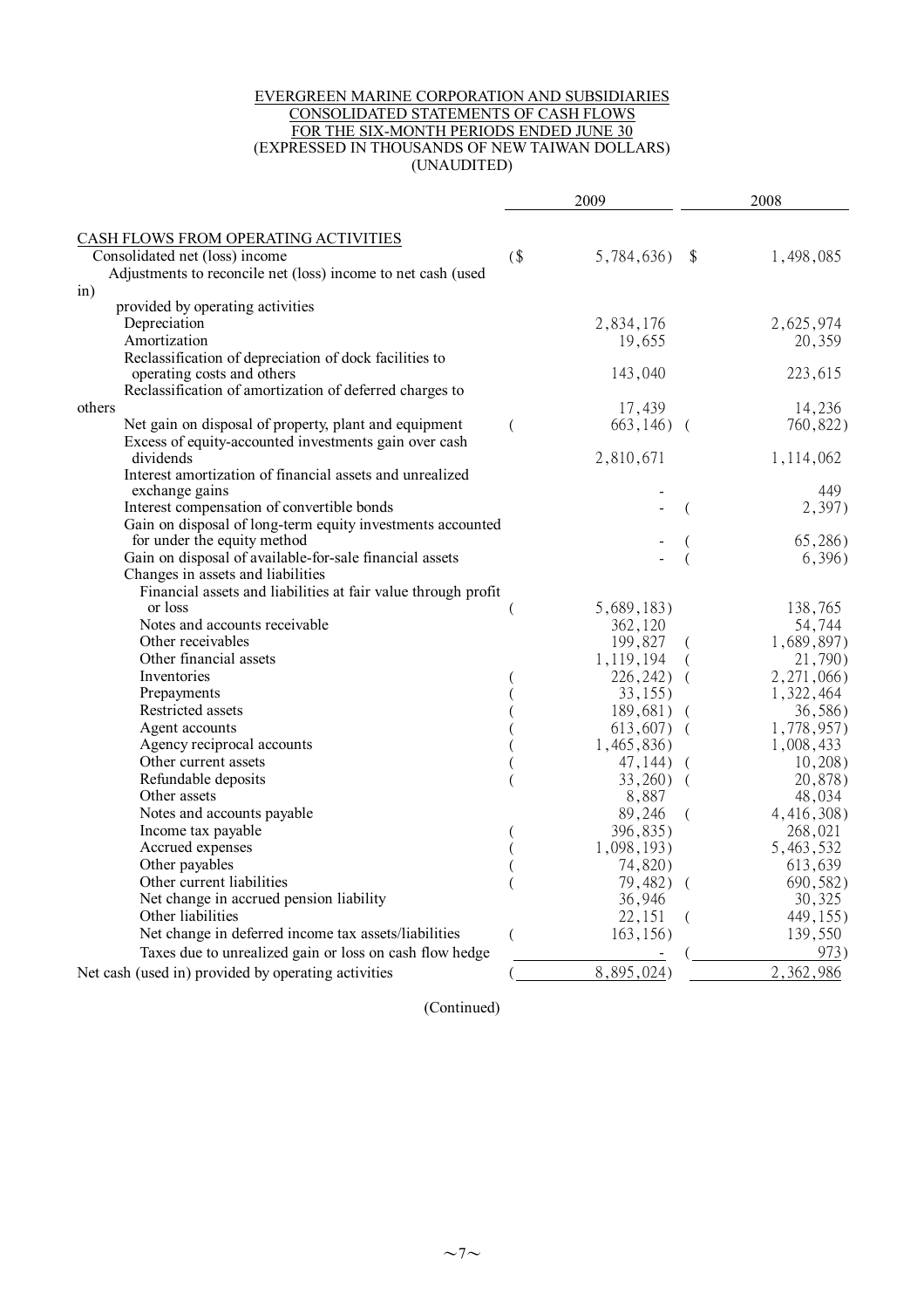EVERGREEN MARINE CORPORATION AND SUBSIDIARIES
CONSOLIDATED STATEMENTS OF CASH FLOWS
FOR THE SIX-MONTH PERIODS ENDED JUNE 30
(EXPRESSED IN THOUSANDS OF NEW TAIWAN DOLLARS)
(UNAUDITED)

| | 2009 | 2008 |
|---|---|---|
| CASH FLOWS FROM OPERATING ACTIVITIES | | |
| Consolidated net (loss) income | ($ 5,784,636) | $ 1,498,085 |
| Adjustments to reconcile net (loss) income to net cash (used in) provided by operating activities | | |
| Depreciation | 2,834,176 | 2,625,974 |
| Amortization | 19,655 | 20,359 |
| Reclassification of depreciation of dock facilities to operating costs and others | 143,040 | 223,615 |
| Reclassification of amortization of deferred charges to others | 17,439 | 14,236 |
| Net gain on disposal of property, plant and equipment | ( 663,146) | ( 760,822) |
| Excess of equity-accounted investments gain over cash dividends | 2,810,671 | 1,114,062 |
| Interest amortization of financial assets and unrealized exchange gains | - | 449 |
| Interest compensation of convertible bonds | - | ( 2,397) |
| Gain on disposal of long-term equity investments accounted for under the equity method | - | ( 65,286) |
| Gain on disposal of available-for-sale financial assets | - | ( 6,396) |
| Changes in assets and liabilities | | |
| Financial assets and liabilities at fair value through profit or loss | ( 5,689,183) | 138,765 |
| Notes and accounts receivable | 362,120 | 54,744 |
| Other receivables | 199,827 | ( 1,689,897) |
| Other financial assets | 1,119,194 | ( 21,790) |
| Inventories | ( 226,242) | ( 2,271,066) |
| Prepayments | ( 33,155) | 1,322,464 |
| Restricted assets | ( 189,681) | ( 36,586) |
| Agent accounts | ( 613,607) | ( 1,778,957) |
| Agency reciprocal accounts | ( 1,465,836) | 1,008,433 |
| Other current assets | ( 47,144) | ( 10,208) |
| Refundable deposits | ( 33,260) | ( 20,878) |
| Other assets | 8,887 | 48,034 |
| Notes and accounts payable | 89,246 | ( 4,416,308) |
| Income tax payable | ( 396,835) | 268,021 |
| Accrued expenses | ( 1,098,193) | 5,463,532 |
| Other payables | ( 74,820) | 613,639 |
| Other current liabilities | ( 79,482) | ( 690,582) |
| Net change in accrued pension liability | 36,946 | 30,325 |
| Other liabilities | 22,151 | ( 449,155) |
| Net change in deferred income tax assets/liabilities | ( 163,156) | 139,550 |
| Taxes due to unrealized gain or loss on cash flow hedge | - | ( 973) |
| Net cash (used in) provided by operating activities | ( 8,895,024) | 2,362,986 |

(Continued)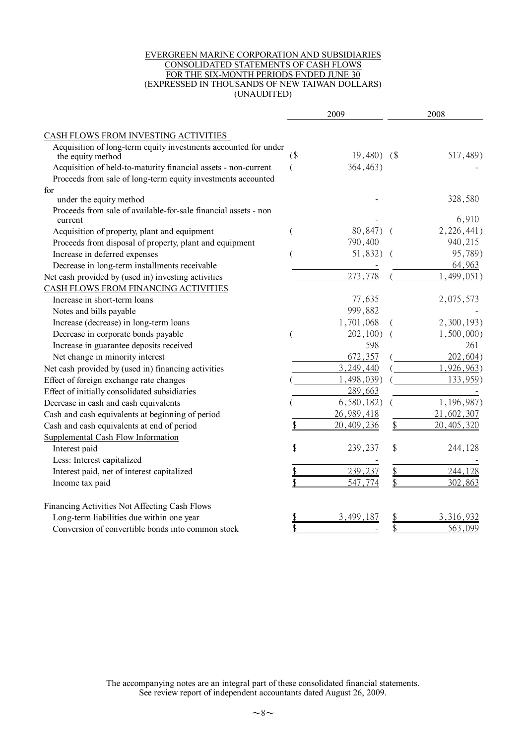EVERGREEN MARINE CORPORATION AND SUBSIDIARIES
CONSOLIDATED STATEMENTS OF CASH FLOWS
FOR THE SIX-MONTH PERIODS ENDED JUNE 30
(EXPRESSED IN THOUSANDS OF NEW TAIWAN DOLLARS)
(UNAUDITED)

| | 2009 | 2008 |
|---|---|---|
| CASH FLOWS FROM INVESTING ACTIVITIES | | |
| Acquisition of long-term equity investments accounted for under the equity method | ($ 19,480) | ($ 517,489) |
| Acquisition of held-to-maturity financial assets - non-current | ( 364,463) | - |
| Proceeds from sale of long-term equity investments accounted for under the equity method | - | 328,580 |
| Proceeds from sale of available-for-sale financial assets - non current | - | 6,910 |
| Acquisition of property, plant and equipment | ( 80,847) | ( 2,226,441) |
| Proceeds from disposal of property, plant and equipment | 790,400 | 940,215 |
| Increase in deferred expenses | ( 51,832) | ( 95,789) |
| Decrease in long-term installments receivable | - | 64,963 |
| Net cash provided by (used in) investing activities | 273,778 | ( 1,499,051) |
| CASH FLOWS FROM FINANCING ACTIVITIES | | |
| Increase in short-term loans | 77,635 | 2,075,573 |
| Notes and bills payable | 999,882 | - |
| Increase (decrease) in long-term loans | 1,701,068 | ( 2,300,193) |
| Decrease in corporate bonds payable | ( 202,100) | ( 1,500,000) |
| Increase in guarantee deposits received | 598 | 261 |
| Net change in minority interest | 672,357 | ( 202,604) |
| Net cash provided by (used in) financing activities | 3,249,440 | ( 1,926,963) |
| Effect of foreign exchange rate changes | ( 1,498,039) | ( 133,959) |
| Effect of initially consolidated subsidiaries | 289,663 | - |
| Decrease in cash and cash equivalents | ( 6,580,182) | ( 1,196,987) |
| Cash and cash equivalents at beginning of period | 26,989,418 | 21,602,307 |
| Cash and cash equivalents at end of period | $ 20,409,236 | $ 20,405,320 |
| Supplemental Cash Flow Information | | |
| Interest paid | $ 239,237 | $ 244,128 |
| Less: Interest capitalized | - | - |
| Interest paid, net of interest capitalized | $ 239,237 | $ 244,128 |
| Income tax paid | $ 547,774 | $ 302,863 |
| Financing Activities Not Affecting Cash Flows | | |
| Long-term liabilities due within one year | $ 3,499,187 | $ 3,316,932 |
| Conversion of convertible bonds into common stock | $ - | $ 563,099 |

The accompanying notes are an integral part of these consolidated financial statements.
See review report of independent accountants dated August 26, 2009.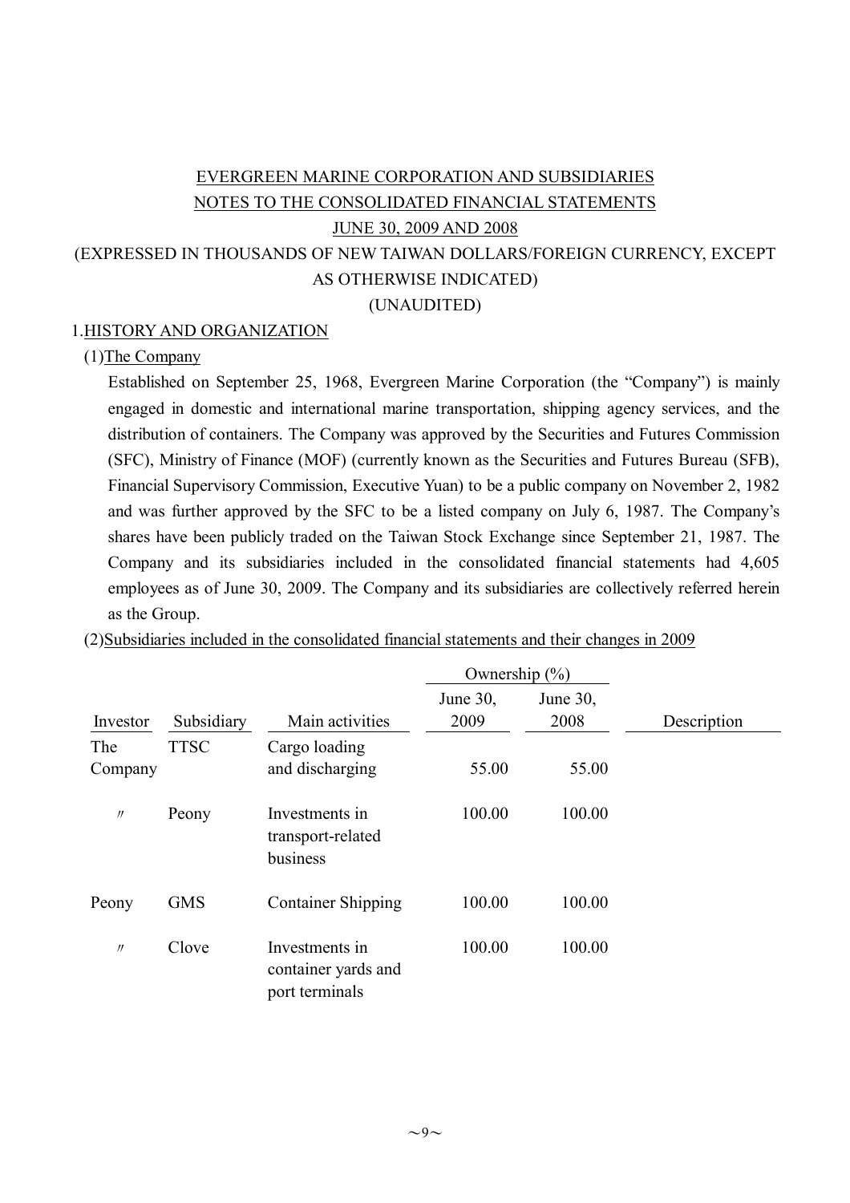EVERGREEN MARINE CORPORATION AND SUBSIDIARIES
NOTES TO THE CONSOLIDATED FINANCIAL STATEMENTS
JUNE 30, 2009 AND 2008
(EXPRESSED IN THOUSANDS OF NEW TAIWAN DOLLARS/FOREIGN CURRENCY, EXCEPT AS OTHERWISE INDICATED)
(UNAUDITED)

1. HISTORY AND ORGANIZATION

(1) The Company

Established on September 25, 1968, Evergreen Marine Corporation (the "Company") is mainly engaged in domestic and international marine transportation, shipping agency services, and the distribution of containers. The Company was approved by the Securities and Futures Commission (SFC), Ministry of Finance (MOF) (currently known as the Securities and Futures Bureau (SFB), Financial Supervisory Commission, Executive Yuan) to be a public company on November 2, 1982 and was further approved by the SFC to be a listed company on July 6, 1987. The Company's shares have been publicly traded on the Taiwan Stock Exchange since September 21, 1987. The Company and its subsidiaries included in the consolidated financial statements had 4,605 employees as of June 30, 2009. The Company and its subsidiaries are collectively referred herein as the Group.

(2) Subsidiaries included in the consolidated financial statements and their changes in 2009

| | | | Ownership (%) | | |
|---|---|---|---|---|---|
| Investor | Subsidiary | Main activities | June 30, 2009 | June 30, 2008 | Description |
| The Company | TTSC | Cargo loading and discharging | 55.00 | 55.00 | |
| 〃 | Peony | Investments in transport-related business | 100.00 | 100.00 | |
| Peony | GMS | Container Shipping | 100.00 | 100.00 | |
| 〃 | Clove | Investments in container yards and port terminals | 100.00 | 100.00 | |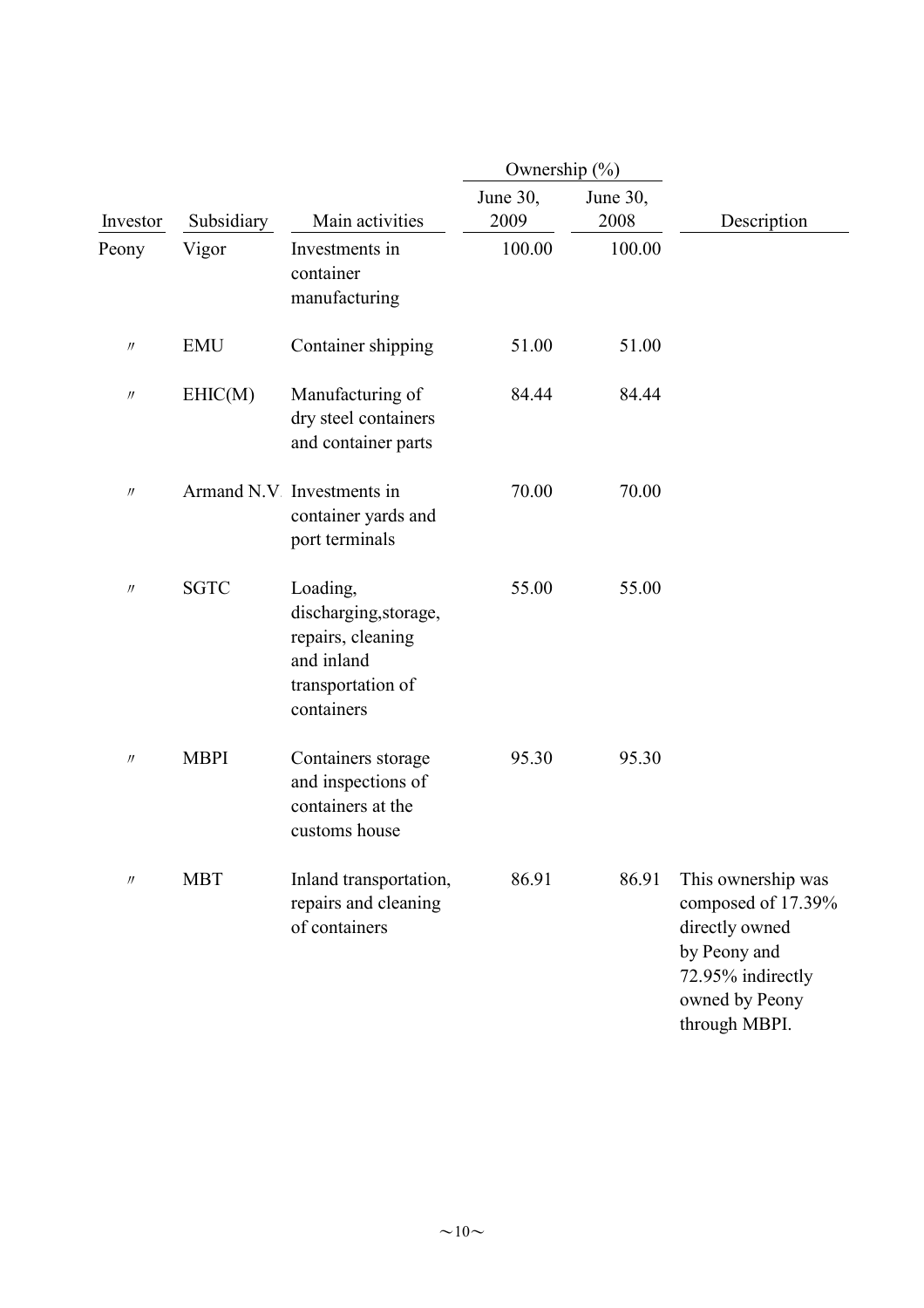| Investor | Subsidiary | Main activities | Ownership (%) | | Description |
|---|---|---|---|---|---|
| | | | June 30, 2009 | June 30, 2008 | |
| Peony | Vigor | Investments in container manufacturing | 100.00 | 100.00 | |
| 〃 | EMU | Container shipping | 51.00 | 51.00 | |
| 〃 | EHIC(M) | Manufacturing of dry steel containers and container parts | 84.44 | 84.44 | |
| 〃 | Armand N.V. | Investments in container yards and port terminals | 70.00 | 70.00 | |
| 〃 | SGTC | Loading, discharging,storage, repairs, cleaning and inland transportation of containers | 55.00 | 55.00 | |
| 〃 | MBPI | Containers storage and inspections of containers at the customs house | 95.30 | 95.30 | |
| 〃 | MBT | Inland transportation, repairs and cleaning of containers | 86.91 | 86.91 | This ownership was composed of 17.39% directly owned by Peony and 72.95% indirectly owned by Peony through MBPI. |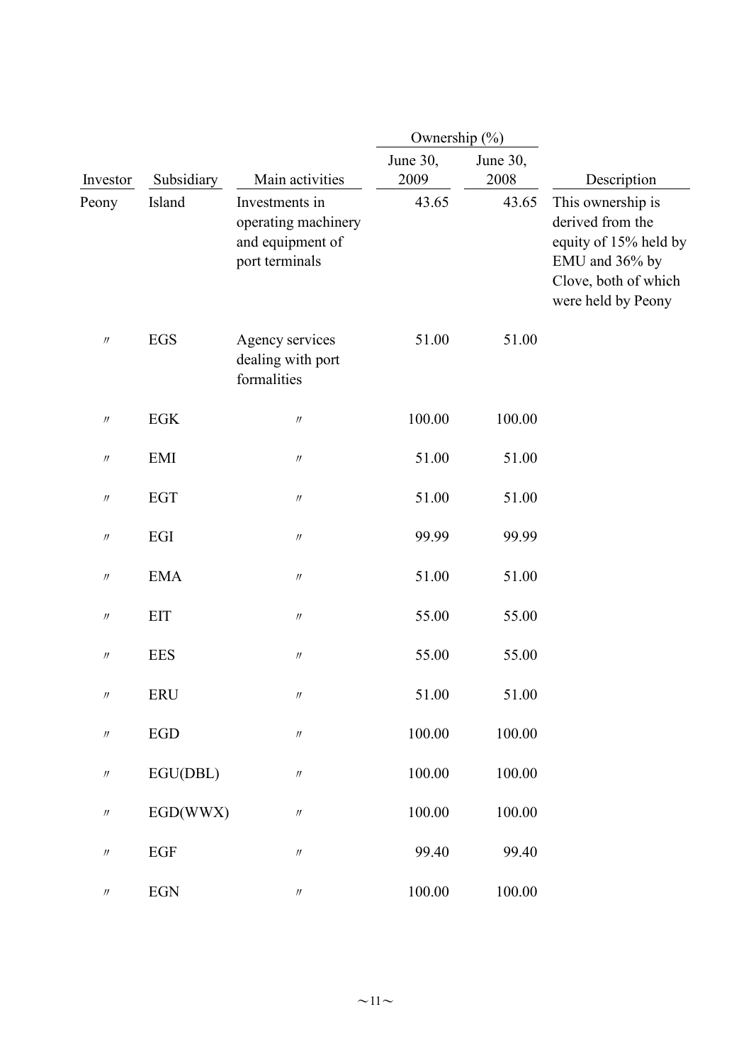| Investor | Subsidiary | Main activities | Ownership (%) | | Description |
|---|---|---|---|---|---|
| | | | June 30, 2009 | June 30, 2008 | |
| Peony | Island | Investments in operating machinery and equipment of port terminals | 43.65 | 43.65 | This ownership is derived from the equity of 15% held by EMU and 36% by Clove, both of which were held by Peony |
| 〃 | EGS | Agency services dealing with port formalities | 51.00 | 51.00 | |
| 〃 | EGK | 〃 | 100.00 | 100.00 | |
| 〃 | EMI | 〃 | 51.00 | 51.00 | |
| 〃 | EGT | 〃 | 51.00 | 51.00 | |
| 〃 | EGI | 〃 | 99.99 | 99.99 | |
| 〃 | EMA | 〃 | 51.00 | 51.00 | |
| 〃 | EIT | 〃 | 55.00 | 55.00 | |
| 〃 | EES | 〃 | 55.00 | 55.00 | |
| 〃 | ERU | 〃 | 51.00 | 51.00 | |
| 〃 | EGD | 〃 | 100.00 | 100.00 | |
| 〃 | EGU(DBL) | 〃 | 100.00 | 100.00 | |
| 〃 | EGD(WWX) | 〃 | 100.00 | 100.00 | |
| 〃 | EGF | 〃 | 99.40 | 99.40 | |
| 〃 | EGN | 〃 | 100.00 | 100.00 | |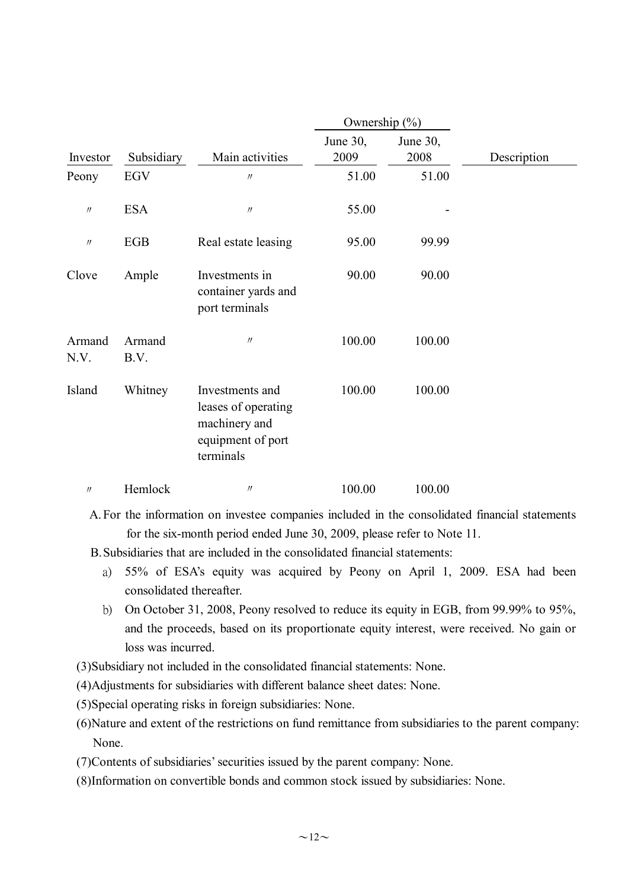| Investor | Subsidiary | Main activities | Ownership (%) June 30, 2009 | Ownership (%) June 30, 2008 | Description |
|---|---|---|---|---|---|
| Peony | EGV | 〃 | 51.00 | 51.00 | |
| 〃 | ESA | 〃 | 55.00 | - | |
| 〃 | EGB | Real estate leasing | 95.00 | 99.99 | |
| Clove | Ample | Investments in container yards and port terminals | 90.00 | 90.00 | |
| Armand N.V. | Armand B.V. | 〃 | 100.00 | 100.00 | |
| Island | Whitney | Investments and leases of operating machinery and equipment of port terminals | 100.00 | 100.00 | |
| 〃 | Hemlock | 〃 | 100.00 | 100.00 | |

A. For the information on investee companies included in the consolidated financial statements for the six-month period ended June 30, 2009, please refer to Note 11.

B. Subsidiaries that are included in the consolidated financial statements:

a) 55% of ESA's equity was acquired by Peony on April 1, 2009. ESA had been consolidated thereafter.

b) On October 31, 2008, Peony resolved to reduce its equity in EGB, from 99.99% to 95%, and the proceeds, based on its proportionate equity interest, were received. No gain or loss was incurred.

(3)Subsidiary not included in the consolidated financial statements: None.

(4)Adjustments for subsidiaries with different balance sheet dates: None.

(5)Special operating risks in foreign subsidiaries: None.

(6)Nature and extent of the restrictions on fund remittance from subsidiaries to the parent company: None.

(7)Contents of subsidiaries' securities issued by the parent company: None.

(8)Information on convertible bonds and common stock issued by subsidiaries: None.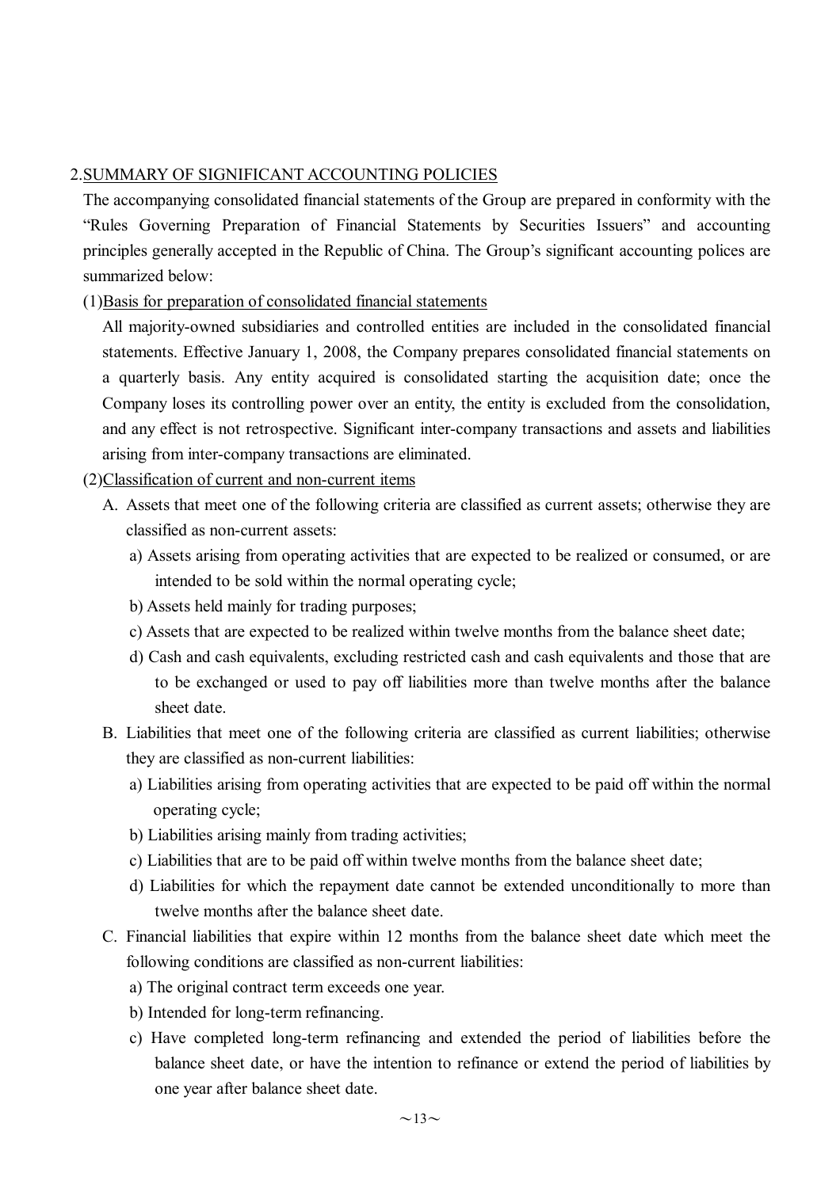## 2. SUMMARY OF SIGNIFICANT ACCOUNTING POLICIES

The accompanying consolidated financial statements of the Group are prepared in conformity with the "Rules Governing Preparation of Financial Statements by Securities Issuers" and accounting principles generally accepted in the Republic of China. The Group's significant accounting polices are summarized below:

### (1) Basis for preparation of consolidated financial statements

All majority-owned subsidiaries and controlled entities are included in the consolidated financial statements. Effective January 1, 2008, the Company prepares consolidated financial statements on a quarterly basis. Any entity acquired is consolidated starting the acquisition date; once the Company loses its controlling power over an entity, the entity is excluded from the consolidation, and any effect is not retrospective. Significant inter-company transactions and assets and liabilities arising from inter-company transactions are eliminated.

### (2) Classification of current and non-current items

A. Assets that meet one of the following criteria are classified as current assets; otherwise they are classified as non-current assets:

   a) Assets arising from operating activities that are expected to be realized or consumed, or are intended to be sold within the normal operating cycle;

   b) Assets held mainly for trading purposes;

   c) Assets that are expected to be realized within twelve months from the balance sheet date;

   d) Cash and cash equivalents, excluding restricted cash and cash equivalents and those that are to be exchanged or used to pay off liabilities more than twelve months after the balance sheet date.

B. Liabilities that meet one of the following criteria are classified as current liabilities; otherwise they are classified as non-current liabilities:

   a) Liabilities arising from operating activities that are expected to be paid off within the normal operating cycle;

   b) Liabilities arising mainly from trading activities;

   c) Liabilities that are to be paid off within twelve months from the balance sheet date;

   d) Liabilities for which the repayment date cannot be extended unconditionally to more than twelve months after the balance sheet date.

C. Financial liabilities that expire within 12 months from the balance sheet date which meet the following conditions are classified as non-current liabilities:

   a) The original contract term exceeds one year.

   b) Intended for long-term refinancing.

   c) Have completed long-term refinancing and extended the period of liabilities before the balance sheet date, or have the intention to refinance or extend the period of liabilities by one year after balance sheet date.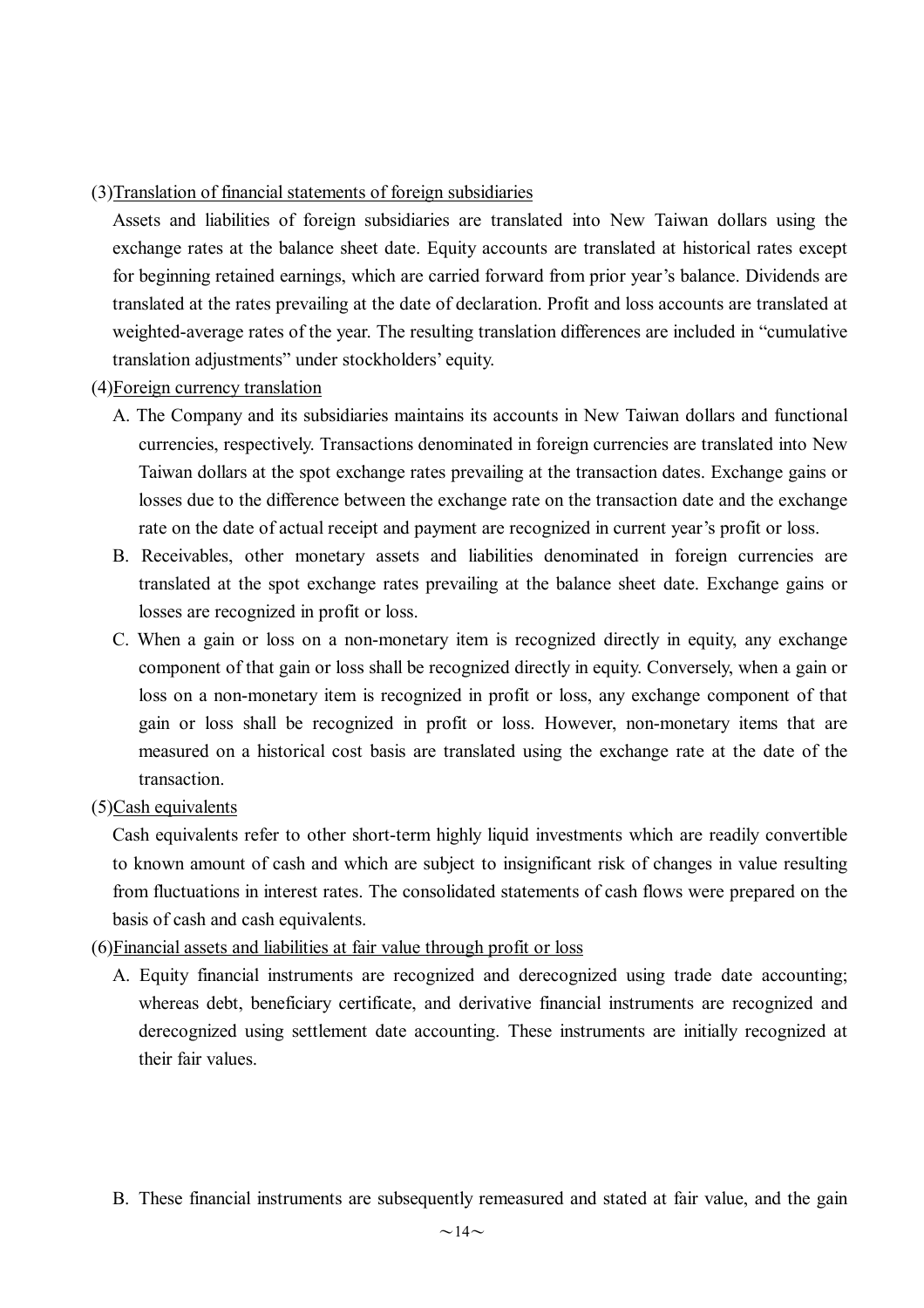(3)Translation of financial statements of foreign subsidiaries

Assets and liabilities of foreign subsidiaries are translated into New Taiwan dollars using the exchange rates at the balance sheet date. Equity accounts are translated at historical rates except for beginning retained earnings, which are carried forward from prior year's balance. Dividends are translated at the rates prevailing at the date of declaration. Profit and loss accounts are translated at weighted-average rates of the year. The resulting translation differences are included in "cumulative translation adjustments" under stockholders' equity.

(4)Foreign currency translation

A. The Company and its subsidiaries maintains its accounts in New Taiwan dollars and functional currencies, respectively. Transactions denominated in foreign currencies are translated into New Taiwan dollars at the spot exchange rates prevailing at the transaction dates. Exchange gains or losses due to the difference between the exchange rate on the transaction date and the exchange rate on the date of actual receipt and payment are recognized in current year's profit or loss.

B. Receivables, other monetary assets and liabilities denominated in foreign currencies are translated at the spot exchange rates prevailing at the balance sheet date. Exchange gains or losses are recognized in profit or loss.

C. When a gain or loss on a non-monetary item is recognized directly in equity, any exchange component of that gain or loss shall be recognized directly in equity. Conversely, when a gain or loss on a non-monetary item is recognized in profit or loss, any exchange component of that gain or loss shall be recognized in profit or loss. However, non-monetary items that are measured on a historical cost basis are translated using the exchange rate at the date of the transaction.

(5)Cash equivalents

Cash equivalents refer to other short-term highly liquid investments which are readily convertible to known amount of cash and which are subject to insignificant risk of changes in value resulting from fluctuations in interest rates. The consolidated statements of cash flows were prepared on the basis of cash and cash equivalents.

(6)Financial assets and liabilities at fair value through profit or loss

A. Equity financial instruments are recognized and derecognized using trade date accounting; whereas debt, beneficiary certificate, and derivative financial instruments are recognized and derecognized using settlement date accounting. These instruments are initially recognized at their fair values.

B. These financial instruments are subsequently remeasured and stated at fair value, and the gain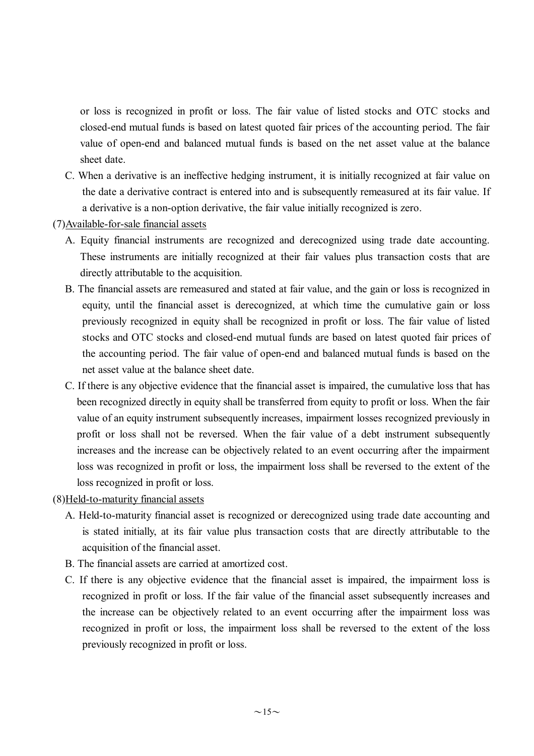or loss is recognized in profit or loss. The fair value of listed stocks and OTC stocks and closed-end mutual funds is based on latest quoted fair prices of the accounting period. The fair value of open-end and balanced mutual funds is based on the net asset value at the balance sheet date.

C. When a derivative is an ineffective hedging instrument, it is initially recognized at fair value on the date a derivative contract is entered into and is subsequently remeasured at its fair value. If a derivative is a non-option derivative, the fair value initially recognized is zero.

(7)<u>Available-for-sale financial assets</u>

A. Equity financial instruments are recognized and derecognized using trade date accounting. These instruments are initially recognized at their fair values plus transaction costs that are directly attributable to the acquisition.

B. The financial assets are remeasured and stated at fair value, and the gain or loss is recognized in equity, until the financial asset is derecognized, at which time the cumulative gain or loss previously recognized in equity shall be recognized in profit or loss. The fair value of listed stocks and OTC stocks and closed-end mutual funds are based on latest quoted fair prices of the accounting period. The fair value of open-end and balanced mutual funds is based on the net asset value at the balance sheet date.

C. If there is any objective evidence that the financial asset is impaired, the cumulative loss that has been recognized directly in equity shall be transferred from equity to profit or loss. When the fair value of an equity instrument subsequently increases, impairment losses recognized previously in profit or loss shall not be reversed. When the fair value of a debt instrument subsequently increases and the increase can be objectively related to an event occurring after the impairment loss was recognized in profit or loss, the impairment loss shall be reversed to the extent of the loss recognized in profit or loss.

(8)<u>Held-to-maturity financial assets</u>

A. Held-to-maturity financial asset is recognized or derecognized using trade date accounting and is stated initially, at its fair value plus transaction costs that are directly attributable to the acquisition of the financial asset.

B. The financial assets are carried at amortized cost.

C. If there is any objective evidence that the financial asset is impaired, the impairment loss is recognized in profit or loss. If the fair value of the financial asset subsequently increases and the increase can be objectively related to an event occurring after the impairment loss was recognized in profit or loss, the impairment loss shall be reversed to the extent of the loss previously recognized in profit or loss.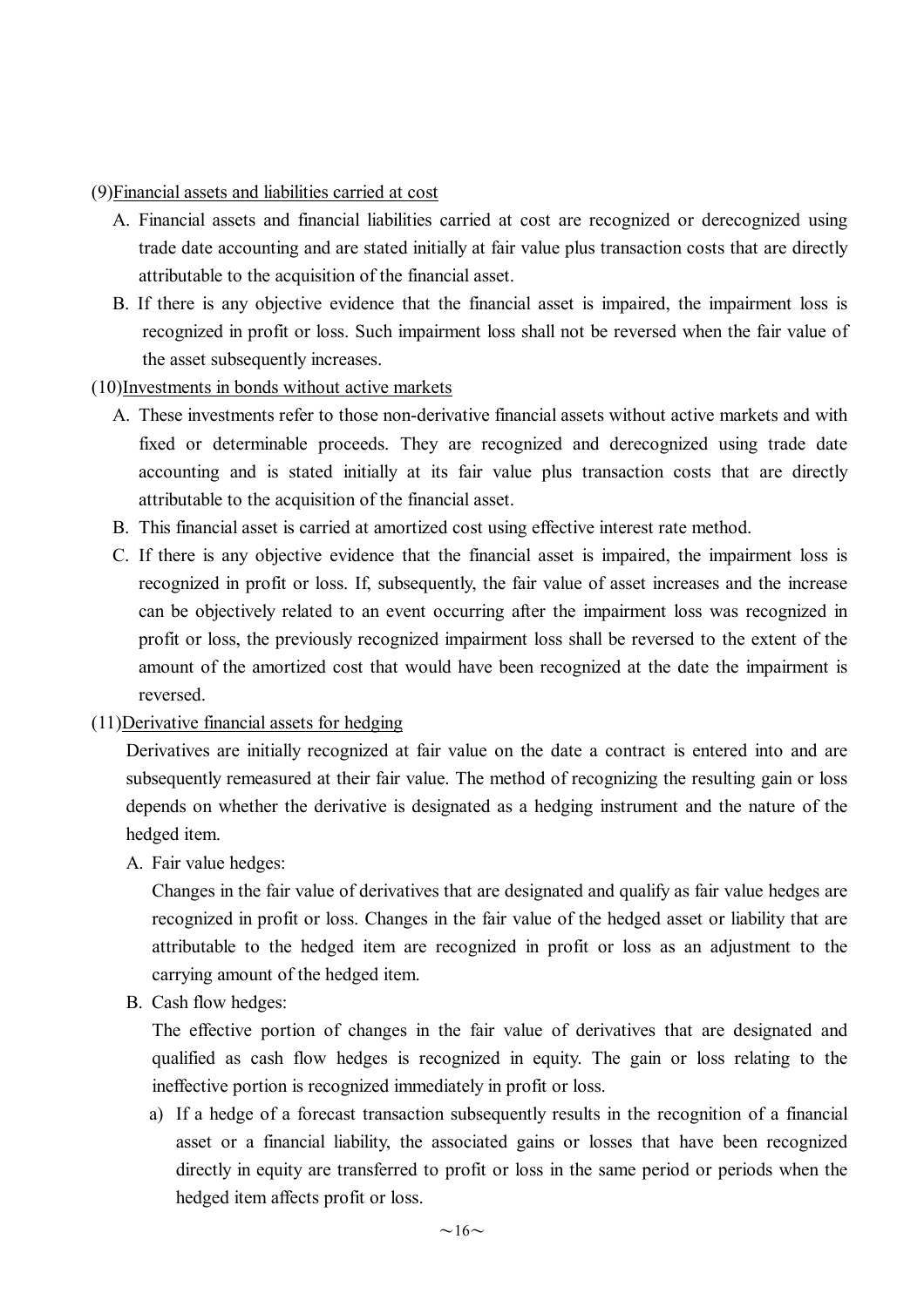(9)<u>Financial assets and liabilities carried at cost</u>

A. Financial assets and financial liabilities carried at cost are recognized or derecognized using trade date accounting and are stated initially at fair value plus transaction costs that are directly attributable to the acquisition of the financial asset.

B. If there is any objective evidence that the financial asset is impaired, the impairment loss is recognized in profit or loss. Such impairment loss shall not be reversed when the fair value of the asset subsequently increases.

(10)<u>Investments in bonds without active markets</u>

A. These investments refer to those non-derivative financial assets without active markets and with fixed or determinable proceeds. They are recognized and derecognized using trade date accounting and is stated initially at its fair value plus transaction costs that are directly attributable to the acquisition of the financial asset.

B. This financial asset is carried at amortized cost using effective interest rate method.

C. If there is any objective evidence that the financial asset is impaired, the impairment loss is recognized in profit or loss. If, subsequently, the fair value of asset increases and the increase can be objectively related to an event occurring after the impairment loss was recognized in profit or loss, the previously recognized impairment loss shall be reversed to the extent of the amount of the amortized cost that would have been recognized at the date the impairment is reversed.

(11)<u>Derivative financial assets for hedging</u>

Derivatives are initially recognized at fair value on the date a contract is entered into and are subsequently remeasured at their fair value. The method of recognizing the resulting gain or loss depends on whether the derivative is designated as a hedging instrument and the nature of the hedged item.

A. Fair value hedges:

Changes in the fair value of derivatives that are designated and qualify as fair value hedges are recognized in profit or loss. Changes in the fair value of the hedged asset or liability that are attributable to the hedged item are recognized in profit or loss as an adjustment to the carrying amount of the hedged item.

B. Cash flow hedges:

The effective portion of changes in the fair value of derivatives that are designated and qualified as cash flow hedges is recognized in equity. The gain or loss relating to the ineffective portion is recognized immediately in profit or loss.

a) If a hedge of a forecast transaction subsequently results in the recognition of a financial asset or a financial liability, the associated gains or losses that have been recognized directly in equity are transferred to profit or loss in the same period or periods when the hedged item affects profit or loss.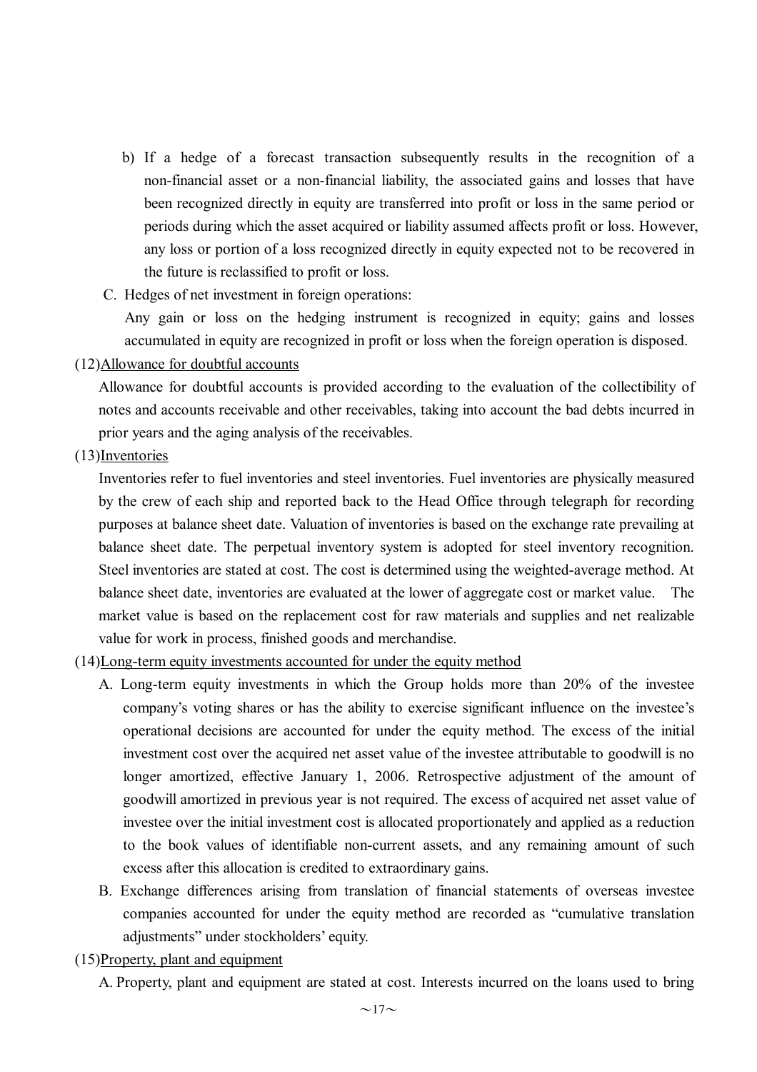b) If a hedge of a forecast transaction subsequently results in the recognition of a non-financial asset or a non-financial liability, the associated gains and losses that have been recognized directly in equity are transferred into profit or loss in the same period or periods during which the asset acquired or liability assumed affects profit or loss. However, any loss or portion of a loss recognized directly in equity expected not to be recovered in the future is reclassified to profit or loss.

C. Hedges of net investment in foreign operations:

Any gain or loss on the hedging instrument is recognized in equity; gains and losses accumulated in equity are recognized in profit or loss when the foreign operation is disposed.

(12)Allowance for doubtful accounts

Allowance for doubtful accounts is provided according to the evaluation of the collectibility of notes and accounts receivable and other receivables, taking into account the bad debts incurred in prior years and the aging analysis of the receivables.

(13)Inventories

Inventories refer to fuel inventories and steel inventories. Fuel inventories are physically measured by the crew of each ship and reported back to the Head Office through telegraph for recording purposes at balance sheet date. Valuation of inventories is based on the exchange rate prevailing at balance sheet date. The perpetual inventory system is adopted for steel inventory recognition. Steel inventories are stated at cost. The cost is determined using the weighted-average method. At balance sheet date, inventories are evaluated at the lower of aggregate cost or market value. The market value is based on the replacement cost for raw materials and supplies and net realizable value for work in process, finished goods and merchandise.

(14)Long-term equity investments accounted for under the equity method

A. Long-term equity investments in which the Group holds more than 20% of the investee company's voting shares or has the ability to exercise significant influence on the investee's operational decisions are accounted for under the equity method. The excess of the initial investment cost over the acquired net asset value of the investee attributable to goodwill is no longer amortized, effective January 1, 2006. Retrospective adjustment of the amount of goodwill amortized in previous year is not required. The excess of acquired net asset value of investee over the initial investment cost is allocated proportionately and applied as a reduction to the book values of identifiable non-current assets, and any remaining amount of such excess after this allocation is credited to extraordinary gains.

B. Exchange differences arising from translation of financial statements of overseas investee companies accounted for under the equity method are recorded as "cumulative translation adjustments" under stockholders' equity.

(15)Property, plant and equipment

A. Property, plant and equipment are stated at cost. Interests incurred on the loans used to bring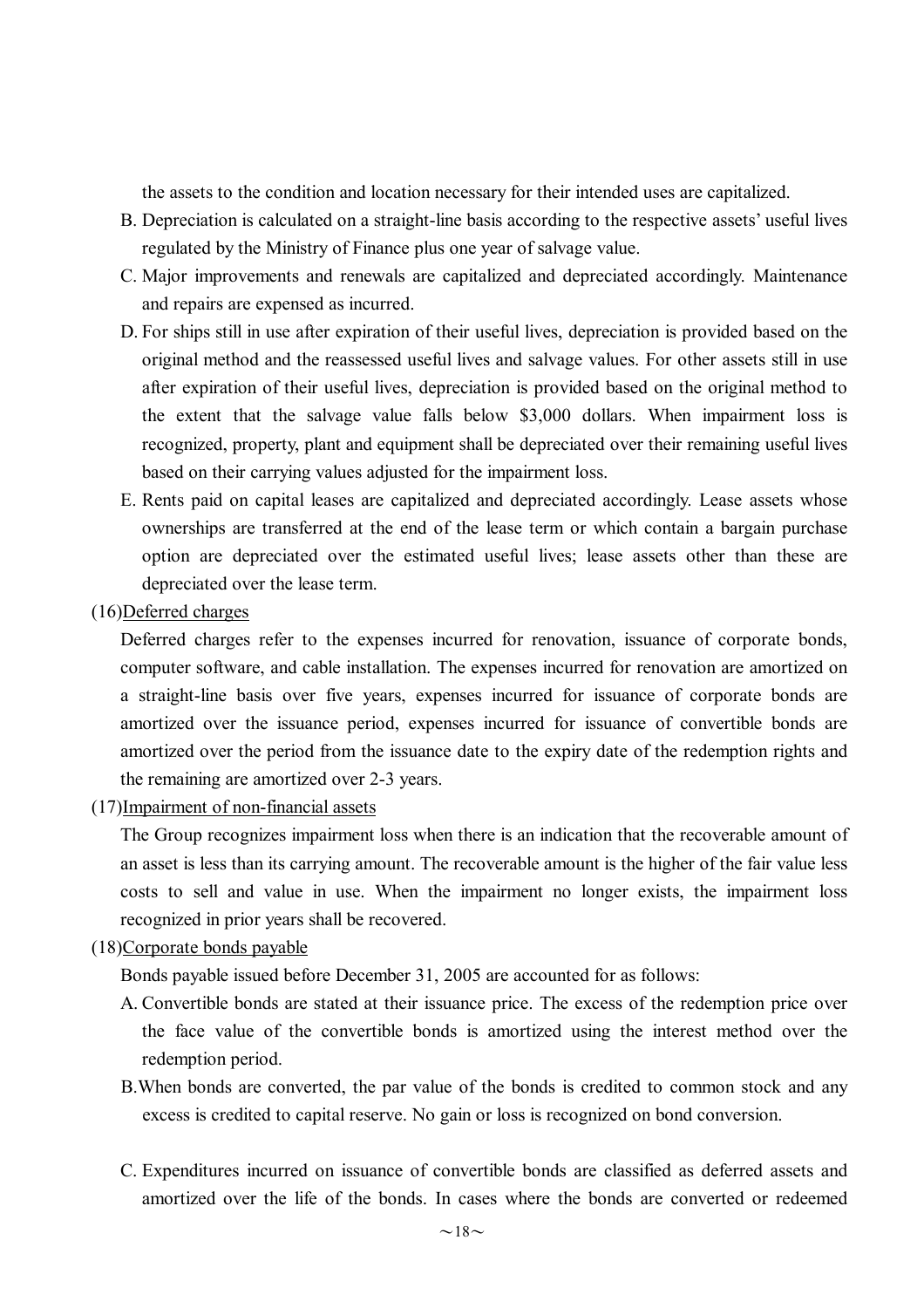the assets to the condition and location necessary for their intended uses are capitalized.

B. Depreciation is calculated on a straight-line basis according to the respective assets' useful lives regulated by the Ministry of Finance plus one year of salvage value.

C. Major improvements and renewals are capitalized and depreciated accordingly. Maintenance and repairs are expensed as incurred.

D. For ships still in use after expiration of their useful lives, depreciation is provided based on the original method and the reassessed useful lives and salvage values. For other assets still in use after expiration of their useful lives, depreciation is provided based on the original method to the extent that the salvage value falls below $3,000 dollars. When impairment loss is recognized, property, plant and equipment shall be depreciated over their remaining useful lives based on their carrying values adjusted for the impairment loss.

E. Rents paid on capital leases are capitalized and depreciated accordingly. Lease assets whose ownerships are transferred at the end of the lease term or which contain a bargain purchase option are depreciated over the estimated useful lives; lease assets other than these are depreciated over the lease term.

(16)Deferred charges

Deferred charges refer to the expenses incurred for renovation, issuance of corporate bonds, computer software, and cable installation. The expenses incurred for renovation are amortized on a straight-line basis over five years, expenses incurred for issuance of corporate bonds are amortized over the issuance period, expenses incurred for issuance of convertible bonds are amortized over the period from the issuance date to the expiry date of the redemption rights and the remaining are amortized over 2-3 years.

(17)Impairment of non-financial assets

The Group recognizes impairment loss when there is an indication that the recoverable amount of an asset is less than its carrying amount. The recoverable amount is the higher of the fair value less costs to sell and value in use. When the impairment no longer exists, the impairment loss recognized in prior years shall be recovered.

(18)Corporate bonds payable

Bonds payable issued before December 31, 2005 are accounted for as follows:

A. Convertible bonds are stated at their issuance price. The excess of the redemption price over the face value of the convertible bonds is amortized using the interest method over the redemption period.

B. When bonds are converted, the par value of the bonds is credited to common stock and any excess is credited to capital reserve. No gain or loss is recognized on bond conversion.

C. Expenditures incurred on issuance of convertible bonds are classified as deferred assets and amortized over the life of the bonds. In cases where the bonds are converted or redeemed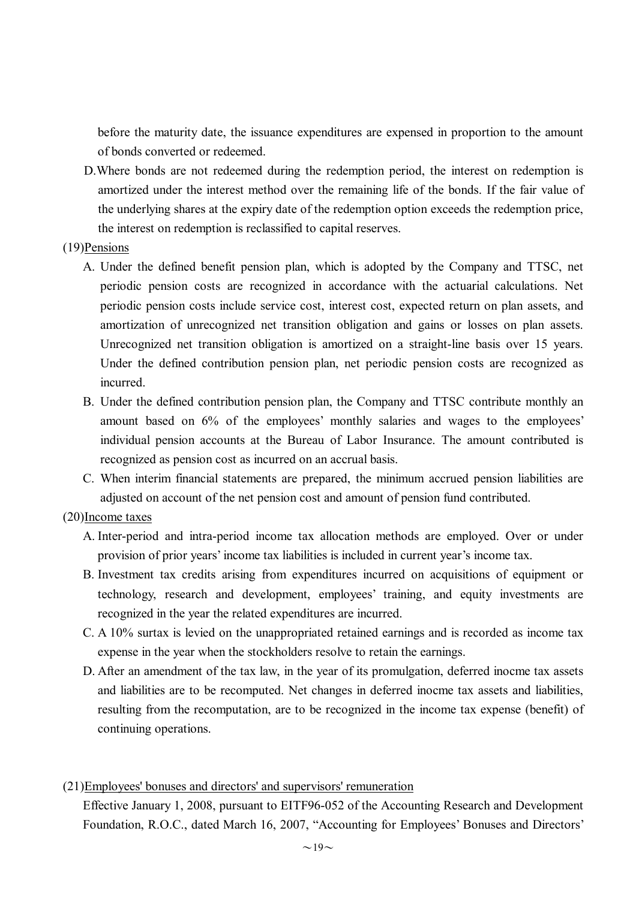before the maturity date, the issuance expenditures are expensed in proportion to the amount of bonds converted or redeemed.

D. Where bonds are not redeemed during the redemption period, the interest on redemption is amortized under the interest method over the remaining life of the bonds. If the fair value of the underlying shares at the expiry date of the redemption option exceeds the redemption price, the interest on redemption is reclassified to capital reserves.

(19) <u>Pensions</u>

A. Under the defined benefit pension plan, which is adopted by the Company and TTSC, net periodic pension costs are recognized in accordance with the actuarial calculations. Net periodic pension costs include service cost, interest cost, expected return on plan assets, and amortization of unrecognized net transition obligation and gains or losses on plan assets. Unrecognized net transition obligation is amortized on a straight-line basis over 15 years. Under the defined contribution pension plan, net periodic pension costs are recognized as incurred.

B. Under the defined contribution pension plan, the Company and TTSC contribute monthly an amount based on 6% of the employees' monthly salaries and wages to the employees' individual pension accounts at the Bureau of Labor Insurance. The amount contributed is recognized as pension cost as incurred on an accrual basis.

C. When interim financial statements are prepared, the minimum accrued pension liabilities are adjusted on account of the net pension cost and amount of pension fund contributed.

(20) <u>Income taxes</u>

A. Inter-period and intra-period income tax allocation methods are employed. Over or under provision of prior years' income tax liabilities is included in current year's income tax.

B. Investment tax credits arising from expenditures incurred on acquisitions of equipment or technology, research and development, employees' training, and equity investments are recognized in the year the related expenditures are incurred.

C. A 10% surtax is levied on the unappropriated retained earnings and is recorded as income tax expense in the year when the stockholders resolve to retain the earnings.

D. After an amendment of the tax law, in the year of its promulgation, deferred inocme tax assets and liabilities are to be recomputed. Net changes in deferred inocme tax assets and liabilities, resulting from the recomputation, are to be recognized in the income tax expense (benefit) of continuing operations.

(21) <u>Employees' bonuses and directors' and supervisors' remuneration</u>

Effective January 1, 2008, pursuant to EITF96-052 of the Accounting Research and Development Foundation, R.O.C., dated March 16, 2007, "Accounting for Employees' Bonuses and Directors'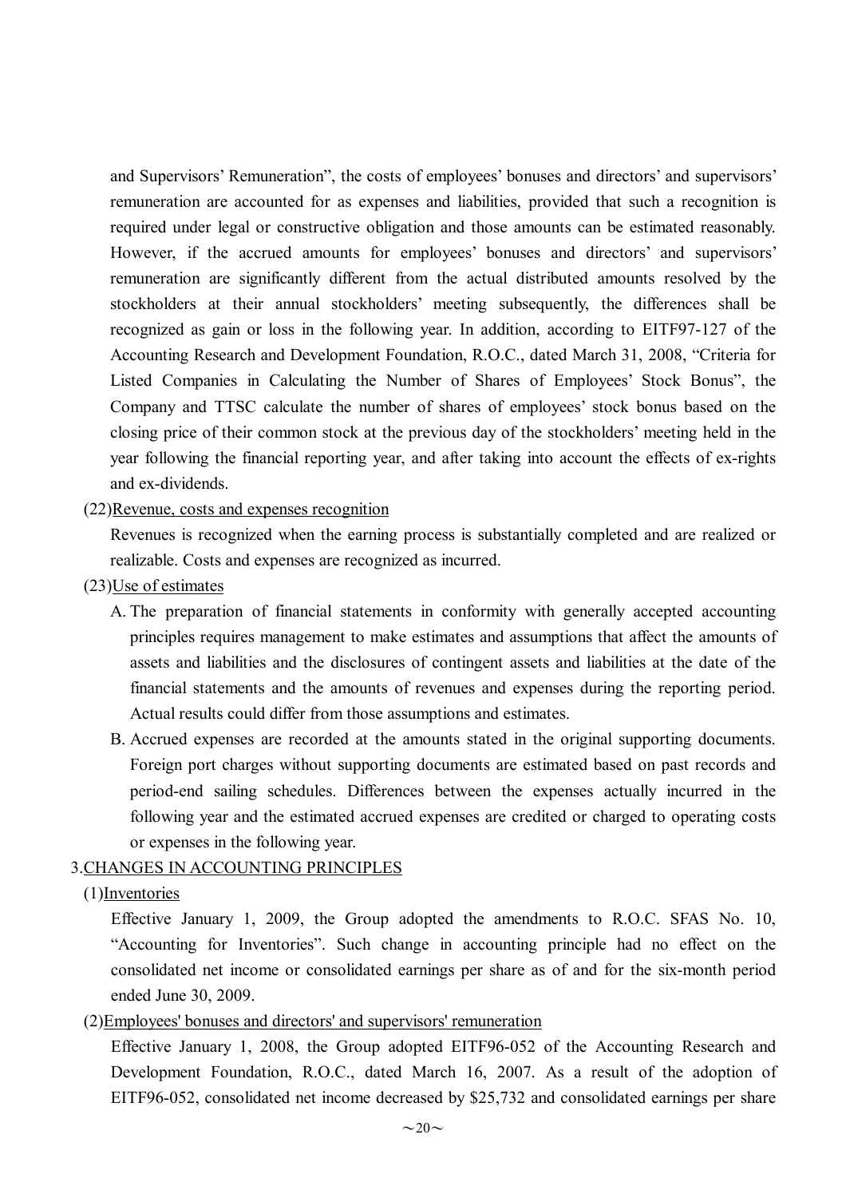and Supervisors' Remuneration", the costs of employees' bonuses and directors' and supervisors' remuneration are accounted for as expenses and liabilities, provided that such a recognition is required under legal or constructive obligation and those amounts can be estimated reasonably. However, if the accrued amounts for employees' bonuses and directors' and supervisors' remuneration are significantly different from the actual distributed amounts resolved by the stockholders at their annual stockholders' meeting subsequently, the differences shall be recognized as gain or loss in the following year. In addition, according to EITF97-127 of the Accounting Research and Development Foundation, R.O.C., dated March 31, 2008, "Criteria for Listed Companies in Calculating the Number of Shares of Employees' Stock Bonus", the Company and TTSC calculate the number of shares of employees' stock bonus based on the closing price of their common stock at the previous day of the stockholders' meeting held in the year following the financial reporting year, and after taking into account the effects of ex-rights and ex-dividends.

(22)Revenue, costs and expenses recognition

Revenues is recognized when the earning process is substantially completed and are realized or realizable. Costs and expenses are recognized as incurred.

(23)Use of estimates

A. The preparation of financial statements in conformity with generally accepted accounting principles requires management to make estimates and assumptions that affect the amounts of assets and liabilities and the disclosures of contingent assets and liabilities at the date of the financial statements and the amounts of revenues and expenses during the reporting period. Actual results could differ from those assumptions and estimates.

B. Accrued expenses are recorded at the amounts stated in the original supporting documents. Foreign port charges without supporting documents are estimated based on past records and period-end sailing schedules. Differences between the expenses actually incurred in the following year and the estimated accrued expenses are credited or charged to operating costs or expenses in the following year.

3.CHANGES IN ACCOUNTING PRINCIPLES

(1)Inventories

Effective January 1, 2009, the Group adopted the amendments to R.O.C. SFAS No. 10, "Accounting for Inventories". Such change in accounting principle had no effect on the consolidated net income or consolidated earnings per share as of and for the six-month period ended June 30, 2009.

(2)Employees' bonuses and directors' and supervisors' remuneration

Effective January 1, 2008, the Group adopted EITF96-052 of the Accounting Research and Development Foundation, R.O.C., dated March 16, 2007. As a result of the adoption of EITF96-052, consolidated net income decreased by $25,732 and consolidated earnings per share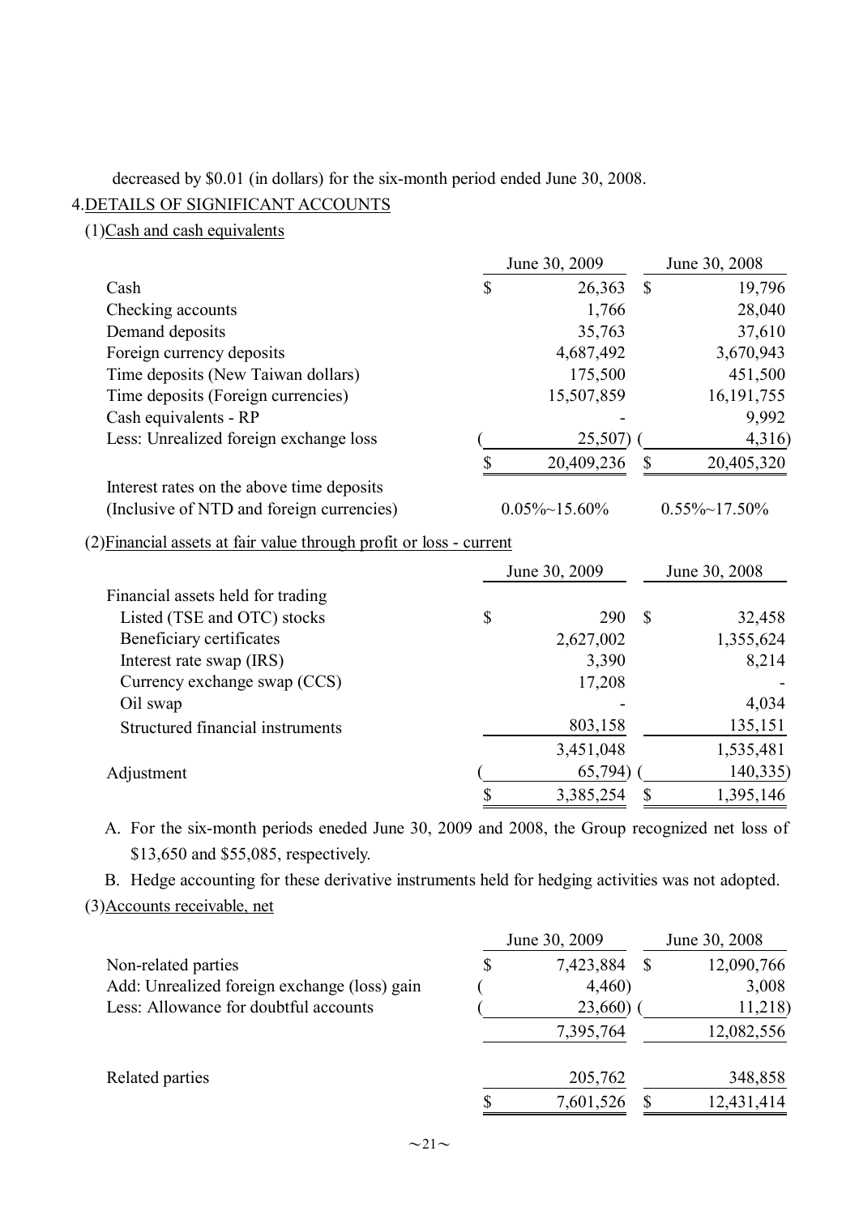decreased by $0.01 (in dollars) for the six-month period ended June 30, 2008.

## 4.DETAILS OF SIGNIFICANT ACCOUNTS

### (1)Cash and cash equivalents

| | June 30, 2009 | June 30, 2008 |
|---|---|---|
| Cash | $ 26,363 | $ 19,796 |
| Checking accounts | 1,766 | 28,040 |
| Demand deposits | 35,763 | 37,610 |
| Foreign currency deposits | 4,687,492 | 3,670,943 |
| Time deposits (New Taiwan dollars) | 175,500 | 451,500 |
| Time deposits (Foreign currencies) | 15,507,859 | 16,191,755 |
| Cash equivalents - RP | - | 9,992 |
| Less: Unrealized foreign exchange loss | ( 25,507) | ( 4,316) |
| | $ 20,409,236 | $ 20,405,320 |
| Interest rates on the above time deposits (Inclusive of NTD and foreign currencies) | 0.05%~15.60% | 0.55%~17.50% |

### (2)Financial assets at fair value through profit or loss - current

| | June 30, 2009 | June 30, 2008 |
|---|---|---|
| Financial assets held for trading | | |
| Listed (TSE and OTC) stocks | $ 290 | $ 32,458 |
| Beneficiary certificates | 2,627,002 | 1,355,624 |
| Interest rate swap (IRS) | 3,390 | 8,214 |
| Currency exchange swap (CCS) | 17,208 | - |
| Oil swap | - | 4,034 |
| Structured financial instruments | 803,158 | 135,151 |
| | 3,451,048 | 1,535,481 |
| Adjustment | ( 65,794) | ( 140,335) |
| | $ 3,385,254 | $ 1,395,146 |

A. For the six-month periods eneded June 30, 2009 and 2008, the Group recognized net loss of $13,650 and $55,085, respectively.

B. Hedge accounting for these derivative instruments held for hedging activities was not adopted.

### (3)Accounts receivable, net

| | June 30, 2009 | June 30, 2008 |
|---|---|---|
| Non-related parties | $ 7,423,884 | $ 12,090,766 |
| Add: Unrealized foreign exchange (loss) gain | ( 4,460) | 3,008 |
| Less: Allowance for doubtful accounts | ( 23,660) | ( 11,218) |
| | 7,395,764 | 12,082,556 |
| Related parties | 205,762 | 348,858 |
| | $ 7,601,526 | $ 12,431,414 |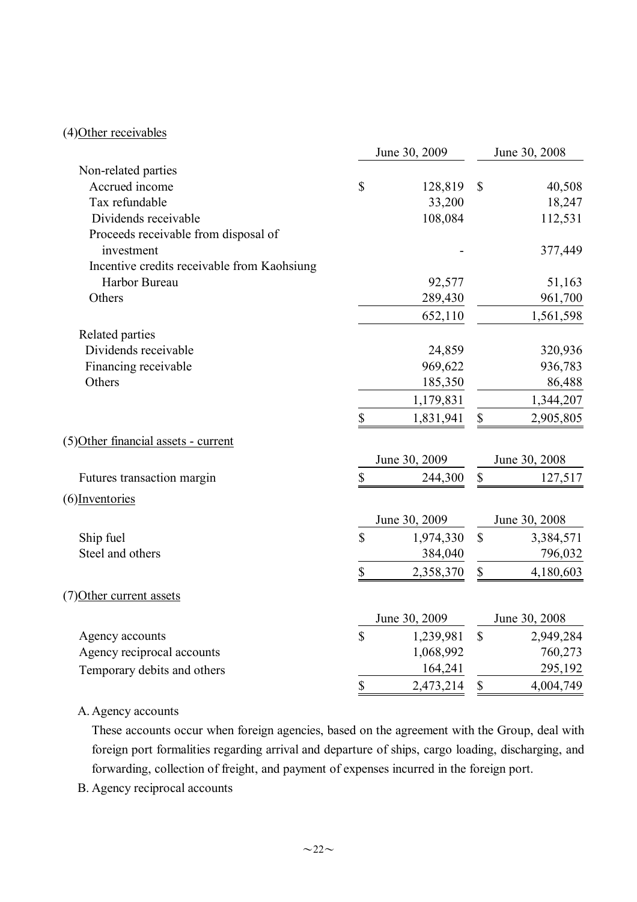(4)Other receivables

| | June 30, 2009 | June 30, 2008 |
|---|---|---|
| Non-related parties | | |
| Accrued income | $ 128,819 | $ 40,508 |
| Tax refundable | 33,200 | 18,247 |
| Dividends receivable | 108,084 | 112,531 |
| Proceeds receivable from disposal of investment | - | 377,449 |
| Incentive credits receivable from Kaohsiung Harbor Bureau | 92,577 | 51,163 |
| Others | 289,430 | 961,700 |
| | 652,110 | 1,561,598 |
| Related parties | | |
| Dividends receivable | 24,859 | 320,936 |
| Financing receivable | 969,622 | 936,783 |
| Others | 185,350 | 86,488 |
| | 1,179,831 | 1,344,207 |
| | $ 1,831,941 | $ 2,905,805 |

(5)Other financial assets - current

| | June 30, 2009 | June 30, 2008 |
|---|---|---|
| Futures transaction margin | $ 244,300 | $ 127,517 |

(6)Inventories

| | June 30, 2009 | June 30, 2008 |
|---|---|---|
| Ship fuel | $ 1,974,330 | $ 3,384,571 |
| Steel and others | 384,040 | 796,032 |
| | $ 2,358,370 | $ 4,180,603 |

(7)Other current assets

| | June 30, 2009 | June 30, 2008 |
|---|---|---|
| Agency accounts | $ 1,239,981 | $ 2,949,284 |
| Agency reciprocal accounts | 1,068,992 | 760,273 |
| Temporary debits and others | 164,241 | 295,192 |
| | $ 2,473,214 | $ 4,004,749 |

A. Agency accounts

These accounts occur when foreign agencies, based on the agreement with the Group, deal with foreign port formalities regarding arrival and departure of ships, cargo loading, discharging, and forwarding, collection of freight, and payment of expenses incurred in the foreign port.

B. Agency reciprocal accounts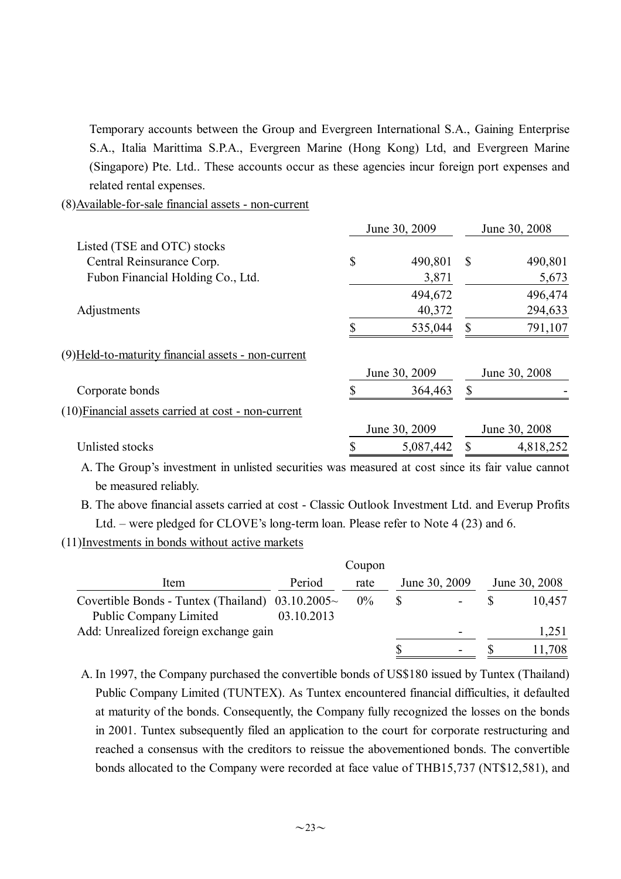Temporary accounts between the Group and Evergreen International S.A., Gaining Enterprise S.A., Italia Marittima S.P.A., Evergreen Marine (Hong Kong) Ltd, and Evergreen Marine (Singapore) Pte. Ltd.. These accounts occur as these agencies incur foreign port expenses and related rental expenses.

(8)Available-for-sale financial assets - non-current

| | June 30, 2009 | June 30, 2008 |
|---|---|---|
| Listed (TSE and OTC) stocks | | |
| Central Reinsurance Corp. | $ 490,801 | $ 490,801 |
| Fubon Financial Holding Co., Ltd. | 3,871 | 5,673 |
| | 494,672 | 496,474 |
| Adjustments | 40,372 | 294,633 |
| | $ 535,044 | $ 791,107 |

(9)Held-to-maturity financial assets - non-current

| | June 30, 2009 | June 30, 2008 |
|---|---|---|
| Corporate bonds | $ 364,463 | $ - |

(10)Financial assets carried at cost - non-current

| | June 30, 2009 | June 30, 2008 |
|---|---|---|
| Unlisted stocks | $ 5,087,442 | $ 4,818,252 |

A. The Group's investment in unlisted securities was measured at cost since its fair value cannot be measured reliably.

B. The above financial assets carried at cost - Classic Outlook Investment Ltd. and Everup Profits Ltd. – were pledged for CLOVE's long-term loan. Please refer to Note 4 (23) and 6.

(11)Investments in bonds without active markets

| Item | Period | Coupon rate | June 30, 2009 | June 30, 2008 |
|---|---|---|---|---|
| Convertible Bonds - Tuntex (Thailand) Public Company Limited | 03.10.2005~ 03.10.2013 | 0% | $ - | $ 10,457 |
| Add: Unrealized foreign exchange gain | | | - | 1,251 |
| | | | $ - | $ 11,708 |

A. In 1997, the Company purchased the convertible bonds of US$180 issued by Tuntex (Thailand) Public Company Limited (TUNTEX). As Tuntex encountered financial difficulties, it defaulted at maturity of the bonds. Consequently, the Company fully recognized the losses on the bonds in 2001. Tuntex subsequently filed an application to the court for corporate restructuring and reached a consensus with the creditors to reissue the abovementioned bonds. The convertible bonds allocated to the Company were recorded at face value of THB15,737 (NT$12,581), and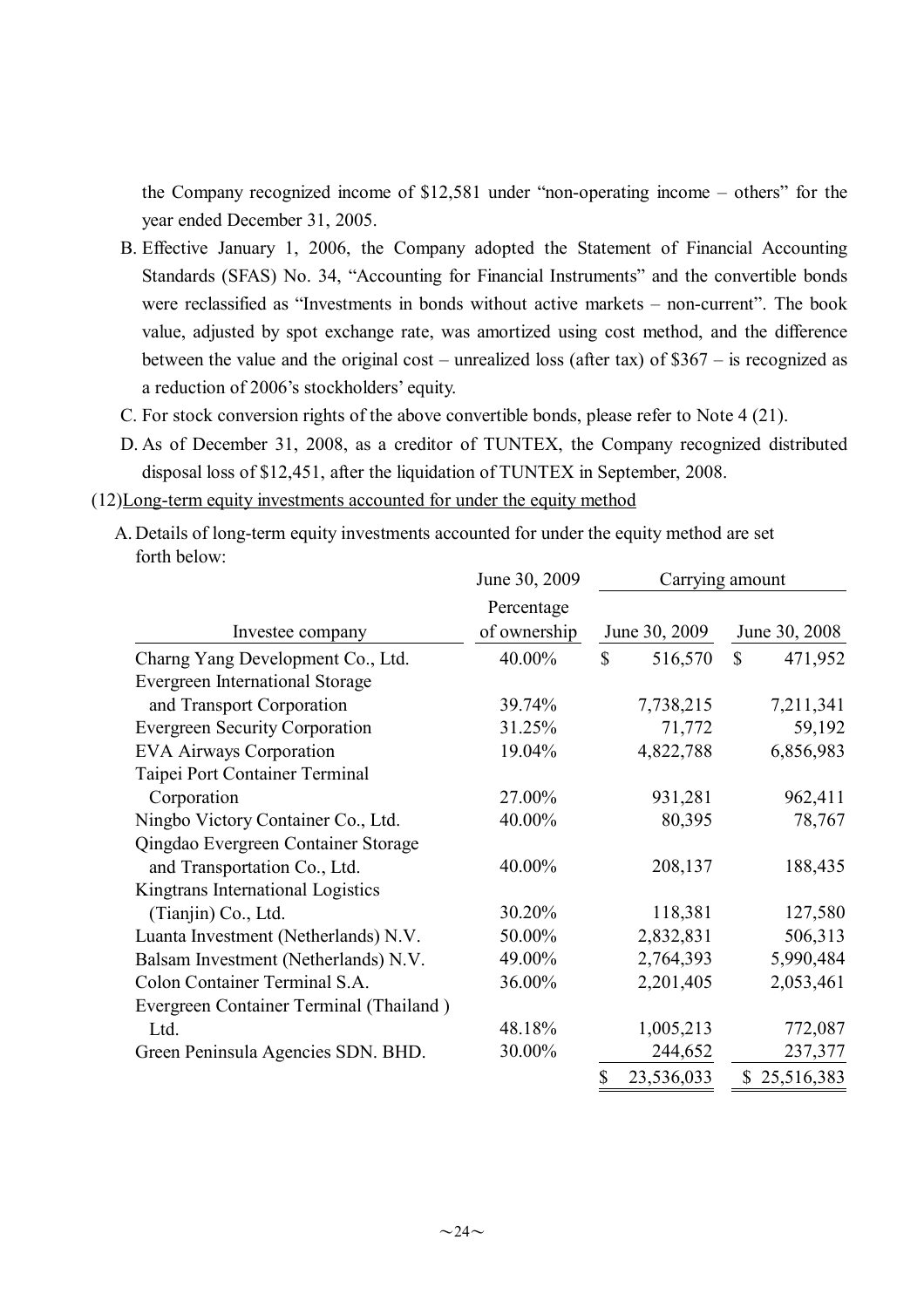the Company recognized income of $12,581 under "non-operating income – others" for the year ended December 31, 2005.

B. Effective January 1, 2006, the Company adopted the Statement of Financial Accounting Standards (SFAS) No. 34, "Accounting for Financial Instruments" and the convertible bonds were reclassified as "Investments in bonds without active markets – non-current". The book value, adjusted by spot exchange rate, was amortized using cost method, and the difference between the value and the original cost – unrealized loss (after tax) of $367 – is recognized as a reduction of 2006's stockholders' equity.

C. For stock conversion rights of the above convertible bonds, please refer to Note 4 (21).

D. As of December 31, 2008, as a creditor of TUNTEX, the Company recognized distributed disposal loss of $12,451, after the liquidation of TUNTEX in September, 2008.

(12)Long-term equity investments accounted for under the equity method

A. Details of long-term equity investments accounted for under the equity method are set forth below:

| | June 30, 2009 | Carrying amount | |
|---|---|---|---|
| Investee company | Percentage of ownership | June 30, 2009 | June 30, 2008 |
| Charng Yang Development Co., Ltd. | 40.00% | $ 516,570 | $ 471,952 |
| Evergreen International Storage and Transport Corporation | 39.74% | 7,738,215 | 7,211,341 |
| Evergreen Security Corporation | 31.25% | 71,772 | 59,192 |
| EVA Airways Corporation | 19.04% | 4,822,788 | 6,856,983 |
| Taipei Port Container Terminal Corporation | 27.00% | 931,281 | 962,411 |
| Ningbo Victory Container Co., Ltd. | 40.00% | 80,395 | 78,767 |
| Qingdao Evergreen Container Storage and Transportation Co., Ltd. | 40.00% | 208,137 | 188,435 |
| Kingtrans International Logistics (Tianjin) Co., Ltd. | 30.20% | 118,381 | 127,580 |
| Luanta Investment (Netherlands) N.V. | 50.00% | 2,832,831 | 506,313 |
| Balsam Investment (Netherlands) N.V. | 49.00% | 2,764,393 | 5,990,484 |
| Colon Container Terminal S.A. | 36.00% | 2,201,405 | 2,053,461 |
| Evergreen Container Terminal (Thailand ) Ltd. | 48.18% | 1,005,213 | 772,087 |
| Green Peninsula Agencies SDN. BHD. | 30.00% | 244,652 | 237,377 |
| | | $ 23,536,033 | $ 25,516,383 |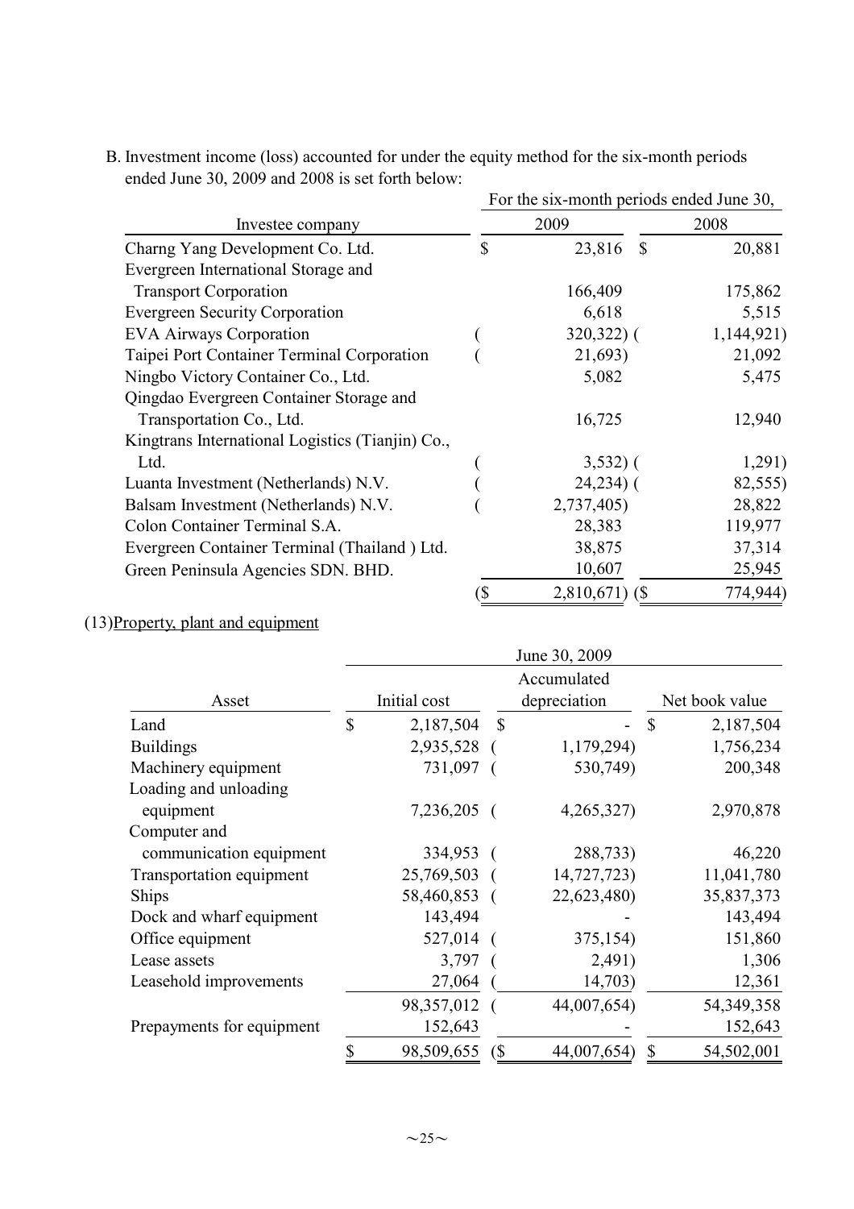B. Investment income (loss) accounted for under the equity method for the six-month periods ended June 30, 2009 and 2008 is set forth below:

| Investee company | For the six-month periods ended June 30, 2009 | 2008 |
|---|---|---|
| Charng Yang Development Co. Ltd. | $ 23,816 | $ 20,881 |
| Evergreen International Storage and Transport Corporation | 166,409 | 175,862 |
| Evergreen Security Corporation | 6,618 | 5,515 |
| EVA Airways Corporation | ( 320,322) | ( 1,144,921) |
| Taipei Port Container Terminal Corporation | ( 21,693) | 21,092 |
| Ningbo Victory Container Co., Ltd. | 5,082 | 5,475 |
| Qingdao Evergreen Container Storage and Transportation Co., Ltd. | 16,725 | 12,940 |
| Kingtrans International Logistics (Tianjin) Co., Ltd. | ( 3,532) | ( 1,291) |
| Luanta Investment (Netherlands) N.V. | ( 24,234) | ( 82,555) |
| Balsam Investment (Netherlands) N.V. | ( 2,737,405) | 28,822 |
| Colon Container Terminal S.A. | 28,383 | 119,977 |
| Evergreen Container Terminal (Thailand ) Ltd. | 38,875 | 37,314 |
| Green Peninsula Agencies SDN. BHD. | 10,607 | 25,945 |
| | ($ 2,810,671) | ($ 774,944) |

(13)Property, plant and equipment

| Asset | June 30, 2009 Initial cost | Accumulated depreciation | Net book value |
|---|---|---|---|
| Land | $ 2,187,504 | $ - | $ 2,187,504 |
| Buildings | 2,935,528 | ( 1,179,294) | 1,756,234 |
| Machinery equipment | 731,097 | ( 530,749) | 200,348 |
| Loading and unloading equipment | 7,236,205 | ( 4,265,327) | 2,970,878 |
| Computer and communication equipment | 334,953 | ( 288,733) | 46,220 |
| Transportation equipment | 25,769,503 | ( 14,727,723) | 11,041,780 |
| Ships | 58,460,853 | ( 22,623,480) | 35,837,373 |
| Dock and wharf equipment | 143,494 | - | 143,494 |
| Office equipment | 527,014 | ( 375,154) | 151,860 |
| Lease assets | 3,797 | ( 2,491) | 1,306 |
| Leasehold improvements | 27,064 | ( 14,703) | 12,361 |
| | 98,357,012 | ( 44,007,654) | 54,349,358 |
| Prepayments for equipment | 152,643 | - | 152,643 |
| | $ 98,509,655 | ($ 44,007,654) | $ 54,502,001 |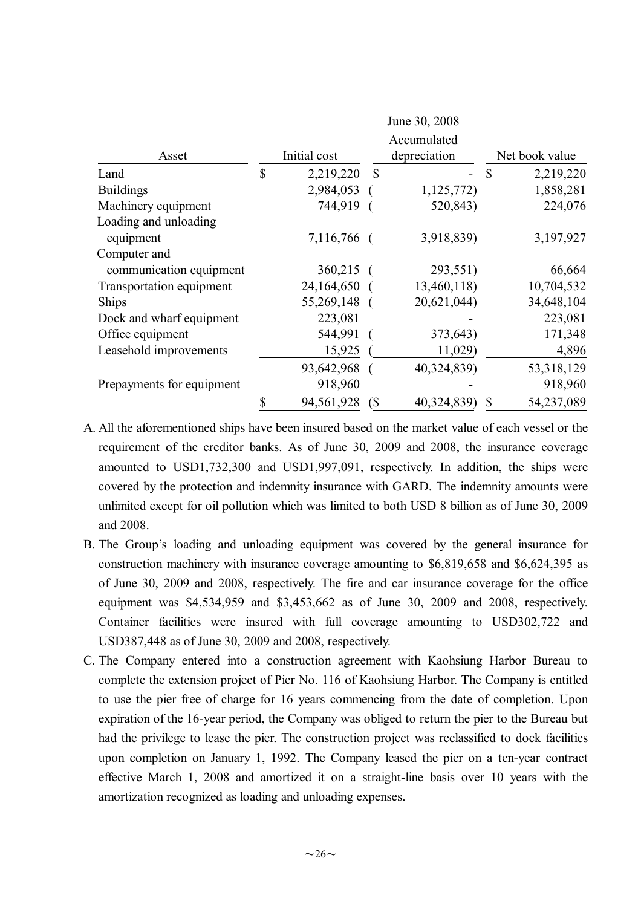| Asset | June 30, 2008 | | |
|---|---|---|---|
| | Initial cost | Accumulated depreciation | Net book value |
| Land | $ 2,219,220 | $ - | $ 2,219,220 |
| Buildings | 2,984,053 | ( 1,125,772) | 1,858,281 |
| Machinery equipment | 744,919 | ( 520,843) | 224,076 |
| Loading and unloading equipment | 7,116,766 | ( 3,918,839) | 3,197,927 |
| Computer and communication equipment | 360,215 | ( 293,551) | 66,664 |
| Transportation equipment | 24,164,650 | ( 13,460,118) | 10,704,532 |
| Ships | 55,269,148 | ( 20,621,044) | 34,648,104 |
| Dock and wharf equipment | 223,081 | - | 223,081 |
| Office equipment | 544,991 | ( 373,643) | 171,348 |
| Leasehold improvements | 15,925 | ( 11,029) | 4,896 |
| | 93,642,968 | ( 40,324,839) | 53,318,129 |
| Prepayments for equipment | 918,960 | - | 918,960 |
| | $ 94,561,928 | ($ 40,324,839) | $ 54,237,089 |

A. All the aforementioned ships have been insured based on the market value of each vessel or the requirement of the creditor banks. As of June 30, 2009 and 2008, the insurance coverage amounted to USD1,732,300 and USD1,997,091, respectively. In addition, the ships were covered by the protection and indemnity insurance with GARD. The indemnity amounts were unlimited except for oil pollution which was limited to both USD 8 billion as of June 30, 2009 and 2008.

B. The Group's loading and unloading equipment was covered by the general insurance for construction machinery with insurance coverage amounting to $6,819,658 and $6,624,395 as of June 30, 2009 and 2008, respectively. The fire and car insurance coverage for the office equipment was $4,534,959 and $3,453,662 as of June 30, 2009 and 2008, respectively. Container facilities were insured with full coverage amounting to USD302,722 and USD387,448 as of June 30, 2009 and 2008, respectively.

C. The Company entered into a construction agreement with Kaohsiung Harbor Bureau to complete the extension project of Pier No. 116 of Kaohsiung Harbor. The Company is entitled to use the pier free of charge for 16 years commencing from the date of completion. Upon expiration of the 16-year period, the Company was obliged to return the pier to the Bureau but had the privilege to lease the pier. The construction project was reclassified to dock facilities upon completion on January 1, 1992. The Company leased the pier on a ten-year contract effective March 1, 2008 and amortized it on a straight-line basis over 10 years with the amortization recognized as loading and unloading expenses.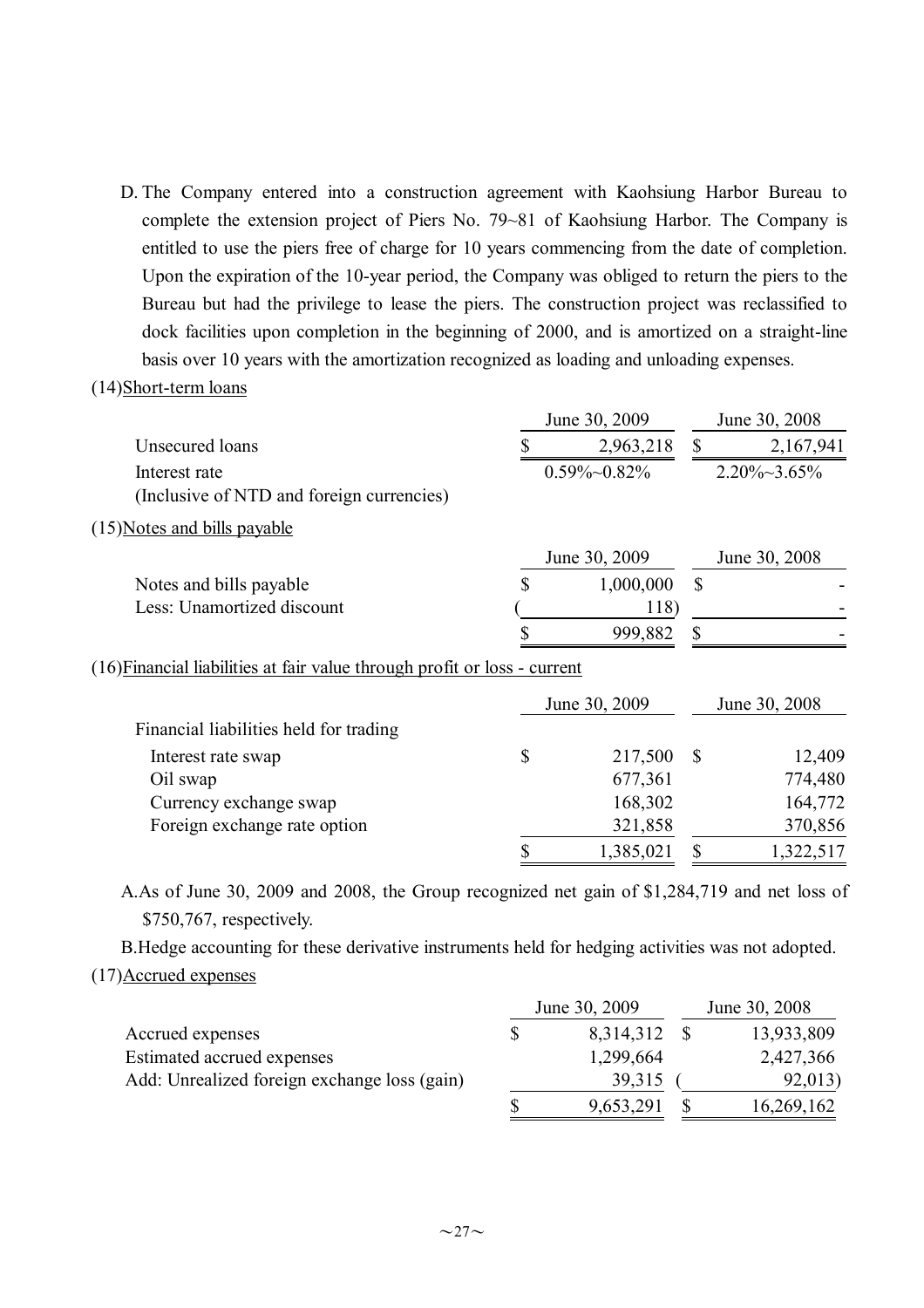D. The Company entered into a construction agreement with Kaohsiung Harbor Bureau to complete the extension project of Piers No. 79~81 of Kaohsiung Harbor. The Company is entitled to use the piers free of charge for 10 years commencing from the date of completion. Upon the expiration of the 10-year period, the Company was obliged to return the piers to the Bureau but had the privilege to lease the piers. The construction project was reclassified to dock facilities upon completion in the beginning of 2000, and is amortized on a straight-line basis over 10 years with the amortization recognized as loading and unloading expenses.

(14)Short-term loans

| | June 30, 2009 | June 30, 2008 |
|---|---|---|
| Unsecured loans | $ 2,963,218 | $ 2,167,941 |
| Interest rate (Inclusive of NTD and foreign currencies) | 0.59%~0.82% | 2.20%~3.65% |

(15)Notes and bills payable

| | June 30, 2009 | June 30, 2008 |
|---|---|---|
| Notes and bills payable | $ 1,000,000 | $ - |
| Less: Unamortized discount | ( 118) | - |
| | $ 999,882 | $ - |

(16)Financial liabilities at fair value through profit or loss - current

| | June 30, 2009 | June 30, 2008 |
|---|---|---|
| Financial liabilities held for trading | | |
| Interest rate swap | $ 217,500 | $ 12,409 |
| Oil swap | 677,361 | 774,480 |
| Currency exchange swap | 168,302 | 164,772 |
| Foreign exchange rate option | 321,858 | 370,856 |
| | $ 1,385,021 | $ 1,322,517 |

A.As of June 30, 2009 and 2008, the Group recognized net gain of $1,284,719 and net loss of $750,767, respectively.

B.Hedge accounting for these derivative instruments held for hedging activities was not adopted.

(17)Accrued expenses

| | June 30, 2009 | June 30, 2008 |
|---|---|---|
| Accrued expenses | $ 8,314,312 | $ 13,933,809 |
| Estimated accrued expenses | 1,299,664 | 2,427,366 |
| Add: Unrealized foreign exchange loss (gain) | 39,315 | ( 92,013) |
| | $ 9,653,291 | $ 16,269,162 |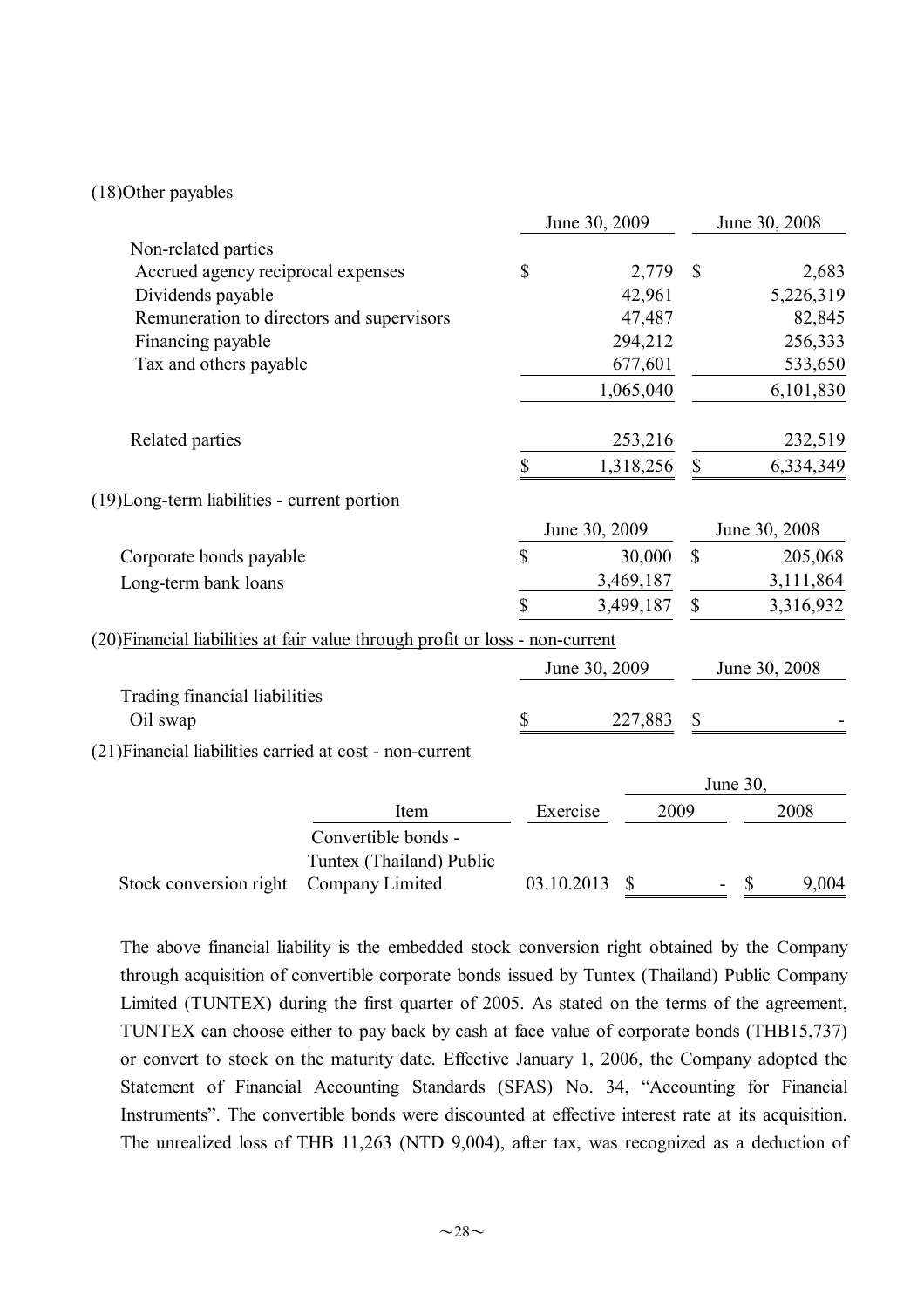(18)Other payables

| | June 30, 2009 | June 30, 2008 |
|---|---|---|
| Non-related parties | | |
| Accrued agency reciprocal expenses | $ 2,779 | $ 2,683 |
| Dividends payable | 42,961 | 5,226,319 |
| Remuneration to directors and supervisors | 47,487 | 82,845 |
| Financing payable | 294,212 | 256,333 |
| Tax and others payable | 677,601 | 533,650 |
| | 1,065,040 | 6,101,830 |
| Related parties | 253,216 | 232,519 |
| | $ 1,318,256 | $ 6,334,349 |

(19)Long-term liabilities - current portion

| | June 30, 2009 | June 30, 2008 |
|---|---|---|
| Corporate bonds payable | $ 30,000 | $ 205,068 |
| Long-term bank loans | 3,469,187 | 3,111,864 |
| | $ 3,499,187 | $ 3,316,932 |

(20)Financial liabilities at fair value through profit or loss - non-current

| | June 30, 2009 | June 30, 2008 |
|---|---|---|
| Trading financial liabilities | | |
| Oil swap | $ 227,883 | $ - |

(21)Financial liabilities carried at cost - non-current

| | Item | Exercise | June 30, 2009 | June 30, 2008 |
|---|---|---|---|---|
| Stock conversion right | Convertible bonds - Tuntex (Thailand) Public Company Limited | 03.10.2013 | $ - | $ 9,004 |

The above financial liability is the embedded stock conversion right obtained by the Company through acquisition of convertible corporate bonds issued by Tuntex (Thailand) Public Company Limited (TUNTEX) during the first quarter of 2005. As stated on the terms of the agreement, TUNTEX can choose either to pay back by cash at face value of corporate bonds (THB15,737) or convert to stock on the maturity date. Effective January 1, 2006, the Company adopted the Statement of Financial Accounting Standards (SFAS) No. 34, "Accounting for Financial Instruments". The convertible bonds were discounted at effective interest rate at its acquisition. The unrealized loss of THB 11,263 (NTD 9,004), after tax, was recognized as a deduction of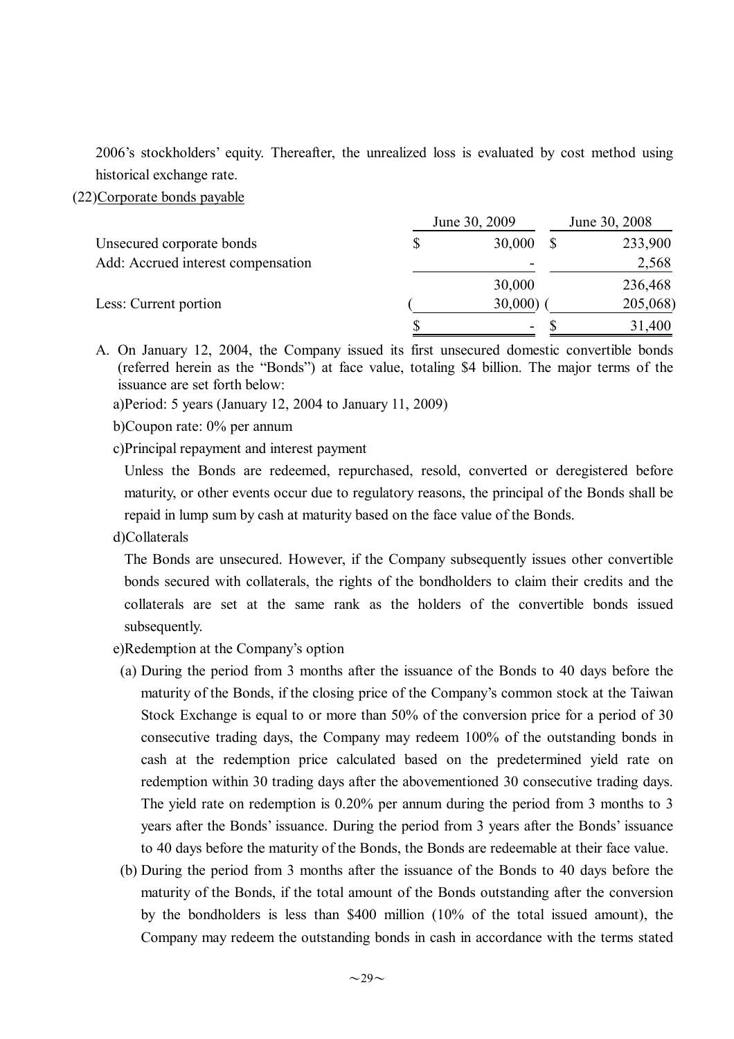2006's stockholders' equity. Thereafter, the unrealized loss is evaluated by cost method using historical exchange rate.

(22)Corporate bonds payable

| | June 30, 2009 | June 30, 2008 |
|---|---|---|
| Unsecured corporate bonds | $ 30,000 | $ 233,900 |
| Add: Accrued interest compensation | - | 2,568 |
| | 30,000 | 236,468 |
| Less: Current portion | ( 30,000) | ( 205,068) |
| | $ - | $ 31,400 |

A. On January 12, 2004, the Company issued its first unsecured domestic convertible bonds (referred herein as the "Bonds") at face value, totaling $4 billion. The major terms of the issuance are set forth below:

a)Period: 5 years (January 12, 2004 to January 11, 2009)

b)Coupon rate: 0% per annum

c)Principal repayment and interest payment

Unless the Bonds are redeemed, repurchased, resold, converted or deregistered before maturity, or other events occur due to regulatory reasons, the principal of the Bonds shall be repaid in lump sum by cash at maturity based on the face value of the Bonds.

d)Collaterals

The Bonds are unsecured. However, if the Company subsequently issues other convertible bonds secured with collaterals, the rights of the bondholders to claim their credits and the collaterals are set at the same rank as the holders of the convertible bonds issued subsequently.

e)Redemption at the Company's option

(a) During the period from 3 months after the issuance of the Bonds to 40 days before the maturity of the Bonds, if the closing price of the Company's common stock at the Taiwan Stock Exchange is equal to or more than 50% of the conversion price for a period of 30 consecutive trading days, the Company may redeem 100% of the outstanding bonds in cash at the redemption price calculated based on the predetermined yield rate on redemption within 30 trading days after the abovementioned 30 consecutive trading days. The yield rate on redemption is 0.20% per annum during the period from 3 months to 3 years after the Bonds' issuance. During the period from 3 years after the Bonds' issuance to 40 days before the maturity of the Bonds, the Bonds are redeemable at their face value.

(b) During the period from 3 months after the issuance of the Bonds to 40 days before the maturity of the Bonds, if the total amount of the Bonds outstanding after the conversion by the bondholders is less than $400 million (10% of the total issued amount), the Company may redeem the outstanding bonds in cash in accordance with the terms stated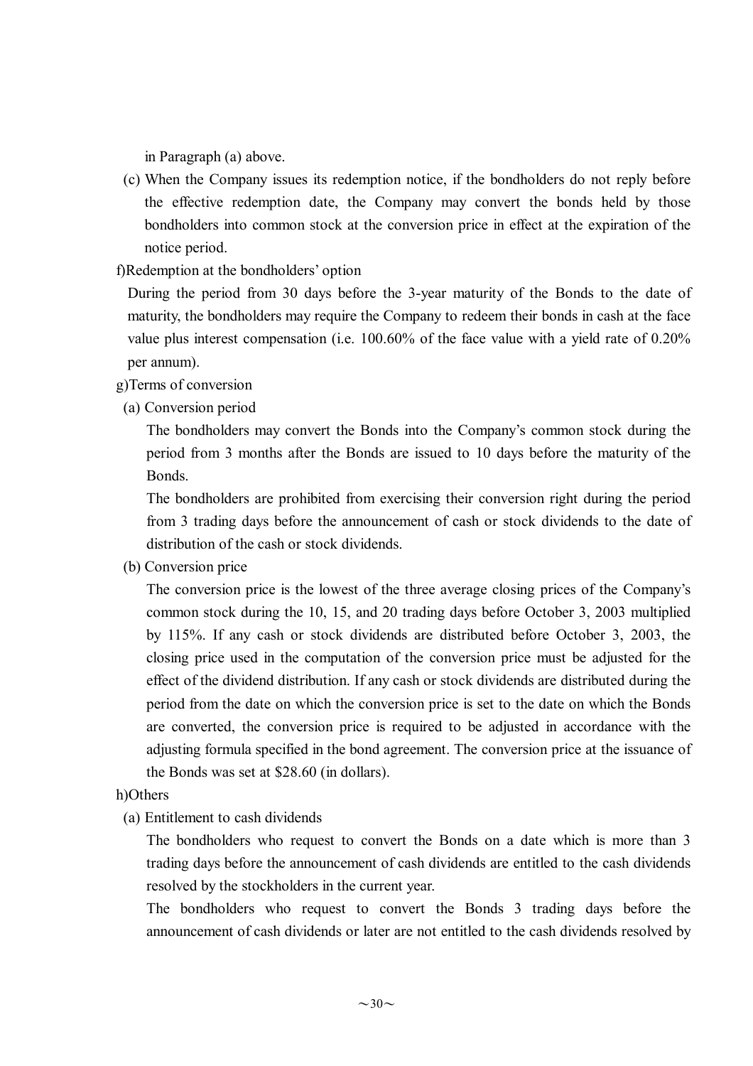in Paragraph (a) above.

(c) When the Company issues its redemption notice, if the bondholders do not reply before the effective redemption date, the Company may convert the bonds held by those bondholders into common stock at the conversion price in effect at the expiration of the notice period.

f)Redemption at the bondholders' option

During the period from 30 days before the 3-year maturity of the Bonds to the date of maturity, the bondholders may require the Company to redeem their bonds in cash at the face value plus interest compensation (i.e. 100.60% of the face value with a yield rate of 0.20% per annum).

g)Terms of conversion

(a) Conversion period

The bondholders may convert the Bonds into the Company's common stock during the period from 3 months after the Bonds are issued to 10 days before the maturity of the Bonds.

The bondholders are prohibited from exercising their conversion right during the period from 3 trading days before the announcement of cash or stock dividends to the date of distribution of the cash or stock dividends.

(b) Conversion price

The conversion price is the lowest of the three average closing prices of the Company's common stock during the 10, 15, and 20 trading days before October 3, 2003 multiplied by 115%. If any cash or stock dividends are distributed before October 3, 2003, the closing price used in the computation of the conversion price must be adjusted for the effect of the dividend distribution. If any cash or stock dividends are distributed during the period from the date on which the conversion price is set to the date on which the Bonds are converted, the conversion price is required to be adjusted in accordance with the adjusting formula specified in the bond agreement. The conversion price at the issuance of the Bonds was set at $28.60 (in dollars).

h)Others

(a) Entitlement to cash dividends

The bondholders who request to convert the Bonds on a date which is more than 3 trading days before the announcement of cash dividends are entitled to the cash dividends resolved by the stockholders in the current year.

The bondholders who request to convert the Bonds 3 trading days before the announcement of cash dividends or later are not entitled to the cash dividends resolved by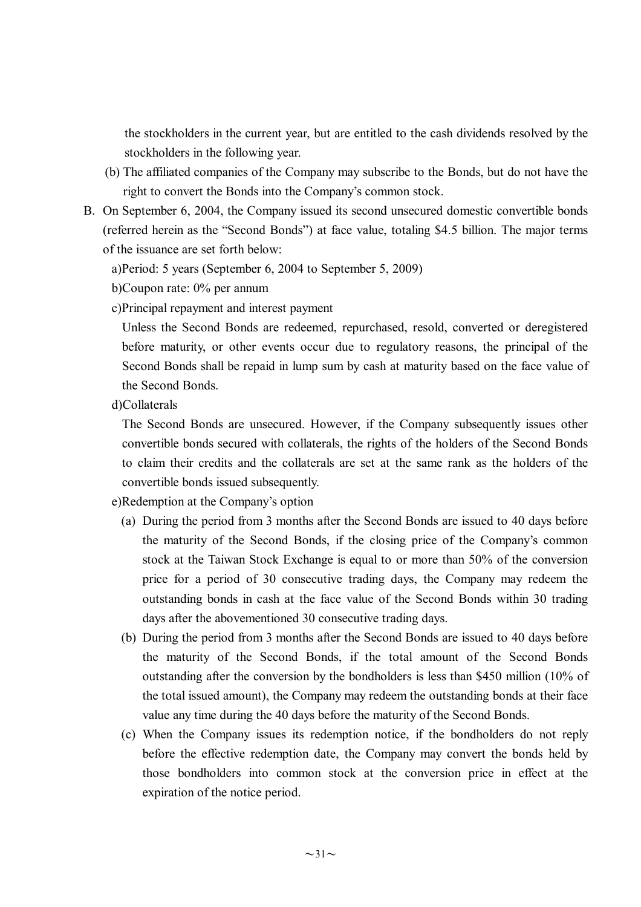the stockholders in the current year, but are entitled to the cash dividends resolved by the stockholders in the following year.

(b) The affiliated companies of the Company may subscribe to the Bonds, but do not have the right to convert the Bonds into the Company's common stock.

B. On September 6, 2004, the Company issued its second unsecured domestic convertible bonds (referred herein as the "Second Bonds") at face value, totaling $4.5 billion. The major terms of the issuance are set forth below:

a)Period: 5 years (September 6, 2004 to September 5, 2009)

b)Coupon rate: 0% per annum

c)Principal repayment and interest payment

Unless the Second Bonds are redeemed, repurchased, resold, converted or deregistered before maturity, or other events occur due to regulatory reasons, the principal of the Second Bonds shall be repaid in lump sum by cash at maturity based on the face value of the Second Bonds.

d)Collaterals

The Second Bonds are unsecured. However, if the Company subsequently issues other convertible bonds secured with collaterals, the rights of the holders of the Second Bonds to claim their credits and the collaterals are set at the same rank as the holders of the convertible bonds issued subsequently.

e)Redemption at the Company's option

(a) During the period from 3 months after the Second Bonds are issued to 40 days before the maturity of the Second Bonds, if the closing price of the Company's common stock at the Taiwan Stock Exchange is equal to or more than 50% of the conversion price for a period of 30 consecutive trading days, the Company may redeem the outstanding bonds in cash at the face value of the Second Bonds within 30 trading days after the abovementioned 30 consecutive trading days.

(b) During the period from 3 months after the Second Bonds are issued to 40 days before the maturity of the Second Bonds, if the total amount of the Second Bonds outstanding after the conversion by the bondholders is less than $450 million (10% of the total issued amount), the Company may redeem the outstanding bonds at their face value any time during the 40 days before the maturity of the Second Bonds.

(c) When the Company issues its redemption notice, if the bondholders do not reply before the effective redemption date, the Company may convert the bonds held by those bondholders into common stock at the conversion price in effect at the expiration of the notice period.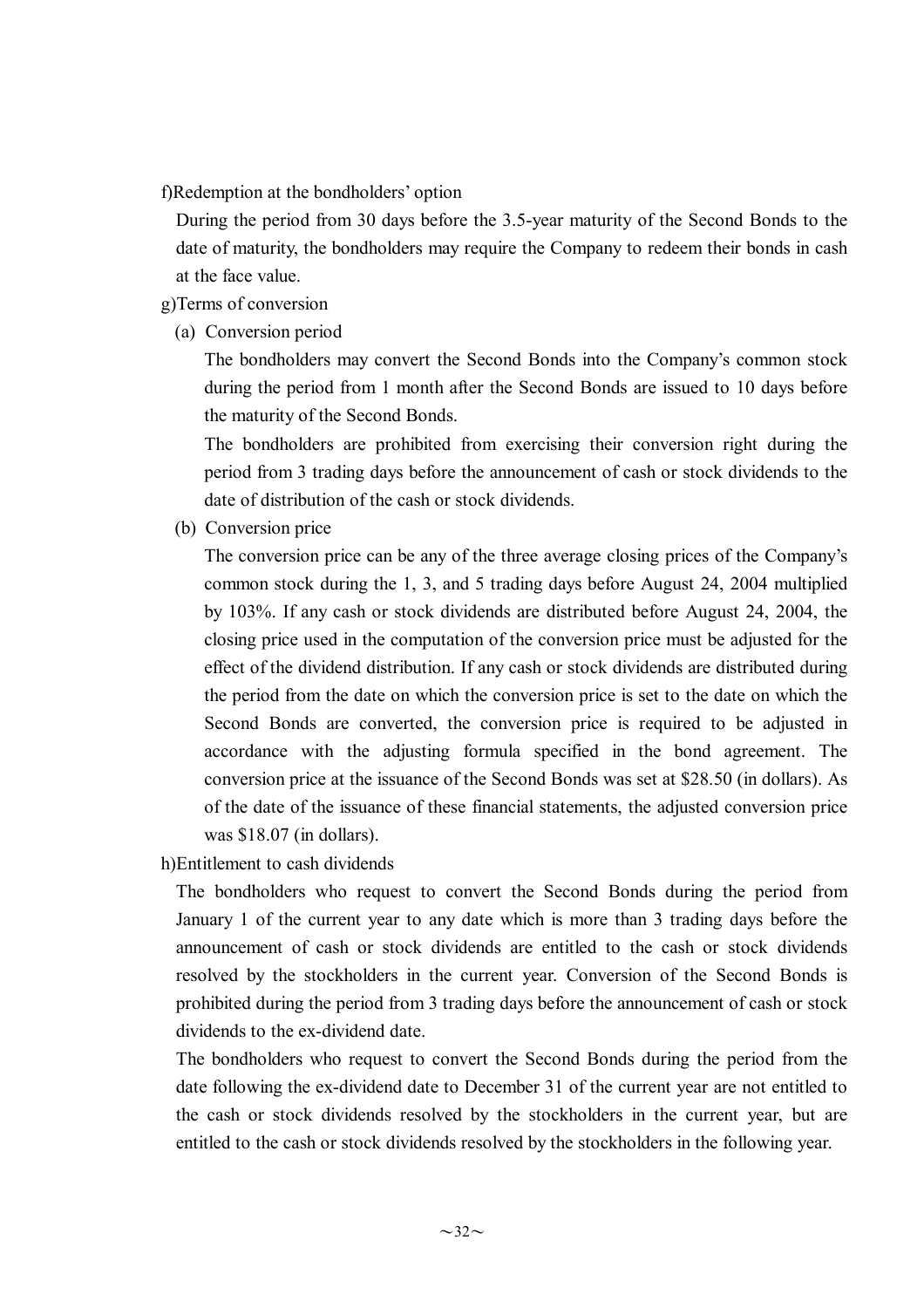f)Redemption at the bondholders' option

During the period from 30 days before the 3.5-year maturity of the Second Bonds to the date of maturity, the bondholders may require the Company to redeem their bonds in cash at the face value.

g)Terms of conversion

(a) Conversion period

The bondholders may convert the Second Bonds into the Company's common stock during the period from 1 month after the Second Bonds are issued to 10 days before the maturity of the Second Bonds.

The bondholders are prohibited from exercising their conversion right during the period from 3 trading days before the announcement of cash or stock dividends to the date of distribution of the cash or stock dividends.

(b) Conversion price

The conversion price can be any of the three average closing prices of the Company's common stock during the 1, 3, and 5 trading days before August 24, 2004 multiplied by 103%. If any cash or stock dividends are distributed before August 24, 2004, the closing price used in the computation of the conversion price must be adjusted for the effect of the dividend distribution. If any cash or stock dividends are distributed during the period from the date on which the conversion price is set to the date on which the Second Bonds are converted, the conversion price is required to be adjusted in accordance with the adjusting formula specified in the bond agreement. The conversion price at the issuance of the Second Bonds was set at $28.50 (in dollars). As of the date of the issuance of these financial statements, the adjusted conversion price was $18.07 (in dollars).

h)Entitlement to cash dividends

The bondholders who request to convert the Second Bonds during the period from January 1 of the current year to any date which is more than 3 trading days before the announcement of cash or stock dividends are entitled to the cash or stock dividends resolved by the stockholders in the current year. Conversion of the Second Bonds is prohibited during the period from 3 trading days before the announcement of cash or stock dividends to the ex-dividend date.

The bondholders who request to convert the Second Bonds during the period from the date following the ex-dividend date to December 31 of the current year are not entitled to the cash or stock dividends resolved by the stockholders in the current year, but are entitled to the cash or stock dividends resolved by the stockholders in the following year.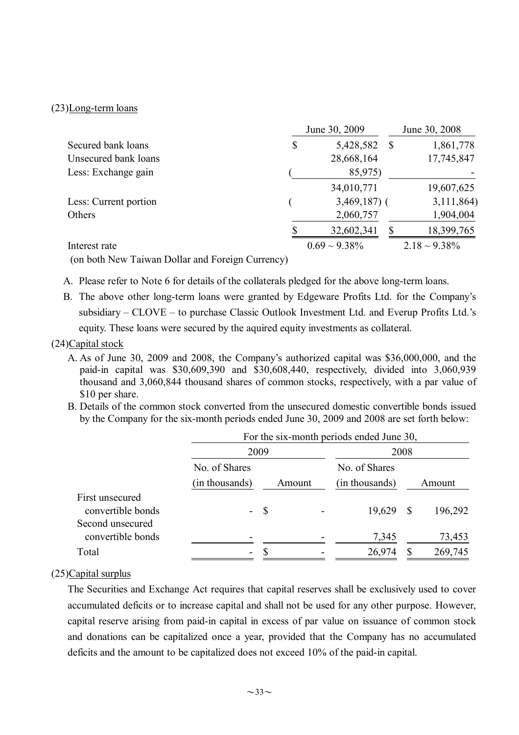(23)Long-term loans

| | June 30, 2009 | June 30, 2008 |
|---|---|---|
| Secured bank loans | $ 5,428,582 | $ 1,861,778 |
| Unsecured bank loans | 28,668,164 | 17,745,847 |
| Less: Exchange gain | ( 85,975) | - |
| | 34,010,771 | 19,607,625 |
| Less: Current portion | ( 3,469,187) | ( 3,111,864) |
| Others | 2,060,757 | 1,904,004 |
| | $ 32,602,341 | $ 18,399,765 |
| Interest rate (on both New Taiwan Dollar and Foreign Currency) | 0.69 ~ 9.38% | 2.18 ~ 9.38% |

A. Please refer to Note 6 for details of the collaterals pledged for the above long-term loans.

B. The above other long-term loans were granted by Edgeware Profits Ltd. for the Company's subsidiary – CLOVE – to purchase Classic Outlook Investment Ltd. and Everup Profits Ltd.'s equity. These loans were secured by the aquired equity investments as collateral.

(24)Capital stock

A. As of June 30, 2009 and 2008, the Company's authorized capital was $36,000,000, and the paid-in capital was $30,609,390 and $30,608,440, respectively, divided into 3,060,939 thousand and 3,060,844 thousand shares of common stocks, respectively, with a par value of $10 per share.

B. Details of the common stock converted from the unsecured domestic convertible bonds issued by the Company for the six-month periods ended June 30, 2009 and 2008 are set forth below:

| | For the six-month periods ended June 30, | | | |
|---|---|---|---|---|
| | 2009 | | 2008 | |
| | No. of Shares (in thousands) | Amount | No. of Shares (in thousands) | Amount |
| First unsecured convertible bonds | - | $ - | 19,629 | $ 196,292 |
| Second unsecured convertible bonds | - | - | 7,345 | 73,453 |
| Total | - | $ - | 26,974 | $ 269,745 |

(25)Capital surplus

The Securities and Exchange Act requires that capital reserves shall be exclusively used to cover accumulated deficits or to increase capital and shall not be used for any other purpose. However, capital reserve arising from paid-in capital in excess of par value on issuance of common stock and donations can be capitalized once a year, provided that the Company has no accumulated deficits and the amount to be capitalized does not exceed 10% of the paid-in capital.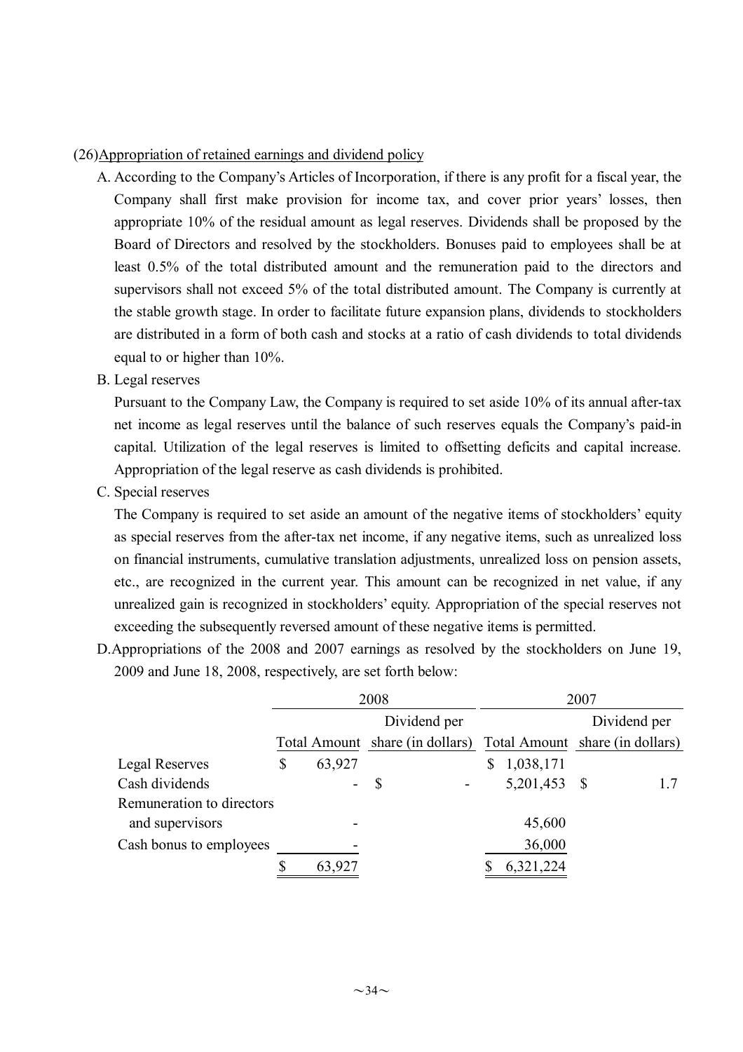(26) Appropriation of retained earnings and dividend policy

A. According to the Company's Articles of Incorporation, if there is any profit for a fiscal year, the Company shall first make provision for income tax, and cover prior years' losses, then appropriate 10% of the residual amount as legal reserves. Dividends shall be proposed by the Board of Directors and resolved by the stockholders. Bonuses paid to employees shall be at least 0.5% of the total distributed amount and the remuneration paid to the directors and supervisors shall not exceed 5% of the total distributed amount. The Company is currently at the stable growth stage. In order to facilitate future expansion plans, dividends to stockholders are distributed in a form of both cash and stocks at a ratio of cash dividends to total dividends equal to or higher than 10%.

B. Legal reserves

Pursuant to the Company Law, the Company is required to set aside 10% of its annual after-tax net income as legal reserves until the balance of such reserves equals the Company's paid-in capital. Utilization of the legal reserves is limited to offsetting deficits and capital increase. Appropriation of the legal reserve as cash dividends is prohibited.

C. Special reserves

The Company is required to set aside an amount of the negative items of stockholders' equity as special reserves from the after-tax net income, if any negative items, such as unrealized loss on financial instruments, cumulative translation adjustments, unrealized loss on pension assets, etc., are recognized in the current year. This amount can be recognized in net value, if any unrealized gain is recognized in stockholders' equity. Appropriation of the special reserves not exceeding the subsequently reversed amount of these negative items is permitted.

D. Appropriations of the 2008 and 2007 earnings as resolved by the stockholders on June 19, 2009 and June 18, 2008, respectively, are set forth below:

| | 2008 | | 2007 | |
|---|---|---|---|---|
| | Total Amount | Dividend per share (in dollars) | Total Amount | Dividend per share (in dollars) |
| Legal Reserves | $ 63,927 | | $ 1,038,171 | |
| Cash dividends | - | $ - | 5,201,453 | $ 1.7 |
| Remuneration to directors and supervisors | - | | 45,600 | |
| Cash bonus to employees | - | | 36,000 | |
| | $ 63,927 | | $ 6,321,224 | |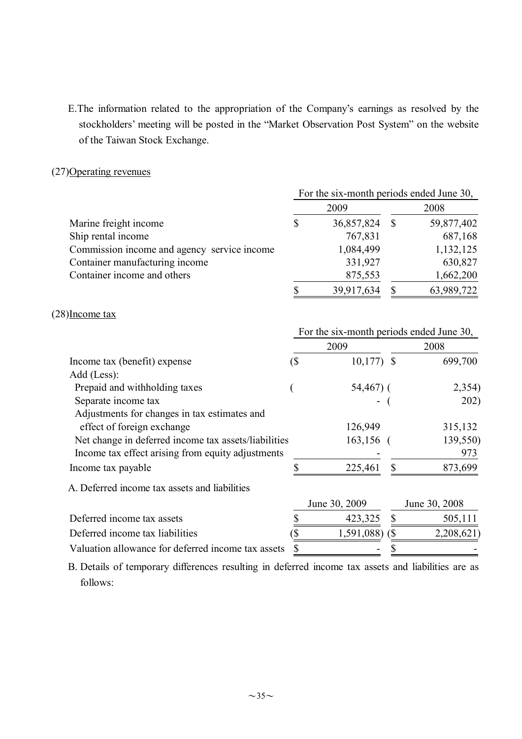E. The information related to the appropriation of the Company's earnings as resolved by the stockholders' meeting will be posted in the "Market Observation Post System" on the website of the Taiwan Stock Exchange.

(27) Operating revenues

| | For the six-month periods ended June 30, | |
|---|---|---|
| | 2009 | 2008 |
| Marine freight income | $ 36,857,824 | $ 59,877,402 |
| Ship rental income | 767,831 | 687,168 |
| Commission income and agency service income | 1,084,499 | 1,132,125 |
| Container manufacturing income | 331,927 | 630,827 |
| Container income and others | 875,553 | 1,662,200 |
| | $ 39,917,634 | $ 63,989,722 |

(28) Income tax

| | For the six-month periods ended June 30, | |
|---|---|---|
| | 2009 | 2008 |
| Income tax (benefit) expense | ($ 10,177) | $ 699,700 |
| Add (Less): | | |
| Prepaid and withholding taxes | ( 54,467) | ( 2,354) |
| Separate income tax | - | ( 202) |
| Adjustments for changes in tax estimates and effect of foreign exchange | 126,949 | 315,132 |
| Net change in deferred income tax assets/liabilities | 163,156 | ( 139,550) |
| Income tax effect arising from equity adjustments | - | 973 |
| Income tax payable | $ 225,461 | $ 873,699 |

A. Deferred income tax assets and liabilities

| | June 30, 2009 | June 30, 2008 |
|---|---|---|
| Deferred income tax assets | $ 423,325 | $ 505,111 |
| Deferred income tax liabilities | ($ 1,591,088) | ($ 2,208,621) |
| Valuation allowance for deferred income tax assets | $ - | $ - |

B. Details of temporary differences resulting in deferred income tax assets and liabilities are as follows: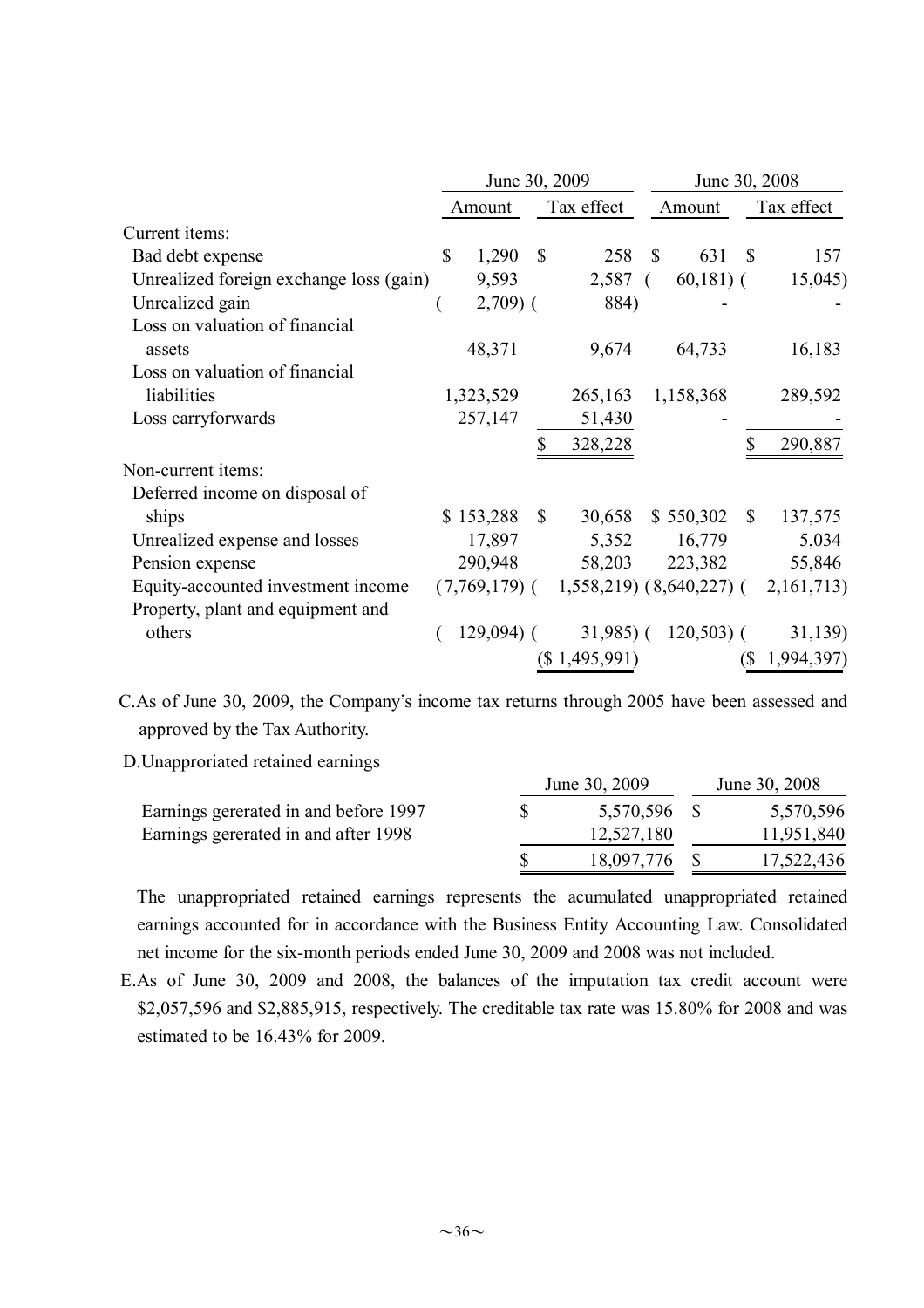| | June 30, 2009 | | June 30, 2008 | |
|---|---|---|---|---|
| | Amount | Tax effect | Amount | Tax effect |
| Current items: | | | | |
| Bad debt expense | $ 1,290 | $ 258 | $ 631 | $ 157 |
| Unrealized foreign exchange loss (gain) | 9,593 | 2,587 | ( 60,181) | ( 15,045) |
| Unrealized gain | ( 2,709) | ( 884) | - | - |
| Loss on valuation of financial assets | 48,371 | 9,674 | 64,733 | 16,183 |
| Loss on valuation of financial liabilities | 1,323,529 | 265,163 | 1,158,368 | 289,592 |
| Loss carryforwards | 257,147 | 51,430 | - | - |
| | | $ 328,228 | | $ 290,887 |
| Non-current items: | | | | |
| Deferred income on disposal of ships | $ 153,288 | $ 30,658 | $ 550,302 | $ 137,575 |
| Unrealized expense and losses | 17,897 | 5,352 | 16,779 | 5,034 |
| Pension expense | 290,948 | 58,203 | 223,382 | 55,846 |
| Equity-accounted investment income | (7,769,179) | ( 1,558,219) | (8,640,227) | ( 2,161,713) |
| Property, plant and equipment and others | ( 129,094) | ( 31,985) | ( 120,503) | ( 31,139) |
| | | ($ 1,495,991) | | ($ 1,994,397) |

C. As of June 30, 2009, the Company's income tax returns through 2005 have been assessed and approved by the Tax Authority.

D. Unapproriated retained earnings

| | June 30, 2009 | June 30, 2008 |
|---|---|---|
| Earnings gererated in and before 1997 | $ 5,570,596 | $ 5,570,596 |
| Earnings gererated in and after 1998 | 12,527,180 | 11,951,840 |
| | $ 18,097,776 | $ 17,522,436 |

The unappropriated retained earnings represents the acumulated unappropriated retained earnings accounted for in accordance with the Business Entity Accounting Law. Consolidated net income for the six-month periods ended June 30, 2009 and 2008 was not included.

E. As of June 30, 2009 and 2008, the balances of the imputation tax credit account were $2,057,596 and $2,885,915, respectively. The creditable tax rate was 15.80% for 2008 and was estimated to be 16.43% for 2009.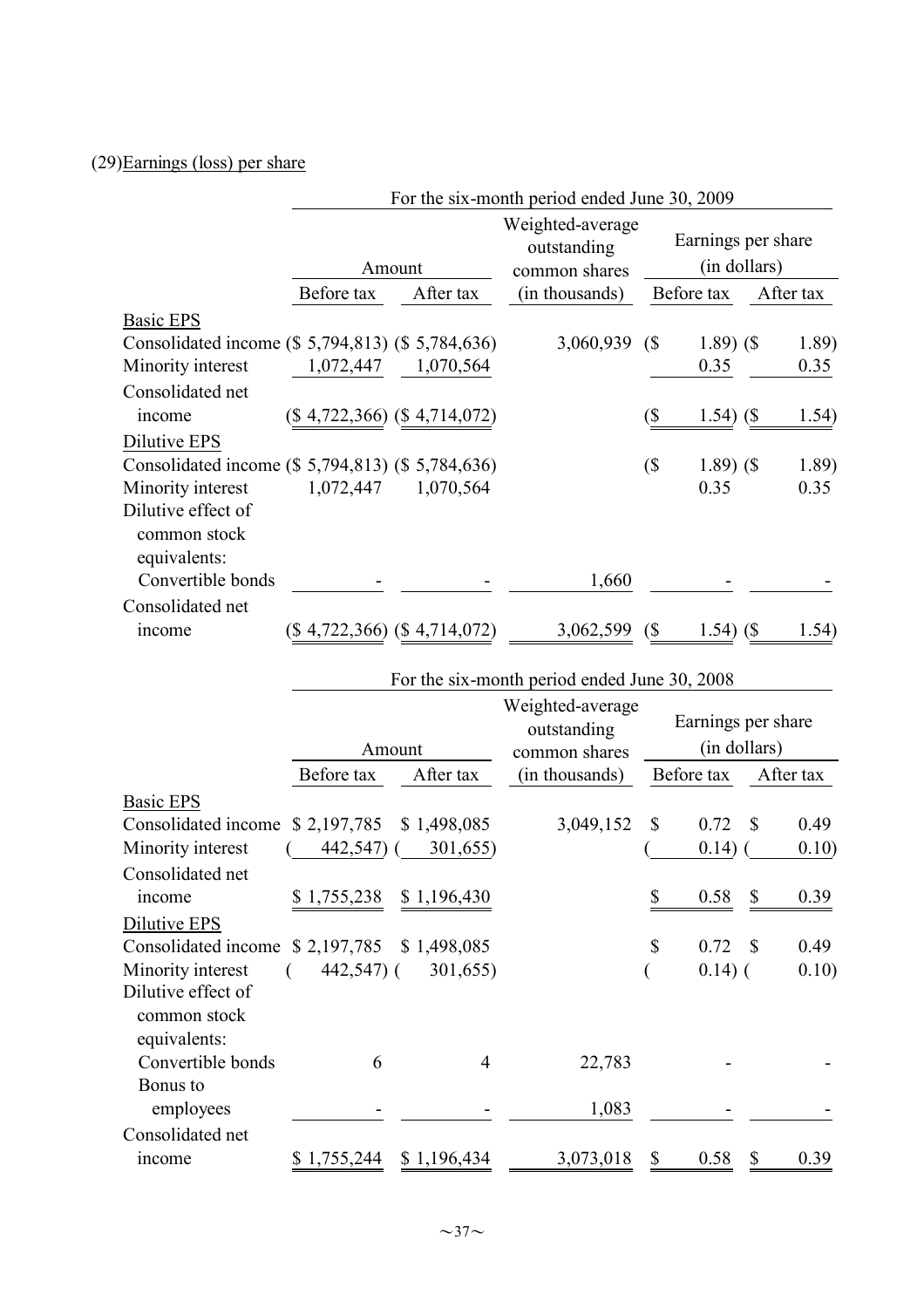## (29) Earnings (loss) per share

| | For the six-month period ended June 30, 2009 | | | | |
|---|---|---|---|---|---|
| | Amount | | Weighted-average outstanding common shares | Earnings per share (in dollars) | |
| | Before tax | After tax | (in thousands) | Before tax | After tax |
| Basic EPS | | | | | |
| Consolidated income | ($ 5,794,813) | ($ 5,784,636) | 3,060,939 | ($ 1.89) | ($ 1.89) |
| Minority interest | 1,072,447 | 1,070,564 | | 0.35 | 0.35 |
| Consolidated net income | ($ 4,722,366) | ($ 4,714,072) | | ($ 1.54) | ($ 1.54) |
| Dilutive EPS | | | | | |
| Consolidated income | ($ 5,794,813) | ($ 5,784,636) | | ($ 1.89) | ($ 1.89) |
| Minority interest | 1,072,447 | 1,070,564 | | 0.35 | 0.35 |
| Dilutive effect of common stock equivalents: | | | | | |
| Convertible bonds | - | - | 1,660 | - | - |
| Consolidated net income | ($ 4,722,366) | ($ 4,714,072) | 3,062,599 | ($ 1.54) | ($ 1.54) |

| | For the six-month period ended June 30, 2008 | | | | |
|---|---|---|---|---|---|
| | Amount | | Weighted-average outstanding common shares | Earnings per share (in dollars) | |
| | Before tax | After tax | (in thousands) | Before tax | After tax |
| Basic EPS | | | | | |
| Consolidated income | $ 2,197,785 | $ 1,498,085 | 3,049,152 | $ 0.72 | $ 0.49 |
| Minority interest | ( 442,547) | ( 301,655) | | ( 0.14) | ( 0.10) |
| Consolidated net income | $ 1,755,238 | $ 1,196,430 | | $ 0.58 | $ 0.39 |
| Dilutive EPS | | | | | |
| Consolidated income | $ 2,197,785 | $ 1,498,085 | | $ 0.72 | $ 0.49 |
| Minority interest | ( 442,547) | ( 301,655) | | ( 0.14) | ( 0.10) |
| Dilutive effect of common stock equivalents: | | | | | |
| Convertible bonds | 6 | 4 | 22,783 | - | - |
| Bonus to employees | - | - | 1,083 | - | - |
| Consolidated net income | $ 1,755,244 | $ 1,196,434 | 3,073,018 | $ 0.58 | $ 0.39 |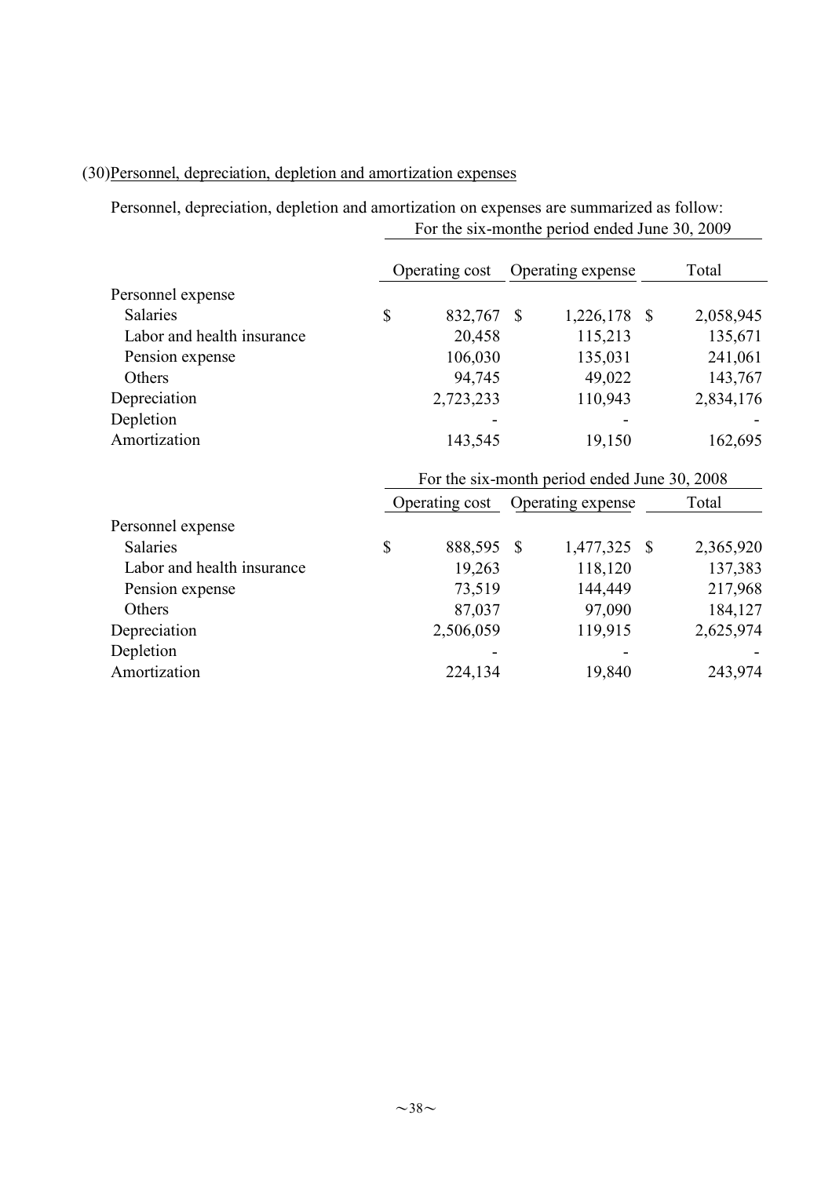(30) Personnel, depreciation, depletion and amortization expenses

Personnel, depreciation, depletion and amortization on expenses are summarized as follow:

| | For the six-monthe period ended June 30, 2009 | | |
|---|---|---|---|
| | Operating cost | Operating expense | Total |
| Personnel expense | | | |
| Salaries | $ 832,767 | $ 1,226,178 | $ 2,058,945 |
| Labor and health insurance | 20,458 | 115,213 | 135,671 |
| Pension expense | 106,030 | 135,031 | 241,061 |
| Others | 94,745 | 49,022 | 143,767 |
| Depreciation | 2,723,233 | 110,943 | 2,834,176 |
| Depletion | - | - | - |
| Amortization | 143,545 | 19,150 | 162,695 |

| | For the six-month period ended June 30, 2008 | | |
|---|---|---|---|
| | Operating cost | Operating expense | Total |
| Personnel expense | | | |
| Salaries | $ 888,595 | $ 1,477,325 | $ 2,365,920 |
| Labor and health insurance | 19,263 | 118,120 | 137,383 |
| Pension expense | 73,519 | 144,449 | 217,968 |
| Others | 87,037 | 97,090 | 184,127 |
| Depreciation | 2,506,059 | 119,915 | 2,625,974 |
| Depletion | - | - | - |
| Amortization | 224,134 | 19,840 | 243,974 |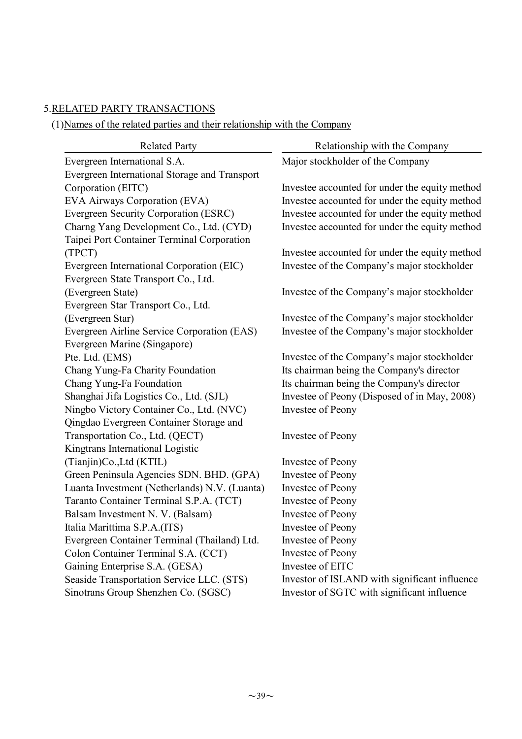## 5.RELATED PARTY TRANSACTIONS

### (1)Names of the related parties and their relationship with the Company

| Related Party | Relationship with the Company |
|---|---|
| Evergreen International S.A. | Major stockholder of the Company |
| Evergreen International Storage and Transport Corporation (EITC) | Investee accounted for under the equity method |
| EVA Airways Corporation (EVA) | Investee accounted for under the equity method |
| Evergreen Security Corporation (ESRC) | Investee accounted for under the equity method |
| Charng Yang Development Co., Ltd. (CYD) | Investee accounted for under the equity method |
| Taipei Port Container Terminal Corporation (TPCT) | Investee accounted for under the equity method |
| Evergreen International Corporation (EIC) | Investee of the Company's major stockholder |
| Evergreen State Transport Co., Ltd. (Evergreen State) | Investee of the Company's major stockholder |
| Evergreen Star Transport Co., Ltd. (Evergreen Star) | Investee of the Company's major stockholder |
| Evergreen Airline Service Corporation (EAS) | Investee of the Company's major stockholder |
| Evergreen Marine (Singapore) Pte. Ltd. (EMS) | Investee of the Company's major stockholder |
| Chang Yung-Fa Charity Foundation | Its chairman being the Company's director |
| Chang Yung-Fa Foundation | Its chairman being the Company's director |
| Shanghai Jifa Logistics Co., Ltd. (SJL) | Investee of Peony (Disposed of in May, 2008) |
| Ningbo Victory Container Co., Ltd. (NVC) | Investee of Peony |
| Qingdao Evergreen Container Storage and Transportation Co., Ltd. (QECT) | Investee of Peony |
| Kingtrans International Logistic (Tianjin)Co.,Ltd (KTIL) | Investee of Peony |
| Green Peninsula Agencies SDN. BHD. (GPA) | Investee of Peony |
| Luanta Investment (Netherlands) N.V. (Luanta) | Investee of Peony |
| Taranto Container Terminal S.P.A. (TCT) | Investee of Peony |
| Balsam Investment N. V. (Balsam) | Investee of Peony |
| Italia Marittima S.P.A.(ITS) | Investee of Peony |
| Evergreen Container Terminal (Thailand) Ltd. | Investee of Peony |
| Colon Container Terminal S.A. (CCT) | Investee of Peony |
| Gaining Enterprise S.A. (GESA) | Investee of EITC |
| Seaside Transportation Service LLC. (STS) | Investor of ISLAND with significant influence |
| Sinotrans Group Shenzhen Co. (SGSC) | Investor of SGTC with significant influence |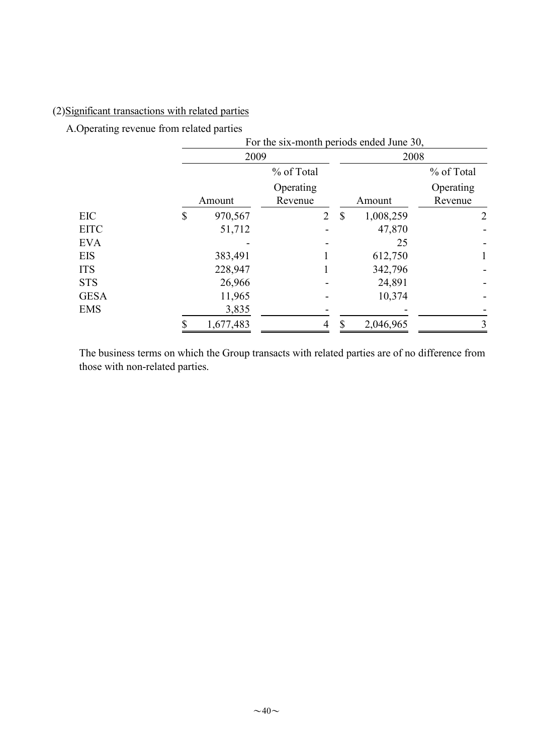(2) Significant transactions with related parties

A. Operating revenue from related parties

| | For the six-month periods ended June 30, | | | |
|---|---|---|---|---|
| | 2009 | | 2008 | |
| | Amount | % of Total Operating Revenue | Amount | % of Total Operating Revenue |
| EIC | $ 970,567 | 2 | $ 1,008,259 | 2 |
| EITC | 51,712 | - | 47,870 | - |
| EVA | - | - | 25 | - |
| EIS | 383,491 | 1 | 612,750 | 1 |
| ITS | 228,947 | 1 | 342,796 | - |
| STS | 26,966 | - | 24,891 | - |
| GESA | 11,965 | - | 10,374 | - |
| EMS | 3,835 | - | - | - |
| | $ 1,677,483 | 4 | $ 2,046,965 | 3 |

The business terms on which the Group transacts with related parties are of no difference from those with non-related parties.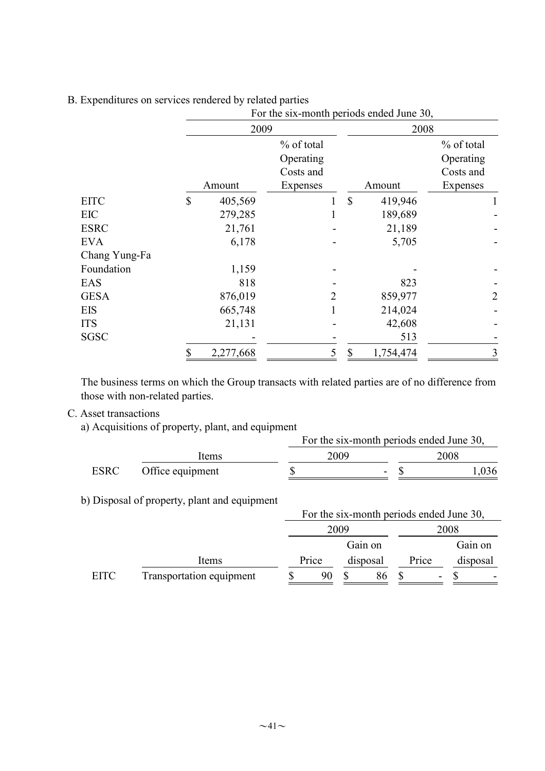B. Expenditures on services rendered by related parties

| | For the six-month periods ended June 30, | | | |
|---|---|---|---|---|
| | 2009 | | 2008 | |
| | Amount | % of total Operating Costs and Expenses | Amount | % of total Operating Costs and Expenses |
| EITC | $ 405,569 | 1 | $ 419,946 | 1 |
| EIC | 279,285 | 1 | 189,689 | - |
| ESRC | 21,761 | - | 21,189 | - |
| EVA | 6,178 | - | 5,705 | - |
| Chang Yung-Fa Foundation | 1,159 | - | - | - |
| EAS | 818 | - | 823 | - |
| GESA | 876,019 | 2 | 859,977 | 2 |
| EIS | 665,748 | 1 | 214,024 | - |
| ITS | 21,131 | - | 42,608 | - |
| SGSC | - | - | 513 | - |
| | $ 2,277,668 | 5 | $ 1,754,474 | 3 |

The business terms on which the Group transacts with related parties are of no difference from those with non-related parties.

C. Asset transactions

a) Acquisitions of property, plant, and equipment

| | Items | For the six-month periods ended June 30, 2009 | 2008 |
|---|---|---|---|
| ESRC | Office equipment | $ - | $ 1,036 |

b) Disposal of property, plant and equipment

| | | For the six-month periods ended June 30, | | | |
|---|---|---|---|---|---|
| | | 2009 | | 2008 | |
| | Items | Price | Gain on disposal | Price | Gain on disposal |
| EITC | Transportation equipment | $ 90 | $ 86 | $ - | $ - |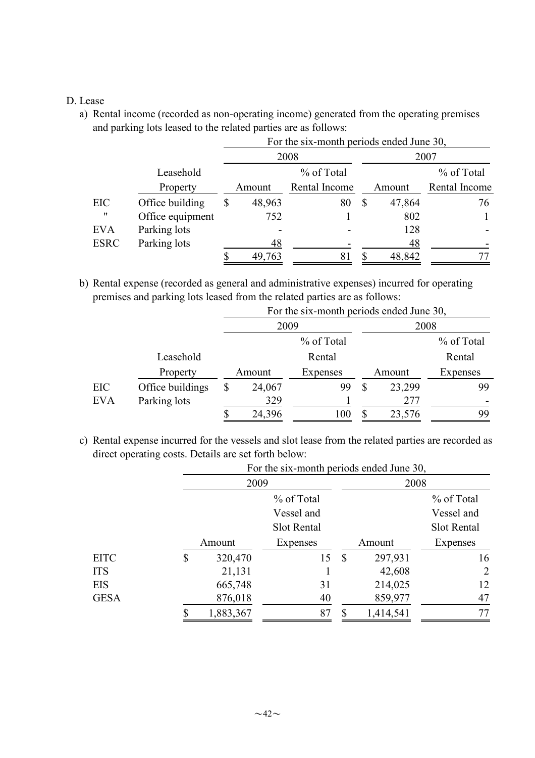D. Lease

a) Rental income (recorded as non-operating income) generated from the operating premises and parking lots leased to the related parties are as follows:

| | | For the six-month periods ended June 30, | | | |
|---|---|---|---|---|---|
| | | 2008 | | 2007 | |
| | Leasehold Property | Amount | % of Total Rental Income | Amount | % of Total Rental Income |
| EIC | Office building | $ 48,963 | 80 | $ 47,864 | 76 |
| " | Office equipment | 752 | 1 | 802 | 1 |
| EVA | Parking lots | - | - | 128 | - |
| ESRC | Parking lots | 48 | - | 48 | - |
| | | $ 49,763 | 81 | $ 48,842 | 77 |

b) Rental expense (recorded as general and administrative expenses) incurred for operating premises and parking lots leased from the related parties are as follows:

| | | For the six-month periods ended June 30, | | | |
|---|---|---|---|---|---|
| | | 2009 | | 2008 | |
| | Leasehold Property | Amount | % of Total Rental Expenses | Amount | % of Total Rental Expenses |
| EIC | Office buildings | $ 24,067 | 99 | $ 23,299 | 99 |
| EVA | Parking lots | 329 | 1 | 277 | - |
| | | $ 24,396 | 100 | $ 23,576 | 99 |

c) Rental expense incurred for the vessels and slot lease from the related parties are recorded as direct operating costs. Details are set forth below:

| | For the six-month periods ended June 30, | | | |
|---|---|---|---|---|
| | 2009 | | 2008 | |
| | Amount | % of Total Vessel and Slot Rental Expenses | Amount | % of Total Vessel and Slot Rental Expenses |
| EITC | $ 320,470 | 15 | $ 297,931 | 16 |
| ITS | 21,131 | 1 | 42,608 | 2 |
| EIS | 665,748 | 31 | 214,025 | 12 |
| GESA | 876,018 | 40 | 859,977 | 47 |
| | $ 1,883,367 | 87 | $ 1,414,541 | 77 |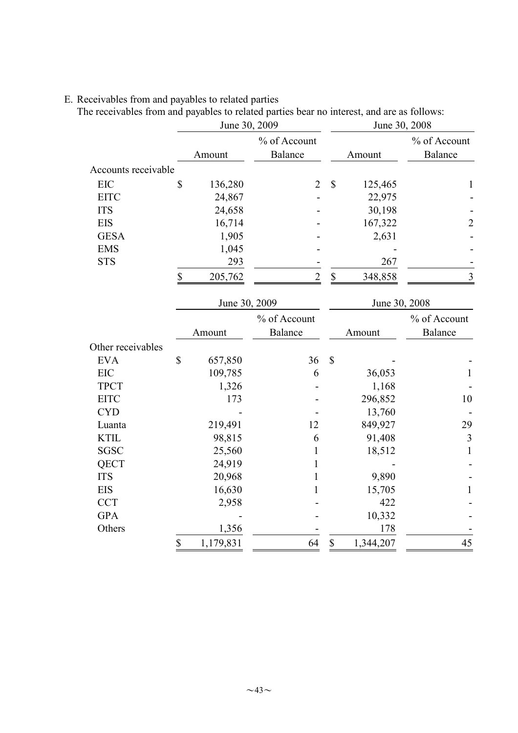E. Receivables from and payables to related parties

The receivables from and payables to related parties bear no interest, and are as follows:

| | June 30, 2009 | | June 30, 2008 | |
|---|---|---|---|---|
| | Amount | % of Account Balance | Amount | % of Account Balance |
| Accounts receivable | | | | |
| EIC | $ 136,280 | 2 | $ 125,465 | 1 |
| EITC | 24,867 | - | 22,975 | - |
| ITS | 24,658 | - | 30,198 | - |
| EIS | 16,714 | - | 167,322 | 2 |
| GESA | 1,905 | - | 2,631 | - |
| EMS | 1,045 | - | - | - |
| STS | 293 | - | 267 | - |
| | $ 205,762 | 2 | $ 348,858 | 3 |

| | June 30, 2009 | | June 30, 2008 | |
|---|---|---|---|---|
| | Amount | % of Account Balance | Amount | % of Account Balance |
| Other receivables | | | | |
| EVA | $ 657,850 | 36 | $ - | - |
| EIC | 109,785 | 6 | 36,053 | 1 |
| TPCT | 1,326 | - | 1,168 | - |
| EITC | 173 | - | 296,852 | 10 |
| CYD | - | - | 13,760 | - |
| Luanta | 219,491 | 12 | 849,927 | 29 |
| KTIL | 98,815 | 6 | 91,408 | 3 |
| SGSC | 25,560 | 1 | 18,512 | 1 |
| QECT | 24,919 | 1 | - | - |
| ITS | 20,968 | 1 | 9,890 | - |
| EIS | 16,630 | 1 | 15,705 | 1 |
| CCT | 2,958 | - | 422 | - |
| GPA | - | - | 10,332 | - |
| Others | 1,356 | - | 178 | - |
| | $ 1,179,831 | 64 | $ 1,344,207 | 45 |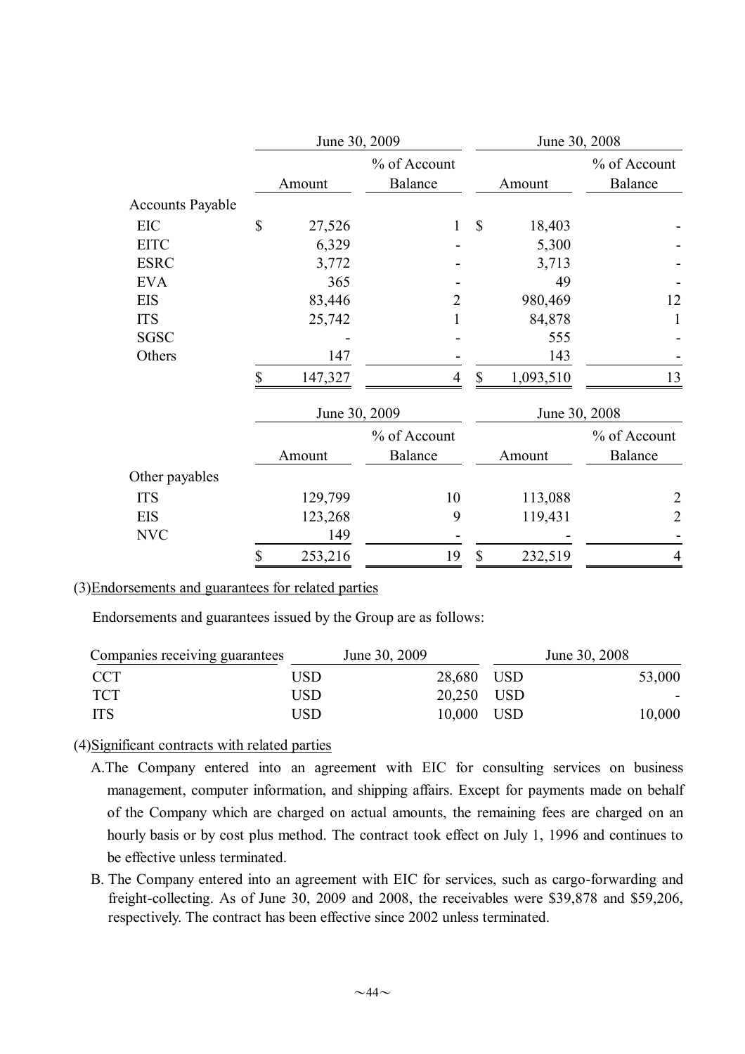| | June 30, 2009 | | June 30, 2008 | |
|---|---|---|---|---|
| | Amount | % of Account Balance | Amount | % of Account Balance |
| Accounts Payable | | | | |
| EIC | $ 27,526 | 1 | $ 18,403 | - |
| EITC | 6,329 | - | 5,300 | - |
| ESRC | 3,772 | - | 3,713 | - |
| EVA | 365 | - | 49 | - |
| EIS | 83,446 | 2 | 980,469 | 12 |
| ITS | 25,742 | 1 | 84,878 | 1 |
| SGSC | - | - | 555 | - |
| Others | 147 | - | 143 | - |
| | $ 147,327 | 4 | $ 1,093,510 | 13 |

| | June 30, 2009 | | June 30, 2008 | |
|---|---|---|---|---|
| | Amount | % of Account Balance | Amount | % of Account Balance |
| Other payables | | | | |
| ITS | 129,799 | 10 | 113,088 | 2 |
| EIS | 123,268 | 9 | 119,431 | 2 |
| NVC | 149 | - | - | - |
| | $ 253,216 | 19 | $ 232,519 | 4 |

(3)Endorsements and guarantees for related parties

Endorsements and guarantees issued by the Group are as follows:

| Companies receiving guarantees | June 30, 2009 | | June 30, 2008 | |
|---|---|---|---|---|
| CCT | USD | 28,680 | USD | 53,000 |
| TCT | USD | 20,250 | USD | - |
| ITS | USD | 10,000 | USD | 10,000 |

(4)Significant contracts with related parties

A.The Company entered into an agreement with EIC for consulting services on business management, computer information, and shipping affairs. Except for payments made on behalf of the Company which are charged on actual amounts, the remaining fees are charged on an hourly basis or by cost plus method. The contract took effect on July 1, 1996 and continues to be effective unless terminated.

B. The Company entered into an agreement with EIC for services, such as cargo-forwarding and freight-collecting. As of June 30, 2009 and 2008, the receivables were $39,878 and $59,206, respectively. The contract has been effective since 2002 unless terminated.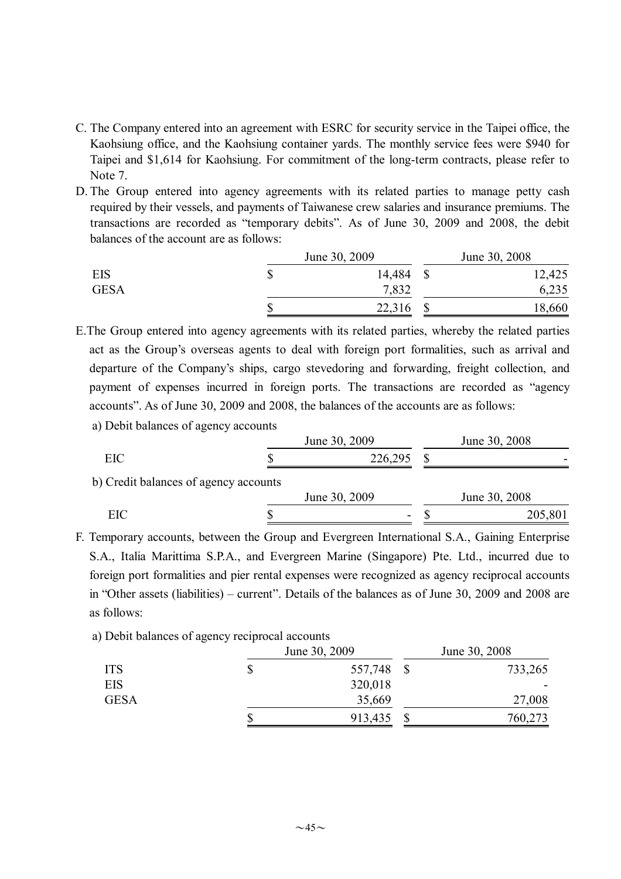C. The Company entered into an agreement with ESRC for security service in the Taipei office, the Kaohsiung office, and the Kaohsiung container yards. The monthly service fees were $940 for Taipei and $1,614 for Kaohsiung. For commitment of the long-term contracts, please refer to Note 7.

D. The Group entered into agency agreements with its related parties to manage petty cash required by their vessels, and payments of Taiwanese crew salaries and insurance premiums. The transactions are recorded as "temporary debits". As of June 30, 2009 and 2008, the debit balances of the account are as follows:

| | June 30, 2009 | June 30, 2008 |
|---|---|---|
| EIS | $ 14,484 | $ 12,425 |
| GESA | 7,832 | 6,235 |
| | $ 22,316 | $ 18,660 |

E. The Group entered into agency agreements with its related parties, whereby the related parties act as the Group's overseas agents to deal with foreign port formalities, such as arrival and departure of the Company's ships, cargo stevedoring and forwarding, freight collection, and payment of expenses incurred in foreign ports. The transactions are recorded as "agency accounts". As of June 30, 2009 and 2008, the balances of the accounts are as follows:

a) Debit balances of agency accounts

| | June 30, 2009 | June 30, 2008 |
|---|---|---|
| EIC | $ 226,295 | $ - |

b) Credit balances of agency accounts

| | June 30, 2009 | June 30, 2008 |
|---|---|---|
| EIC | $ - | $ 205,801 |

F. Temporary accounts, between the Group and Evergreen International S.A., Gaining Enterprise S.A., Italia Marittima S.P.A., and Evergreen Marine (Singapore) Pte. Ltd., incurred due to foreign port formalities and pier rental expenses were recognized as agency reciprocal accounts in "Other assets (liabilities) – current". Details of the balances as of June 30, 2009 and 2008 are as follows:

a) Debit balances of agency reciprocal accounts

| | June 30, 2009 | June 30, 2008 |
|---|---|---|
| ITS | $ 557,748 | $ 733,265 |
| EIS | 320,018 | - |
| GESA | 35,669 | 27,008 |
| | $ 913,435 | $ 760,273 |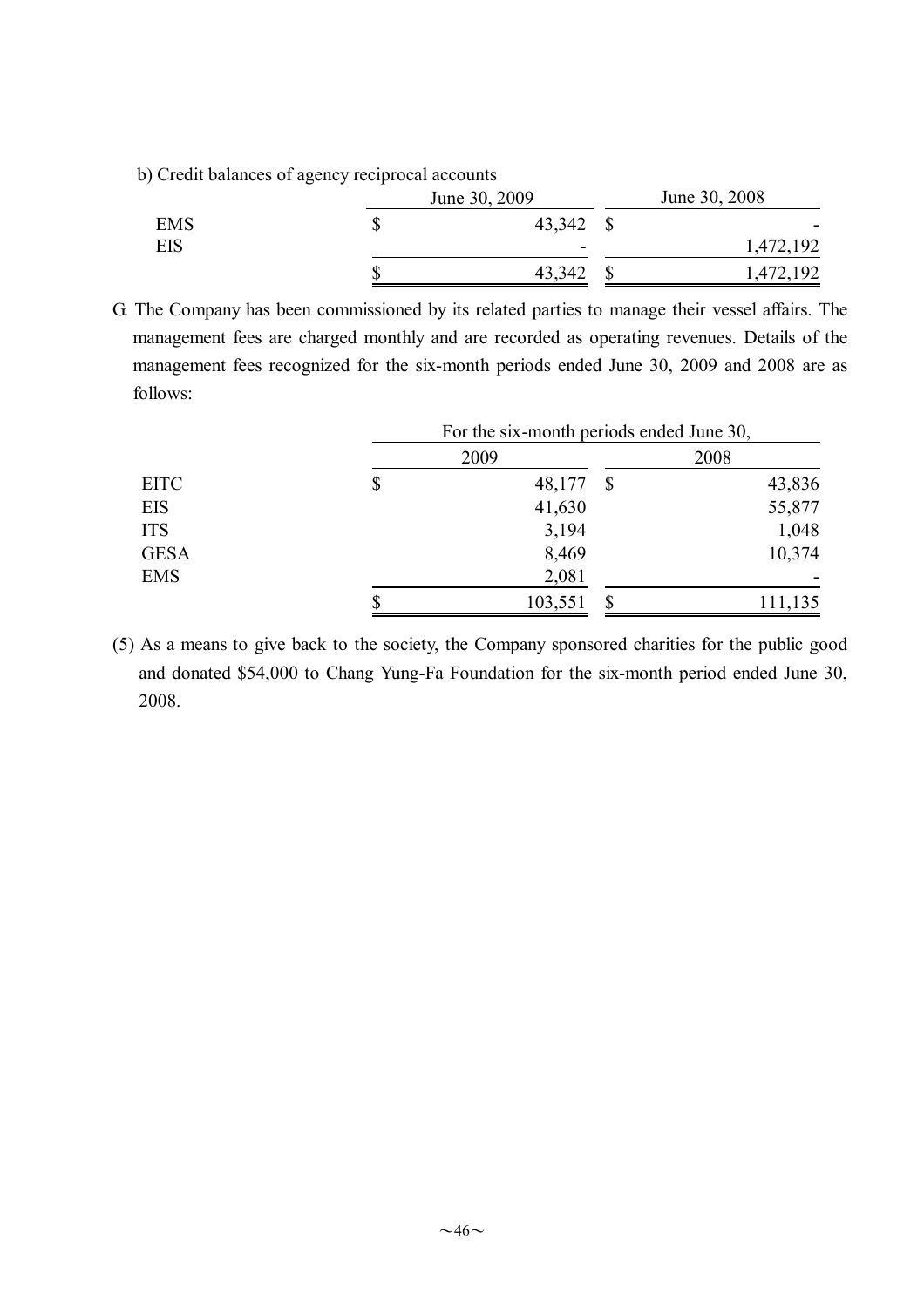b) Credit balances of agency reciprocal accounts

| | June 30, 2009 | June 30, 2008 |
|---|---|---|
| EMS | $ 43,342 | $ - |
| EIS | - | 1,472,192 |
| | $ 43,342 | $ 1,472,192 |

G. The Company has been commissioned by its related parties to manage their vessel affairs. The management fees are charged monthly and are recorded as operating revenues. Details of the management fees recognized for the six-month periods ended June 30, 2009 and 2008 are as follows:

| | For the six-month periods ended June 30, | |
|---|---|---|
| | 2009 | 2008 |
| EITC | $ 48,177 | $ 43,836 |
| EIS | 41,630 | 55,877 |
| ITS | 3,194 | 1,048 |
| GESA | 8,469 | 10,374 |
| EMS | 2,081 | - |
| | $ 103,551 | $ 111,135 |

(5) As a means to give back to the society, the Company sponsored charities for the public good and donated $54,000 to Chang Yung-Fa Foundation for the six-month period ended June 30, 2008.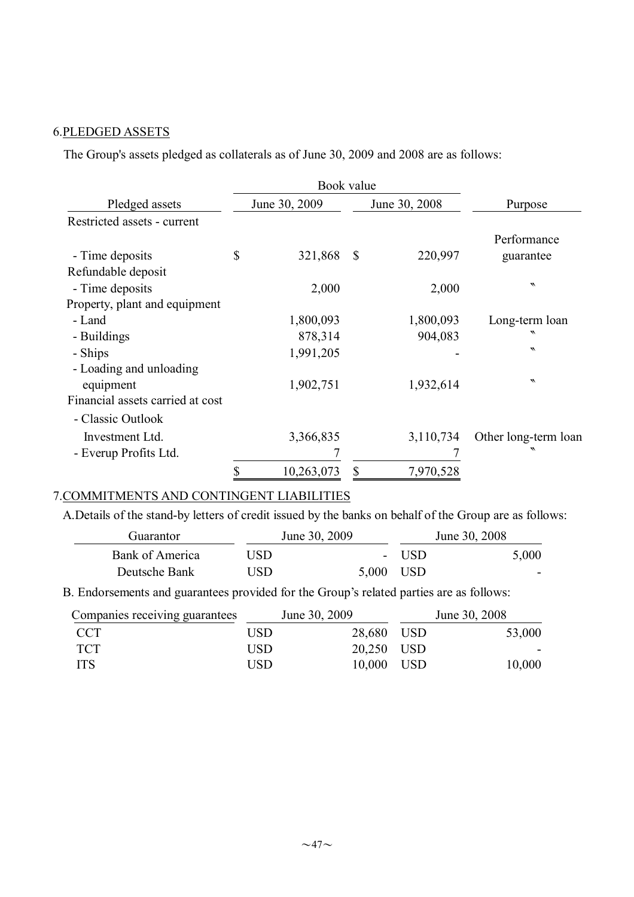6.PLEDGED ASSETS

The Group's assets pledged as collaterals as of June 30, 2009 and 2008 are as follows:

| Pledged assets | Book value June 30, 2009 | Book value June 30, 2008 | Purpose |
|---|---|---|---|
| Restricted assets - current | | | |
| - Time deposits | $ 321,868 | $ 220,997 | Performance guarantee |
| Refundable deposit | | | |
| - Time deposits | 2,000 | 2,000 | 〃 |
| Property, plant and equipment | | | |
| - Land | 1,800,093 | 1,800,093 | Long-term loan |
| - Buildings | 878,314 | 904,083 | 〃 |
| - Ships | 1,991,205 | - | 〃 |
| - Loading and unloading equipment | 1,902,751 | 1,932,614 | 〃 |
| Financial assets carried at cost | | | |
| - Classic Outlook Investment Ltd. | 3,366,835 | 3,110,734 | Other long-term loan |
| - Everup Profits Ltd. | 7 | 7 | 〃 |
| | $ 10,263,073 | $ 7,970,528 | |

7.COMMITMENTS AND CONTINGENT LIABILITIES

A.Details of the stand-by letters of credit issued by the banks on behalf of the Group are as follows:

| Guarantor | June 30, 2009 | June 30, 2008 |
|---|---|---|
| Bank of America | USD - | USD 5,000 |
| Deutsche Bank | USD 5,000 | USD - |

B. Endorsements and guarantees provided for the Group's related parties are as follows:

| Companies receiving guarantees | June 30, 2009 | June 30, 2008 |
|---|---|---|
| CCT | USD 28,680 | USD 53,000 |
| TCT | USD 20,250 | USD - |
| ITS | USD 10,000 | USD 10,000 |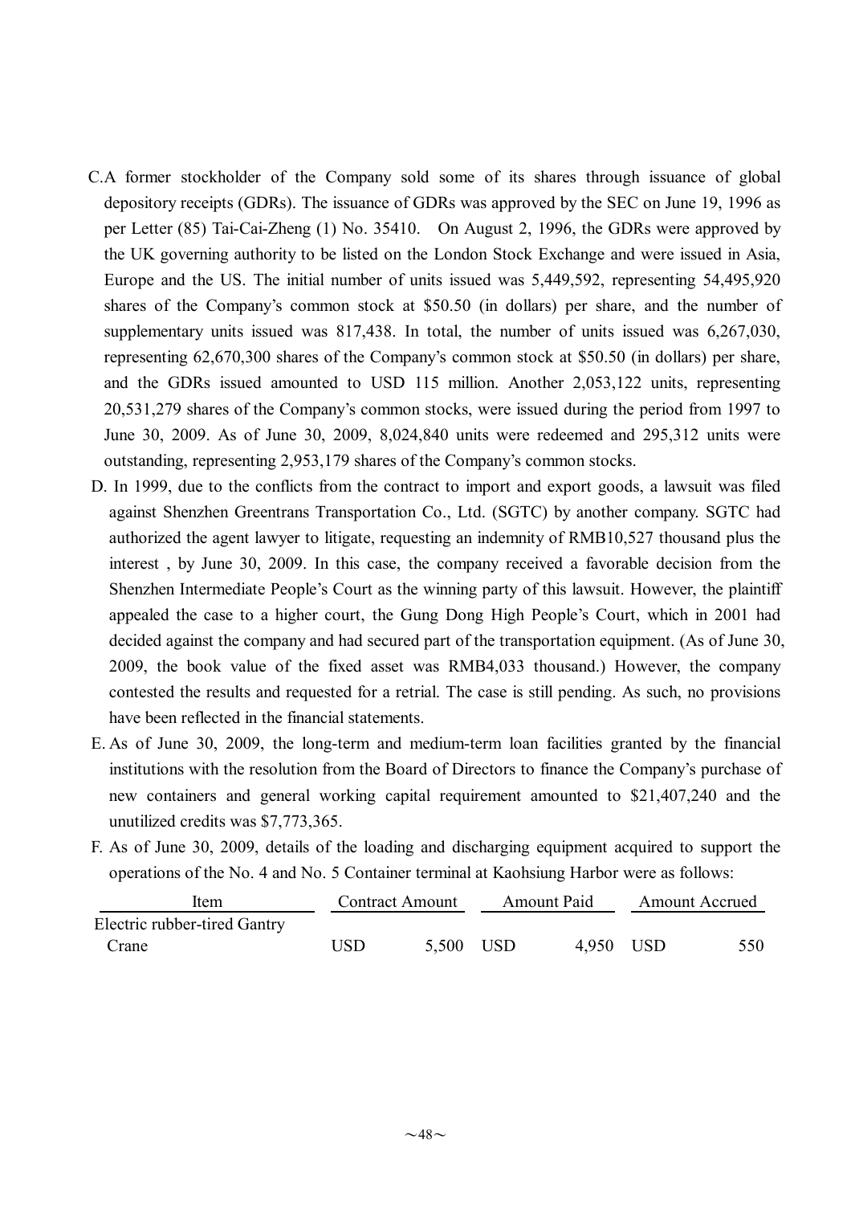C. A former stockholder of the Company sold some of its shares through issuance of global depository receipts (GDRs). The issuance of GDRs was approved by the SEC on June 19, 1996 as per Letter (85) Tai-Cai-Zheng (1) No. 35410. On August 2, 1996, the GDRs were approved by the UK governing authority to be listed on the London Stock Exchange and were issued in Asia, Europe and the US. The initial number of units issued was 5,449,592, representing 54,495,920 shares of the Company's common stock at $50.50 (in dollars) per share, and the number of supplementary units issued was 817,438. In total, the number of units issued was 6,267,030, representing 62,670,300 shares of the Company's common stock at $50.50 (in dollars) per share, and the GDRs issued amounted to USD 115 million. Another 2,053,122 units, representing 20,531,279 shares of the Company's common stocks, were issued during the period from 1997 to June 30, 2009. As of June 30, 2009, 8,024,840 units were redeemed and 295,312 units were outstanding, representing 2,953,179 shares of the Company's common stocks.

D. In 1999, due to the conflicts from the contract to import and export goods, a lawsuit was filed against Shenzhen Greentrans Transportation Co., Ltd. (SGTC) by another company. SGTC had authorized the agent lawyer to litigate, requesting an indemnity of RMB10,527 thousand plus the interest , by June 30, 2009. In this case, the company received a favorable decision from the Shenzhen Intermediate People's Court as the winning party of this lawsuit. However, the plaintiff appealed the case to a higher court, the Gung Dong High People's Court, which in 2001 had decided against the company and had secured part of the transportation equipment. (As of June 30, 2009, the book value of the fixed asset was RMB4,033 thousand.) However, the company contested the results and requested for a retrial. The case is still pending. As such, no provisions have been reflected in the financial statements.

E. As of June 30, 2009, the long-term and medium-term loan facilities granted by the financial institutions with the resolution from the Board of Directors to finance the Company's purchase of new containers and general working capital requirement amounted to $21,407,240 and the unutilized credits was $7,773,365.

F. As of June 30, 2009, details of the loading and discharging equipment acquired to support the operations of the No. 4 and No. 5 Container terminal at Kaohsiung Harbor were as follows:

| Item | Contract Amount | Amount Paid | Amount Accrued |
|---|---|---|---|
| Electric rubber-tired Gantry Crane | USD 5,500 | USD 4,950 | USD 550 |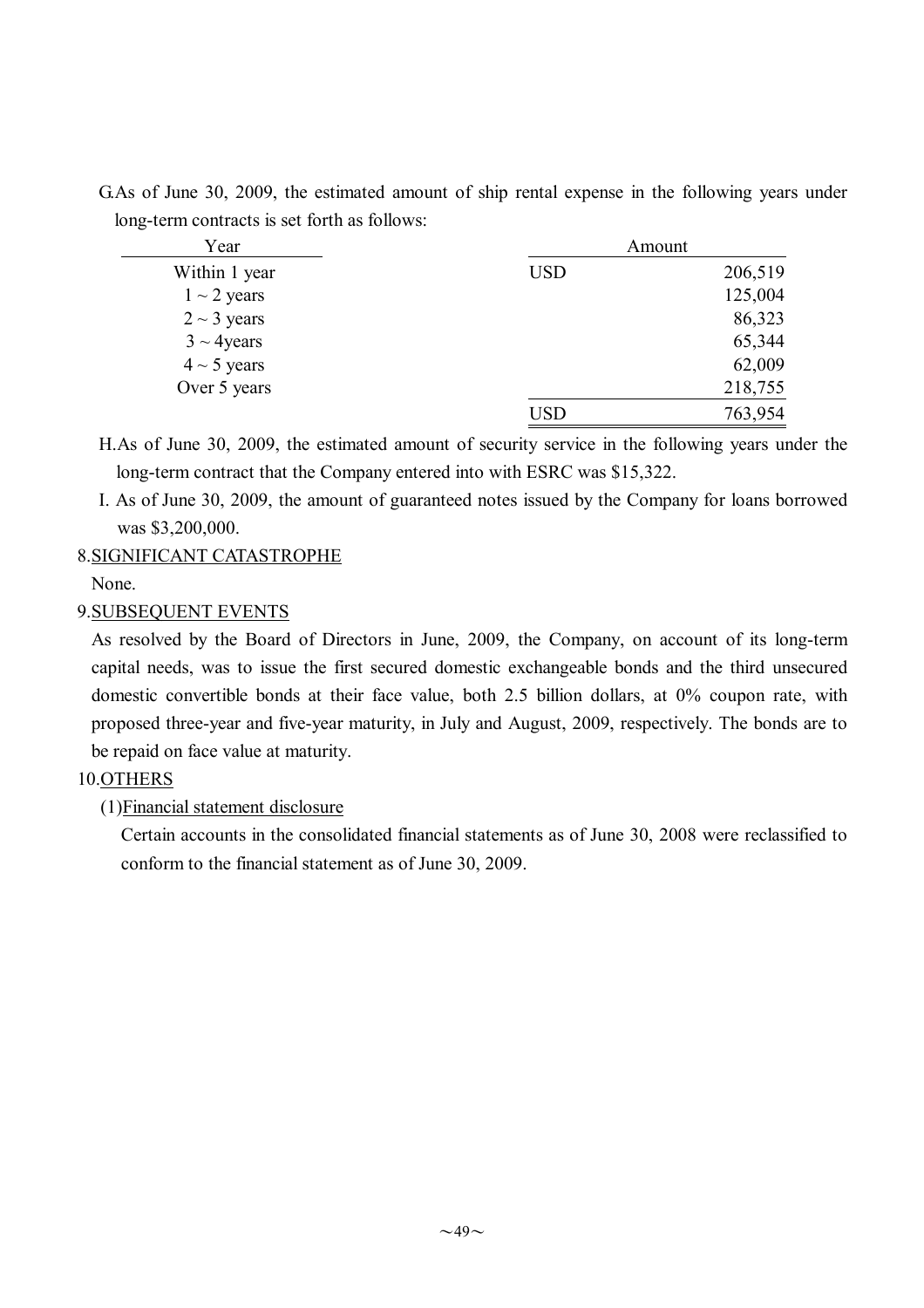G.As of June 30, 2009, the estimated amount of ship rental expense in the following years under long-term contracts is set forth as follows:

| Year | | Amount |
|---|---|---|
| Within 1 year | USD | 206,519 |
| 1 ~ 2 years | | 125,004 |
| 2 ~ 3 years | | 86,323 |
| 3 ~ 4years | | 65,344 |
| 4 ~ 5 years | | 62,009 |
| Over 5 years | | 218,755 |
| | USD | 763,954 |

H.As of June 30, 2009, the estimated amount of security service in the following years under the long-term contract that the Company entered into with ESRC was $15,322.

I. As of June 30, 2009, the amount of guaranteed notes issued by the Company for loans borrowed was $3,200,000.

8.SIGNIFICANT CATASTROPHE

None.

9.SUBSEQUENT EVENTS

As resolved by the Board of Directors in June, 2009, the Company, on account of its long-term capital needs, was to issue the first secured domestic exchangeable bonds and the third unsecured domestic convertible bonds at their face value, both 2.5 billion dollars, at 0% coupon rate, with proposed three-year and five-year maturity, in July and August, 2009, respectively. The bonds are to be repaid on face value at maturity.

10.OTHERS

(1)Financial statement disclosure

Certain accounts in the consolidated financial statements as of June 30, 2008 were reclassified to conform to the financial statement as of June 30, 2009.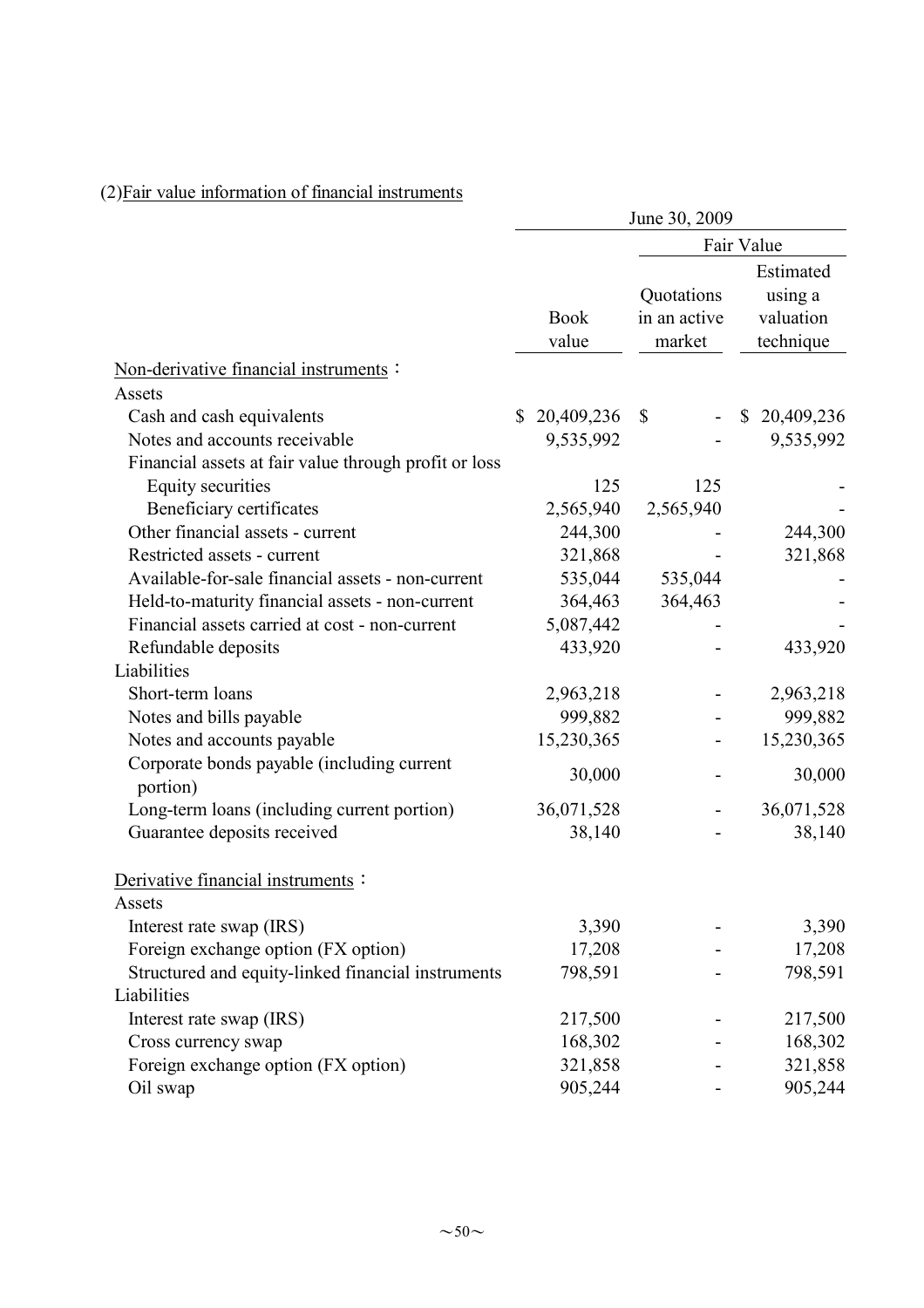(2)Fair value information of financial instruments

| | June 30, 2009 | | |
|---|---|---|---|
| | | Fair Value | |
| | Book value | Quotations in an active market | Estimated using a valuation technique |
| Non-derivative financial instruments： | | | |
| Assets | | | |
| Cash and cash equivalents | $ 20,409,236 | $ - | $ 20,409,236 |
| Notes and accounts receivable | 9,535,992 | - | 9,535,992 |
| Financial assets at fair value through profit or loss | | | |
| Equity securities | 125 | 125 | - |
| Beneficiary certificates | 2,565,940 | 2,565,940 | - |
| Other financial assets - current | 244,300 | - | 244,300 |
| Restricted assets - current | 321,868 | - | 321,868 |
| Available-for-sale financial assets - non-current | 535,044 | 535,044 | - |
| Held-to-maturity financial assets - non-current | 364,463 | 364,463 | - |
| Financial assets carried at cost - non-current | 5,087,442 | - | - |
| Refundable deposits | 433,920 | - | 433,920 |
| Liabilities | | | |
| Short-term loans | 2,963,218 | - | 2,963,218 |
| Notes and bills payable | 999,882 | - | 999,882 |
| Notes and accounts payable | 15,230,365 | - | 15,230,365 |
| Corporate bonds payable (including current portion) | 30,000 | - | 30,000 |
| Long-term loans (including current portion) | 36,071,528 | - | 36,071,528 |
| Guarantee deposits received | 38,140 | - | 38,140 |
| Derivative financial instruments： | | | |
| Assets | | | |
| Interest rate swap (IRS) | 3,390 | - | 3,390 |
| Foreign exchange option (FX option) | 17,208 | - | 17,208 |
| Structured and equity-linked financial instruments | 798,591 | - | 798,591 |
| Liabilities | | | |
| Interest rate swap (IRS) | 217,500 | - | 217,500 |
| Cross currency swap | 168,302 | - | 168,302 |
| Foreign exchange option (FX option) | 321,858 | - | 321,858 |
| Oil swap | 905,244 | - | 905,244 |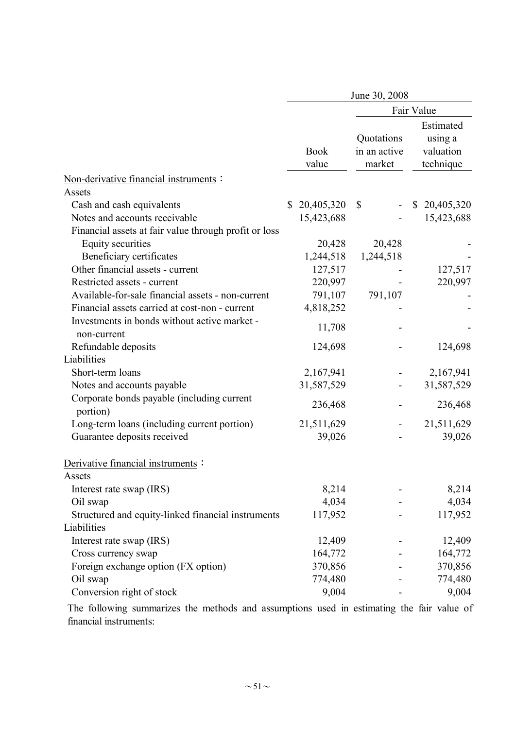| | June 30, 2008 | | |
|---|---|---|---|
| | | Fair Value | |
| | Book value | Quotations in an active market | Estimated using a valuation technique |
| Non-derivative financial instruments： | | | |
| Assets | | | |
| Cash and cash equivalents | $ 20,405,320 | $ - | $ 20,405,320 |
| Notes and accounts receivable | 15,423,688 | - | 15,423,688 |
| Financial assets at fair value through profit or loss | | | |
| Equity securities | 20,428 | 20,428 | - |
| Beneficiary certificates | 1,244,518 | 1,244,518 | - |
| Other financial assets - current | 127,517 | - | 127,517 |
| Restricted assets - current | 220,997 | - | 220,997 |
| Available-for-sale financial assets - non-current | 791,107 | 791,107 | - |
| Financial assets carried at cost-non - current | 4,818,252 | - | - |
| Investments in bonds without active market - non-current | 11,708 | - | - |
| Refundable deposits | 124,698 | - | 124,698 |
| Liabilities | | | |
| Short-term loans | 2,167,941 | - | 2,167,941 |
| Notes and accounts payable | 31,587,529 | - | 31,587,529 |
| Corporate bonds payable (including current portion) | 236,468 | - | 236,468 |
| Long-term loans (including current portion) | 21,511,629 | - | 21,511,629 |
| Guarantee deposits received | 39,026 | - | 39,026 |
| Derivative financial instruments： | | | |
| Assets | | | |
| Interest rate swap (IRS) | 8,214 | - | 8,214 |
| Oil swap | 4,034 | - | 4,034 |
| Structured and equity-linked financial instruments | 117,952 | - | 117,952 |
| Liabilities | | | |
| Interest rate swap (IRS) | 12,409 | - | 12,409 |
| Cross currency swap | 164,772 | - | 164,772 |
| Foreign exchange option (FX option) | 370,856 | - | 370,856 |
| Oil swap | 774,480 | - | 774,480 |
| Conversion right of stock | 9,004 | - | 9,004 |

The following summarizes the methods and assumptions used in estimating the fair value of financial instruments: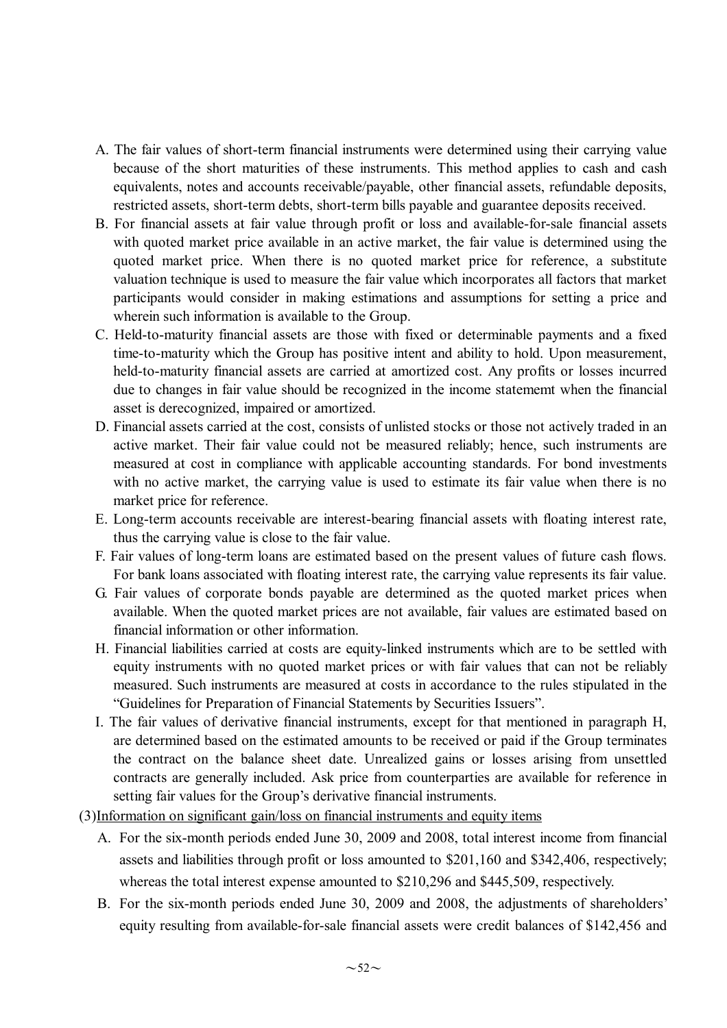A. The fair values of short-term financial instruments were determined using their carrying value because of the short maturities of these instruments. This method applies to cash and cash equivalents, notes and accounts receivable/payable, other financial assets, refundable deposits, restricted assets, short-term debts, short-term bills payable and guarantee deposits received.

B. For financial assets at fair value through profit or loss and available-for-sale financial assets with quoted market price available in an active market, the fair value is determined using the quoted market price. When there is no quoted market price for reference, a substitute valuation technique is used to measure the fair value which incorporates all factors that market participants would consider in making estimations and assumptions for setting a price and wherein such information is available to the Group.

C. Held-to-maturity financial assets are those with fixed or determinable payments and a fixed time-to-maturity which the Group has positive intent and ability to hold. Upon measurement, held-to-maturity financial assets are carried at amortized cost. Any profits or losses incurred due to changes in fair value should be recognized in the income statememt when the financial asset is derecognized, impaired or amortized.

D. Financial assets carried at the cost, consists of unlisted stocks or those not actively traded in an active market. Their fair value could not be measured reliably; hence, such instruments are measured at cost in compliance with applicable accounting standards. For bond investments with no active market, the carrying value is used to estimate its fair value when there is no market price for reference.

E. Long-term accounts receivable are interest-bearing financial assets with floating interest rate, thus the carrying value is close to the fair value.

F. Fair values of long-term loans are estimated based on the present values of future cash flows. For bank loans associated with floating interest rate, the carrying value represents its fair value.

G. Fair values of corporate bonds payable are determined as the quoted market prices when available. When the quoted market prices are not available, fair values are estimated based on financial information or other information.

H. Financial liabilities carried at costs are equity-linked instruments which are to be settled with equity instruments with no quoted market prices or with fair values that can not be reliably measured. Such instruments are measured at costs in accordance to the rules stipulated in the "Guidelines for Preparation of Financial Statements by Securities Issuers".

I. The fair values of derivative financial instruments, except for that mentioned in paragraph H, are determined based on the estimated amounts to be received or paid if the Group terminates the contract on the balance sheet date. Unrealized gains or losses arising from unsettled contracts are generally included. Ask price from counterparties are available for reference in setting fair values for the Group's derivative financial instruments.

(3)Information on significant gain/loss on financial instruments and equity items

A. For the six-month periods ended June 30, 2009 and 2008, total interest income from financial assets and liabilities through profit or loss amounted to \$201,160 and \$342,406, respectively; whereas the total interest expense amounted to \$210,296 and \$445,509, respectively.

B. For the six-month periods ended June 30, 2009 and 2008, the adjustments of shareholders' equity resulting from available-for-sale financial assets were credit balances of \$142,456 and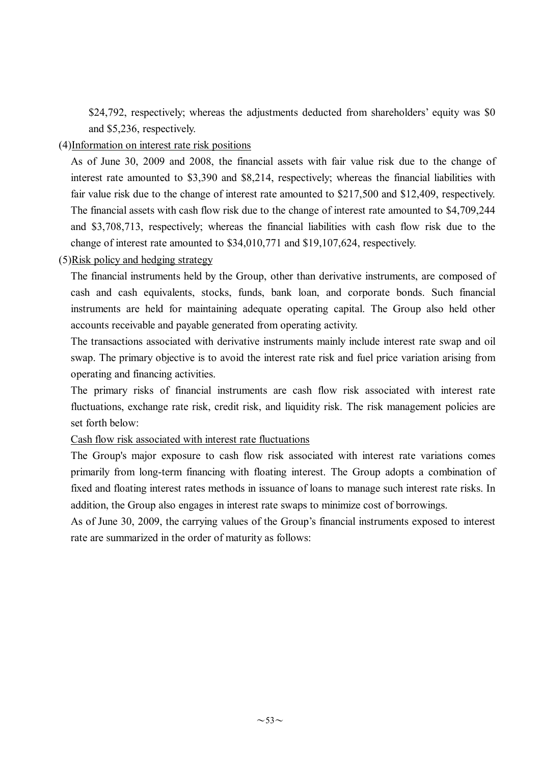$24,792, respectively; whereas the adjustments deducted from shareholders' equity was $0 and $5,236, respectively.

(4)Information on interest rate risk positions

As of June 30, 2009 and 2008, the financial assets with fair value risk due to the change of interest rate amounted to $3,390 and $8,214, respectively; whereas the financial liabilities with fair value risk due to the change of interest rate amounted to $217,500 and $12,409, respectively. The financial assets with cash flow risk due to the change of interest rate amounted to $4,709,244 and $3,708,713, respectively; whereas the financial liabilities with cash flow risk due to the change of interest rate amounted to $34,010,771 and $19,107,624, respectively.

(5)Risk policy and hedging strategy

The financial instruments held by the Group, other than derivative instruments, are composed of cash and cash equivalents, stocks, funds, bank loan, and corporate bonds. Such financial instruments are held for maintaining adequate operating capital. The Group also held other accounts receivable and payable generated from operating activity.

The transactions associated with derivative instruments mainly include interest rate swap and oil swap. The primary objective is to avoid the interest rate risk and fuel price variation arising from operating and financing activities.

The primary risks of financial instruments are cash flow risk associated with interest rate fluctuations, exchange rate risk, credit risk, and liquidity risk. The risk management policies are set forth below:

Cash flow risk associated with interest rate fluctuations

The Group's major exposure to cash flow risk associated with interest rate variations comes primarily from long-term financing with floating interest. The Group adopts a combination of fixed and floating interest rates methods in issuance of loans to manage such interest rate risks. In addition, the Group also engages in interest rate swaps to minimize cost of borrowings.

As of June 30, 2009, the carrying values of the Group's financial instruments exposed to interest rate are summarized in the order of maturity as follows: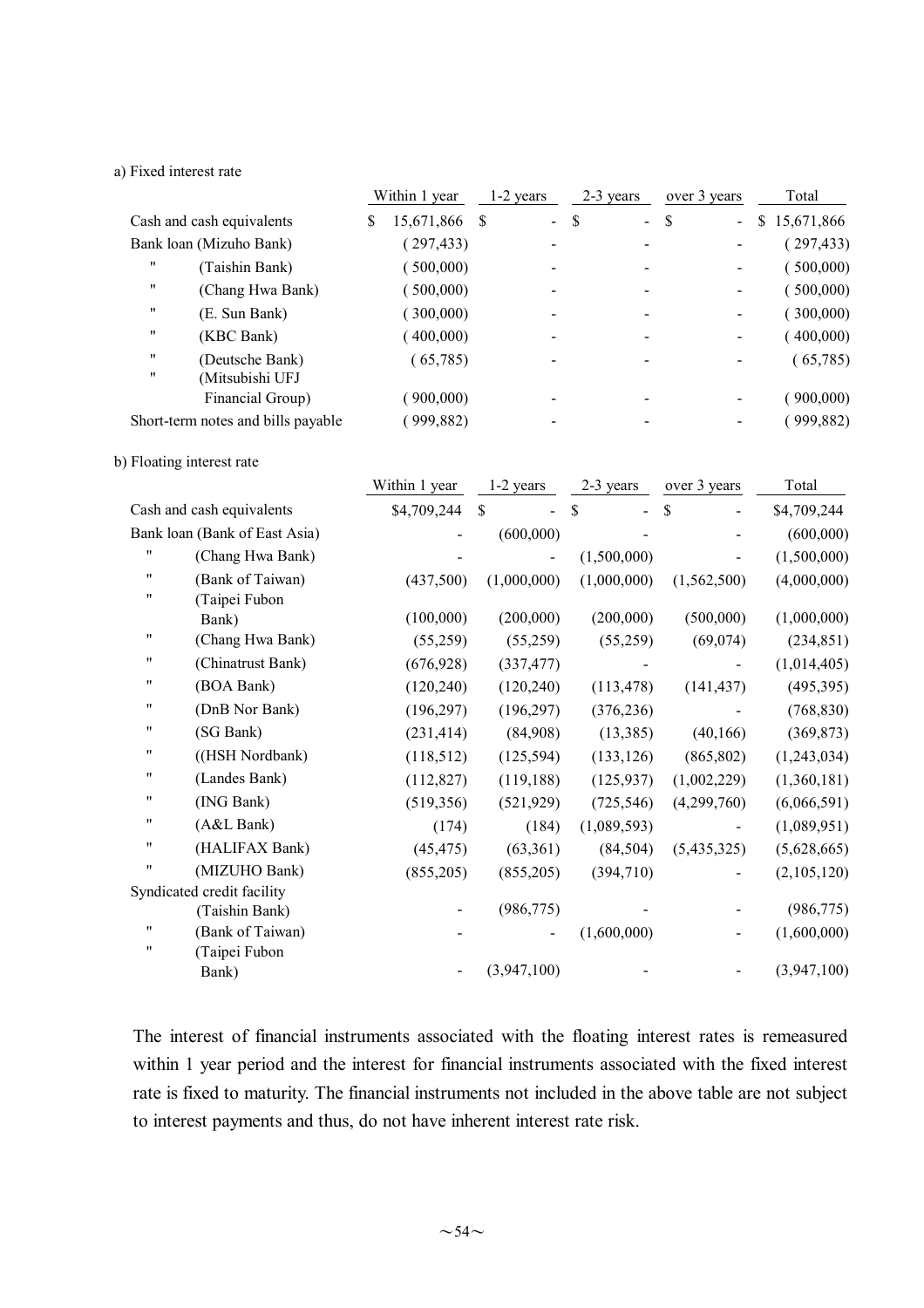a) Fixed interest rate

| | Within 1 year | 1-2 years | 2-3 years | over 3 years | Total |
|---|---|---|---|---|---|
| Cash and cash equivalents | $ 15,671,866 | $ - | $ - | $ - | $ 15,671,866 |
| Bank loan (Mizuho Bank) | ( 297,433) | - | - | - | ( 297,433) |
| 〃 (Taishin Bank) | ( 500,000) | - | - | - | ( 500,000) |
| 〃 (Chang Hwa Bank) | ( 500,000) | - | - | - | ( 500,000) |
| 〃 (E. Sun Bank) | ( 300,000) | - | - | - | ( 300,000) |
| 〃 (KBC Bank) | ( 400,000) | - | - | - | ( 400,000) |
| 〃 (Deutsche Bank) | ( 65,785) | - | - | - | ( 65,785) |
| 〃 (Mitsubishi UFJ Financial Group) | ( 900,000) | - | - | - | ( 900,000) |
| Short-term notes and bills payable | ( 999,882) | - | - | - | ( 999,882) |

b) Floating interest rate

| | Within 1 year | 1-2 years | 2-3 years | over 3 years | Total |
|---|---|---|---|---|---|
| Cash and cash equivalents | $4,709,244 | $ - | $ - | $ - | $4,709,244 |
| Bank loan (Bank of East Asia) | - | (600,000) | - | - | (600,000) |
| 〃 (Chang Hwa Bank) | - | - | (1,500,000) | - | (1,500,000) |
| 〃 (Bank of Taiwan) | (437,500) | (1,000,000) | (1,000,000) | (1,562,500) | (4,000,000) |
| 〃 (Taipei Fubon Bank) | (100,000) | (200,000) | (200,000) | (500,000) | (1,000,000) |
| 〃 (Chang Hwa Bank) | (55,259) | (55,259) | (55,259) | (69,074) | (234,851) |
| 〃 (Chinatrust Bank) | (676,928) | (337,477) | - | - | (1,014,405) |
| 〃 (BOA Bank) | (120,240) | (120,240) | (113,478) | (141,437) | (495,395) |
| 〃 (DnB Nor Bank) | (196,297) | (196,297) | (376,236) | - | (768,830) |
| 〃 (SG Bank) | (231,414) | (84,908) | (13,385) | (40,166) | (369,873) |
| 〃 ((HSH Nordbank) | (118,512) | (125,594) | (133,126) | (865,802) | (1,243,034) |
| 〃 (Landes Bank) | (112,827) | (119,188) | (125,937) | (1,002,229) | (1,360,181) |
| 〃 (ING Bank) | (519,356) | (521,929) | (725,546) | (4,299,760) | (6,066,591) |
| 〃 (A&L Bank) | (174) | (184) | (1,089,593) | - | (1,089,951) |
| 〃 (HALIFAX Bank) | (45,475) | (63,361) | (84,504) | (5,435,325) | (5,628,665) |
| 〃 (MIZUHO Bank) | (855,205) | (855,205) | (394,710) | - | (2,105,120) |
| Syndicated credit facility (Taishin Bank) | - | (986,775) | - | - | (986,775) |
| 〃 (Bank of Taiwan) | - | - | (1,600,000) | - | (1,600,000) |
| 〃 (Taipei Fubon Bank) | - | (3,947,100) | - | - | (3,947,100) |

The interest of financial instruments associated with the floating interest rates is remeasured within 1 year period and the interest for financial instruments associated with the fixed interest rate is fixed to maturity. The financial instruments not included in the above table are not subject to interest payments and thus, do not have inherent interest rate risk.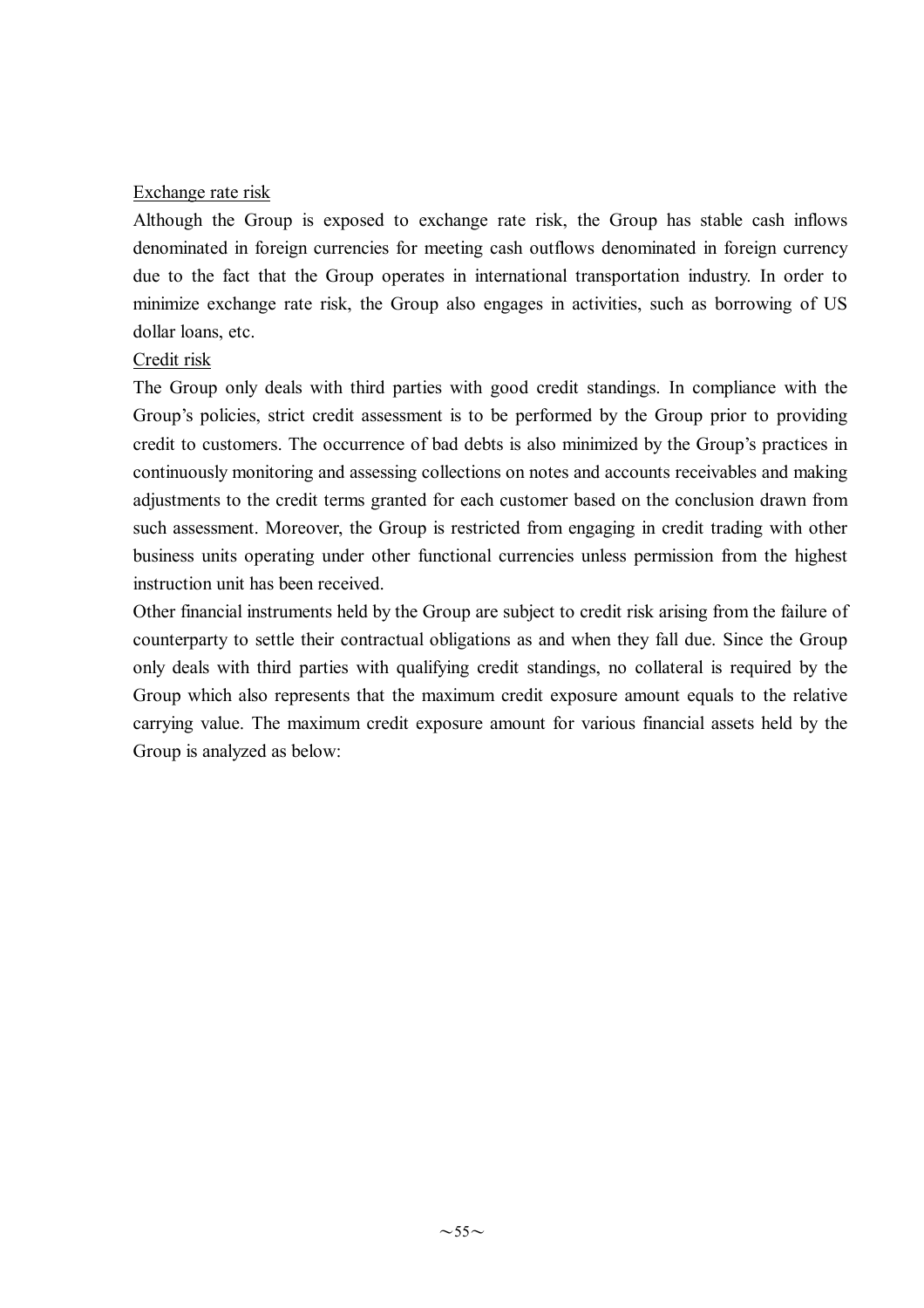Exchange rate risk

Although the Group is exposed to exchange rate risk, the Group has stable cash inflows denominated in foreign currencies for meeting cash outflows denominated in foreign currency due to the fact that the Group operates in international transportation industry. In order to minimize exchange rate risk, the Group also engages in activities, such as borrowing of US dollar loans, etc.

Credit risk

The Group only deals with third parties with good credit standings. In compliance with the Group's policies, strict credit assessment is to be performed by the Group prior to providing credit to customers. The occurrence of bad debts is also minimized by the Group's practices in continuously monitoring and assessing collections on notes and accounts receivables and making adjustments to the credit terms granted for each customer based on the conclusion drawn from such assessment. Moreover, the Group is restricted from engaging in credit trading with other business units operating under other functional currencies unless permission from the highest instruction unit has been received.

Other financial instruments held by the Group are subject to credit risk arising from the failure of counterparty to settle their contractual obligations as and when they fall due. Since the Group only deals with third parties with qualifying credit standings, no collateral is required by the Group which also represents that the maximum credit exposure amount equals to the relative carrying value. The maximum credit exposure amount for various financial assets held by the Group is analyzed as below: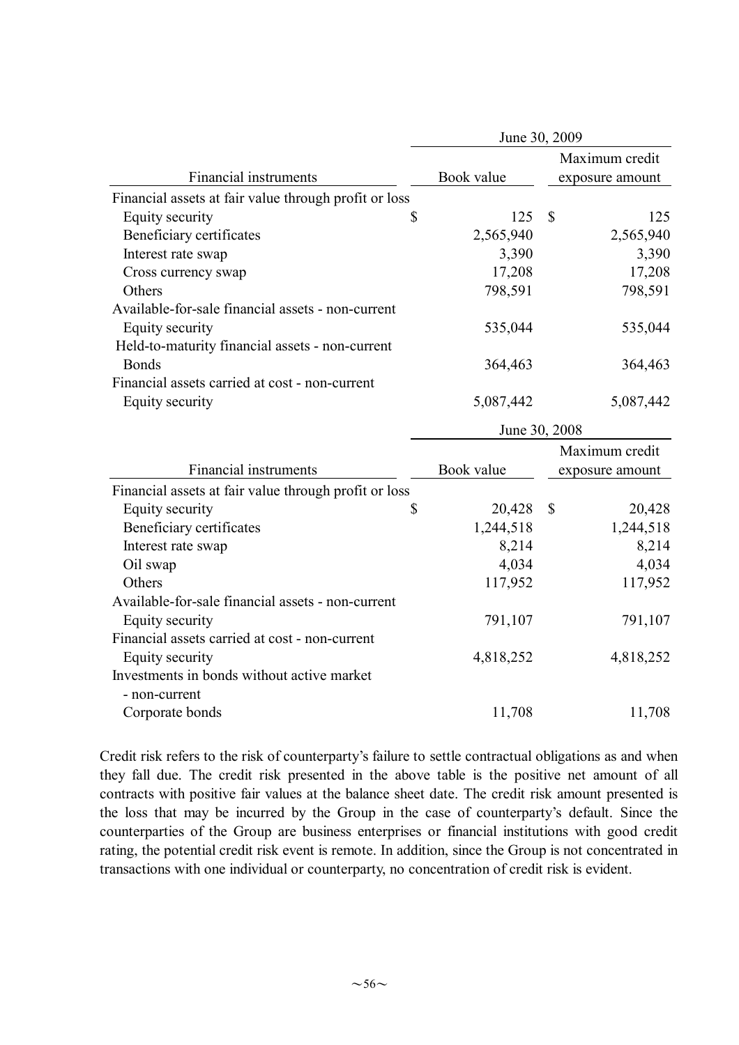| Financial instruments | June 30, 2009 | |
|---|---|---|
| | Book value | Maximum credit exposure amount |
| Financial assets at fair value through profit or loss | | |
| Equity security | $ 125 | $ 125 |
| Beneficiary certificates | 2,565,940 | 2,565,940 |
| Interest rate swap | 3,390 | 3,390 |
| Cross currency swap | 17,208 | 17,208 |
| Others | 798,591 | 798,591 |
| Available-for-sale financial assets - non-current | | |
| Equity security | 535,044 | 535,044 |
| Held-to-maturity financial assets - non-current | | |
| Bonds | 364,463 | 364,463 |
| Financial assets carried at cost - non-current | | |
| Equity security | 5,087,442 | 5,087,442 |

| Financial instruments | June 30, 2008 | |
|---|---|---|
| | Book value | Maximum credit exposure amount |
| Financial assets at fair value through profit or loss | | |
| Equity security | $ 20,428 | $ 20,428 |
| Beneficiary certificates | 1,244,518 | 1,244,518 |
| Interest rate swap | 8,214 | 8,214 |
| Oil swap | 4,034 | 4,034 |
| Others | 117,952 | 117,952 |
| Available-for-sale financial assets - non-current | | |
| Equity security | 791,107 | 791,107 |
| Financial assets carried at cost - non-current | | |
| Equity security | 4,818,252 | 4,818,252 |
| Investments in bonds without active market - non-current | | |
| Corporate bonds | 11,708 | 11,708 |

Credit risk refers to the risk of counterparty's failure to settle contractual obligations as and when they fall due. The credit risk presented in the above table is the positive net amount of all contracts with positive fair values at the balance sheet date. The credit risk amount presented is the loss that may be incurred by the Group in the case of counterparty's default. Since the counterparties of the Group are business enterprises or financial institutions with good credit rating, the potential credit risk event is remote. In addition, since the Group is not concentrated in transactions with one individual or counterparty, no concentration of credit risk is evident.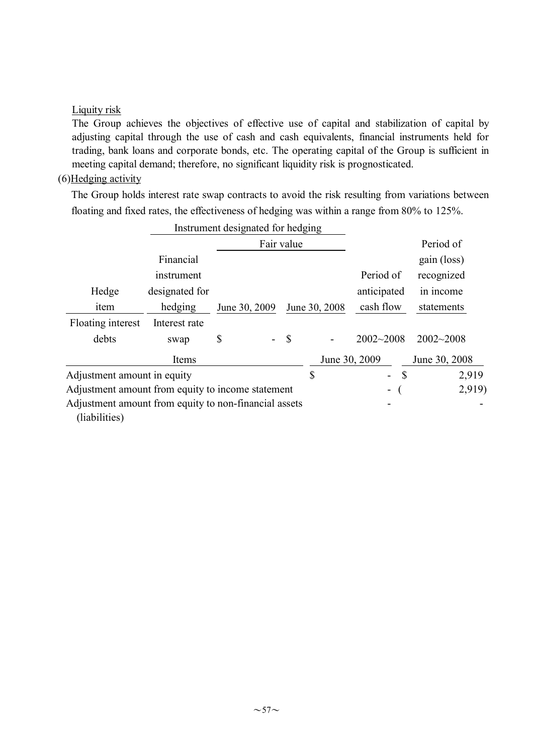Liquity risk

The Group achieves the objectives of effective use of capital and stabilization of capital by adjusting capital through the use of cash and cash equivalents, financial instruments held for trading, bank loans and corporate bonds, etc. The operating capital of the Group is sufficient in meeting capital demand; therefore, no significant liquidity risk is prognosticated.

(6)Hedging activity

The Group holds interest rate swap contracts to avoid the risk resulting from variations between floating and fixed rates, the effectiveness of hedging was within a range from 80% to 125%.

| | Instrument designated for hedging | | | | |
|---|---|---|---|---|---|
| | | Fair value | | | |
| Hedge item | Financial instrument designated for hedging | June 30, 2009 | June 30, 2008 | Period of anticipated cash flow | Period of gain (loss) recognized in income statements |
| Floating interest debts | Interest rate swap | $ - | $ - | 2002~2008 | 2002~2008 |

| Items | June 30, 2009 | June 30, 2008 |
|---|---|---|
| Adjustment amount in equity | $ - | $ 2,919 |
| Adjustment amount from equity to income statement | - | ( 2,919) |
| Adjustment amount from equity to non-financial assets (liabilities) | - | - |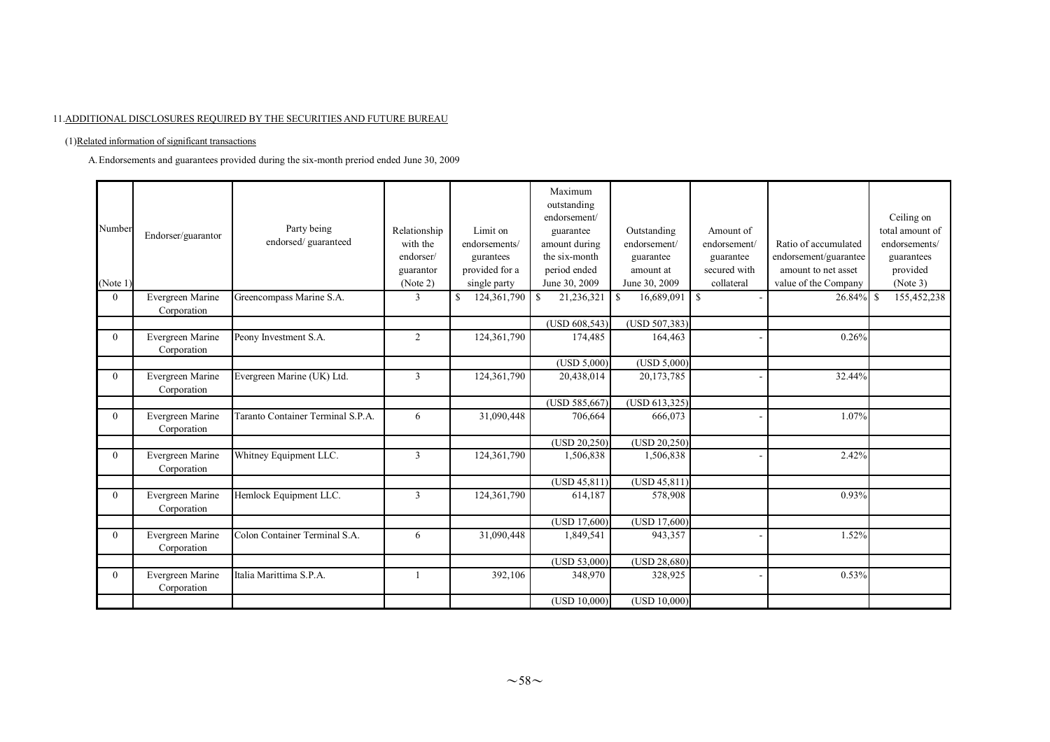11. ADDITIONAL DISCLOSURES REQUIRED BY THE SECURITIES AND FUTURE BUREAU

(1) Related information of significant transactions

A. Endorsements and guarantees provided during the six-month preriod ended June 30, 2009

| Number (Note 1) | Endorser/guarantor | Party being endorsed/ guaranteed | Relationship with the endorser/ guarantor (Note 2) | Limit on endorsements/ gurantees provided for a single party | Maximum outstanding endorsement/ guarantee amount during the six-month period ended June 30, 2009 | Outstanding endorsement/ guarantee amount at June 30, 2009 | Amount of endorsement/ guarantee secured with collateral | Ratio of accumulated endorsement/guarantee amount to net asset value of the Company | Ceiling on total amount of endorsements/ guarantees provided (Note 3) |
|---|---|---|---|---|---|---|---|---|---|
| 0 | Evergreen Marine Corporation | Greencompass Marine S.A. | 3 | $ 124,361,790 | $ 21,236,321 | $ 16,689,091 | $ - | 26.84% | $ 155,452,238 |
| | | | | | (USD 608,543) | (USD 507,383) | | | |
| 0 | Evergreen Marine Corporation | Peony Investment S.A. | 2 | 124,361,790 | 174,485 | 164,463 | - | 0.26% | |
| | | | | | (USD 5,000) | (USD 5,000) | | | |
| 0 | Evergreen Marine Corporation | Evergreen Marine (UK) Ltd. | 3 | 124,361,790 | 20,438,014 | 20,173,785 | - | 32.44% | |
| | | | | | (USD 585,667) | (USD 613,325) | | | |
| 0 | Evergreen Marine Corporation | Taranto Container Terminal S.P.A. | 6 | 31,090,448 | 706,664 | 666,073 | - | 1.07% | |
| | | | | | (USD 20,250) | (USD 20,250) | | | |
| 0 | Evergreen Marine Corporation | Whitney Equipment LLC. | 3 | 124,361,790 | 1,506,838 | 1,506,838 | - | 2.42% | |
| | | | | | (USD 45,811) | (USD 45,811) | | | |
| 0 | Evergreen Marine Corporation | Hemlock Equipment LLC. | 3 | 124,361,790 | 614,187 | 578,908 | | 0.93% | |
| | | | | | (USD 17,600) | (USD 17,600) | | | |
| 0 | Evergreen Marine Corporation | Colon Container Terminal S.A. | 6 | 31,090,448 | 1,849,541 | 943,357 | - | 1.52% | |
| | | | | | (USD 53,000) | (USD 28,680) | | | |
| 0 | Evergreen Marine Corporation | Italia Marittima S.P.A. | 1 | 392,106 | 348,970 | 328,925 | - | 0.53% | |
| | | | | | (USD 10,000) | (USD 10,000) | | | |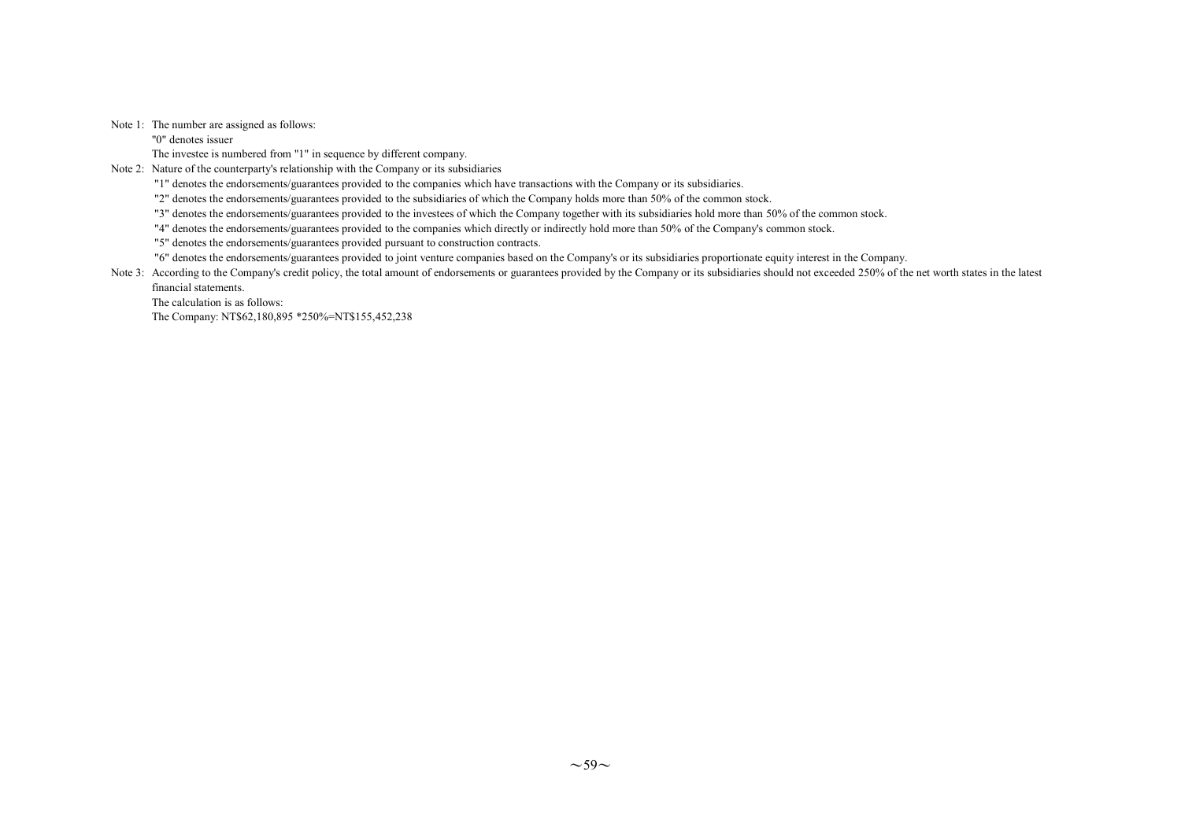Note 1: The number are assigned as follows:

"0" denotes issuer

The investee is numbered from "1" in sequence by different company.

Note 2: Nature of the counterparty's relationship with the Company or its subsidiaries

"1" denotes the endorsements/guarantees provided to the companies which have transactions with the Company or its subsidiaries.

"2" denotes the endorsements/guarantees provided to the subsidiaries of which the Company holds more than 50% of the common stock.

"3" denotes the endorsements/guarantees provided to the investees of which the Company together with its subsidiaries hold more than 50% of the common stock.

"4" denotes the endorsements/guarantees provided to the companies which directly or indirectly hold more than 50% of the Company's common stock.

"5" denotes the endorsements/guarantees provided pursuant to construction contracts.

"6" denotes the endorsements/guarantees provided to joint venture companies based on the Company's or its subsidiaries proportionate equity interest in the Company.

Note 3: According to the Company's credit policy, the total amount of endorsements or guarantees provided by the Company or its subsidiaries should not exceeded 250% of the net worth states in the latest financial statements.

The calculation is as follows:

The Company: NT$62,180,895 *250%=NT$155,452,238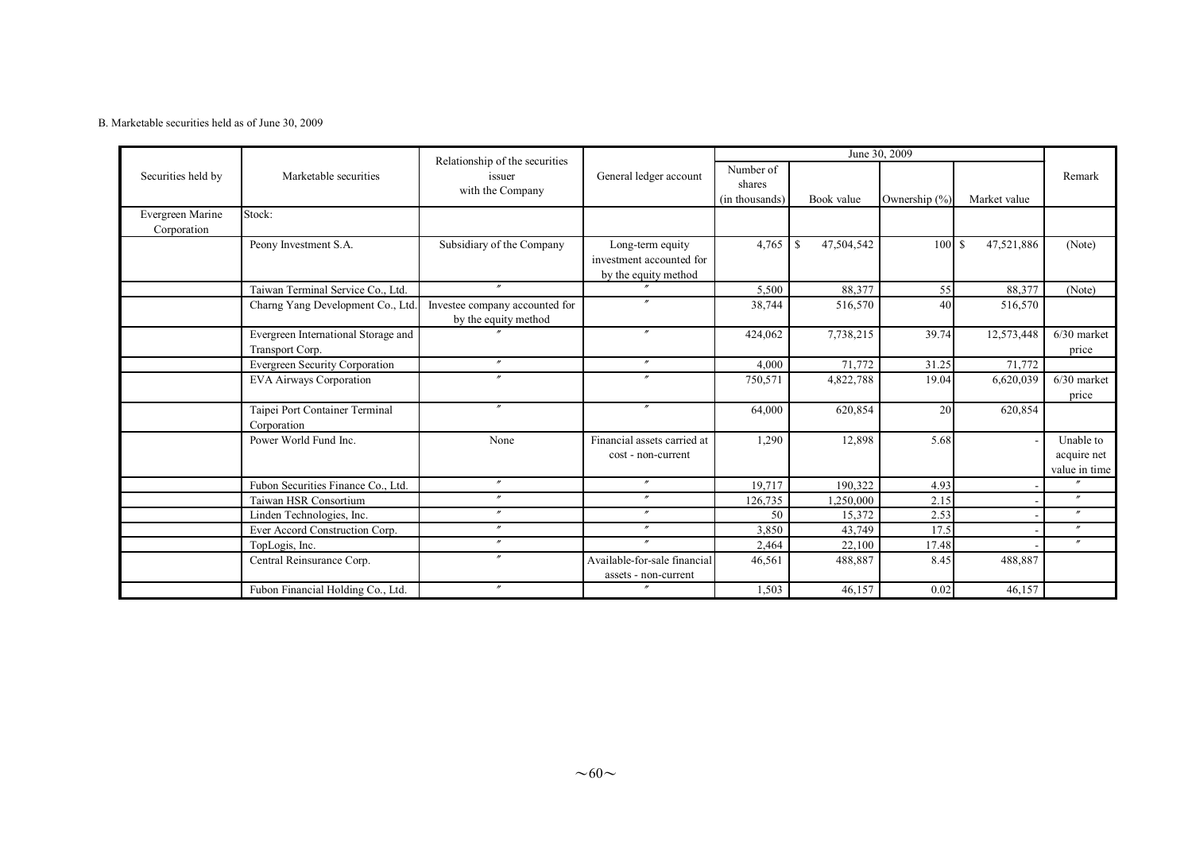B. Marketable securities held as of June 30, 2009

| Securities held by | Marketable securities | Relationship of the securities issuer with the Company | General ledger account | June 30, 2009 | | | | Remark |
|---|---|---|---|---|---|---|---|---|
| | | | | Number of shares (in thousands) | Book value | Ownership (%) | Market value | |
| Evergreen Marine Corporation | Stock: | | | | | | | |
| | Peony Investment S.A. | Subsidiary of the Company | Long-term equity investment accounted for by the equity method | 4,765 | $ 47,504,542 | 100 | $ 47,521,886 | (Note) |
| | Taiwan Terminal Service Co., Ltd. | 〃 | 〃 | 5,500 | 88,377 | 55 | 88,377 | (Note) |
| | Charng Yang Development Co., Ltd. | Investee company accounted for by the equity method | 〃 | 38,744 | 516,570 | 40 | 516,570 | |
| | Evergreen International Storage and Transport Corp. | 〃 | 〃 | 424,062 | 7,738,215 | 39.74 | 12,573,448 | 6/30 market price |
| | Evergreen Security Corporation | 〃 | 〃 | 4,000 | 71,772 | 31.25 | 71,772 | |
| | EVA Airways Corporation | 〃 | 〃 | 750,571 | 4,822,788 | 19.04 | 6,620,039 | 6/30 market price |
| | Taipei Port Container Terminal Corporation | 〃 | 〃 | 64,000 | 620,854 | 20 | 620,854 | |
| | Power World Fund Inc. | None | Financial assets carried at cost - non-current | 1,290 | 12,898 | 5.68 | - | Unable to acquire net value in time |
| | Fubon Securities Finance Co., Ltd. | 〃 | 〃 | 19,717 | 190,322 | 4.93 | - | 〃 |
| | Taiwan HSR Consortium | 〃 | 〃 | 126,735 | 1,250,000 | 2.15 | - | 〃 |
| | Linden Technologies, Inc. | 〃 | 〃 | 50 | 15,372 | 2.53 | - | 〃 |
| | Ever Accord Construction Corp. | 〃 | 〃 | 3,850 | 43,749 | 17.5 | - | 〃 |
| | TopLogis, Inc. | 〃 | 〃 | 2,464 | 22,100 | 17.48 | - | 〃 |
| | Central Reinsurance Corp. | 〃 | Available-for-sale financial assets - non-current | 46,561 | 488,887 | 8.45 | 488,887 | |
| | Fubon Financial Holding Co., Ltd. | 〃 | 〃 | 1,503 | 46,157 | 0.02 | 46,157 | |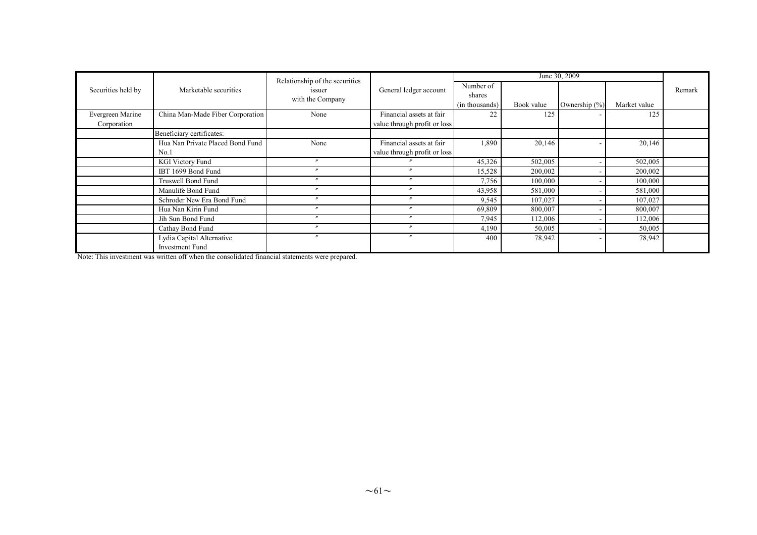| Securities held by | Marketable securities | Relationship of the securities issuer with the Company | General ledger account | June 30, 2009 | | | | Remark |
|---|---|---|---|---|---|---|---|---|
| | | | | Number of shares (in thousands) | Book value | Ownership (%) | Market value | |
| Evergreen Marine Corporation | China Man-Made Fiber Corporation | None | Financial assets at fair value through profit or loss | 22 | 125 | - | 125 | |
| | Beneficiary certificates: | | | | | | | |
| | Hua Nan Private Placed Bond Fund No.1 | None | Financial assets at fair value through profit or loss | 1,890 | 20,146 | - | 20,146 | |
| | KGI Victory Fund | 〃 | 〃 | 45,326 | 502,005 | - | 502,005 | |
| | IBT 1699 Bond Fund | 〃 | 〃 | 15,528 | 200,002 | - | 200,002 | |
| | Truswell Bond Fund | 〃 | 〃 | 7,756 | 100,000 | - | 100,000 | |
| | Manulife Bond Fund | 〃 | 〃 | 43,958 | 581,000 | - | 581,000 | |
| | Schroder New Era Bond Fund | 〃 | 〃 | 9,545 | 107,027 | - | 107,027 | |
| | Hua Nan Kirin Fund | 〃 | 〃 | 69,809 | 800,007 | - | 800,007 | |
| | Jih Sun Bond Fund | 〃 | 〃 | 7,945 | 112,006 | - | 112,006 | |
| | Cathay Bond Fund | 〃 | 〃 | 4,190 | 50,005 | - | 50,005 | |
| | Lydia Capital Alternative Investment Fund | 〃 | 〃 | 400 | 78,942 | - | 78,942 | |

Note: This investment was written off when the consolidated financial statements were prepared.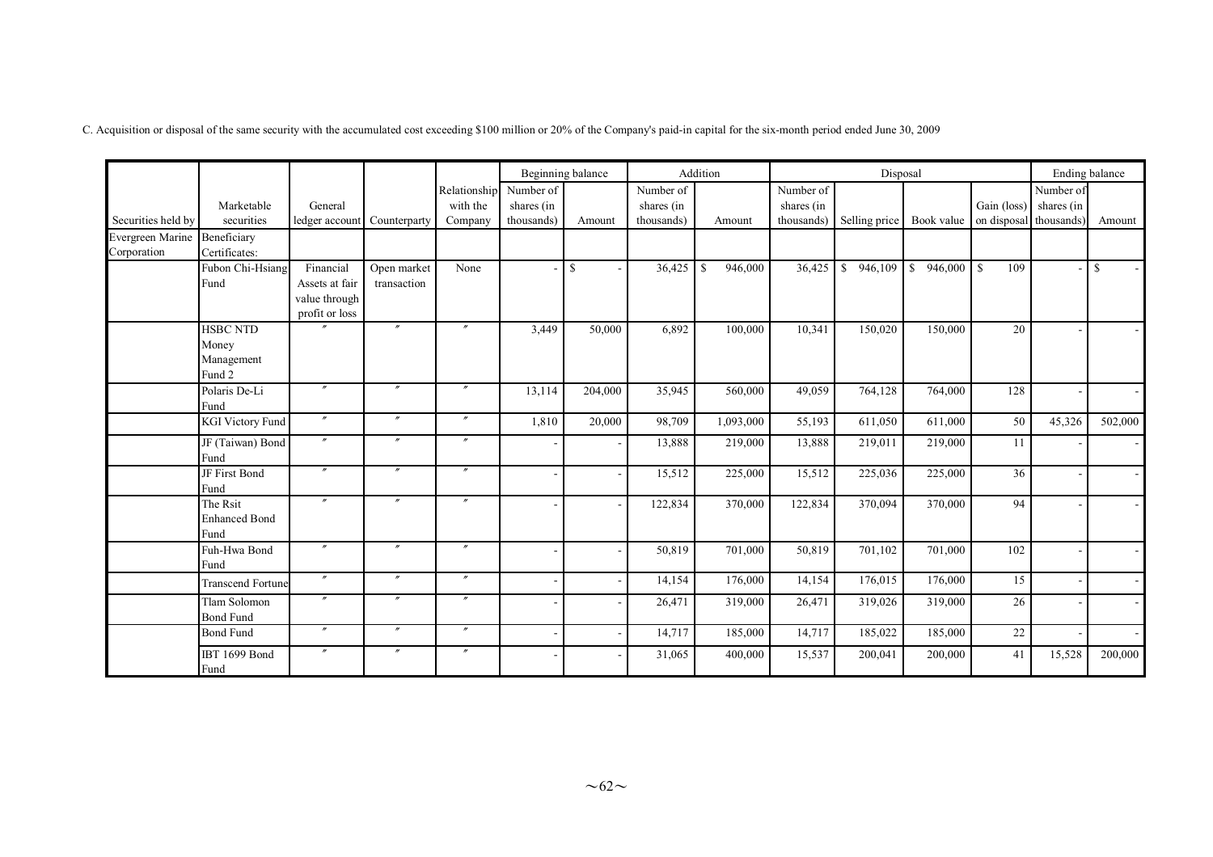C. Acquisition or disposal of the same security with the accumulated cost exceeding $100 million or 20% of the Company's paid-in capital for the six-month period ended June 30, 2009

| | | | | | Beginning balance | | Addition | | Disposal | | | | Ending balance | |
|---|---|---|---|---|---|---|---|---|---|---|---|---|---|---|
| Securities held by | Marketable securities | General ledger account | Counterparty | Relationship with the Company | Number of shares (in thousands) | Amount | Number of shares (in thousands) | Amount | Number of shares (in thousands) | Selling price | Book value | Gain (loss) on disposal | Number of shares (in thousands) | Amount |
| Evergreen Marine Corporation | Beneficiary Certificates: | | | | | | | | | | | | | |
| | Fubon Chi-Hsiang Fund | Financial Assets at fair value through profit or loss | Open market transaction | None | - | $ - | 36,425 | $ 946,000 | 36,425 | $ 946,109 | $ 946,000 | $ 109 | - | $ - |
| | HSBC NTD Money Management Fund 2 | 〃 | 〃 | 〃 | 3,449 | 50,000 | 6,892 | 100,000 | 10,341 | 150,020 | 150,000 | 20 | - | - |
| | Polaris De-Li Fund | 〃 | 〃 | 〃 | 13,114 | 204,000 | 35,945 | 560,000 | 49,059 | 764,128 | 764,000 | 128 | - | - |
| | KGI Victory Fund | 〃 | 〃 | 〃 | 1,810 | 20,000 | 98,709 | 1,093,000 | 55,193 | 611,050 | 611,000 | 50 | 45,326 | 502,000 |
| | JF (Taiwan) Bond Fund | 〃 | 〃 | 〃 | - | - | 13,888 | 219,000 | 13,888 | 219,011 | 219,000 | 11 | - | - |
| | JF First Bond Fund | 〃 | 〃 | 〃 | - | - | 15,512 | 225,000 | 15,512 | 225,036 | 225,000 | 36 | - | - |
| | The Rsit Enhanced Bond Fund | 〃 | 〃 | 〃 | - | - | 122,834 | 370,000 | 122,834 | 370,094 | 370,000 | 94 | - | - |
| | Fuh-Hwa Bond Fund | 〃 | 〃 | 〃 | - | - | 50,819 | 701,000 | 50,819 | 701,102 | 701,000 | 102 | - | - |
| | Transcend Fortune | 〃 | 〃 | 〃 | - | - | 14,154 | 176,000 | 14,154 | 176,015 | 176,000 | 15 | - | - |
| | Tlam Solomon Bond Fund | 〃 | 〃 | 〃 | - | - | 26,471 | 319,000 | 26,471 | 319,026 | 319,000 | 26 | - | - |
| | Bond Fund | 〃 | 〃 | 〃 | - | - | 14,717 | 185,000 | 14,717 | 185,022 | 185,000 | 22 | - | - |
| | IBT 1699 Bond Fund | 〃 | 〃 | 〃 | - | - | 31,065 | 400,000 | 15,537 | 200,041 | 200,000 | 41 | 15,528 | 200,000 |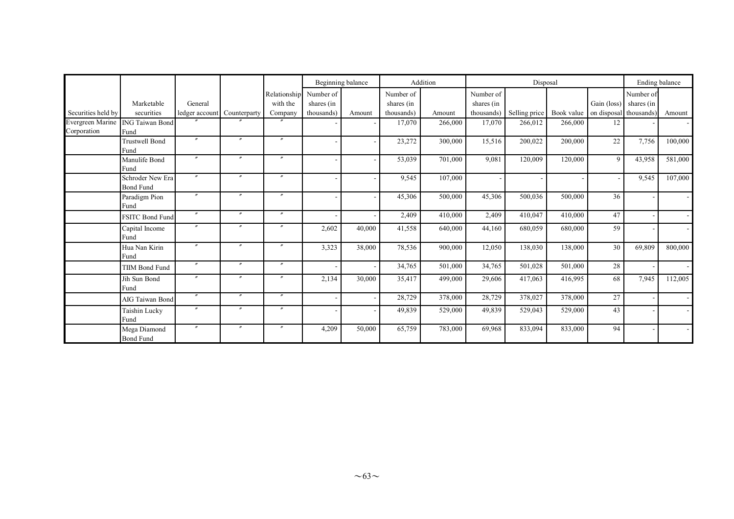| Securities held by | Marketable securities | General ledger account | Counterparty | Relationship with the Company | Beginning balance | | Addition | | Disposal | | | | Ending balance | |
|---|---|---|---|---|---|---|---|---|---|---|---|---|---|---|
| | | | | | Number of shares (in thousands) | Amount | Number of shares (in thousands) | Amount | Number of shares (in thousands) | Selling price | Book value | Gain (loss) on disposal | Number of shares (in thousands) | Amount |
| Evergreen Marine Corporation | ING Taiwan Bond Fund | 〃 | 〃 | 〃 | - | - | 17,070 | 266,000 | 17,070 | 266,012 | 266,000 | 12 | - | - |
| | Trustwell Bond Fund | 〃 | 〃 | 〃 | - | - | 23,272 | 300,000 | 15,516 | 200,022 | 200,000 | 22 | 7,756 | 100,000 |
| | Manulife Bond Fund | 〃 | 〃 | 〃 | - | - | 53,039 | 701,000 | 9,081 | 120,009 | 120,000 | 9 | 43,958 | 581,000 |
| | Schroder New Era Bond Fund | 〃 | 〃 | 〃 | - | - | 9,545 | 107,000 | - | - | - | - | 9,545 | 107,000 |
| | Paradigm Pion Fund | 〃 | 〃 | 〃 | - | - | 45,306 | 500,000 | 45,306 | 500,036 | 500,000 | 36 | - | - |
| | FSITC Bond Fund | 〃 | 〃 | 〃 | - | - | 2,409 | 410,000 | 2,409 | 410,047 | 410,000 | 47 | - | - |
| | Capital Income Fund | 〃 | 〃 | 〃 | 2,602 | 40,000 | 41,558 | 640,000 | 44,160 | 680,059 | 680,000 | 59 | - | - |
| | Hua Nan Kirin Fund | 〃 | 〃 | 〃 | 3,323 | 38,000 | 78,536 | 900,000 | 12,050 | 138,030 | 138,000 | 30 | 69,809 | 800,000 |
| | TIIM Bond Fund | 〃 | 〃 | 〃 | - | - | 34,765 | 501,000 | 34,765 | 501,028 | 501,000 | 28 | - | - |
| | Jih Sun Bond Fund | 〃 | 〃 | 〃 | 2,134 | 30,000 | 35,417 | 499,000 | 29,606 | 417,063 | 416,995 | 68 | 7,945 | 112,005 |
| | AIG Taiwan Bond | 〃 | 〃 | 〃 | - | - | 28,729 | 378,000 | 28,729 | 378,027 | 378,000 | 27 | - | - |
| | Taishin Lucky Fund | 〃 | 〃 | 〃 | - | - | 49,839 | 529,000 | 49,839 | 529,043 | 529,000 | 43 | - | - |
| | Mega Diamond Bond Fund | 〃 | 〃 | 〃 | 4,209 | 50,000 | 65,759 | 783,000 | 69,968 | 833,094 | 833,000 | 94 | - | - |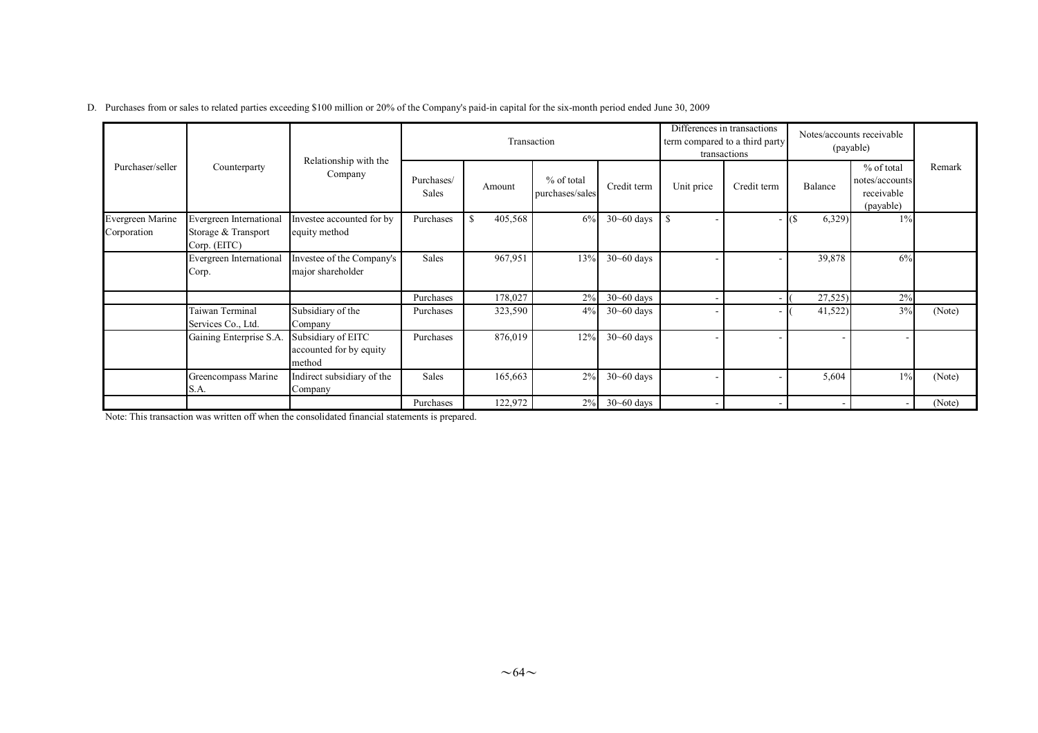D. Purchases from or sales to related parties exceeding $100 million or 20% of the Company's paid-in capital for the six-month period ended June 30, 2009

| Purchaser/seller | Counterparty | Relationship with the Company | Transaction | | | | Differences in transactions term compared to a third party transactions | | Notes/accounts receivable (payable) | | Remark |
|---|---|---|---|---|---|---|---|---|---|---|---|
| | | | Purchases/ Sales | Amount | % of total purchases/sales | Credit term | Unit price | Credit term | Balance | % of total notes/accounts receivable (payable) | |
| Evergreen Marine Corporation | Evergreen International Storage & Transport Corp. (EITC) | Investee accounted for by equity method | Purchases | $ 405,568 | 6% | 30~60 days | $ - | - | ($ 6,329) | 1% | |
| | Evergreen International Corp. | Investee of the Company's major shareholder | Sales | 967,951 | 13% | 30~60 days | - | - | 39,878 | 6% | |
| | | | Purchases | 178,027 | 2% | 30~60 days | - | - | ( 27,525) | 2% | |
| | Taiwan Terminal Services Co., Ltd. | Subsidiary of the Company | Purchases | 323,590 | 4% | 30~60 days | - | - | ( 41,522) | 3% | (Note) |
| | Gaining Enterprise S.A. | Subsidiary of EITC accounted for by equity method | Purchases | 876,019 | 12% | 30~60 days | - | - | - | - | |
| | Greencompass Marine S.A. | Indirect subsidiary of the Company | Sales | 165,663 | 2% | 30~60 days | - | - | 5,604 | 1% | (Note) |
| | | | Purchases | 122,972 | 2% | 30~60 days | - | - | - | - | (Note) |

Note: This transaction was written off when the consolidated financial statements is prepared.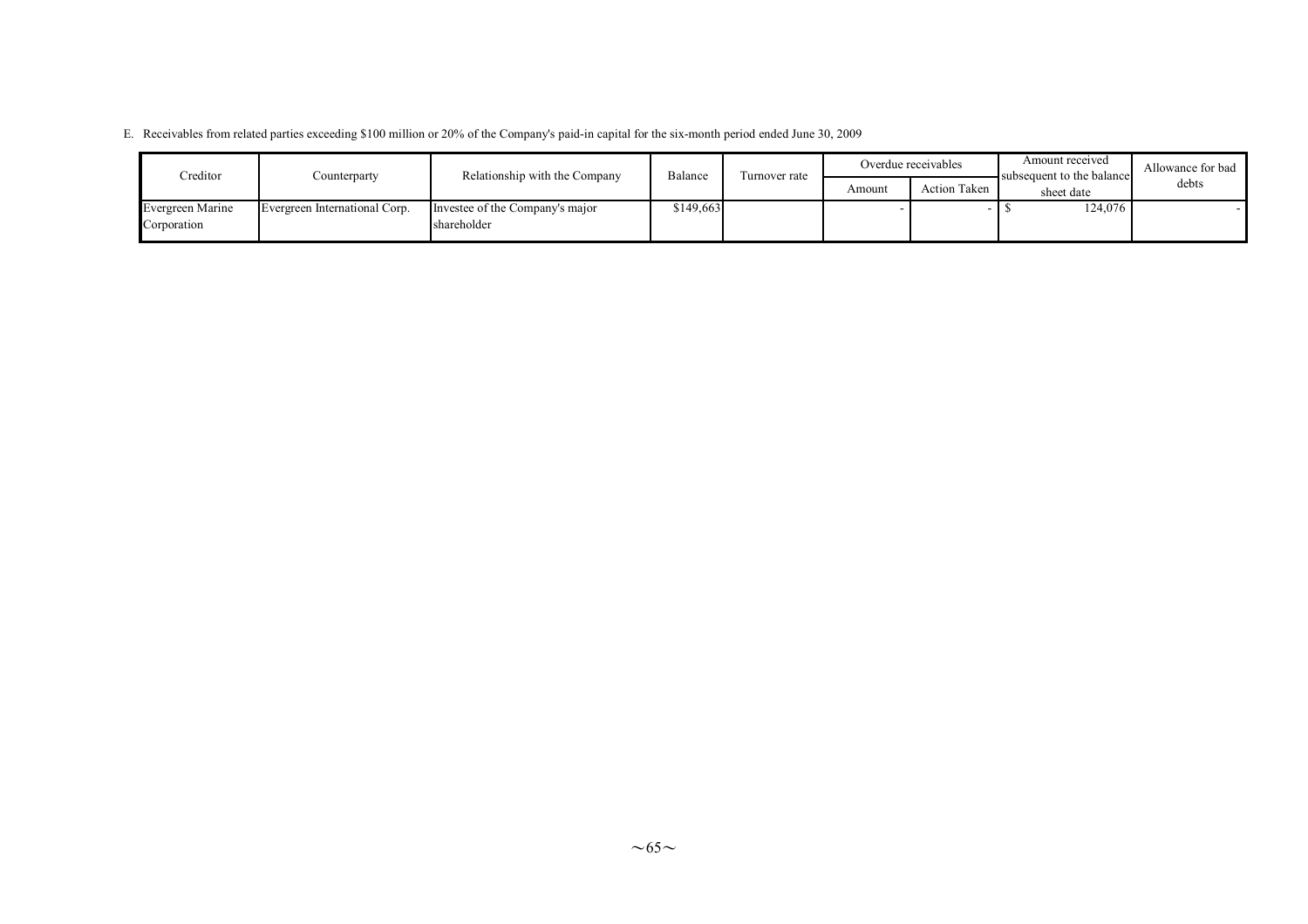E. Receivables from related parties exceeding $100 million or 20% of the Company's paid-in capital for the six-month period ended June 30, 2009

| Creditor | Counterparty | Relationship with the Company | Balance | Turnover rate | Overdue receivables | | Amount received subsequent to the balance sheet date | Allowance for bad debts |
|---|---|---|---|---|---|---|---|---|
| | | | | | Amount | Action Taken | | |
| Evergreen Marine Corporation | Evergreen International Corp. | Investee of the Company's major shareholder | $149,663 | | - | - | $ 124,076 | - |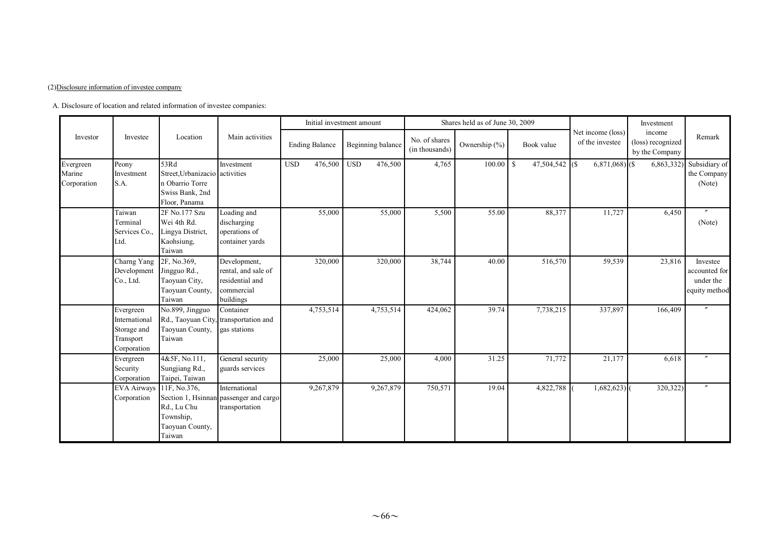(2)Disclosure information of investee company

A. Disclosure of location and related information of investee companies:

| Investor | Investee | Location | Main activities | Initial investment amount | | Shares held as of June 30, 2009 | | | Net income (loss) of the investee | Investment income (loss) recognized by the Company | Remark |
|---|---|---|---|---|---|---|---|---|---|---|---|
| | | | | Ending Balance | Beginning balance | No. of shares (in thousands) | Ownership (%) | Book value | | | |
| Evergreen Marine Corporation | Peony Investment S.A. | 53Rd Street,Urbanizacion Obarrio Torre Swiss Bank, 2nd Floor, Panama | Investment activities | USD 476,500 | USD 476,500 | 4,765 | 100.00 | $ 47,504,542 | ($ 6,871,068) | ($ 6,863,332) | Subsidiary of the Company (Note) |
| | Taiwan Terminal Services Co., Ltd. | 2F No.177 Szu Wei 4th Rd. Lingya District, Kaohsiung, Taiwan | Loading and discharging operations of container yards | 55,000 | 55,000 | 5,500 | 55.00 | 88,377 | 11,727 | 6,450 | 〃 (Note) |
| | Charng Yang Development Co., Ltd. | 2F, No.369, Jingguo Rd., Taoyuan City, Taoyuan County, Taiwan | Development, rental, and sale of residential and commercial buildings | 320,000 | 320,000 | 38,744 | 40.00 | 516,570 | 59,539 | 23,816 | Investee accounted for under the equity method |
| | Evergreen International Storage and Transport Corporation | No.899, Jingguo Rd., Taoyuan City, Taoyuan County, Taiwan | Container transportation and gas stations | 4,753,514 | 4,753,514 | 424,062 | 39.74 | 7,738,215 | 337,897 | 166,409 | 〃 |
| | Evergreen Security Corporation | 4&5F, No.111, Sungjiang Rd., Taipei, Taiwan | General security guards services | 25,000 | 25,000 | 4,000 | 31.25 | 71,772 | 21,177 | 6,618 | 〃 |
| | EVA Airways Corporation | 11F, No.376, Section 1, Hsinnan Rd., Lu Chu Township, Taoyuan County, Taiwan | International passenger and cargo transportation | 9,267,879 | 9,267,879 | 750,571 | 19.04 | 4,822,788 | ( 1,682,623) | ( 320,322) | 〃 |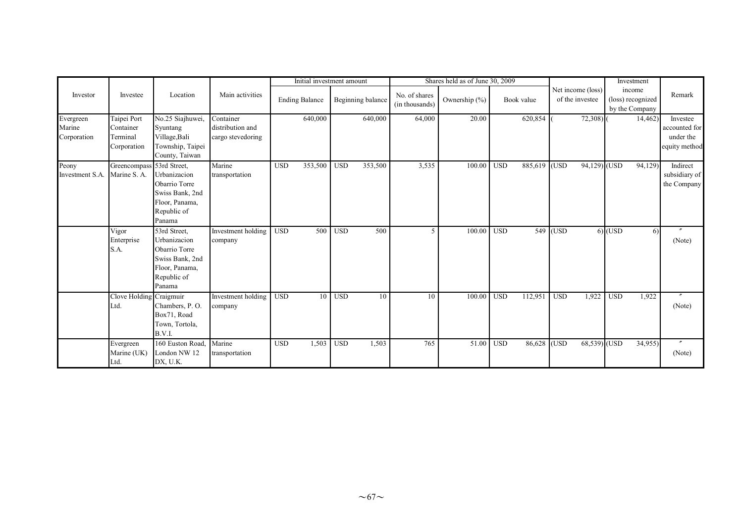| Investor | Investee | Location | Main activities | Initial investment amount | | Shares held as of June 30, 2009 | | | Net income (loss) of the investee | Investment income (loss) recognized by the Company | Remark |
|---|---|---|---|---|---|---|---|---|---|---|---|
| | | | | Ending Balance | Beginning balance | No. of shares (in thousands) | Ownership (%) | Book value | | | |
| Evergreen Marine Corporation | Taipei Port Container Terminal Corporation | No.25 Siajhuwei, Syuntang Village,Bali Township, Taipei County, Taiwan | Container distribution and cargo stevedoring | 640,000 | 640,000 | 64,000 | 20.00 | 620,854 | ( 72,308) | ( 14,462) | Investee accounted for under the equity method |
| Peony Investment S.A. | Greencompass Marine S. A. | 53rd Street, Urbanizacion Obarrio Torre Swiss Bank, 2nd Floor, Panama, Republic of Panama | Marine transportation | USD 353,500 | USD 353,500 | 3,535 | 100.00 | USD 885,619 | (USD 94,129) | (USD 94,129) | Indirect subsidiary of the Company |
| | Vigor Enterprise S.A. | 53rd Street, Urbanizacion Obarrio Torre Swiss Bank, 2nd Floor, Panama, Republic of Panama | Investment holding company | USD 500 | USD 500 | 5 | 100.00 | USD 549 | (USD 6) | (USD 6) | 〃 (Note) |
| | Clove Holding Ltd. | Craigmuir Chambers, P. O. Box71, Road Town, Tortola, B.V.I. | Investment holding company | USD 10 | USD 10 | 10 | 100.00 | USD 112,951 | USD 1,922 | USD 1,922 | 〃 (Note) |
| | Evergreen Marine (UK) Ltd. | 160 Euston Road, London NW 12 DX, U.K. | Marine transportation | USD 1,503 | USD 1,503 | 765 | 51.00 | USD 86,628 | (USD 68,539) | (USD 34,955) | 〃 (Note) |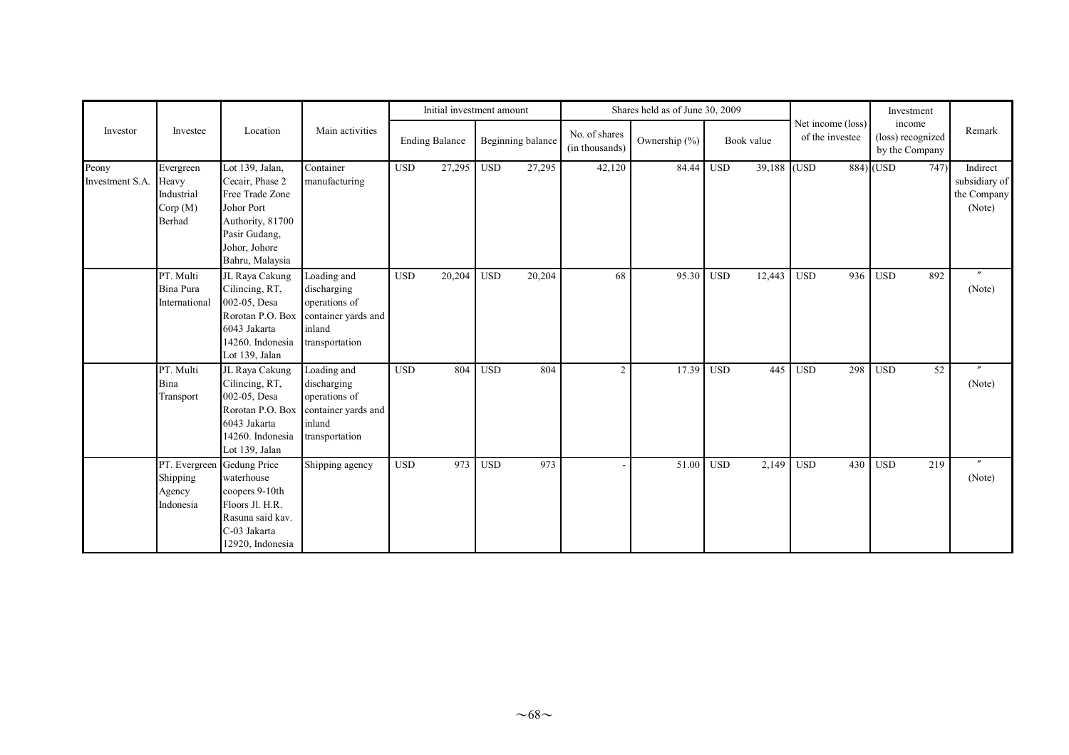| Investor | Investee | Location | Main activities | Initial investment amount | | Shares held as of June 30, 2009 | | | Net income (loss) of the investee | Investment income (loss) recognized by the Company | Remark |
|---|---|---|---|---|---|---|---|---|---|---|---|
| | | | | Ending Balance | Beginning balance | No. of shares (in thousands) | Ownership (%) | Book value | | | |
| Peony Investment S.A. | Evergreen Heavy Industrial Corp (M) Berhad | Lot 139, Jalan, Cecair, Phase 2 Free Trade Zone Johor Port Authority, 81700 Pasir Gudang, Johor, Johore Bahru, Malaysia | Container manufacturing | USD 27,295 | USD 27,295 | 42,120 | 84.44 | USD 39,188 | (USD 884) | (USD 747) | Indirect subsidiary of the Company (Note) |
| | PT. Multi Bina Pura International | JL Raya Cakung Cilincing, RT, 002-05, Desa Rorotan P.O. Box 6043 Jakarta 14260. Indonesia Lot 139, Jalan | Loading and discharging operations of container yards and inland transportation | USD 20,204 | USD 20,204 | 68 | 95.30 | USD 12,443 | USD 936 | USD 892 | 〃 (Note) |
| | PT. Multi Bina Transport | JL Raya Cakung Cilincing, RT, 002-05, Desa Rorotan P.O. Box 6043 Jakarta 14260. Indonesia Lot 139, Jalan | Loading and discharging operations of container yards and inland transportation | USD 804 | USD 804 | 2 | 17.39 | USD 445 | USD 298 | USD 52 | 〃 (Note) |
| | PT. Evergreen Shipping Agency Indonesia | Gedung Price waterhouse coopers 9-10th Floors Jl. H.R. Rasuna said kav. C-03 Jakarta 12920, Indonesia | Shipping agency | USD 973 | USD 973 | - | 51.00 | USD 2,149 | USD 430 | USD 219 | 〃 (Note) |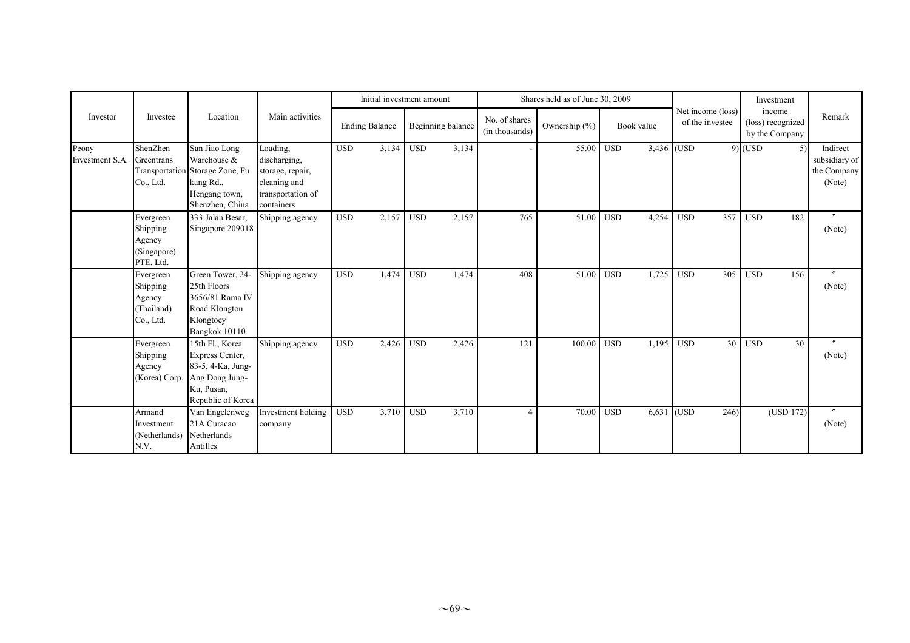| Investor | Investee | Location | Main activities | Initial investment amount | | Shares held as of June 30, 2009 | | | Net income (loss) of the investee | Investment income (loss) recognized by the Company | Remark |
|---|---|---|---|---|---|---|---|---|---|---|---|
| | | | | Ending Balance | Beginning balance | No. of shares (in thousands) | Ownership (%) | Book value | | | |
| Peony Investment S.A. | ShenZhen Greentrans Transportation Co., Ltd. | San Jiao Long Warehouse & Storage Zone, Fu kang Rd., Hengang town, Shenzhen, China | Loading, discharging, storage, repair, cleaning and transportation of containers | USD 3,134 | USD 3,134 | - | 55.00 | USD 3,436 | (USD 9) | (USD 5) | Indirect subsidiary of the Company (Note) |
| | Evergreen Shipping Agency (Singapore) PTE. Ltd. | 333 Jalan Besar, Singapore 209018 | Shipping agency | USD 2,157 | USD 2,157 | 765 | 51.00 | USD 4,254 | USD 357 | USD 182 | 〃 (Note) |
| | Evergreen Shipping Agency (Thailand) Co., Ltd. | Green Tower, 24-25th Floors 3656/81 Rama IV Road Klongton Klongtoey Bangkok 10110 | Shipping agency | USD 1,474 | USD 1,474 | 408 | 51.00 | USD 1,725 | USD 305 | USD 156 | 〃 (Note) |
| | Evergreen Shipping Agency (Korea) Corp. | 15th Fl., Korea Express Center, 83-5, 4-Ka, Jung-Ang Dong Jung-Ku, Pusan, Republic of Korea | Shipping agency | USD 2,426 | USD 2,426 | 121 | 100.00 | USD 1,195 | USD 30 | USD 30 | 〃 (Note) |
| | Armand Investment (Netherlands) N.V. | Van Engelenweg 21A Curacao Netherlands Antilles | Investment holding company | USD 3,710 | USD 3,710 | 4 | 70.00 | USD 6,631 | (USD 246) | (USD 172) | 〃 (Note) |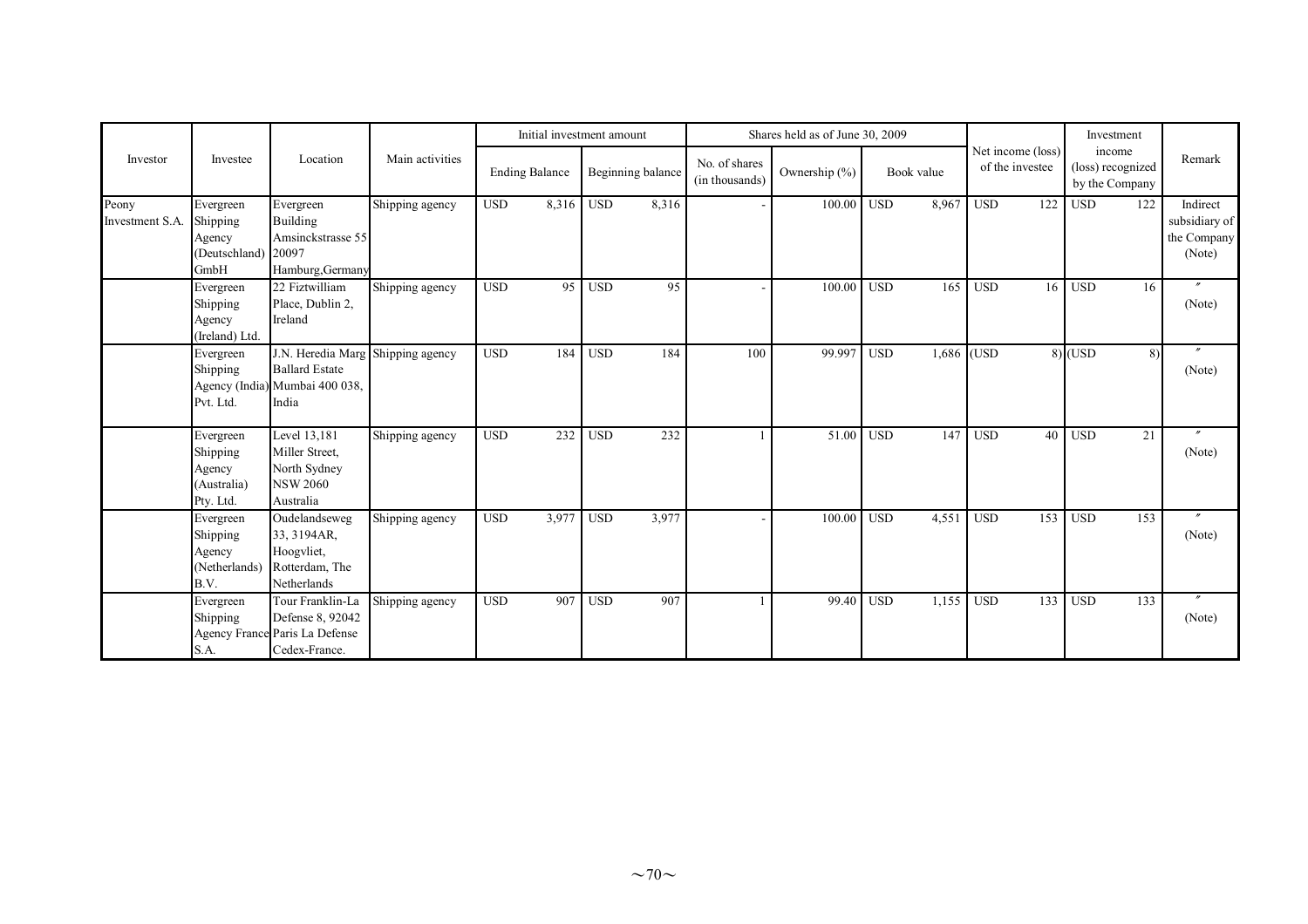| Investor | Investee | Location | Main activities | Initial investment amount | | | | Shares held as of June 30, 2009 | | | | Net income (loss) of the investee | | Investment income (loss) recognized by the Company | | Remark |
|---|---|---|---|---|---|---|---|---|---|---|---|---|---|---|---|---|
| | | | | Ending Balance | | Beginning balance | | No. of shares (in thousands) | Ownership (%) | Book value | | | | | | |
| Peony Investment S.A. | Evergreen Shipping Agency (Deutschland) GmbH | Evergreen Building Amsinckstrasse 55 20097 Hamburg,Germany | Shipping agency | USD | 8,316 | USD | 8,316 | - | 100.00 | USD | 8,967 | USD | 122 | USD | 122 | Indirect subsidiary of the Company (Note) |
| | Evergreen Shipping Agency (Ireland) Ltd. | 22 Fiztwilliam Place, Dublin 2, Ireland | Shipping agency | USD | 95 | USD | 95 | - | 100.00 | USD | 165 | USD | 16 | USD | 16 | 〃 (Note) |
| | Evergreen Shipping Agency (India) Pvt. Ltd. | J.N. Heredia Marg Ballard Estate Mumbai 400 038, India | Shipping agency | USD | 184 | USD | 184 | 100 | 99.997 | USD | 1,686 | (USD | 8) | (USD | 8) | 〃 (Note) |
| | Evergreen Shipping Agency (Australia) Pty. Ltd. | Level 13,181 Miller Street, North Sydney NSW 2060 Australia | Shipping agency | USD | 232 | USD | 232 | 1 | 51.00 | USD | 147 | USD | 40 | USD | 21 | 〃 (Note) |
| | Evergreen Shipping Agency (Netherlands) B.V. | Oudelandseweg 33, 3194AR, Hoogvliet, Rotterdam, The Netherlands | Shipping agency | USD | 3,977 | USD | 3,977 | - | 100.00 | USD | 4,551 | USD | 153 | USD | 153 | 〃 (Note) |
| | Evergreen Shipping Agency France S.A. | Tour Franklin-La Defense 8, 92042 Paris La Defense Cedex-France. | Shipping agency | USD | 907 | USD | 907 | 1 | 99.40 | USD | 1,155 | USD | 133 | USD | 133 | 〃 (Note) |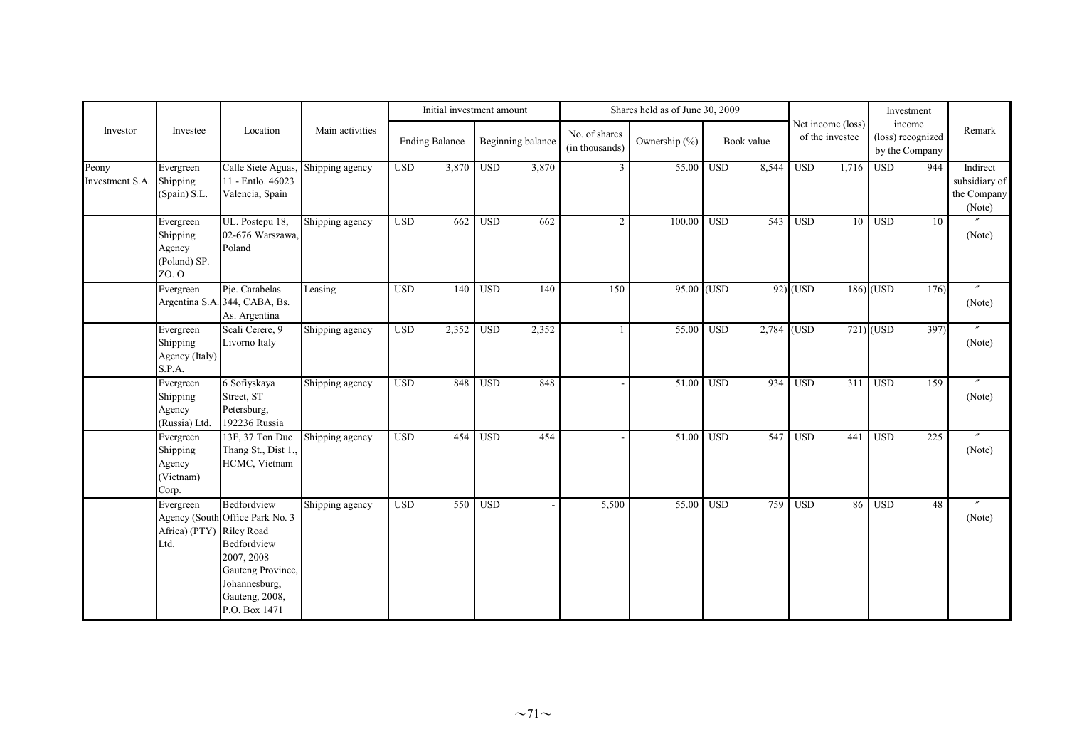| Investor | Investee | Location | Main activities | Initial investment amount | | Shares held as of June 30, 2009 | | | Net income (loss) of the investee | Investment income (loss) recognized by the Company | Remark |
|---|---|---|---|---|---|---|---|---|---|---|---|
| | | | | Ending Balance | Beginning balance | No. of shares (in thousands) | Ownership (%) | Book value | | | |
| Peony Investment S.A. | Evergreen Shipping (Spain) S.L. | Calle Siete Aguas, 11 - Entlo. 46023 Valencia, Spain | Shipping agency | USD 3,870 | USD 3,870 | 3 | 55.00 | USD 8,544 | USD 1,716 | USD 944 | Indirect subsidiary of the Company (Note) |
| | Evergreen Shipping Agency (Poland) SP. ZO. O | UL. Postepu 18, 02-676 Warszawa, Poland | Shipping agency | USD 662 | USD 662 | 2 | 100.00 | USD 543 | USD 10 | USD 10 | 〃 (Note) |
| | Evergreen Argentina S.A. | Pje. Carabelas 344, CABA, Bs. As. Argentina | Leasing | USD 140 | USD 140 | 150 | 95.00 | (USD 92) | (USD 186) | (USD 176) | 〃 (Note) |
| | Evergreen Shipping Agency (Italy) S.P.A. | Scali Cerere, 9 Livorno Italy | Shipping agency | USD 2,352 | USD 2,352 | 1 | 55.00 | USD 2,784 | (USD 721) | (USD 397) | 〃 (Note) |
| | Evergreen Shipping Agency (Russia) Ltd. | 6 Sofiyskaya Street, ST Petersburg, 192236 Russia | Shipping agency | USD 848 | USD 848 | - | 51.00 | USD 934 | USD 311 | USD 159 | 〃 (Note) |
| | Evergreen Shipping Agency (Vietnam) Corp. | 13F, 37 Ton Duc Thang St., Dist 1., HCMC, Vietnam | Shipping agency | USD 454 | USD 454 | - | 51.00 | USD 547 | USD 441 | USD 225 | 〃 (Note) |
| | Evergreen Agency (South Africa) (PTY) Ltd. | Bedfordview Office Park No. 3 Riley Road Bedfordview 2007, 2008 Gauteng Province, Johannesburg, Gauteng, 2008, P.O. Box 1471 | Shipping agency | USD 550 | USD - | 5,500 | 55.00 | USD 759 | USD 86 | USD 48 | 〃 (Note) |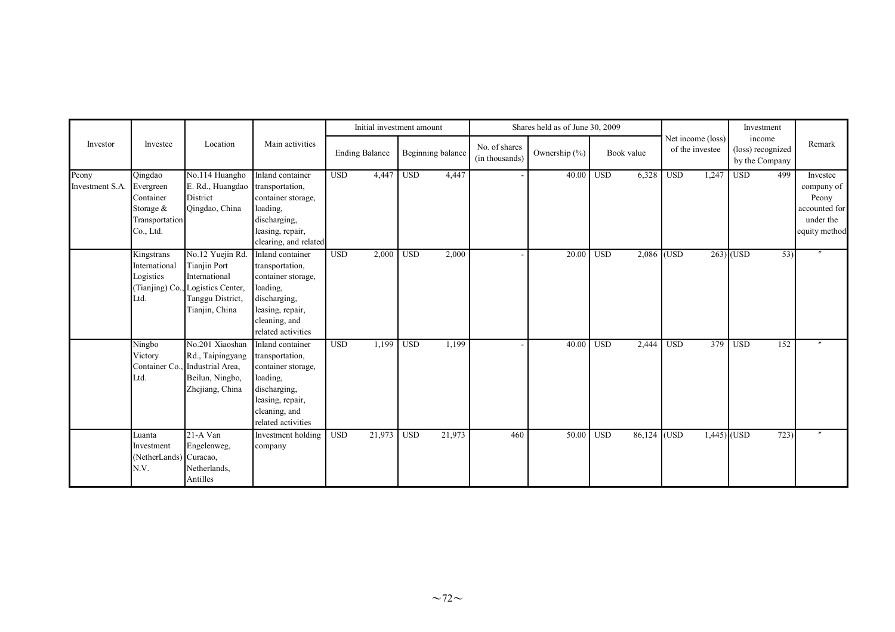| Investor | Investee | Location | Main activities | Initial investment amount | | Shares held as of June 30, 2009 | | | Net income (loss) of the investee | Investment income (loss) recognized by the Company | Remark |
|---|---|---|---|---|---|---|---|---|---|---|---|
| | | | | Ending Balance | Beginning balance | No. of shares (in thousands) | Ownership (%) | Book value | | | |
| Peony Investment S.A. | Qingdao Evergreen Container Storage & Transportation Co., Ltd. | No.114 Huangho E. Rd., Huangdao District Qingdao, China | Inland container transportation, container storage, loading, discharging, leasing, repair, clearing, and related | USD 4,447 | USD 4,447 | - | 40.00 | USD 6,328 | USD 1,247 | USD 499 | Investee company of Peony accounted for under the equity method |
| | Kingstrans International Logistics (Tianjing) Co., Ltd. | No.12 Yuejin Rd. Tianjin Port International Logistics Center, Tanggu District, Tianjin, China | Inland container transportation, container storage, loading, discharging, leasing, repair, cleaning, and related activities | USD 2,000 | USD 2,000 | - | 20.00 | USD 2,086 | (USD 263) | (USD 53) | 〃 |
| | Ningbo Victory Container Co., Ltd. | No.201 Xiaoshan Rd., Taipingyang Industrial Area, Beilun, Ningbo, Zhejiang, China | Inland container transportation, container storage, loading, discharging, leasing, repair, cleaning, and related activities | USD 1,199 | USD 1,199 | - | 40.00 | USD 2,444 | USD 379 | USD 152 | 〃 |
| | Luanta Investment (NetherLands) N.V. | 21-A Van Engelenweg, Curacao, Netherlands, Antilles | Investment holding company | USD 21,973 | USD 21,973 | 460 | 50.00 | USD 86,124 | (USD 1,445) | (USD 723) | 〃 |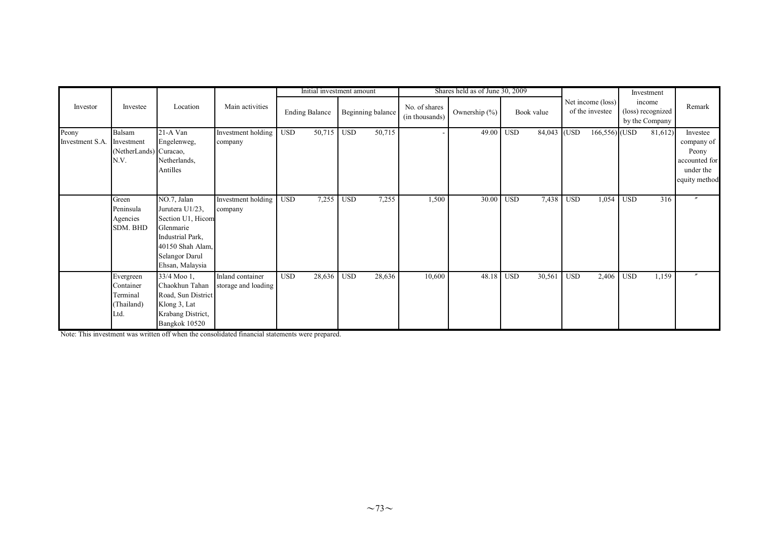| Investor | Investee | Location | Main activities | Initial investment amount | | Shares held as of June 30, 2009 | | | Net income (loss) of the investee | Investment income (loss) recognized by the Company | Remark |
|---|---|---|---|---|---|---|---|---|---|---|---|
| | | | | Ending Balance | Beginning balance | No. of shares (in thousands) | Ownership (%) | Book value | | | |
| Peony Investment S.A. | Balsam Investment (NetherLands) N.V. | 21-A Van Engelenweg, Curacao, Netherlands, Antilles | Investment holding company | USD 50,715 | USD 50,715 | - | 49.00 | USD 84,043 | (USD 166,556) | (USD 81,612) | Investee company of Peony accounted for under the equity method |
| | Green Peninsula Agencies SDM. BHD | NO.7, Jalan Jurutera U1/23, Section U1, Hicom Glenmarie Industrial Park, 40150 Shah Alam, Selangor Darul Ehsan, Malaysia | Investment holding company | USD 7,255 | USD 7,255 | 1,500 | 30.00 | USD 7,438 | USD 1,054 | USD 316 | 〃 |
| | Evergreen Container Terminal (Thailand) Ltd. | 33/4 Moo 1, Chaokhun Tahan Road, Sun District Klong 3, Lat Krabang District, Bangkok 10520 | Inland container storage and loading | USD 28,636 | USD 28,636 | 10,600 | 48.18 | USD 30,561 | USD 2,406 | USD 1,159 | 〃 |

Note: This investment was written off when the consolidated financial statements were prepared.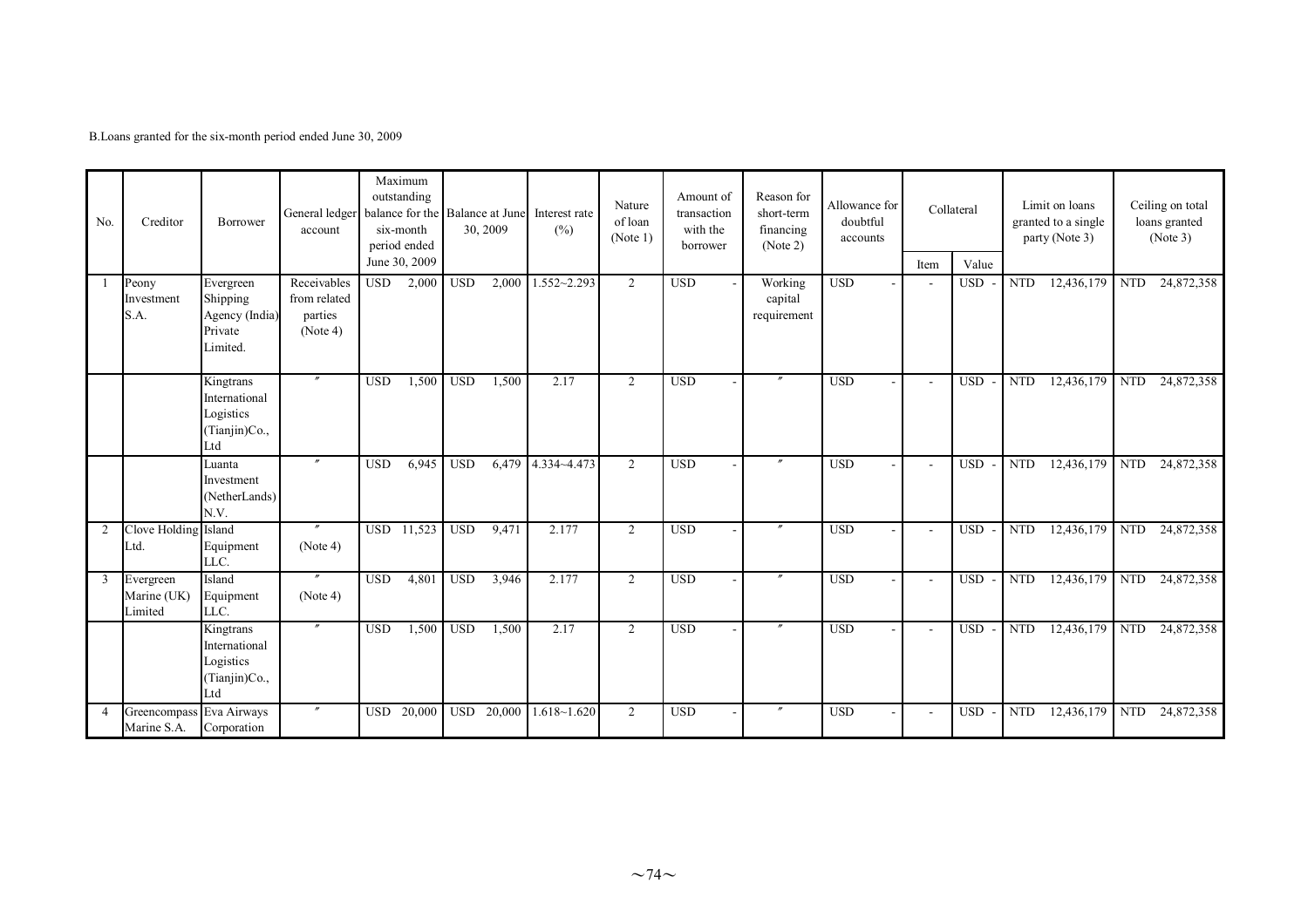B.Loans granted for the six-month period ended June 30, 2009

| No. | Creditor | Borrower | General ledger account | Maximum outstanding balance for the six-month period ended June 30, 2009 | Balance at June 30, 2009 | Interest rate (%) | Nature of loan (Note 1) | Amount of transaction with the borrower | Reason for short-term financing (Note 2) | Allowance for doubtful accounts | Collateral | | Limit on loans granted to a single party (Note 3) | Ceiling on total loans granted (Note 3) |
|---|---|---|---|---|---|---|---|---|---|---|---|---|---|---|
| | | | | | | | | | | | Item | Value | | |
| 1 | Peony Investment S.A. | Evergreen Shipping Agency (India) Private Limited. | Receivables from related parties (Note 4) | USD 2,000 | USD 2,000 | 1.552~2.293 | 2 | USD - | Working capital requirement | USD - | - | USD - | NTD 12,436,179 | NTD 24,872,358 |
| | | Kingtrans International Logistics (Tianjin)Co., Ltd | 〃 | USD 1,500 | USD 1,500 | 2.17 | 2 | USD - | 〃 | USD - | - | USD - | NTD 12,436,179 | NTD 24,872,358 |
| | | Luanta Investment (NetherLands) N.V. | 〃 | USD 6,945 | USD 6,479 | 4.334~4.473 | 2 | USD - | 〃 | USD - | - | USD - | NTD 12,436,179 | NTD 24,872,358 |
| 2 | Clove Holding Ltd. | Island Equipment LLC. | 〃 (Note 4) | USD 11,523 | USD 9,471 | 2.177 | 2 | USD - | 〃 | USD - | - | USD - | NTD 12,436,179 | NTD 24,872,358 |
| 3 | Evergreen Marine (UK) Limited | Island Equipment LLC. | 〃 (Note 4) | USD 4,801 | USD 3,946 | 2.177 | 2 | USD - | 〃 | USD - | - | USD - | NTD 12,436,179 | NTD 24,872,358 |
| | | Kingtrans International Logistics (Tianjin)Co., Ltd | 〃 | USD 1,500 | USD 1,500 | 2.17 | 2 | USD - | 〃 | USD - | - | USD - | NTD 12,436,179 | NTD 24,872,358 |
| 4 | Greencompass Marine S.A. | Eva Airways Corporation | 〃 | USD 20,000 | USD 20,000 | 1.618~1.620 | 2 | USD - | 〃 | USD - | - | USD - | NTD 12,436,179 | NTD 24,872,358 |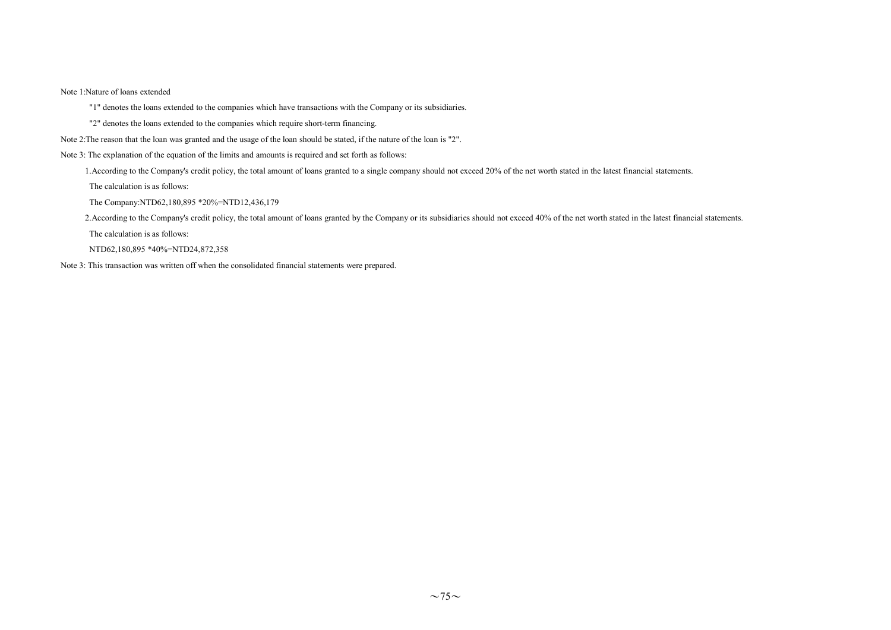Note 1:Nature of loans extended

"1" denotes the loans extended to the companies which have transactions with the Company or its subsidiaries.

"2" denotes the loans extended to the companies which require short-term financing.

Note 2:The reason that the loan was granted and the usage of the loan should be stated, if the nature of the loan is "2".

Note 3: The explanation of the equation of the limits and amounts is required and set forth as follows:

1.According to the Company's credit policy, the total amount of loans granted to a single company should not exceed 20% of the net worth stated in the latest financial statements.

The calculation is as follows:

The Company:NTD62,180,895 *20%=NTD12,436,179

2.According to the Company's credit policy, the total amount of loans granted by the Company or its subsidiaries should not exceed 40% of the net worth stated in the latest financial statements.

The calculation is as follows:

NTD62,180,895 *40%=NTD24,872,358

Note 3: This transaction was written off when the consolidated financial statements were prepared.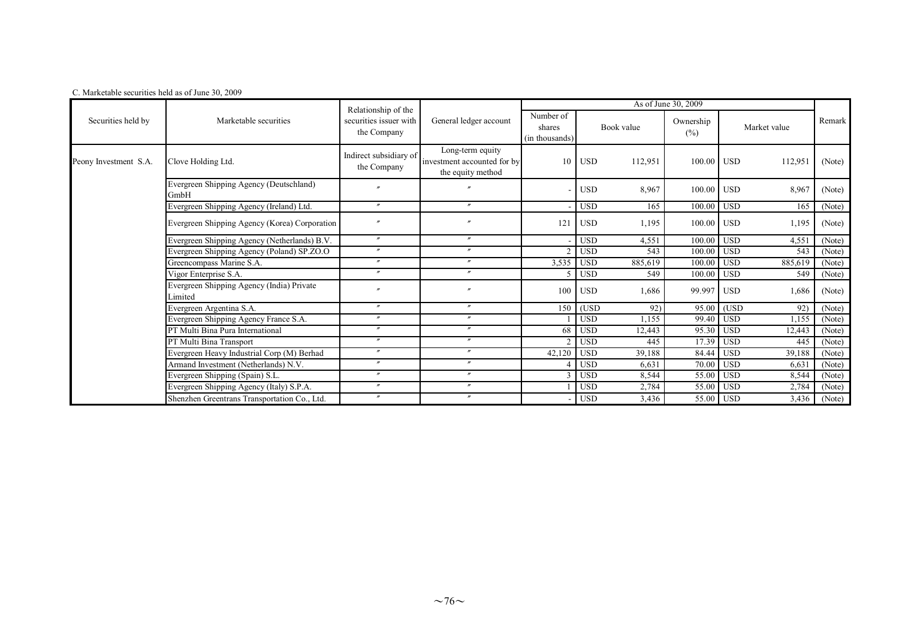C. Marketable securities held as of June 30, 2009

| Securities held by | Marketable securities | Relationship of the securities issuer with the Company | General ledger account | As of June 30, 2009 | | | | | | | Remark |
|---|---|---|---|---|---|---|---|---|---|---|---|
| | | | | Number of shares (in thousands) | Book value | | Ownership (%) | Market value | | | |
| Peony Investment S.A. | Clove Holding Ltd. | Indirect subsidiary of the Company | Long-term equity investment accounted for by the equity method | 10 | USD | 112,951 | 100.00 | USD | 112,951 | | (Note) |
| | Evergreen Shipping Agency (Deutschland) GmbH | 〃 | 〃 | - | USD | 8,967 | 100.00 | USD | 8,967 | | (Note) |
| | Evergreen Shipping Agency (Ireland) Ltd. | 〃 | 〃 | - | USD | 165 | 100.00 | USD | 165 | | (Note) |
| | Evergreen Shipping Agency (Korea) Corporation | 〃 | 〃 | 121 | USD | 1,195 | 100.00 | USD | 1,195 | | (Note) |
| | Evergreen Shipping Agency (Netherlands) B.V. | 〃 | 〃 | - | USD | 4,551 | 100.00 | USD | 4,551 | | (Note) |
| | Evergreen Shipping Agency (Poland) SP.ZO.O | 〃 | 〃 | 2 | USD | 543 | 100.00 | USD | 543 | | (Note) |
| | Greencompass Marine S.A. | 〃 | 〃 | 3,535 | USD | 885,619 | 100.00 | USD | 885,619 | | (Note) |
| | Vigor Enterprise S.A. | 〃 | 〃 | 5 | USD | 549 | 100.00 | USD | 549 | | (Note) |
| | Evergreen Shipping Agency (India) Private Limited | 〃 | 〃 | 100 | USD | 1,686 | 99.997 | USD | 1,686 | | (Note) |
| | Evergreen Argentina S.A. | 〃 | 〃 | 150 | (USD | 92) | 95.00 | (USD | 92) | | (Note) |
| | Evergreen Shipping Agency France S.A. | 〃 | 〃 | 1 | USD | 1,155 | 99.40 | USD | 1,155 | | (Note) |
| | PT Multi Bina Pura International | 〃 | 〃 | 68 | USD | 12,443 | 95.30 | USD | 12,443 | | (Note) |
| | PT Multi Bina Transport | 〃 | 〃 | 2 | USD | 445 | 17.39 | USD | 445 | | (Note) |
| | Evergreen Heavy Industrial Corp (M) Berhad | 〃 | 〃 | 42,120 | USD | 39,188 | 84.44 | USD | 39,188 | | (Note) |
| | Armand Investment (Netherlands) N.V. | 〃 | 〃 | 4 | USD | 6,631 | 70.00 | USD | 6,631 | | (Note) |
| | Evergreen Shipping (Spain) S.L. | 〃 | 〃 | 3 | USD | 8,544 | 55.00 | USD | 8,544 | | (Note) |
| | Evergreen Shipping Agency (Italy) S.P.A. | 〃 | 〃 | 1 | USD | 2,784 | 55.00 | USD | 2,784 | | (Note) |
| | Shenzhen Greentrans Transportation Co., Ltd. | 〃 | 〃 | - | USD | 3,436 | 55.00 | USD | 3,436 | | (Note) |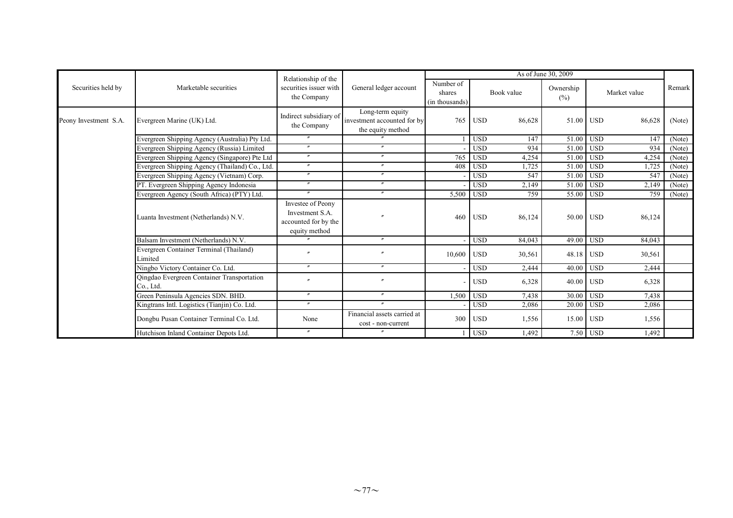| Securities held by | Marketable securities | Relationship of the securities issuer with the Company | General ledger account | As of June 30, 2009 | | | | | | | Remark |
|---|---|---|---|---|---|---|---|---|---|---|---|
| | | | | Number of shares (in thousands) | Book value | | Ownership (%) | Market value | | | |
| Peony Investment S.A. | Evergreen Marine (UK) Ltd. | Indirect subsidiary of the Company | Long-term equity investment accounted for by the equity method | 765 | USD | 86,628 | 51.00 | USD | 86,628 | | (Note) |
| | Evergreen Shipping Agency (Australia) Pty Ltd. | 〃 | 〃 | 1 | USD | 147 | 51.00 | USD | 147 | | (Note) |
| | Evergreen Shipping Agency (Russia) Limited | 〃 | 〃 | - | USD | 934 | 51.00 | USD | 934 | | (Note) |
| | Evergreen Shipping Agency (Singapore) Pte Ltd | 〃 | 〃 | 765 | USD | 4,254 | 51.00 | USD | 4,254 | | (Note) |
| | Evergreen Shipping Agency (Thailand) Co., Ltd. | 〃 | 〃 | 408 | USD | 1,725 | 51.00 | USD | 1,725 | | (Note) |
| | Evergreen Shipping Agency (Vietnam) Corp. | 〃 | 〃 | - | USD | 547 | 51.00 | USD | 547 | | (Note) |
| | PT. Evergreen Shipping Agency Indonesia | 〃 | 〃 | - | USD | 2,149 | 51.00 | USD | 2,149 | | (Note) |
| | Evergreen Agency (South Africa) (PTY) Ltd. | 〃 | 〃 | 5,500 | USD | 759 | 55.00 | USD | 759 | | (Note) |
| | Luanta Investment (Netherlands) N.V. | Investee of Peony Investment S.A. accounted for by the equity method | 〃 | 460 | USD | 86,124 | 50.00 | USD | 86,124 | | |
| | Balsam Investment (Netherlands) N.V. | 〃 | 〃 | - | USD | 84,043 | 49.00 | USD | 84,043 | | |
| | Evergreen Container Terminal (Thailand) Limited | 〃 | 〃 | 10,600 | USD | 30,561 | 48.18 | USD | 30,561 | | |
| | Ningbo Victory Container Co. Ltd. | 〃 | 〃 | - | USD | 2,444 | 40.00 | USD | 2,444 | | |
| | Qingdao Evergreen Container Transportation Co., Ltd. | 〃 | 〃 | - | USD | 6,328 | 40.00 | USD | 6,328 | | |
| | Green Peninsula Agencies SDN. BHD. | 〃 | 〃 | 1,500 | USD | 7,438 | 30.00 | USD | 7,438 | | |
| | Kingtrans Intl. Logistics (Tianjin) Co. Ltd. | 〃 | 〃 | - | USD | 2,086 | 20.00 | USD | 2,086 | | |
| | Dongbu Pusan Container Terminal Co. Ltd. | None | Financial assets carried at cost - non-current | 300 | USD | 1,556 | 15.00 | USD | 1,556 | | |
| | Hutchison Inland Container Depots Ltd. | 〃 | 〃 | 1 | USD | 1,492 | 7.50 | USD | 1,492 | | |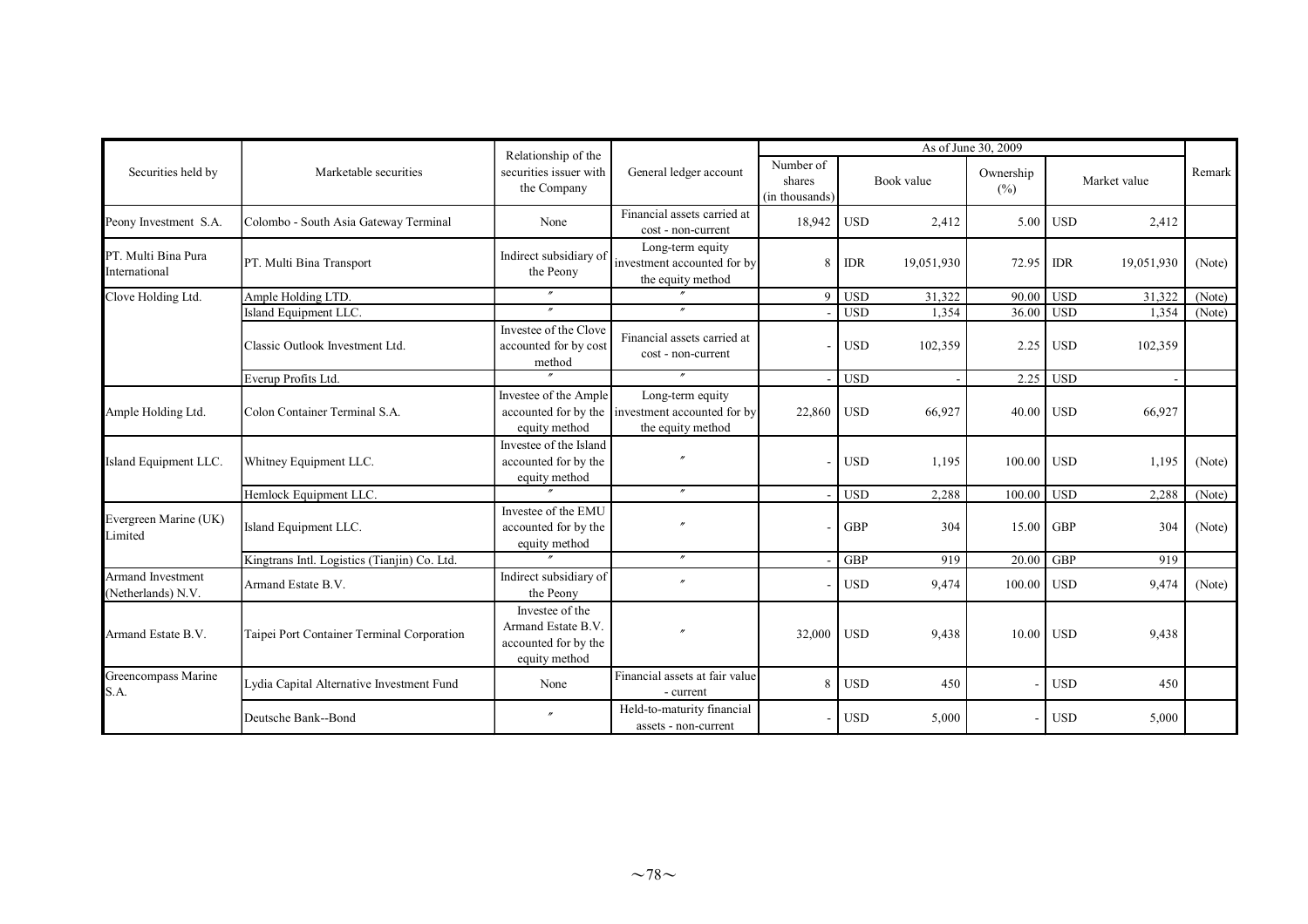| Securities held by | Marketable securities | Relationship of the securities issuer with the Company | General ledger account | As of June 30, 2009 | | | | | | | Remark |
|---|---|---|---|---|---|---|---|---|---|---|---|
| | | | | Number of shares (in thousands) | Book value | | Ownership (%) | Market value | | | |
| Peony Investment S.A. | Colombo - South Asia Gateway Terminal | None | Financial assets carried at cost - non-current | 18,942 | USD | 2,412 | 5.00 | USD | 2,412 | | |
| PT. Multi Bina Pura International | PT. Multi Bina Transport | Indirect subsidiary of the Peony | Long-term equity investment accounted for by the equity method | 8 | IDR | 19,051,930 | 72.95 | IDR | 19,051,930 | | (Note) |
| Clove Holding Ltd. | Ample Holding LTD. | 〃 | 〃 | 9 | USD | 31,322 | 90.00 | USD | 31,322 | | (Note) |
| | Island Equipment LLC. | 〃 | 〃 | - | USD | 1,354 | 36.00 | USD | 1,354 | | (Note) |
| | Classic Outlook Investment Ltd. | Investee of the Clove accounted for by cost method | Financial assets carried at cost - non-current | - | USD | 102,359 | 2.25 | USD | 102,359 | | |
| | Everup Profits Ltd. | 〃 | 〃 | - | USD | - | 2.25 | USD | - | | |
| Ample Holding Ltd. | Colon Container Terminal S.A. | Investee of the Ample accounted for by the equity method | Long-term equity investment accounted for by the equity method | 22,860 | USD | 66,927 | 40.00 | USD | 66,927 | | |
| Island Equipment LLC. | Whitney Equipment LLC. | Investee of the Island accounted for by the equity method | 〃 | - | USD | 1,195 | 100.00 | USD | 1,195 | | (Note) |
| | Hemlock Equipment LLC. | 〃 | 〃 | - | USD | 2,288 | 100.00 | USD | 2,288 | | (Note) |
| Evergreen Marine (UK) Limited | Island Equipment LLC. | Investee of the EMU accounted for by the equity method | 〃 | - | GBP | 304 | 15.00 | GBP | 304 | | (Note) |
| | Kingtrans Intl. Logistics (Tianjin) Co. Ltd. | 〃 | 〃 | - | GBP | 919 | 20.00 | GBP | 919 | | |
| Armand Investment (Netherlands) N.V. | Armand Estate B.V. | Indirect subsidiary of the Peony | 〃 | - | USD | 9,474 | 100.00 | USD | 9,474 | | (Note) |
| Armand Estate B.V. | Taipei Port Container Terminal Corporation | Investee of the Armand Estate B.V. accounted for by the equity method | 〃 | 32,000 | USD | 9,438 | 10.00 | USD | 9,438 | | |
| Greencompass Marine S.A. | Lydia Capital Alternative Investment Fund | None | Financial assets at fair value - current | 8 | USD | 450 | - | USD | 450 | | |
| | Deutsche Bank--Bond | 〃 | Held-to-maturity financial assets - non-current | - | USD | 5,000 | - | USD | 5,000 | | |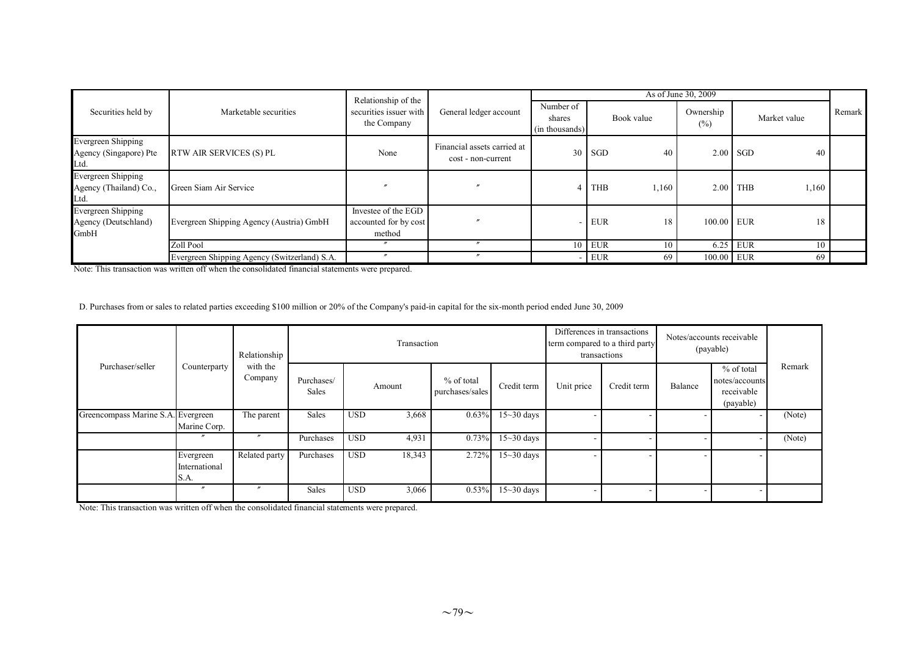| Securities held by | Marketable securities | Relationship of the securities issuer with the Company | General ledger account | As of June 30, 2009 | | | | | | | Remark |
|---|---|---|---|---|---|---|---|---|---|---|---|
| | | | | Number of shares (in thousands) | Book value | | Ownership (%) | Market value | | | |
| Evergreen Shipping Agency (Singapore) Pte Ltd. | RTW AIR SERVICES (S) PL | None | Financial assets carried at cost - non-current | 30 | SGD | 40 | 2.00 | SGD | 40 | | |
| Evergreen Shipping Agency (Thailand) Co., Ltd. | Green Siam Air Service | 〃 | 〃 | 4 | THB | 1,160 | 2.00 | THB | 1,160 | | |
| Evergreen Shipping Agency (Deutschland) GmbH | Evergreen Shipping Agency (Austria) GmbH | Investee of the EGD accounted for by cost method | 〃 | - | EUR | 18 | 100.00 | EUR | 18 | | |
| | Zoll Pool | 〃 | 〃 | 10 | EUR | 10 | 6.25 | EUR | 10 | | |
| | Evergreen Shipping Agency (Switzerland) S.A. | 〃 | 〃 | - | EUR | 69 | 100.00 | EUR | 69 | | |

Note: This transaction was written off when the consolidated financial statements were prepared.

D. Purchases from or sales to related parties exceeding $100 million or 20% of the Company's paid-in capital for the six-month period ended June 30, 2009

| Purchaser/seller | Counterparty | Relationship with the Company | Transaction | | | | | Differences in transactions term compared to a third party transactions | | Notes/accounts receivable (payable) | | Remark |
|---|---|---|---|---|---|---|---|---|---|---|---|---|
| | | | Purchases/ Sales | Amount | | % of total purchases/sales | Credit term | Unit price | Credit term | Balance | % of total notes/accounts receivable (payable) | |
| Greencompass Marine S.A. | Evergreen Marine Corp. | The parent | Sales | USD | 3,668 | 0.63% | 15~30 days | - | - | - | - | (Note) |
| | 〃 | 〃 | Purchases | USD | 4,931 | 0.73% | 15~30 days | - | - | - | - | (Note) |
| | Evergreen International S.A. | Related party | Purchases | USD | 18,343 | 2.72% | 15~30 days | - | - | - | - | |
| | 〃 | 〃 | Sales | USD | 3,066 | 0.53% | 15~30 days | - | - | - | - | |

Note: This transaction was written off when the consolidated financial statements were prepared.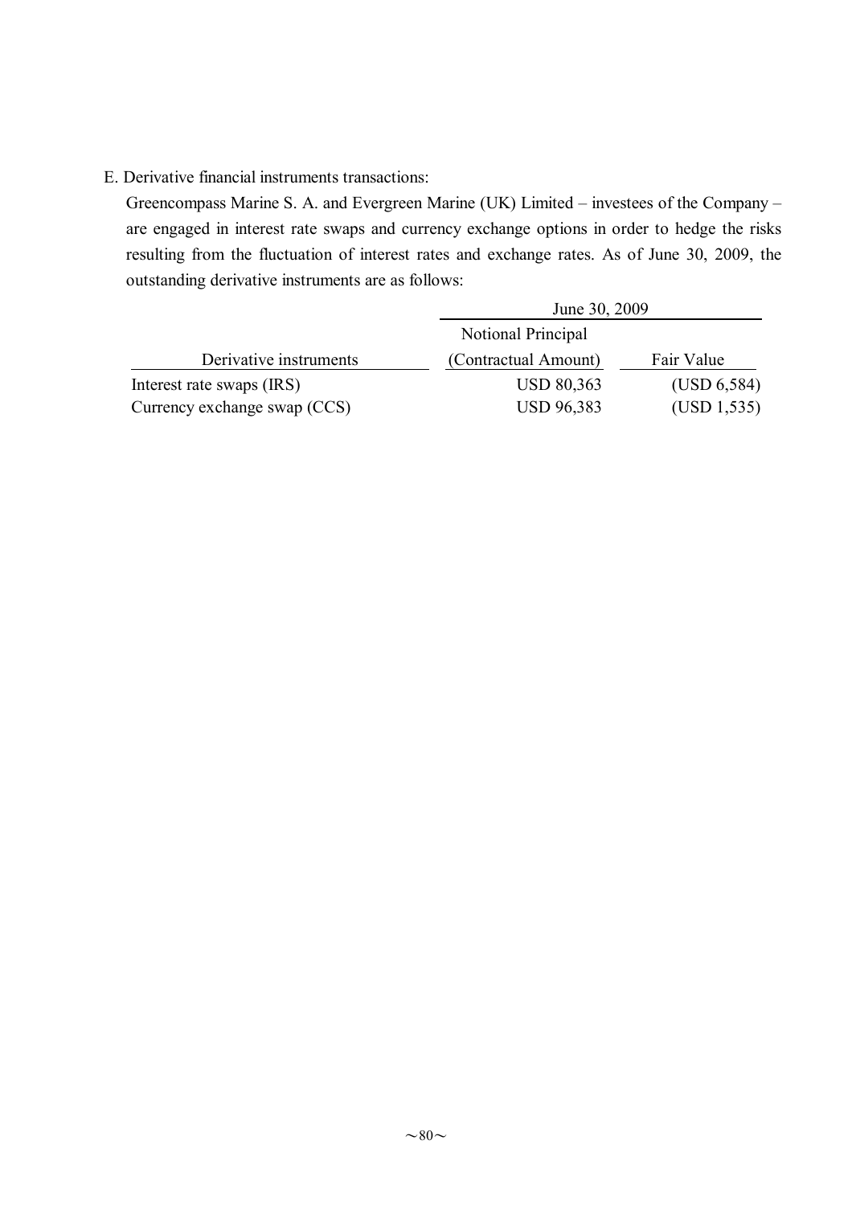E. Derivative financial instruments transactions:

Greencompass Marine S. A. and Evergreen Marine (UK) Limited – investees of the Company – are engaged in interest rate swaps and currency exchange options in order to hedge the risks resulting from the fluctuation of interest rates and exchange rates. As of June 30, 2009, the outstanding derivative instruments are as follows:

| | June 30, 2009 | |
|---|---|---|
| Derivative instruments | Notional Principal (Contractual Amount) | Fair Value |
| Interest rate swaps (IRS) | USD 80,363 | (USD 6,584) |
| Currency exchange swap (CCS) | USD 96,383 | (USD 1,535) |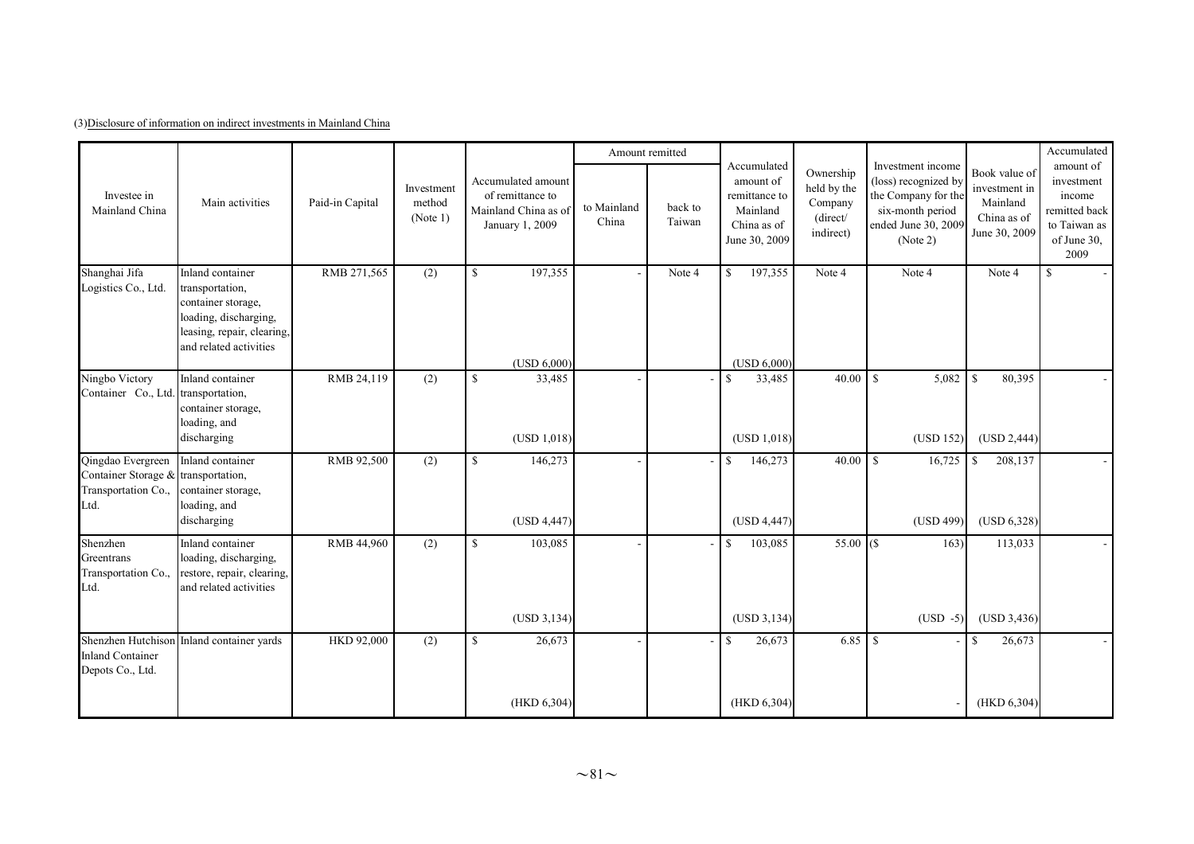(3)Disclosure of information on indirect investments in Mainland China

| Investee in Mainland China | Main activities | Paid-in Capital | Investment method (Note 1) | Accumulated amount of remittance to Mainland China as of January 1, 2009 | Amount remitted | | Accumulated amount of remittance to Mainland China as of June 30, 2009 | Ownership held by the Company (direct/ indirect) | Investment income (loss) recognized by the Company for the six-month period ended June 30, 2009 (Note 2) | Book value of investment in Mainland China as of June 30, 2009 | Accumulated amount of investment income remitted back to Taiwan as of June 30, 2009 |
|---|---|---|---|---|---|---|---|---|---|---|---|
| | | | | | to Mainland China | back to Taiwan | | | | | |
| Shanghai Jifa Logistics Co., Ltd. | Inland container transportation, container storage, loading, discharging, leasing, repair, clearing, and related activities | RMB 271,565 | (2) | $ 197,355 (USD 6,000) | - | Note 4 | $ 197,355 (USD 6,000) | Note 4 | Note 4 | Note 4 | $ - |
| Ningbo Victory Container Co., Ltd. | Inland container transportation, container storage, loading, and discharging | RMB 24,119 | (2) | $ 33,485 (USD 1,018) | - | - | $ 33,485 (USD 1,018) | 40.00 | $ 5,082 (USD 152) | $ 80,395 (USD 2,444) | - |
| Qingdao Evergreen Container Storage & Transportation Co., Ltd. | Inland container transportation, container storage, loading, and discharging | RMB 92,500 | (2) | $ 146,273 (USD 4,447) | - | - | $ 146,273 (USD 4,447) | 40.00 | $ 16,725 (USD 499) | $ 208,137 (USD 6,328) | - |
| Shenzhen Greentrans Transportation Co., Ltd. | Inland container loading, discharging, restore, repair, clearing, and related activities | RMB 44,960 | (2) | $ 103,085 (USD 3,134) | - | - | $ 103,085 (USD 3,134) | 55.00 | ($ 163) (USD -5) | 113,033 (USD 3,436) | - |
| Shenzhen Hutchison Inland Container Depots Co., Ltd. | Inland container yards | HKD 92,000 | (2) | $ 26,673 (HKD 6,304) | - | - | $ 26,673 (HKD 6,304) | 6.85 | $ - | $ 26,673 (HKD 6,304) | - |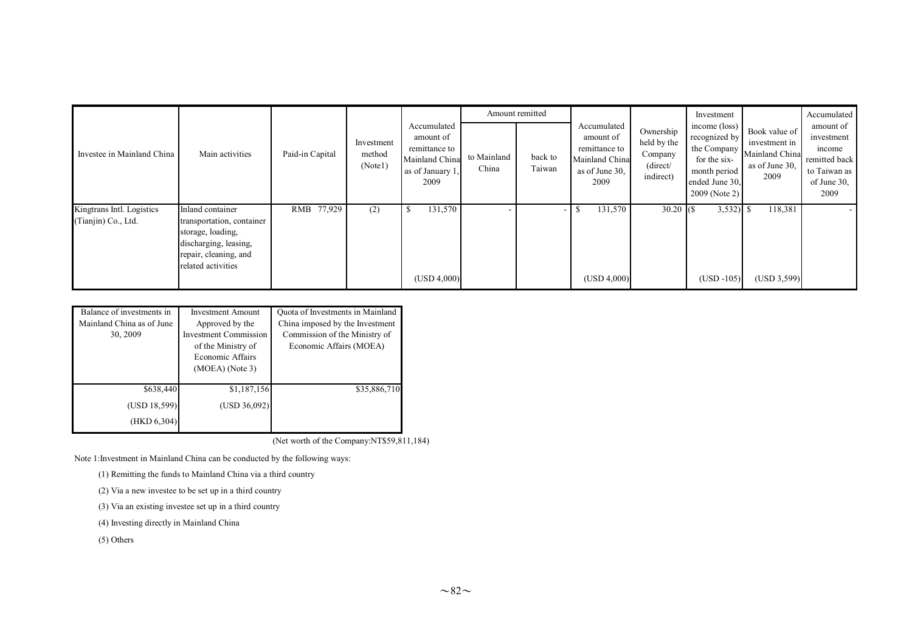| Investee in Mainland China | Main activities | Paid-in Capital | Investment method (Note1) | Accumulated amount of remittance to Mainland China as of January 1, 2009 | Amount remitted | | Accumulated amount of remittance to Mainland China as of June 30, 2009 | Ownership held by the Company (direct/ indirect) | Investment income (loss) recognized by the Company for the six-month period ended June 30, 2009 (Note 2) | Book value of investment in Mainland China as of June 30, 2009 | Accumulated amount of investment income remitted back to Taiwan as of June 30, 2009 |
|---|---|---|---|---|---|---|---|---|---|---|---|
| | | | | | to Mainland China | back to Taiwan | | | | | |
| Kingtrans Intl. Logistics (Tianjin) Co., Ltd. | Inland container transportation, container storage, loading, discharging, leasing, repair, cleaning, and related activities | RMB 77,929 | (2) | $ 131,570 (USD 4,000) | - | - | $ 131,570 (USD 4,000) | 30.20 | ($ 3,532) (USD -105) | $ 118,381 (USD 3,599) | - |

| Balance of investments in Mainland China as of June 30, 2009 | Investment Amount Approved by the Investment Commission of the Ministry of Economic Affairs (MOEA) (Note 3) | Quota of Investments in Mainland China imposed by the Investment Commission of the Ministry of Economic Affairs (MOEA) |
|---|---|---|
| $638,440 | $1,187,156 | $35,886,710 |
| (USD 18,599) | (USD 36,092) | |
| (HKD 6,304) | | |

(Net worth of the Company:NT$59,811,184)

Note 1:Investment in Mainland China can be conducted by the following ways:

(1) Remitting the funds to Mainland China via a third country

(2) Via a new investee to be set up in a third country

(3) Via an existing investee set up in a third country

(4) Investing directly in Mainland China

(5) Others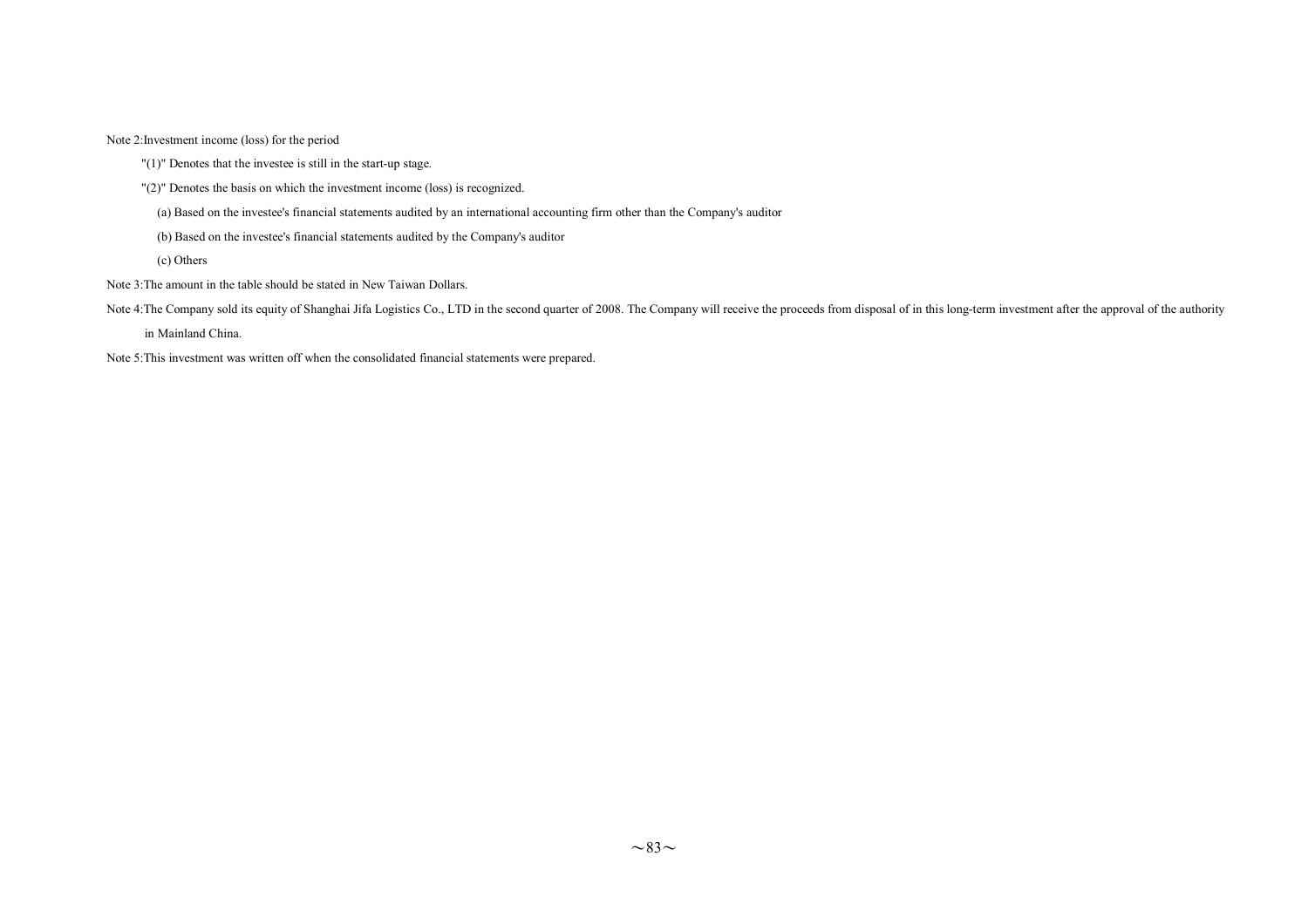Note 2:Investment income (loss) for the period

"(1)" Denotes that the investee is still in the start-up stage.

"(2)" Denotes the basis on which the investment income (loss) is recognized.

(a) Based on the investee's financial statements audited by an international accounting firm other than the Company's auditor

(b) Based on the investee's financial statements audited by the Company's auditor

(c) Others

Note 3:The amount in the table should be stated in New Taiwan Dollars.

Note 4:The Company sold its equity of Shanghai Jifa Logistics Co., LTD in the second quarter of 2008. The Company will receive the proceeds from disposal of in this long-term investment after the approval of the authority in Mainland China.

Note 5:This investment was written off when the consolidated financial statements were prepared.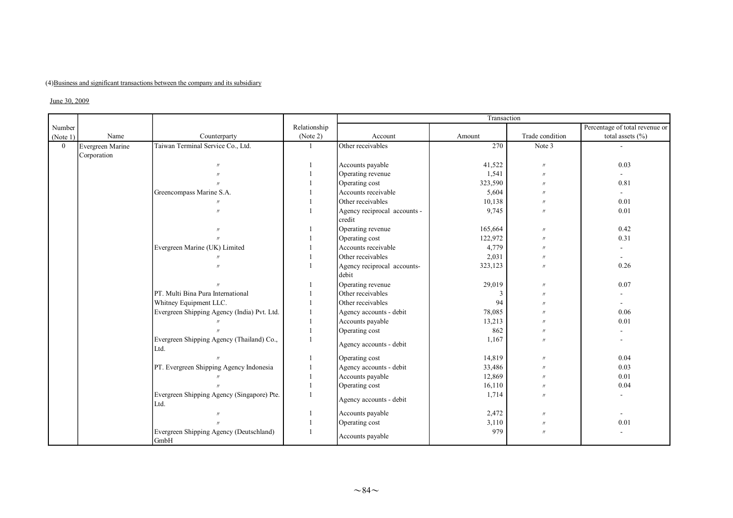(4)Business and significant transactions between the company and its subsidiary

June 30, 2009

| Number (Note 1) | Name | Counterparty | Relationship (Note 2) | Transaction | | | |
|---|---|---|---|---|---|---|---|
| | | | | Account | Amount | Trade condition | Percentage of total revenue or total assets (%) |
| 0 | Evergreen Marine Corporation | Taiwan Terminal Service Co., Ltd. | 1 | Other receivables | 270 | Note 3 | - |
| | | 〃 | 1 | Accounts payable | 41,522 | 〃 | 0.03 |
| | | 〃 | 1 | Operating revenue | 1,541 | 〃 | - |
| | | 〃 | 1 | Operating cost | 323,590 | 〃 | 0.81 |
| | | Greencompass Marine S.A. | 1 | Accounts receivable | 5,604 | 〃 | - |
| | | 〃 | 1 | Other receivables | 10,138 | 〃 | 0.01 |
| | | 〃 | 1 | Agency reciprocal accounts - credit | 9,745 | 〃 | 0.01 |
| | | 〃 | 1 | Operating revenue | 165,664 | 〃 | 0.42 |
| | | 〃 | 1 | Operating cost | 122,972 | 〃 | 0.31 |
| | | Evergreen Marine (UK) Limited | 1 | Accounts receivable | 4,779 | 〃 | - |
| | | 〃 | 1 | Other receivables | 2,031 | 〃 | - |
| | | 〃 | 1 | Agency reciprocal accounts-debit | 323,123 | 〃 | 0.26 |
| | | 〃 | 1 | Operating revenue | 29,019 | 〃 | 0.07 |
| | | PT. Multi Bina Pura International | 1 | Other receivables | 3 | 〃 | - |
| | | Whitney Equipment LLC. | 1 | Other receivables | 94 | 〃 | - |
| | | Evergreen Shipping Agency (India) Pvt. Ltd. | 1 | Agency accounts - debit | 78,085 | 〃 | 0.06 |
| | | 〃 | 1 | Accounts payable | 13,213 | 〃 | 0.01 |
| | | 〃 | 1 | Operating cost | 862 | 〃 | - |
| | | Evergreen Shipping Agency (Thailand) Co., Ltd. | 1 | Agency accounts - debit | 1,167 | 〃 | - |
| | | 〃 | 1 | Operating cost | 14,819 | 〃 | 0.04 |
| | | PT. Evergreen Shipping Agency Indonesia | 1 | Agency accounts - debit | 33,486 | 〃 | 0.03 |
| | | 〃 | 1 | Accounts payable | 12,869 | 〃 | 0.01 |
| | | 〃 | 1 | Operating cost | 16,110 | 〃 | 0.04 |
| | | Evergreen Shipping Agency (Singapore) Pte. Ltd. | 1 | Agency accounts - debit | 1,714 | 〃 | - |
| | | 〃 | 1 | Accounts payable | 2,472 | 〃 | - |
| | | 〃 | 1 | Operating cost | 3,110 | 〃 | 0.01 |
| | | Evergreen Shipping Agency (Deutschland) GmbH | 1 | Accounts payable | 979 | 〃 | - |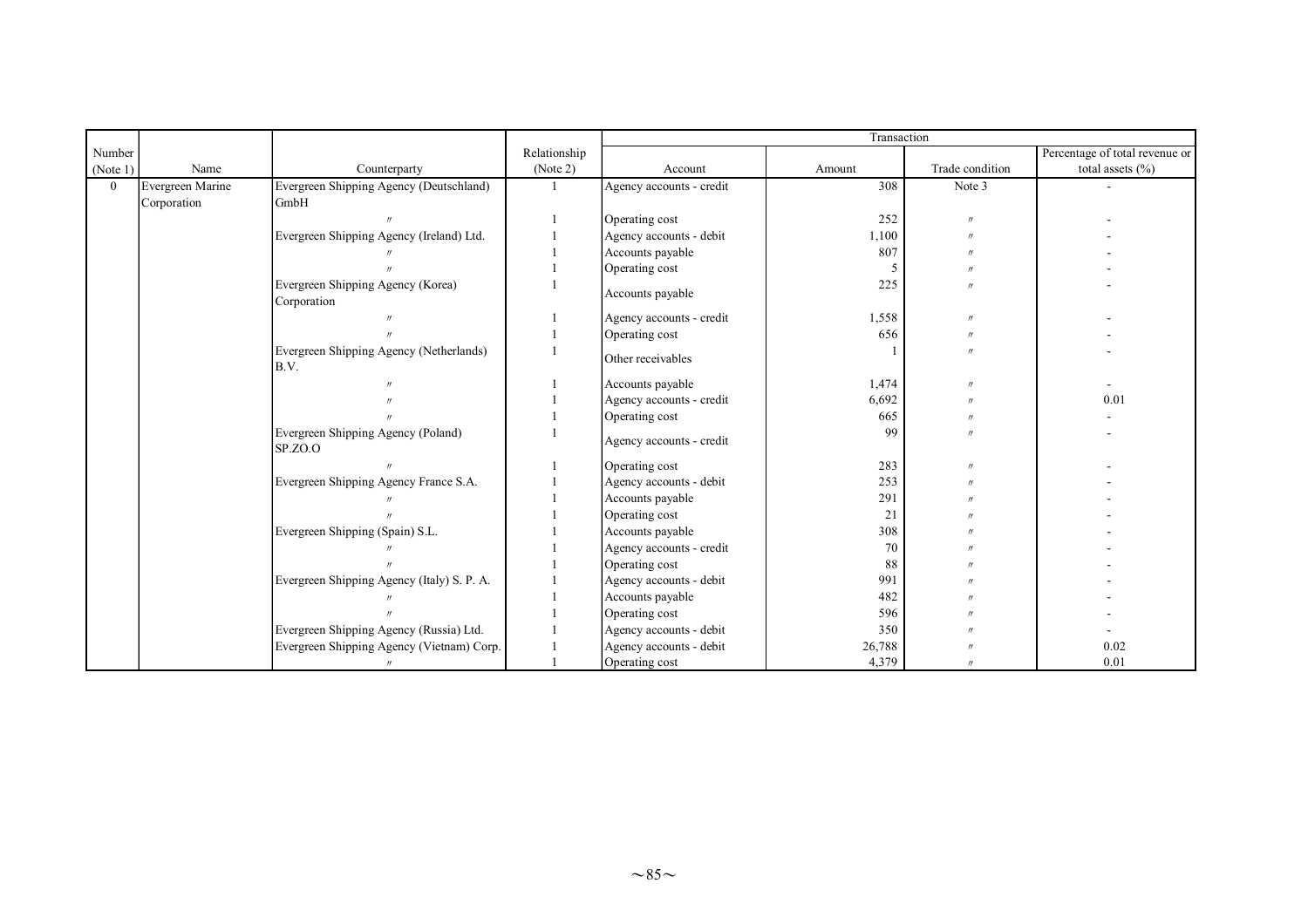| Number (Note 1) | Name | Counterparty | Relationship (Note 2) | Transaction | | | |
|---|---|---|---|---|---|---|---|
| | | | | Account | Amount | Trade condition | Percentage of total revenue or total assets (%) |
| 0 | Evergreen Marine Corporation | Evergreen Shipping Agency (Deutschland) GmbH | 1 | Agency accounts - credit | 308 | Note 3 | - |
| | | 〃 | 1 | Operating cost | 252 | 〃 | - |
| | | Evergreen Shipping Agency (Ireland) Ltd. | 1 | Agency accounts - debit | 1,100 | 〃 | - |
| | | 〃 | 1 | Accounts payable | 807 | 〃 | - |
| | | 〃 | 1 | Operating cost | 5 | 〃 | - |
| | | Evergreen Shipping Agency (Korea) Corporation | 1 | Accounts payable | 225 | 〃 | - |
| | | 〃 | 1 | Agency accounts - credit | 1,558 | 〃 | - |
| | | 〃 | 1 | Operating cost | 656 | 〃 | - |
| | | Evergreen Shipping Agency (Netherlands) B.V. | 1 | Other receivables | 1 | 〃 | - |
| | | 〃 | 1 | Accounts payable | 1,474 | 〃 | - |
| | | 〃 | 1 | Agency accounts - credit | 6,692 | 〃 | 0.01 |
| | | 〃 | 1 | Operating cost | 665 | 〃 | - |
| | | Evergreen Shipping Agency (Poland) SP.ZO.O | 1 | Agency accounts - credit | 99 | 〃 | - |
| | | 〃 | 1 | Operating cost | 283 | 〃 | - |
| | | Evergreen Shipping Agency France S.A. | 1 | Agency accounts - debit | 253 | 〃 | - |
| | | 〃 | 1 | Accounts payable | 291 | 〃 | - |
| | | 〃 | 1 | Operating cost | 21 | 〃 | - |
| | | Evergreen Shipping (Spain) S.L. | 1 | Accounts payable | 308 | 〃 | - |
| | | 〃 | 1 | Agency accounts - credit | 70 | 〃 | - |
| | | 〃 | 1 | Operating cost | 88 | 〃 | - |
| | | Evergreen Shipping Agency (Italy) S. P. A. | 1 | Agency accounts - debit | 991 | 〃 | - |
| | | 〃 | 1 | Accounts payable | 482 | 〃 | - |
| | | 〃 | 1 | Operating cost | 596 | 〃 | - |
| | | Evergreen Shipping Agency (Russia) Ltd. | 1 | Agency accounts - debit | 350 | 〃 | - |
| | | Evergreen Shipping Agency (Vietnam) Corp. | 1 | Agency accounts - debit | 26,788 | 〃 | 0.02 |
| | | 〃 | 1 | Operating cost | 4,379 | 〃 | 0.01 |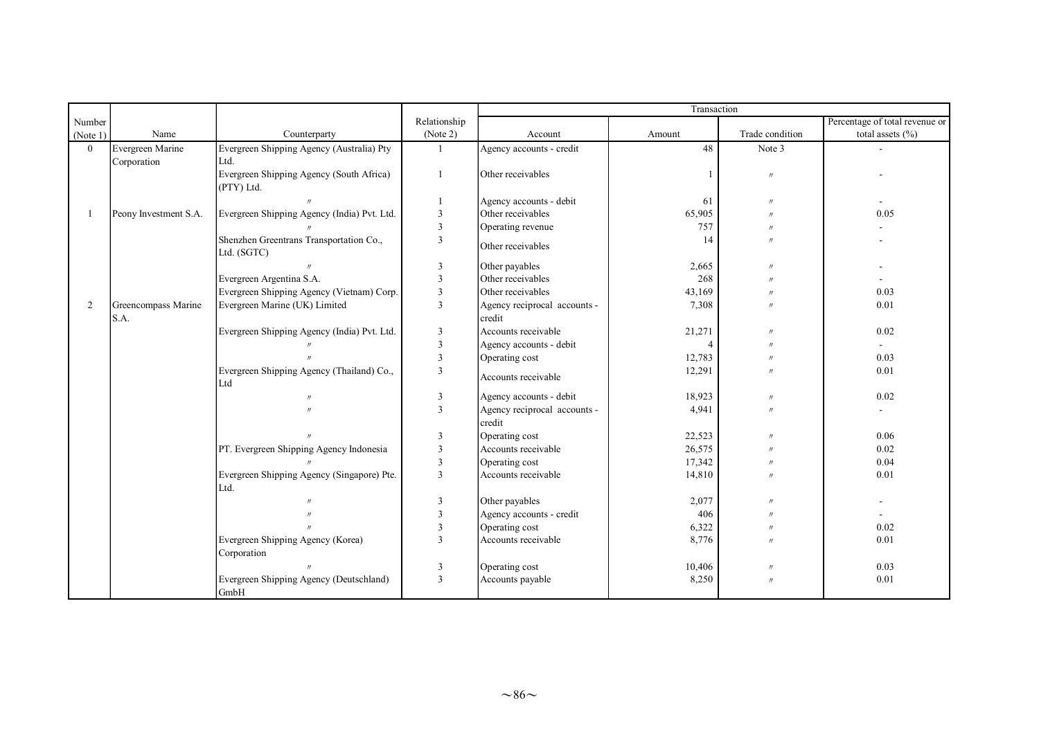| Number (Note 1) | Name | Counterparty | Relationship (Note 2) | Transaction | | | |
|---|---|---|---|---|---|---|---|
| | | | | Account | Amount | Trade condition | Percentage of total revenue or total assets (%) |
| 0 | Evergreen Marine Corporation | Evergreen Shipping Agency (Australia) Pty Ltd. | 1 | Agency accounts - credit | 48 | Note 3 | - |
| | | Evergreen Shipping Agency (South Africa) (PTY) Ltd. | 1 | Other receivables | 1 | 〃 | - |
| | | 〃 | 1 | Agency accounts - debit | 61 | 〃 | - |
| 1 | Peony Investment S.A. | Evergreen Shipping Agency (India) Pvt. Ltd. | 3 | Other receivables | 65,905 | 〃 | 0.05 |
| | | 〃 | 3 | Operating revenue | 757 | 〃 | - |
| | | Shenzhen Greentrans Transportation Co., Ltd. (SGTC) | 3 | Other receivables | 14 | 〃 | - |
| | | 〃 | 3 | Other payables | 2,665 | 〃 | - |
| | | Evergreen Argentina S.A. | 3 | Other receivables | 268 | 〃 | - |
| | | Evergreen Shipping Agency (Vietnam) Corp. | 3 | Other receivables | 43,169 | 〃 | 0.03 |
| 2 | Greencompass Marine S.A. | Evergreen Marine (UK) Limited | 3 | Agency reciprocal accounts - credit | 7,308 | 〃 | 0.01 |
| | | Evergreen Shipping Agency (India) Pvt. Ltd. | 3 | Accounts receivable | 21,271 | 〃 | 0.02 |
| | | 〃 | 3 | Agency accounts - debit | 4 | 〃 | - |
| | | 〃 | 3 | Operating cost | 12,783 | 〃 | 0.03 |
| | | Evergreen Shipping Agency (Thailand) Co., Ltd | 3 | Accounts receivable | 12,291 | 〃 | 0.01 |
| | | 〃 | 3 | Agency accounts - debit | 18,923 | 〃 | 0.02 |
| | | 〃 | 3 | Agency reciprocal accounts - credit | 4,941 | 〃 | - |
| | | 〃 | 3 | Operating cost | 22,523 | 〃 | 0.06 |
| | | PT. Evergreen Shipping Agency Indonesia | 3 | Accounts receivable | 26,575 | 〃 | 0.02 |
| | | 〃 | 3 | Operating cost | 17,342 | 〃 | 0.04 |
| | | Evergreen Shipping Agency (Singapore) Pte. Ltd. | 3 | Accounts receivable | 14,810 | 〃 | 0.01 |
| | | 〃 | 3 | Other payables | 2,077 | 〃 | - |
| | | 〃 | 3 | Agency accounts - credit | 406 | 〃 | - |
| | | 〃 | 3 | Operating cost | 6,322 | 〃 | 0.02 |
| | | Evergreen Shipping Agency (Korea) Corporation | 3 | Accounts receivable | 8,776 | 〃 | 0.01 |
| | | 〃 | 3 | Operating cost | 10,406 | 〃 | 0.03 |
| | | Evergreen Shipping Agency (Deutschland) GmbH | 3 | Accounts payable | 8,250 | 〃 | 0.01 |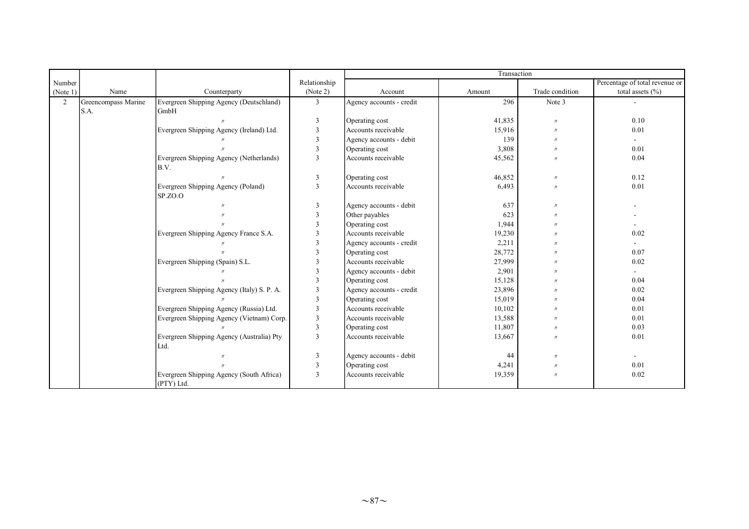| Number (Note 1) | Name | Counterparty | Relationship (Note 2) | Transaction | | | |
|---|---|---|---|---|---|---|---|
| | | | | Account | Amount | Trade condition | Percentage of total revenue or total assets (%) |
| 2 | Greencompass Marine S.A. | Evergreen Shipping Agency (Deutschland) GmbH | 3 | Agency accounts - credit | 296 | Note 3 | - |
| | | 〃 | 3 | Operating cost | 41,835 | 〃 | 0.10 |
| | | Evergreen Shipping Agency (Ireland) Ltd. | 3 | Accounts receivable | 15,916 | 〃 | 0.01 |
| | | 〃 | 3 | Agency accounts - debit | 139 | 〃 | - |
| | | 〃 | 3 | Operating cost | 3,808 | 〃 | 0.01 |
| | | Evergreen Shipping Agency (Netherlands) B.V. | 3 | Accounts receivable | 45,562 | 〃 | 0.04 |
| | | 〃 | 3 | Operating cost | 46,852 | 〃 | 0.12 |
| | | Evergreen Shipping Agency (Poland) SP.ZO.O | 3 | Accounts receivable | 6,493 | 〃 | 0.01 |
| | | 〃 | 3 | Agency accounts - debit | 637 | 〃 | - |
| | | 〃 | 3 | Other payables | 623 | 〃 | - |
| | | 〃 | 3 | Operating cost | 1,944 | 〃 | - |
| | | Evergreen Shipping Agency France S.A. | 3 | Accounts receivable | 19,230 | 〃 | 0.02 |
| | | 〃 | 3 | Agency accounts - credit | 2,211 | 〃 | - |
| | | 〃 | 3 | Operating cost | 28,772 | 〃 | 0.07 |
| | | Evergreen Shipping (Spain) S.L. | 3 | Accounts receivable | 27,999 | 〃 | 0.02 |
| | | 〃 | 3 | Agency accounts - debit | 2,901 | 〃 | - |
| | | 〃 | 3 | Operating cost | 15,128 | 〃 | 0.04 |
| | | Evergreen Shipping Agency (Italy) S. P. A. | 3 | Agency accounts - credit | 23,896 | 〃 | 0.02 |
| | | 〃 | 3 | Operating cost | 15,019 | 〃 | 0.04 |
| | | Evergreen Shipping Agency (Russia) Ltd. | 3 | Accounts receivable | 10,102 | 〃 | 0.01 |
| | | Evergreen Shipping Agency (Vietnam) Corp. | 3 | Accounts receivable | 13,588 | 〃 | 0.01 |
| | | 〃 | 3 | Operating cost | 11,807 | 〃 | 0.03 |
| | | Evergreen Shipping Agency (Australia) Pty Ltd. | 3 | Accounts receivable | 13,667 | 〃 | 0.01 |
| | | 〃 | 3 | Agency accounts - debit | 44 | 〃 | - |
| | | 〃 | 3 | Operating cost | 4,241 | 〃 | 0.01 |
| | | Evergreen Shipping Agency (South Africa) (PTY) Ltd. | 3 | Accounts receivable | 19,359 | 〃 | 0.02 |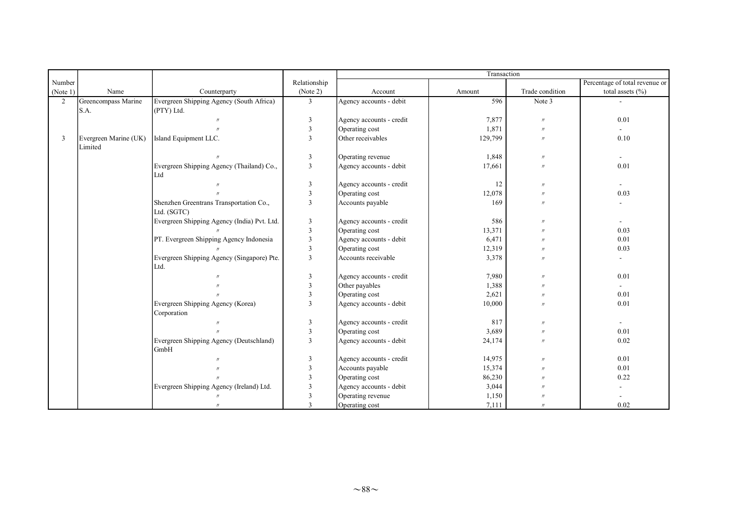| Number (Note 1) | Name | Counterparty | Relationship (Note 2) | Transaction | | | |
|---|---|---|---|---|---|---|---|
| | | | | Account | Amount | Trade condition | Percentage of total revenue or total assets (%) |
| 2 | Greencompass Marine S.A. | Evergreen Shipping Agency (South Africa) (PTY) Ltd. | 3 | Agency accounts - debit | 596 | Note 3 | - |
| | | 〃 | 3 | Agency accounts - credit | 7,877 | 〃 | 0.01 |
| | | 〃 | 3 | Operating cost | 1,871 | 〃 | - |
| 3 | Evergreen Marine (UK) Limited | Island Equipment LLC. | 3 | Other receivables | 129,799 | 〃 | 0.10 |
| | | 〃 | 3 | Operating revenue | 1,848 | 〃 | - |
| | | Evergreen Shipping Agency (Thailand) Co., Ltd | 3 | Agency accounts - debit | 17,661 | 〃 | 0.01 |
| | | 〃 | 3 | Agency accounts - credit | 12 | 〃 | - |
| | | 〃 | 3 | Operating cost | 12,078 | 〃 | 0.03 |
| | | Shenzhen Greentrans Transportation Co., Ltd. (SGTC) | 3 | Accounts payable | 169 | 〃 | - |
| | | Evergreen Shipping Agency (India) Pvt. Ltd. | 3 | Agency accounts - credit | 586 | 〃 | - |
| | | 〃 | 3 | Operating cost | 13,371 | 〃 | 0.03 |
| | | PT. Evergreen Shipping Agency Indonesia | 3 | Agency accounts - debit | 6,471 | 〃 | 0.01 |
| | | 〃 | 3 | Operating cost | 12,319 | 〃 | 0.03 |
| | | Evergreen Shipping Agency (Singapore) Pte. Ltd. | 3 | Accounts receivable | 3,378 | 〃 | - |
| | | 〃 | 3 | Agency accounts - credit | 7,980 | 〃 | 0.01 |
| | | 〃 | 3 | Other payables | 1,388 | 〃 | - |
| | | 〃 | 3 | Operating cost | 2,621 | 〃 | 0.01 |
| | | Evergreen Shipping Agency (Korea) Corporation | 3 | Agency accounts - debit | 10,000 | 〃 | 0.01 |
| | | 〃 | 3 | Agency accounts - credit | 817 | 〃 | - |
| | | 〃 | 3 | Operating cost | 3,689 | 〃 | 0.01 |
| | | Evergreen Shipping Agency (Deutschland) GmbH | 3 | Agency accounts - debit | 24,174 | 〃 | 0.02 |
| | | 〃 | 3 | Agency accounts - credit | 14,975 | 〃 | 0.01 |
| | | 〃 | 3 | Accounts payable | 15,374 | 〃 | 0.01 |
| | | 〃 | 3 | Operating cost | 86,230 | 〃 | 0.22 |
| | | Evergreen Shipping Agency (Ireland) Ltd. | 3 | Agency accounts - debit | 3,044 | 〃 | - |
| | | 〃 | 3 | Operating revenue | 1,150 | 〃 | - |
| | | 〃 | 3 | Operating cost | 7,111 | 〃 | 0.02 |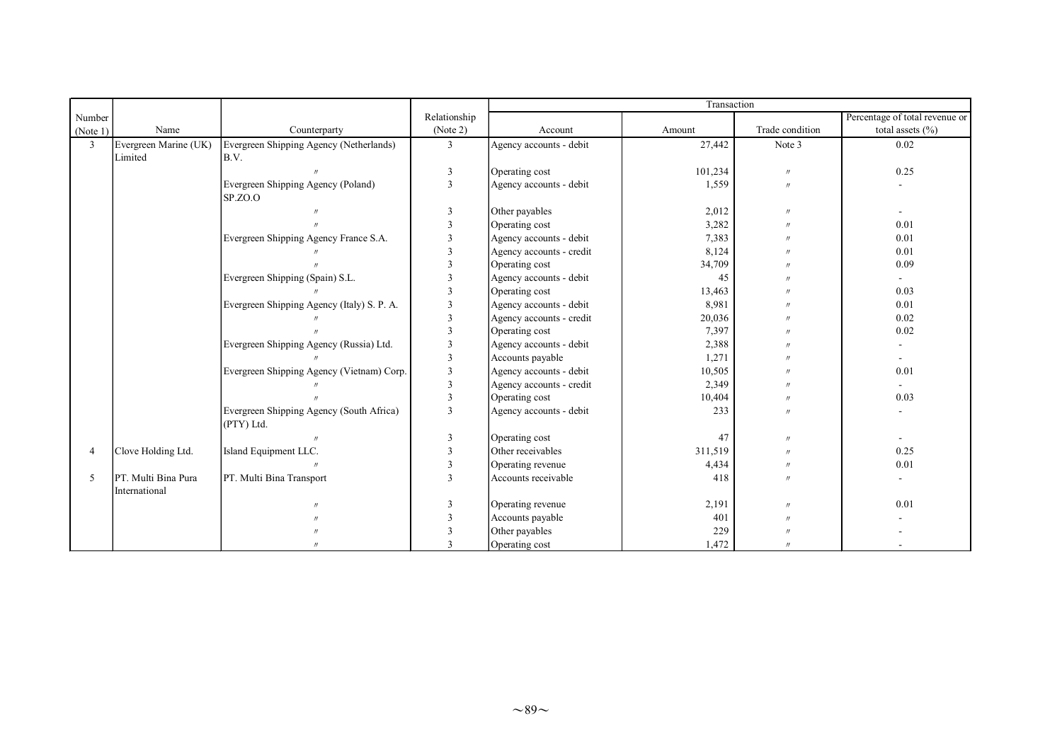| Number (Note 1) | Name | Counterparty | Relationship (Note 2) | Transaction | | | |
|---|---|---|---|---|---|---|---|
| | | | | Account | Amount | Trade condition | Percentage of total revenue or total assets (%) |
| 3 | Evergreen Marine (UK) Limited | Evergreen Shipping Agency (Netherlands) B.V. | 3 | Agency accounts - debit | 27,442 | Note 3 | 0.02 |
| | | 〃 | 3 | Operating cost | 101,234 | 〃 | 0.25 |
| | | Evergreen Shipping Agency (Poland) SP.ZO.O | 3 | Agency accounts - debit | 1,559 | 〃 | - |
| | | 〃 | 3 | Other payables | 2,012 | 〃 | - |
| | | 〃 | 3 | Operating cost | 3,282 | 〃 | 0.01 |
| | | Evergreen Shipping Agency France S.A. | 3 | Agency accounts - debit | 7,383 | 〃 | 0.01 |
| | | 〃 | 3 | Agency accounts - credit | 8,124 | 〃 | 0.01 |
| | | 〃 | 3 | Operating cost | 34,709 | 〃 | 0.09 |
| | | Evergreen Shipping (Spain) S.L. | 3 | Agency accounts - debit | 45 | 〃 | - |
| | | 〃 | 3 | Operating cost | 13,463 | 〃 | 0.03 |
| | | Evergreen Shipping Agency (Italy) S. P. A. | 3 | Agency accounts - debit | 8,981 | 〃 | 0.01 |
| | | 〃 | 3 | Agency accounts - credit | 20,036 | 〃 | 0.02 |
| | | 〃 | 3 | Operating cost | 7,397 | 〃 | 0.02 |
| | | Evergreen Shipping Agency (Russia) Ltd. | 3 | Agency accounts - debit | 2,388 | 〃 | - |
| | | 〃 | 3 | Accounts payable | 1,271 | 〃 | - |
| | | Evergreen Shipping Agency (Vietnam) Corp. | 3 | Agency accounts - debit | 10,505 | 〃 | 0.01 |
| | | 〃 | 3 | Agency accounts - credit | 2,349 | 〃 | - |
| | | 〃 | 3 | Operating cost | 10,404 | 〃 | 0.03 |
| | | Evergreen Shipping Agency (South Africa) (PTY) Ltd. | 3 | Agency accounts - debit | 233 | 〃 | - |
| | | 〃 | 3 | Operating cost | 47 | 〃 | - |
| 4 | Clove Holding Ltd. | Island Equipment LLC. | 3 | Other receivables | 311,519 | 〃 | 0.25 |
| | | 〃 | 3 | Operating revenue | 4,434 | 〃 | 0.01 |
| 5 | PT. Multi Bina Pura International | PT. Multi Bina Transport | 3 | Accounts receivable | 418 | 〃 | - |
| | | 〃 | 3 | Operating revenue | 2,191 | 〃 | 0.01 |
| | | 〃 | 3 | Accounts payable | 401 | 〃 | - |
| | | 〃 | 3 | Other payables | 229 | 〃 | - |
| | | 〃 | 3 | Operating cost | 1,472 | 〃 | - |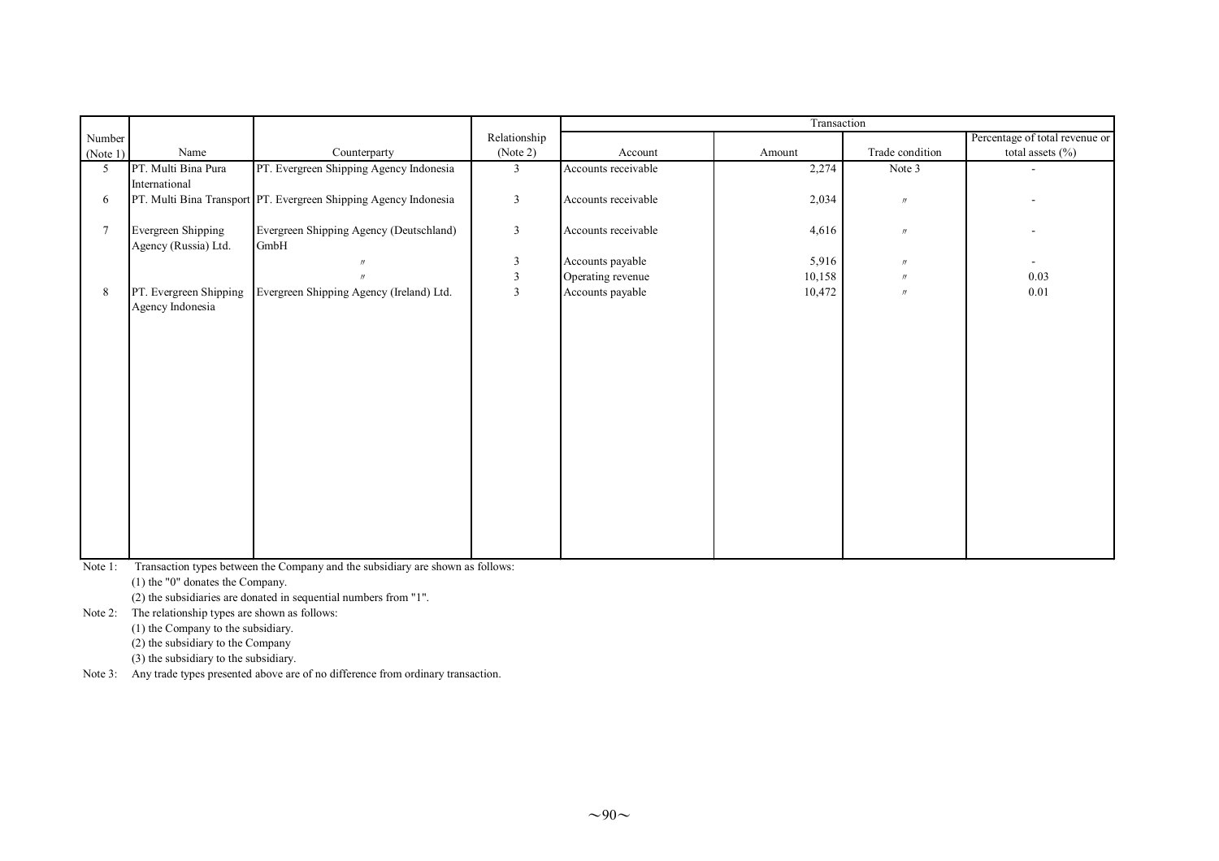| Number (Note 1) | Name | Counterparty | Relationship (Note 2) | Transaction | | | |
|---|---|---|---|---|---|---|---|
| | | | | Account | Amount | Trade condition | Percentage of total revenue or total assets (%) |
| 5 | PT. Multi Bina Pura International | PT. Evergreen Shipping Agency Indonesia | 3 | Accounts receivable | 2,274 | Note 3 | - |
| 6 | PT. Multi Bina Transport | PT. Evergreen Shipping Agency Indonesia | 3 | Accounts receivable | 2,034 | 〃 | - |
| 7 | Evergreen Shipping Agency (Russia) Ltd. | Evergreen Shipping Agency (Deutschland) GmbH | 3 | Accounts receivable | 4,616 | 〃 | - |
| | | 〃 | 3 | Accounts payable | 5,916 | 〃 | - |
| | | 〃 | 3 | Operating revenue | 10,158 | 〃 | 0.03 |
| 8 | PT. Evergreen Shipping Agency Indonesia | Evergreen Shipping Agency (Ireland) Ltd. | 3 | Accounts payable | 10,472 | 〃 | 0.01 |

Note 1: Transaction types between the Company and the subsidiary are shown as follows:

(1) the "0" donates the Company.

(2) the subsidiaries are donated in sequential numbers from "1".

Note 2: The relationship types are shown as follows:

(1) the Company to the subsidiary.

(2) the subsidiary to the Company

(3) the subsidiary to the subsidiary.

Note 3: Any trade types presented above are of no difference from ordinary transaction.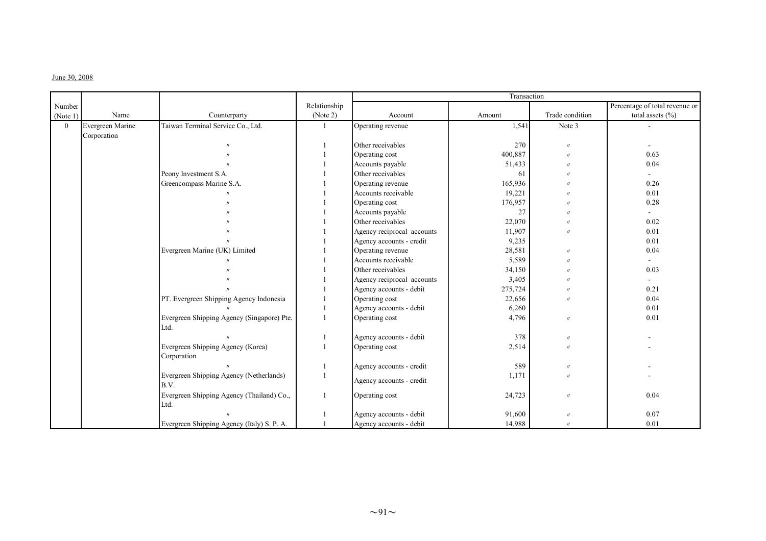June 30, 2008

| Number (Note 1) | Name | Counterparty | Relationship (Note 2) | Transaction | | | |
|---|---|---|---|---|---|---|---|
| | | | | Account | Amount | Trade condition | Percentage of total revenue or total assets (%) |
| 0 | Evergreen Marine Corporation | Taiwan Terminal Service Co., Ltd. | 1 | Operating revenue | 1,541 | Note 3 | - |
| | | 〃 | 1 | Other receivables | 270 | 〃 | - |
| | | 〃 | 1 | Operating cost | 400,887 | 〃 | 0.63 |
| | | 〃 | 1 | Accounts payable | 51,433 | 〃 | 0.04 |
| | | Peony Investment S.A. | 1 | Other receivables | 61 | 〃 | - |
| | | Greencompass Marine S.A. | 1 | Operating revenue | 165,936 | 〃 | 0.26 |
| | | 〃 | 1 | Accounts receivable | 19,221 | 〃 | 0.01 |
| | | 〃 | 1 | Operating cost | 176,957 | 〃 | 0.28 |
| | | 〃 | 1 | Accounts payable | 27 | 〃 | - |
| | | 〃 | 1 | Other receivables | 22,070 | 〃 | 0.02 |
| | | 〃 | 1 | Agency reciprocal accounts | 11,907 | 〃 | 0.01 |
| | | 〃 | 1 | Agency accounts - credit | 9,235 | | 0.01 |
| | | Evergreen Marine (UK) Limited | 1 | Operating revenue | 28,581 | 〃 | 0.04 |
| | | 〃 | 1 | Accounts receivable | 5,589 | 〃 | - |
| | | 〃 | 1 | Other receivables | 34,150 | 〃 | 0.03 |
| | | 〃 | 1 | Agency reciprocal accounts | 3,405 | 〃 | - |
| | | 〃 | 1 | Agency accounts - debit | 275,724 | 〃 | 0.21 |
| | | PT. Evergreen Shipping Agency Indonesia | 1 | Operating cost | 22,656 | 〃 | 0.04 |
| | | 〃 | 1 | Agency accounts - debit | 6,260 | | 0.01 |
| | | Evergreen Shipping Agency (Singapore) Pte. Ltd. | 1 | Operating cost | 4,796 | 〃 | 0.01 |
| | | 〃 | 1 | Agency accounts - debit | 378 | 〃 | - |
| | | Evergreen Shipping Agency (Korea) Corporation | 1 | Operating cost | 2,514 | 〃 | - |
| | | 〃 | 1 | Agency accounts - credit | 589 | 〃 | - |
| | | Evergreen Shipping Agency (Netherlands) B.V. | 1 | Agency accounts - credit | 1,171 | 〃 | - |
| | | Evergreen Shipping Agency (Thailand) Co., Ltd. | 1 | Operating cost | 24,723 | 〃 | 0.04 |
| | | 〃 | 1 | Agency accounts - debit | 91,600 | 〃 | 0.07 |
| | | Evergreen Shipping Agency (Italy) S. P. A. | 1 | Agency accounts - debit | 14,988 | 〃 | 0.01 |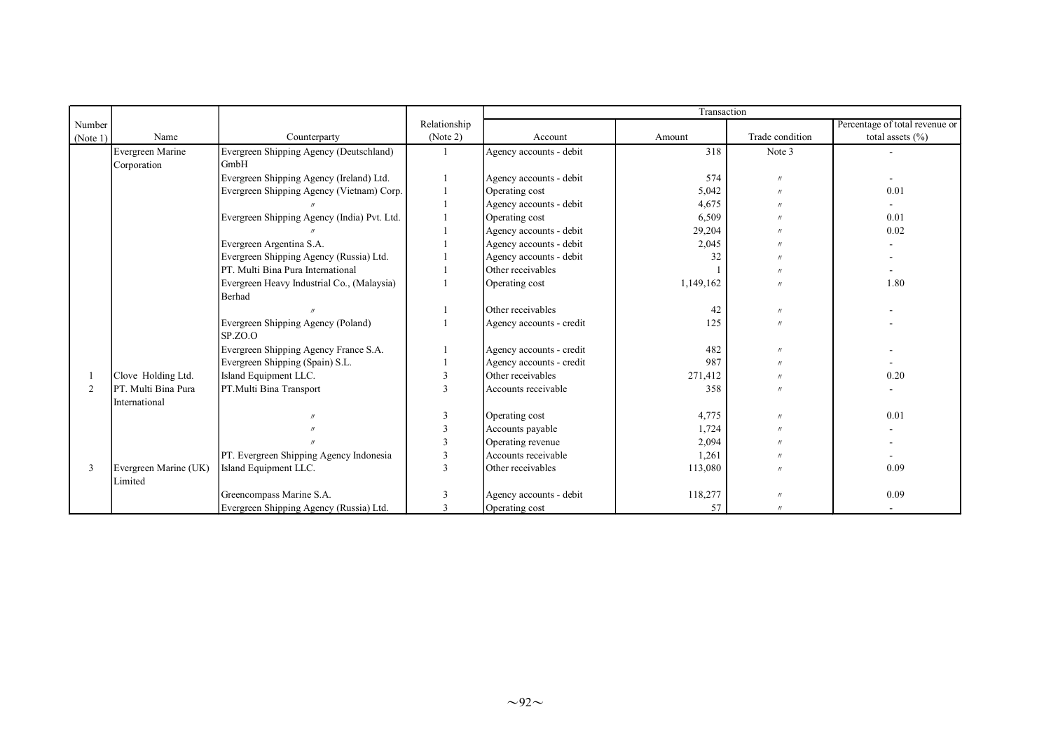| Number (Note 1) | Name | Counterparty | Relationship (Note 2) | Transaction | | | |
|---|---|---|---|---|---|---|---|
| | | | | Account | Amount | Trade condition | Percentage of total revenue or total assets (%) |
| | Evergreen Marine Corporation | Evergreen Shipping Agency (Deutschland) GmbH | 1 | Agency accounts - debit | 318 | Note 3 | - |
| | | Evergreen Shipping Agency (Ireland) Ltd. | 1 | Agency accounts - debit | 574 | 〃 | - |
| | | Evergreen Shipping Agency (Vietnam) Corp. | 1 | Operating cost | 5,042 | 〃 | 0.01 |
| | | 〃 | 1 | Agency accounts - debit | 4,675 | 〃 | - |
| | | Evergreen Shipping Agency (India) Pvt. Ltd. | 1 | Operating cost | 6,509 | 〃 | 0.01 |
| | | 〃 | 1 | Agency accounts - debit | 29,204 | 〃 | 0.02 |
| | | Evergreen Argentina S.A. | 1 | Agency accounts - debit | 2,045 | 〃 | - |
| | | Evergreen Shipping Agency (Russia) Ltd. | 1 | Agency accounts - debit | 32 | 〃 | - |
| | | PT. Multi Bina Pura International | 1 | Other receivables | 1 | 〃 | - |
| | | Evergreen Heavy Industrial Co., (Malaysia) Berhad | 1 | Operating cost | 1,149,162 | 〃 | 1.80 |
| | | 〃 | 1 | Other receivables | 42 | 〃 | - |
| | | Evergreen Shipping Agency (Poland) SP.ZO.O | 1 | Agency accounts - credit | 125 | 〃 | - |
| | | Evergreen Shipping Agency France S.A. | 1 | Agency accounts - credit | 482 | 〃 | - |
| | | Evergreen Shipping (Spain) S.L. | 1 | Agency accounts - credit | 987 | 〃 | - |
| 1 | Clove Holding Ltd. | Island Equipment LLC. | 3 | Other receivables | 271,412 | 〃 | 0.20 |
| 2 | PT. Multi Bina Pura International | PT.Multi Bina Transport | 3 | Accounts receivable | 358 | 〃 | - |
| | | 〃 | 3 | Operating cost | 4,775 | 〃 | 0.01 |
| | | 〃 | 3 | Accounts payable | 1,724 | 〃 | - |
| | | 〃 | 3 | Operating revenue | 2,094 | 〃 | - |
| | | PT. Evergreen Shipping Agency Indonesia | 3 | Accounts receivable | 1,261 | 〃 | - |
| 3 | Evergreen Marine (UK) Limited | Island Equipment LLC. | 3 | Other receivables | 113,080 | 〃 | 0.09 |
| | | Greencompass Marine S.A. | 3 | Agency accounts - debit | 118,277 | 〃 | 0.09 |
| | | Evergreen Shipping Agency (Russia) Ltd. | 3 | Operating cost | 57 | 〃 | - |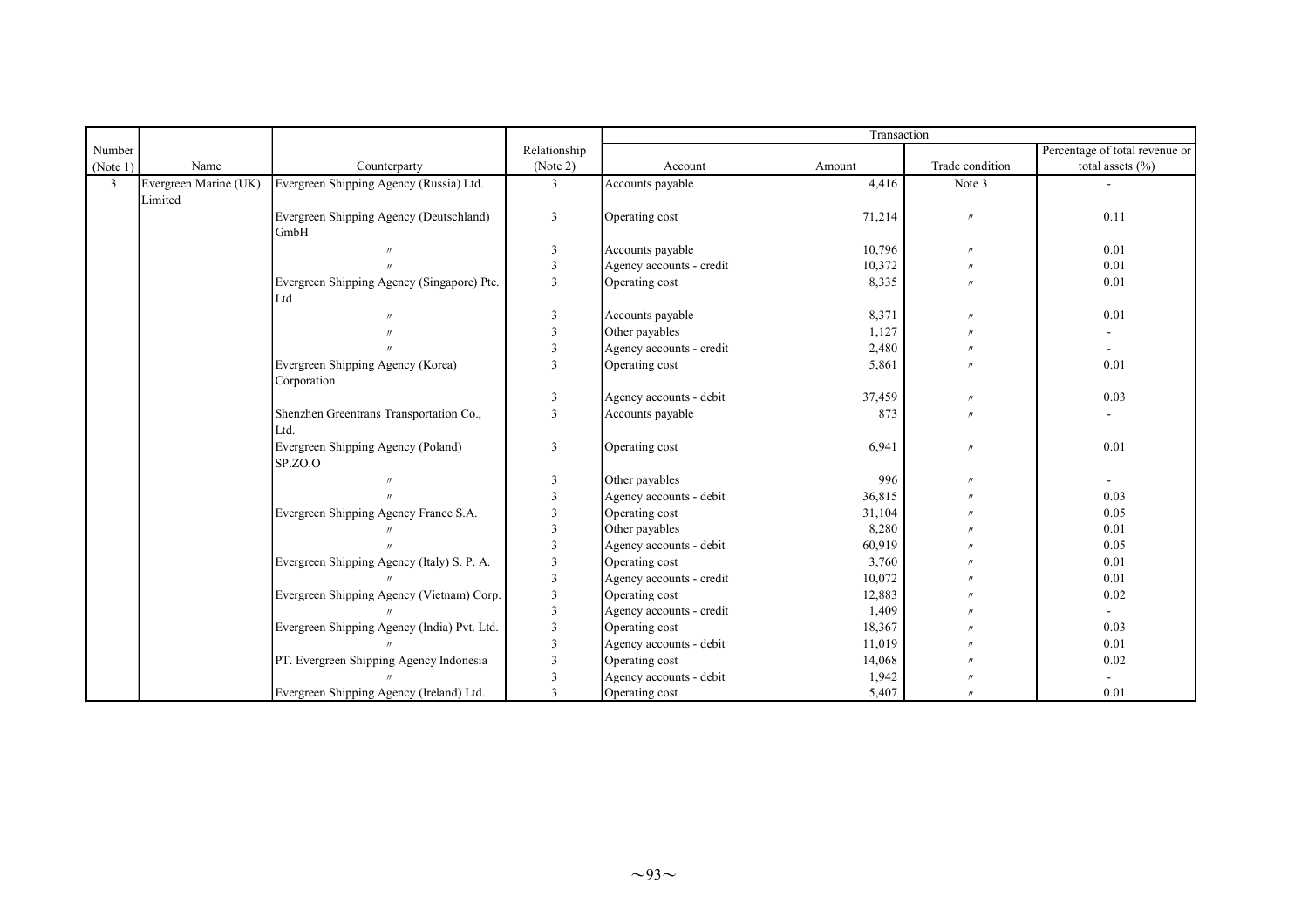| Number (Note 1) | Name | Counterparty | Relationship (Note 2) | Transaction | | | |
|---|---|---|---|---|---|---|---|
| | | | | Account | Amount | Trade condition | Percentage of total revenue or total assets (%) |
| 3 | Evergreen Marine (UK) Limited | Evergreen Shipping Agency (Russia) Ltd. | 3 | Accounts payable | 4,416 | Note 3 | - |
| | | Evergreen Shipping Agency (Deutschland) GmbH | 3 | Operating cost | 71,214 | 〃 | 0.11 |
| | | 〃 | 3 | Accounts payable | 10,796 | 〃 | 0.01 |
| | | 〃 | 3 | Agency accounts - credit | 10,372 | 〃 | 0.01 |
| | | Evergreen Shipping Agency (Singapore) Pte. Ltd | 3 | Operating cost | 8,335 | 〃 | 0.01 |
| | | 〃 | 3 | Accounts payable | 8,371 | 〃 | 0.01 |
| | | 〃 | 3 | Other payables | 1,127 | 〃 | - |
| | | 〃 | 3 | Agency accounts - credit | 2,480 | 〃 | - |
| | | Evergreen Shipping Agency (Korea) Corporation | 3 | Operating cost | 5,861 | 〃 | 0.01 |
| | | | 3 | Agency accounts - debit | 37,459 | 〃 | 0.03 |
| | | Shenzhen Greentrans Transportation Co., Ltd. | 3 | Accounts payable | 873 | 〃 | - |
| | | Evergreen Shipping Agency (Poland) SP.ZO.O | 3 | Operating cost | 6,941 | 〃 | 0.01 |
| | | 〃 | 3 | Other payables | 996 | 〃 | - |
| | | 〃 | 3 | Agency accounts - debit | 36,815 | 〃 | 0.03 |
| | | Evergreen Shipping Agency France S.A. | 3 | Operating cost | 31,104 | 〃 | 0.05 |
| | | 〃 | 3 | Other payables | 8,280 | 〃 | 0.01 |
| | | 〃 | 3 | Agency accounts - debit | 60,919 | 〃 | 0.05 |
| | | Evergreen Shipping Agency (Italy) S. P. A. | 3 | Operating cost | 3,760 | 〃 | 0.01 |
| | | 〃 | 3 | Agency accounts - credit | 10,072 | 〃 | 0.01 |
| | | Evergreen Shipping Agency (Vietnam) Corp. | 3 | Operating cost | 12,883 | 〃 | 0.02 |
| | | 〃 | 3 | Agency accounts - credit | 1,409 | 〃 | - |
| | | Evergreen Shipping Agency (India) Pvt. Ltd. | 3 | Operating cost | 18,367 | 〃 | 0.03 |
| | | 〃 | 3 | Agency accounts - debit | 11,019 | 〃 | 0.01 |
| | | PT. Evergreen Shipping Agency Indonesia | 3 | Operating cost | 14,068 | 〃 | 0.02 |
| | | 〃 | 3 | Agency accounts - debit | 1,942 | 〃 | - |
| | | Evergreen Shipping Agency (Ireland) Ltd. | 3 | Operating cost | 5,407 | 〃 | 0.01 |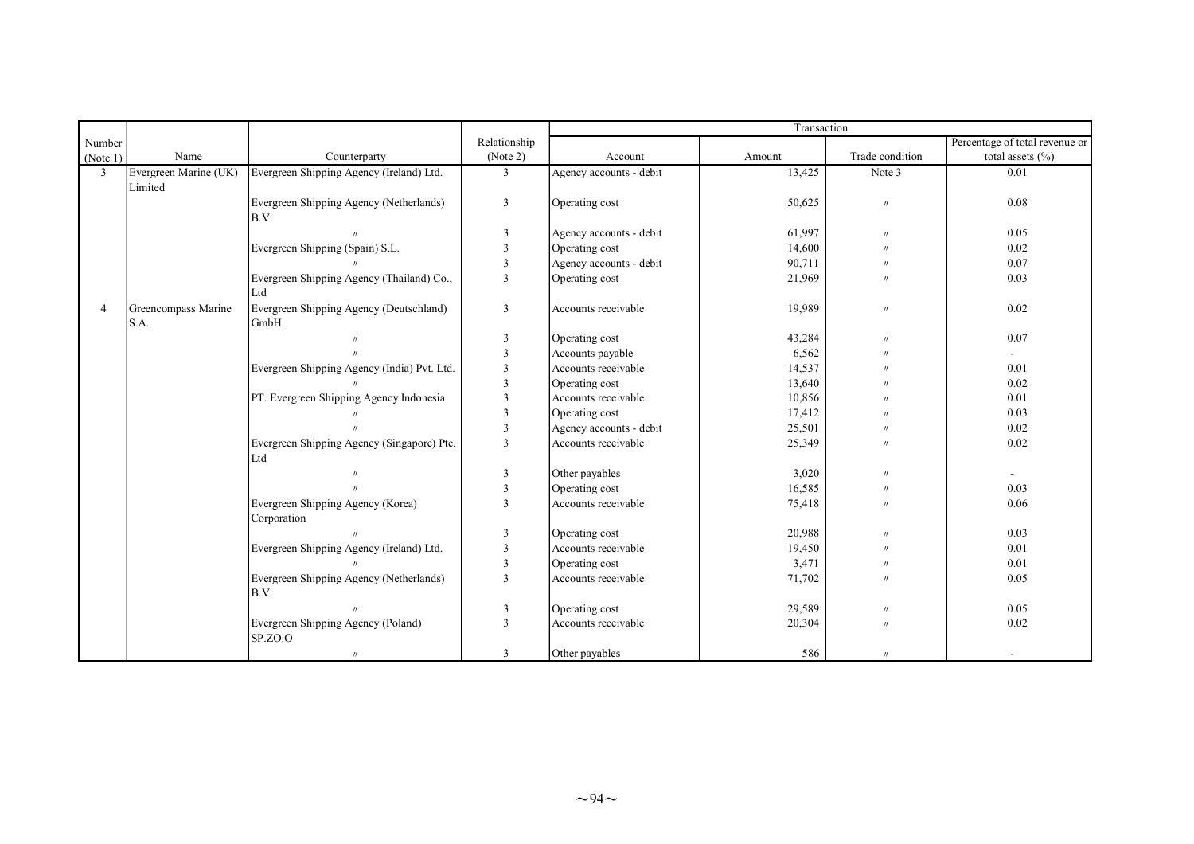| Number (Note 1) | Name | Counterparty | Relationship (Note 2) | Transaction | | | |
|---|---|---|---|---|---|---|---|
| | | | | Account | Amount | Trade condition | Percentage of total revenue or total assets (%) |
| 3 | Evergreen Marine (UK) Limited | Evergreen Shipping Agency (Ireland) Ltd. | 3 | Agency accounts - debit | 13,425 | Note 3 | 0.01 |
| | | Evergreen Shipping Agency (Netherlands) B.V. | 3 | Operating cost | 50,625 | 〃 | 0.08 |
| | | 〃 | 3 | Agency accounts - debit | 61,997 | 〃 | 0.05 |
| | | Evergreen Shipping (Spain) S.L. | 3 | Operating cost | 14,600 | 〃 | 0.02 |
| | | 〃 | 3 | Agency accounts - debit | 90,711 | 〃 | 0.07 |
| | | Evergreen Shipping Agency (Thailand) Co., Ltd | 3 | Operating cost | 21,969 | 〃 | 0.03 |
| 4 | Greencompass Marine S.A. | Evergreen Shipping Agency (Deutschland) GmbH | 3 | Accounts receivable | 19,989 | 〃 | 0.02 |
| | | 〃 | 3 | Operating cost | 43,284 | 〃 | 0.07 |
| | | 〃 | 3 | Accounts payable | 6,562 | 〃 | - |
| | | Evergreen Shipping Agency (India) Pvt. Ltd. | 3 | Accounts receivable | 14,537 | 〃 | 0.01 |
| | | 〃 | 3 | Operating cost | 13,640 | 〃 | 0.02 |
| | | PT. Evergreen Shipping Agency Indonesia | 3 | Accounts receivable | 10,856 | 〃 | 0.01 |
| | | 〃 | 3 | Operating cost | 17,412 | 〃 | 0.03 |
| | | 〃 | 3 | Agency accounts - debit | 25,501 | 〃 | 0.02 |
| | | Evergreen Shipping Agency (Singapore) Pte. Ltd | 3 | Accounts receivable | 25,349 | 〃 | 0.02 |
| | | 〃 | 3 | Other payables | 3,020 | 〃 | - |
| | | 〃 | 3 | Operating cost | 16,585 | 〃 | 0.03 |
| | | Evergreen Shipping Agency (Korea) Corporation | 3 | Accounts receivable | 75,418 | 〃 | 0.06 |
| | | 〃 | 3 | Operating cost | 20,988 | 〃 | 0.03 |
| | | Evergreen Shipping Agency (Ireland) Ltd. | 3 | Accounts receivable | 19,450 | 〃 | 0.01 |
| | | 〃 | 3 | Operating cost | 3,471 | 〃 | 0.01 |
| | | Evergreen Shipping Agency (Netherlands) B.V. | 3 | Accounts receivable | 71,702 | 〃 | 0.05 |
| | | 〃 | 3 | Operating cost | 29,589 | 〃 | 0.05 |
| | | Evergreen Shipping Agency (Poland) SP.ZO.O | 3 | Accounts receivable | 20,304 | 〃 | 0.02 |
| | | 〃 | 3 | Other payables | 586 | 〃 | - |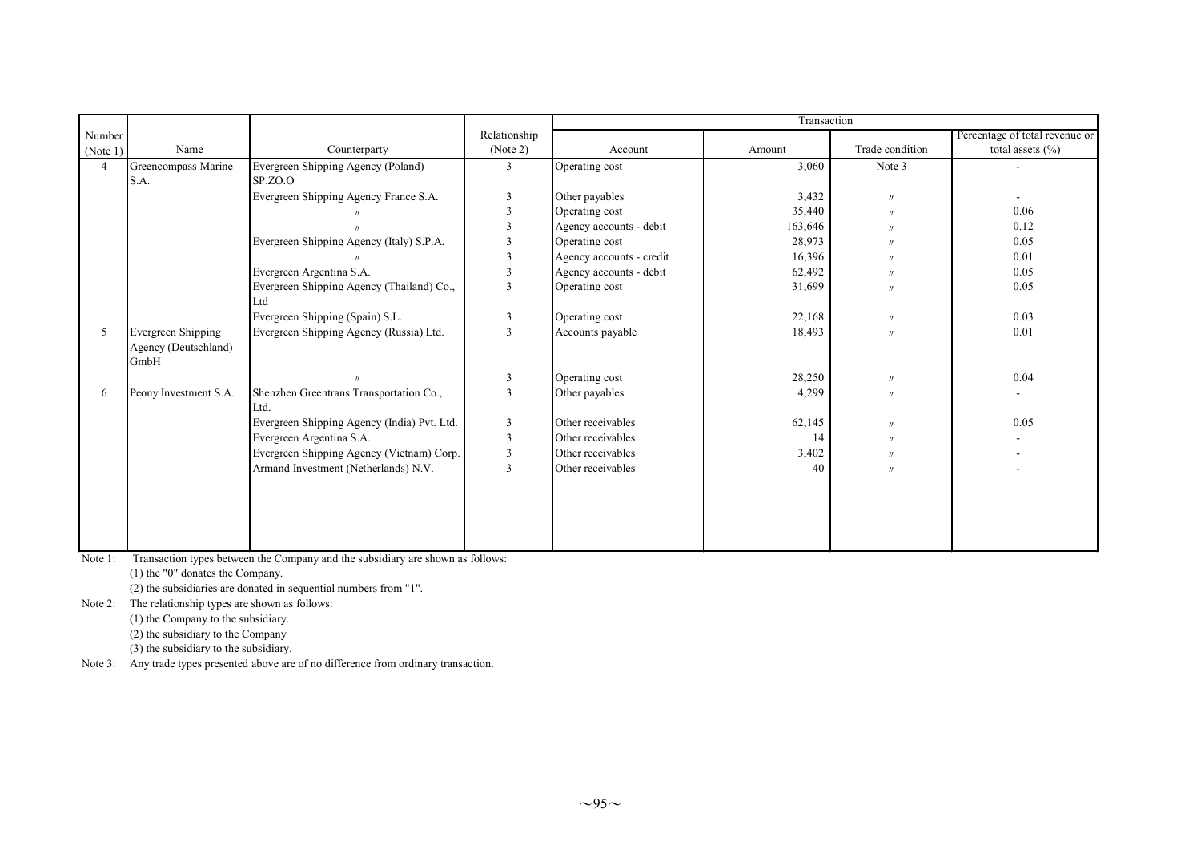| Number (Note 1) | Name | Counterparty | Relationship (Note 2) | Transaction | | | |
|---|---|---|---|---|---|---|---|
| | | | | Account | Amount | Trade condition | Percentage of total revenue or total assets (%) |
| 4 | Greencompass Marine S.A. | Evergreen Shipping Agency (Poland) SP.ZO.O | 3 | Operating cost | 3,060 | Note 3 | - |
| | | Evergreen Shipping Agency France S.A. | 3 | Other payables | 3,432 | 〃 | - |
| | | 〃 | 3 | Operating cost | 35,440 | 〃 | 0.06 |
| | | 〃 | 3 | Agency accounts - debit | 163,646 | 〃 | 0.12 |
| | | Evergreen Shipping Agency (Italy) S.P.A. | 3 | Operating cost | 28,973 | 〃 | 0.05 |
| | | 〃 | 3 | Agency accounts - credit | 16,396 | 〃 | 0.01 |
| | | Evergreen Argentina S.A. | 3 | Agency accounts - debit | 62,492 | 〃 | 0.05 |
| | | Evergreen Shipping Agency (Thailand) Co., Ltd | 3 | Operating cost | 31,699 | 〃 | 0.05 |
| | | Evergreen Shipping (Spain) S.L. | 3 | Operating cost | 22,168 | 〃 | 0.03 |
| 5 | Evergreen Shipping Agency (Deutschland) GmbH | Evergreen Shipping Agency (Russia) Ltd. | 3 | Accounts payable | 18,493 | 〃 | 0.01 |
| | | 〃 | 3 | Operating cost | 28,250 | 〃 | 0.04 |
| 6 | Peony Investment S.A. | Shenzhen Greentrans Transportation Co., Ltd. | 3 | Other payables | 4,299 | 〃 | - |
| | | Evergreen Shipping Agency (India) Pvt. Ltd. | 3 | Other receivables | 62,145 | 〃 | 0.05 |
| | | Evergreen Argentina S.A. | 3 | Other receivables | 14 | 〃 | - |
| | | Evergreen Shipping Agency (Vietnam) Corp. | 3 | Other receivables | 3,402 | 〃 | - |
| | | Armand Investment (Netherlands) N.V. | 3 | Other receivables | 40 | 〃 | - |

Note 1: Transaction types between the Company and the subsidiary are shown as follows:

(1) the "0" donates the Company.

(2) the subsidiaries are donated in sequential numbers from "1".

Note 2: The relationship types are shown as follows:

(1) the Company to the subsidiary.

(2) the subsidiary to the Company

(3) the subsidiary to the subsidiary.

Note 3: Any trade types presented above are of no difference from ordinary transaction.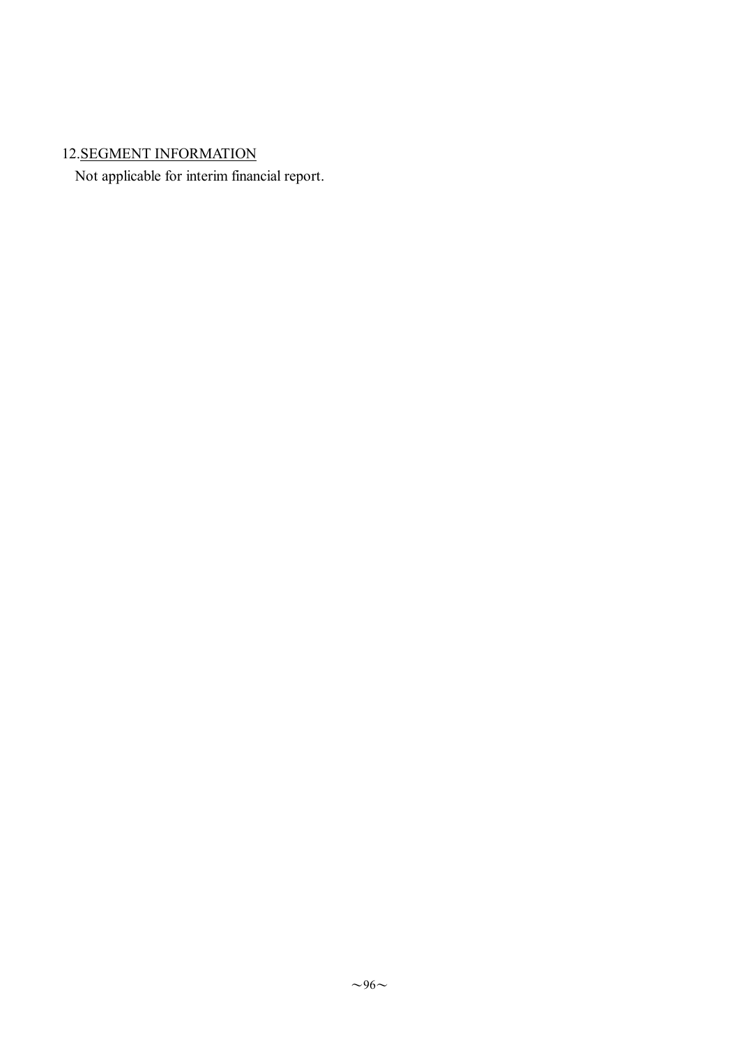## 12. SEGMENT INFORMATION

Not applicable for interim financial report.